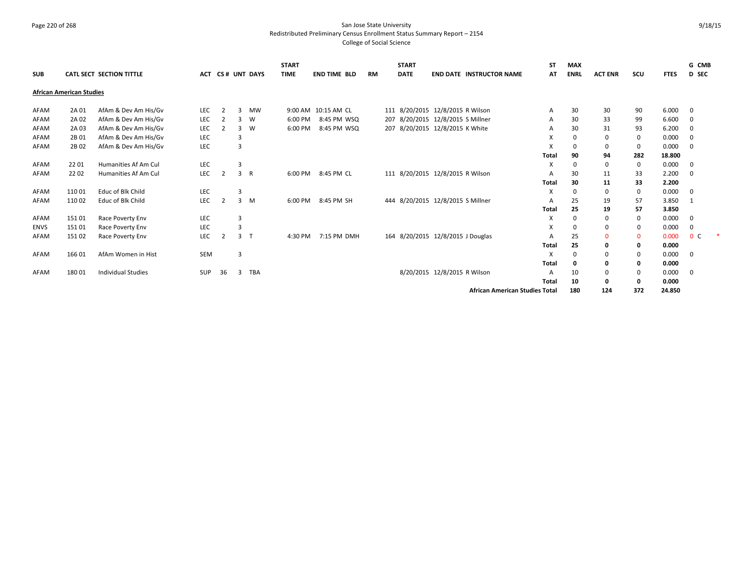San Jose State University
Redistributed Preliminary Census Enrollment Status Summary Report – 2154
College of Social Science

| SUB | CATL SECT | SECTION TITTLE | ACT | CS # | UNT | DAYS | START TIME | END TIME | BLD | RM | START DATE | END DATE | INSTRUCTOR NAME | ST AT | MAX ENRL | ACT ENR | SCU | FTES | G D | CMB SEC |
|---|---|---|---|---|---|---|---|---|---|---|---|---|---|---|---|---|---|---|---|---|
| **African American Studies** | | | | | | | | | | | | | | | | | | | | |
| AFAM | 2A 01 | AfAm & Dev Am His/Gv | LEC | 2 | 3 | MW | 9:00 AM | 10:15 AM | CL | 111 | 8/20/2015 | 12/8/2015 | R Wilson | A | 30 | 30 | 90 | 6.000 | 0 | |
| AFAM | 2A 02 | AfAm & Dev Am His/Gv | LEC | 2 | 3 | W | 6:00 PM | 8:45 PM | WSQ | 207 | 8/20/2015 | 12/8/2015 | S Millner | A | 30 | 33 | 99 | 6.600 | 0 | |
| AFAM | 2A 03 | AfAm & Dev Am His/Gv | LEC | 2 | 3 | W | 6:00 PM | 8:45 PM | WSQ | 207 | 8/20/2015 | 12/8/2015 | K White | A | 30 | 31 | 93 | 6.200 | 0 | |
| AFAM | 2B 01 | AfAm & Dev Am His/Gv | LEC | | 3 | | | | | | | | | X | 0 | 0 | 0 | 0.000 | 0 | |
| AFAM | 2B 02 | AfAm & Dev Am His/Gv | LEC | | 3 | | | | | | | | | X | 0 | 0 | 0 | 0.000 | 0 | |
| | | | | | | | | | | | | | | **Total** | **90** | **94** | **282** | **18.800** | | |
| AFAM | 22 01 | Humanities Af Am Cul | LEC | | 3 | | | | | | | | | X | 0 | 0 | 0 | 0.000 | 0 | |
| AFAM | 22 02 | Humanities Af Am Cul | LEC | 2 | 3 | R | 6:00 PM | 8:45 PM | CL | 111 | 8/20/2015 | 12/8/2015 | R Wilson | A | 30 | 11 | 33 | 2.200 | 0 | |
| | | | | | | | | | | | | | | **Total** | **30** | **11** | **33** | **2.200** | | |
| AFAM | 110 01 | Educ of Blk Child | LEC | | 3 | | | | | | | | | X | 0 | 0 | 0 | 0.000 | 0 | |
| AFAM | 110 02 | Educ of Blk Child | LEC | 2 | 3 | M | 6:00 PM | 8:45 PM | SH | 444 | 8/20/2015 | 12/8/2015 | S Millner | A | 25 | 19 | 57 | 3.850 | 1 | |
| | | | | | | | | | | | | | | **Total** | **25** | **19** | **57** | **3.850** | | |
| AFAM | 151 01 | Race Poverty Env | LEC | | 3 | | | | | | | | | X | 0 | 0 | 0 | 0.000 | 0 | |
| ENVS | 151 01 | Race Poverty Env | LEC | | 3 | | | | | | | | | X | 0 | 0 | 0 | 0.000 | 0 | |
| AFAM | 151 02 | Race Poverty Env | LEC | 2 | 3 | T | 4:30 PM | 7:15 PM | DMH | 164 | 8/20/2015 | 12/8/2015 | J Douglas | A | 25 | 0 | 0 | 0.000 | 0 | C * |
| | | | | | | | | | | | | | | **Total** | **25** | **0** | **0** | **0.000** | | |
| AFAM | 166 01 | AfAm Women in Hist | SEM | | 3 | | | | | | | | | X | 0 | 0 | 0 | 0.000 | 0 | |
| | | | | | | | | | | | | | | **Total** | **0** | **0** | **0** | **0.000** | | |
| AFAM | 180 01 | Individual Studies | SUP | 36 | 3 | TBA | | | | | 8/20/2015 | 12/8/2015 | R Wilson | A | 10 | 0 | 0 | 0.000 | 0 | |
| | | | | | | | | | | | | | | **Total** | **10** | **0** | **0** | **0.000** | | |
| | | | | | | | | | | | | | **African American Studies Total** | | **180** | **124** | **372** | **24.850** | | |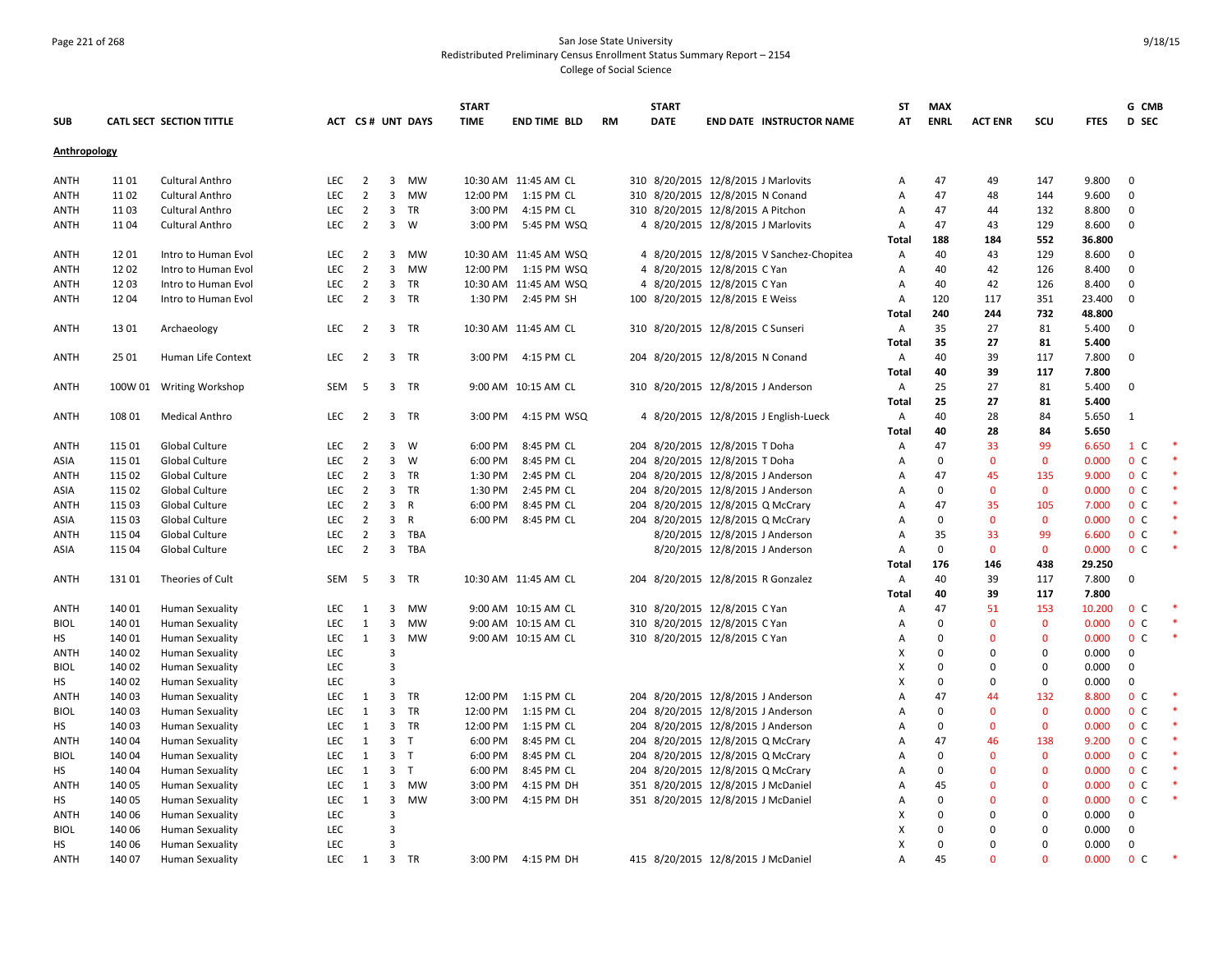San Jose State University
Redistributed Preliminary Census Enrollment Status Summary Report – 2154
College of Social Science

| SUB | CATL SECT | SECTION TITTLE | ACT | CS # | UNT | DAYS | START TIME | END TIME | BLD | RM | START DATE | END DATE | INSTRUCTOR NAME | ST AT | MAX ENRL | ACT ENR | SCU | FTES | G D | CMB SEC | |
|---|---|---|---|---|---|---|---|---|---|---|---|---|---|---|---|---|---|---|---|---|---|
| **Anthropology** | | | | | | | | | | | | | | | | | | | | | |
| ANTH | 11 01 | Cultural Anthro | LEC | 2 | 3 | MW | 10:30 AM | 11:45 AM | CL | 310 | 8/20/2015 | 12/8/2015 | J Marlovits | A | 47 | 49 | 147 | 9.800 | 0 | | |
| ANTH | 11 02 | Cultural Anthro | LEC | 2 | 3 | MW | 12:00 PM | 1:15 PM | CL | 310 | 8/20/2015 | 12/8/2015 | N Conand | A | 47 | 48 | 144 | 9.600 | 0 | | |
| ANTH | 11 03 | Cultural Anthro | LEC | 2 | 3 | TR | 3:00 PM | 4:15 PM | CL | 310 | 8/20/2015 | 12/8/2015 | A Pitchon | A | 47 | 44 | 132 | 8.800 | 0 | | |
| ANTH | 11 04 | Cultural Anthro | LEC | 2 | 3 | W | 3:00 PM | 5:45 PM | WSQ | 4 | 8/20/2015 | 12/8/2015 | J Marlovits | A | 47 | 43 | 129 | 8.600 | 0 | | |
| | | | | | | | | | | | | | | **Total** | **188** | **184** | **552** | **36.800** | | | |
| ANTH | 12 01 | Intro to Human Evol | LEC | 2 | 3 | MW | 10:30 AM | 11:45 AM | WSQ | 4 | 8/20/2015 | 12/8/2015 | V Sanchez-Chopitea | A | 40 | 43 | 129 | 8.600 | 0 | | |
| ANTH | 12 02 | Intro to Human Evol | LEC | 2 | 3 | MW | 12:00 PM | 1:15 PM | WSQ | 4 | 8/20/2015 | 12/8/2015 | C Yan | A | 40 | 42 | 126 | 8.400 | 0 | | |
| ANTH | 12 03 | Intro to Human Evol | LEC | 2 | 3 | TR | 10:30 AM | 11:45 AM | WSQ | 4 | 8/20/2015 | 12/8/2015 | C Yan | A | 40 | 42 | 126 | 8.400 | 0 | | |
| ANTH | 12 04 | Intro to Human Evol | LEC | 2 | 3 | TR | 1:30 PM | 2:45 PM | SH | 100 | 8/20/2015 | 12/8/2015 | E Weiss | A | 120 | 117 | 351 | 23.400 | 0 | | |
| | | | | | | | | | | | | | | **Total** | **240** | **244** | **732** | **48.800** | | | |
| ANTH | 13 01 | Archaeology | LEC | 2 | 3 | TR | 10:30 AM | 11:45 AM | CL | 310 | 8/20/2015 | 12/8/2015 | C Sunseri | A | 35 | 27 | 81 | 5.400 | 0 | | |
| | | | | | | | | | | | | | | **Total** | **35** | **27** | **81** | **5.400** | | | |
| ANTH | 25 01 | Human Life Context | LEC | 2 | 3 | TR | 3:00 PM | 4:15 PM | CL | 204 | 8/20/2015 | 12/8/2015 | N Conand | A | 40 | 39 | 117 | 7.800 | 0 | | |
| | | | | | | | | | | | | | | **Total** | **40** | **39** | **117** | **7.800** | | | |
| ANTH | 100W 01 | Writing Workshop | SEM | 5 | 3 | TR | 9:00 AM | 10:15 AM | CL | 310 | 8/20/2015 | 12/8/2015 | J Anderson | A | 25 | 27 | 81 | 5.400 | 0 | | |
| | | | | | | | | | | | | | | **Total** | **25** | **27** | **81** | **5.400** | | | |
| ANTH | 108 01 | Medical Anthro | LEC | 2 | 3 | TR | 3:00 PM | 4:15 PM | WSQ | 4 | 8/20/2015 | 12/8/2015 | J English-Lueck | A | 40 | 28 | 84 | 5.650 | 1 | | |
| | | | | | | | | | | | | | | **Total** | **40** | **28** | **84** | **5.650** | | | |
| ANTH | 115 01 | Global Culture | LEC | 2 | 3 | W | 6:00 PM | 8:45 PM | CL | 204 | 8/20/2015 | 12/8/2015 | T Doha | A | 47 | 33 | 99 | 6.650 | 1 | C | * |
| ASIA | 115 01 | Global Culture | LEC | 2 | 3 | W | 6:00 PM | 8:45 PM | CL | 204 | 8/20/2015 | 12/8/2015 | T Doha | A | 0 | 0 | 0 | 0.000 | 0 | C | * |
| ANTH | 115 02 | Global Culture | LEC | 2 | 3 | TR | 1:30 PM | 2:45 PM | CL | 204 | 8/20/2015 | 12/8/2015 | J Anderson | A | 47 | 45 | 135 | 9.000 | 0 | C | * |
| ASIA | 115 02 | Global Culture | LEC | 2 | 3 | TR | 1:30 PM | 2:45 PM | CL | 204 | 8/20/2015 | 12/8/2015 | J Anderson | A | 0 | 0 | 0 | 0.000 | 0 | C | * |
| ANTH | 115 03 | Global Culture | LEC | 2 | 3 | R | 6:00 PM | 8:45 PM | CL | 204 | 8/20/2015 | 12/8/2015 | Q McCrary | A | 47 | 35 | 105 | 7.000 | 0 | C | * |
| ASIA | 115 03 | Global Culture | LEC | 2 | 3 | R | 6:00 PM | 8:45 PM | CL | 204 | 8/20/2015 | 12/8/2015 | Q McCrary | A | 0 | 0 | 0 | 0.000 | 0 | C | * |
| ANTH | 115 04 | Global Culture | LEC | 2 | 3 | TBA | | | | | 8/20/2015 | 12/8/2015 | J Anderson | A | 35 | 33 | 99 | 6.600 | 0 | C | * |
| ASIA | 115 04 | Global Culture | LEC | 2 | 3 | TBA | | | | | 8/20/2015 | 12/8/2015 | J Anderson | A | 0 | 0 | 0 | 0.000 | 0 | C | * |
| | | | | | | | | | | | | | | **Total** | **176** | **146** | **438** | **29.250** | | | |
| ANTH | 131 01 | Theories of Cult | SEM | 5 | 3 | TR | 10:30 AM | 11:45 AM | CL | 204 | 8/20/2015 | 12/8/2015 | R Gonzalez | A | 40 | 39 | 117 | 7.800 | 0 | | |
| | | | | | | | | | | | | | | **Total** | **40** | **39** | **117** | **7.800** | | | |
| ANTH | 140 01 | Human Sexuality | LEC | 1 | 3 | MW | 9:00 AM | 10:15 AM | CL | 310 | 8/20/2015 | 12/8/2015 | C Yan | A | 47 | 51 | 153 | 10.200 | 0 | C | * |
| BIOL | 140 01 | Human Sexuality | LEC | 1 | 3 | MW | 9:00 AM | 10:15 AM | CL | 310 | 8/20/2015 | 12/8/2015 | C Yan | A | 0 | 0 | 0 | 0.000 | 0 | C | * |
| HS | 140 01 | Human Sexuality | LEC | 1 | 3 | MW | 9:00 AM | 10:15 AM | CL | 310 | 8/20/2015 | 12/8/2015 | C Yan | A | 0 | 0 | 0 | 0.000 | 0 | C | * |
| ANTH | 140 02 | Human Sexuality | LEC | | 3 | | | | | | | | | X | 0 | 0 | 0 | 0.000 | 0 | | |
| BIOL | 140 02 | Human Sexuality | LEC | | 3 | | | | | | | | | X | 0 | 0 | 0 | 0.000 | 0 | | |
| HS | 140 02 | Human Sexuality | LEC | | 3 | | | | | | | | | X | 0 | 0 | 0 | 0.000 | 0 | | |
| ANTH | 140 03 | Human Sexuality | LEC | 1 | 3 | TR | 12:00 PM | 1:15 PM | CL | 204 | 8/20/2015 | 12/8/2015 | J Anderson | A | 47 | 44 | 132 | 8.800 | 0 | C | * |
| BIOL | 140 03 | Human Sexuality | LEC | 1 | 3 | TR | 12:00 PM | 1:15 PM | CL | 204 | 8/20/2015 | 12/8/2015 | J Anderson | A | 0 | 0 | 0 | 0.000 | 0 | C | * |
| HS | 140 03 | Human Sexuality | LEC | 1 | 3 | TR | 12:00 PM | 1:15 PM | CL | 204 | 8/20/2015 | 12/8/2015 | J Anderson | A | 0 | 0 | 0 | 0.000 | 0 | C | * |
| ANTH | 140 04 | Human Sexuality | LEC | 1 | 3 | T | 6:00 PM | 8:45 PM | CL | 204 | 8/20/2015 | 12/8/2015 | Q McCrary | A | 47 | 46 | 138 | 9.200 | 0 | C | * |
| BIOL | 140 04 | Human Sexuality | LEC | 1 | 3 | T | 6:00 PM | 8:45 PM | CL | 204 | 8/20/2015 | 12/8/2015 | Q McCrary | A | 0 | 0 | 0 | 0.000 | 0 | C | * |
| HS | 140 04 | Human Sexuality | LEC | 1 | 3 | T | 6:00 PM | 8:45 PM | CL | 204 | 8/20/2015 | 12/8/2015 | Q McCrary | A | 0 | 0 | 0 | 0.000 | 0 | C | * |
| ANTH | 140 05 | Human Sexuality | LEC | 1 | 3 | MW | 3:00 PM | 4:15 PM | DH | 351 | 8/20/2015 | 12/8/2015 | J McDaniel | A | 45 | 0 | 0 | 0.000 | 0 | C | * |
| HS | 140 05 | Human Sexuality | LEC | 1 | 3 | MW | 3:00 PM | 4:15 PM | DH | 351 | 8/20/2015 | 12/8/2015 | J McDaniel | A | 0 | 0 | 0 | 0.000 | 0 | C | * |
| ANTH | 140 06 | Human Sexuality | LEC | | 3 | | | | | | | | | X | 0 | 0 | 0 | 0.000 | 0 | | |
| BIOL | 140 06 | Human Sexuality | LEC | | 3 | | | | | | | | | X | 0 | 0 | 0 | 0.000 | 0 | | |
| HS | 140 06 | Human Sexuality | LEC | | 3 | | | | | | | | | X | 0 | 0 | 0 | 0.000 | 0 | | |
| ANTH | 140 07 | Human Sexuality | LEC | 1 | 3 | TR | 3:00 PM | 4:15 PM | DH | 415 | 8/20/2015 | 12/8/2015 | J McDaniel | A | 45 | 0 | 0 | 0.000 | 0 | C | * |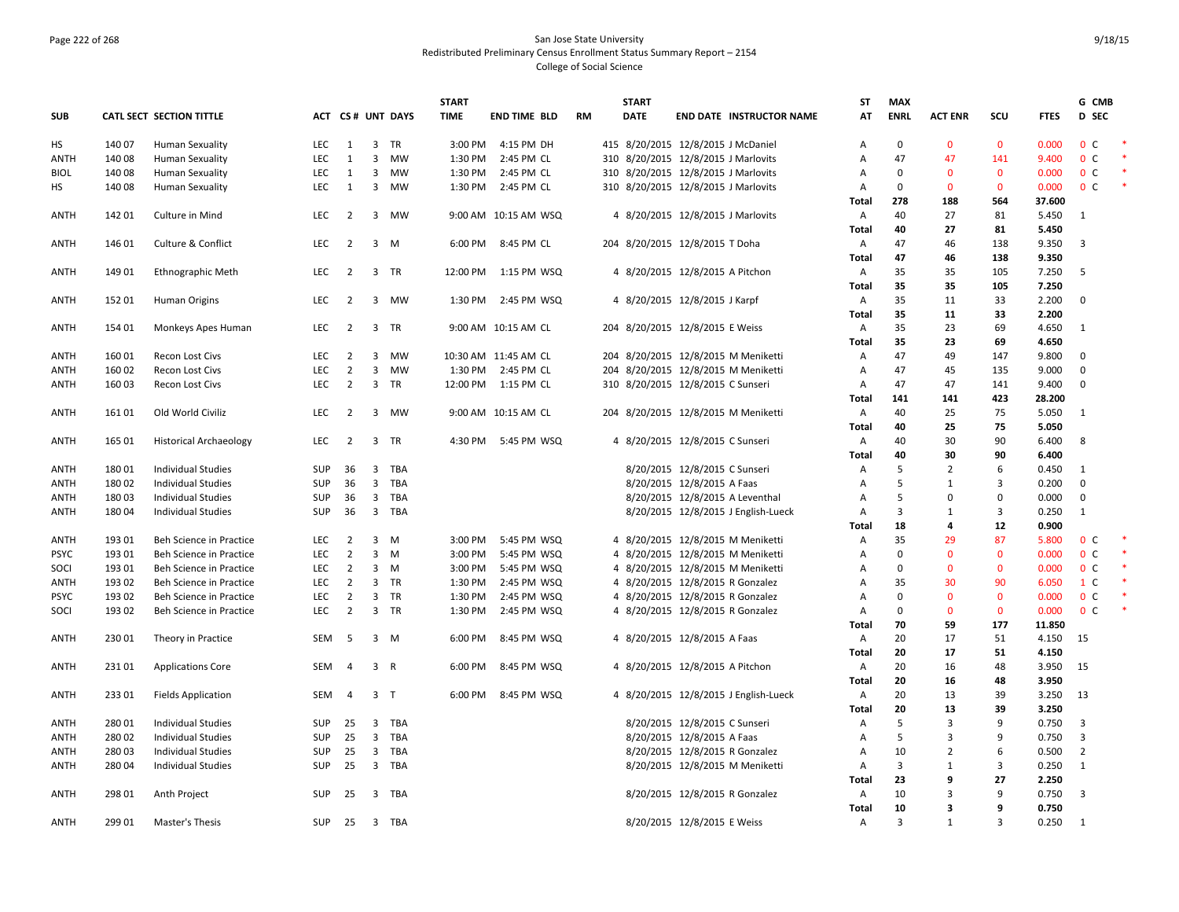San Jose State University
Redistributed Preliminary Census Enrollment Status Summary Report – 2154
College of Social Science

| SUB | CATL SECT | SECTION TITTLE | ACT | CS # | UNT | DAYS | START TIME | END TIME | BLD | RM | START DATE | END DATE | INSTRUCTOR NAME | ST AT | MAX ENRL | ACT ENR | SCU | FTES | G D | CMB SEC | |
|---|---|---|---|---|---|---|---|---|---|---|---|---|---|---|---|---|---|---|---|---|---|
| HS | 140 07 | Human Sexuality | LEC | 1 | 3 | TR | 3:00 PM | 4:15 PM | DH | 415 | 8/20/2015 | 12/8/2015 | J McDaniel | A | 0 | 0 | 0 | 0.000 | 0 | C | * |
| ANTH | 140 08 | Human Sexuality | LEC | 1 | 3 | MW | 1:30 PM | 2:45 PM | CL | 310 | 8/20/2015 | 12/8/2015 | J Marlovits | A | 47 | 47 | 141 | 9.400 | 0 | C | * |
| BIOL | 140 08 | Human Sexuality | LEC | 1 | 3 | MW | 1:30 PM | 2:45 PM | CL | 310 | 8/20/2015 | 12/8/2015 | J Marlovits | A | 0 | 0 | 0 | 0.000 | 0 | C | * |
| HS | 140 08 | Human Sexuality | LEC | 1 | 3 | MW | 1:30 PM | 2:45 PM | CL | 310 | 8/20/2015 | 12/8/2015 | J Marlovits | A | 0 | 0 | 0 | 0.000 | 0 | C | * |
| | | | | | | | | | | | | | | **Total** | **278** | **188** | **564** | **37.600** | | | |
| ANTH | 142 01 | Culture in Mind | LEC | 2 | 3 | MW | 9:00 AM | 10:15 AM | WSQ | 4 | 8/20/2015 | 12/8/2015 | J Marlovits | A | 40 | 27 | 81 | 5.450 | 1 | | |
| | | | | | | | | | | | | | | **Total** | **40** | **27** | **81** | **5.450** | | | |
| ANTH | 146 01 | Culture & Conflict | LEC | 2 | 3 | M | 6:00 PM | 8:45 PM | CL | 204 | 8/20/2015 | 12/8/2015 | T Doha | A | 47 | 46 | 138 | 9.350 | 3 | | |
| | | | | | | | | | | | | | | **Total** | **47** | **46** | **138** | **9.350** | | | |
| ANTH | 149 01 | Ethnographic Meth | LEC | 2 | 3 | TR | 12:00 PM | 1:15 PM | WSQ | 4 | 8/20/2015 | 12/8/2015 | A Pitchon | A | 35 | 35 | 105 | 7.250 | 5 | | |
| | | | | | | | | | | | | | | **Total** | **35** | **35** | **105** | **7.250** | | | |
| ANTH | 152 01 | Human Origins | LEC | 2 | 3 | MW | 1:30 PM | 2:45 PM | WSQ | 4 | 8/20/2015 | 12/8/2015 | J Karpf | A | 35 | 11 | 33 | 2.200 | 0 | | |
| | | | | | | | | | | | | | | **Total** | **35** | **11** | **33** | **2.200** | | | |
| ANTH | 154 01 | Monkeys Apes Human | LEC | 2 | 3 | TR | 9:00 AM | 10:15 AM | CL | 204 | 8/20/2015 | 12/8/2015 | E Weiss | A | 35 | 23 | 69 | 4.650 | 1 | | |
| | | | | | | | | | | | | | | **Total** | **35** | **23** | **69** | **4.650** | | | |
| ANTH | 160 01 | Recon Lost Civs | LEC | 2 | 3 | MW | 10:30 AM | 11:45 AM | CL | 204 | 8/20/2015 | 12/8/2015 | M Meniketti | A | 47 | 49 | 147 | 9.800 | 0 | | |
| ANTH | 160 02 | Recon Lost Civs | LEC | 2 | 3 | MW | 1:30 PM | 2:45 PM | CL | 204 | 8/20/2015 | 12/8/2015 | M Meniketti | A | 47 | 45 | 135 | 9.000 | 0 | | |
| ANTH | 160 03 | Recon Lost Civs | LEC | 2 | 3 | TR | 12:00 PM | 1:15 PM | CL | 310 | 8/20/2015 | 12/8/2015 | C Sunseri | A | 47 | 47 | 141 | 9.400 | 0 | | |
| | | | | | | | | | | | | | | **Total** | **141** | **141** | **423** | **28.200** | | | |
| ANTH | 161 01 | Old World Civiliz | LEC | 2 | 3 | MW | 9:00 AM | 10:15 AM | CL | 204 | 8/20/2015 | 12/8/2015 | M Meniketti | A | 40 | 25 | 75 | 5.050 | 1 | | |
| | | | | | | | | | | | | | | **Total** | **40** | **25** | **75** | **5.050** | | | |
| ANTH | 165 01 | Historical Archaeology | LEC | 2 | 3 | TR | 4:30 PM | 5:45 PM | WSQ | 4 | 8/20/2015 | 12/8/2015 | C Sunseri | A | 40 | 30 | 90 | 6.400 | 8 | | |
| | | | | | | | | | | | | | | **Total** | **40** | **30** | **90** | **6.400** | | | |
| ANTH | 180 01 | Individual Studies | SUP | 36 | 3 | TBA | | | | | 8/20/2015 | 12/8/2015 | C Sunseri | A | 5 | 2 | 6 | 0.450 | 1 | | |
| ANTH | 180 02 | Individual Studies | SUP | 36 | 3 | TBA | | | | | 8/20/2015 | 12/8/2015 | A Faas | A | 5 | 1 | 3 | 0.200 | 0 | | |
| ANTH | 180 03 | Individual Studies | SUP | 36 | 3 | TBA | | | | | 8/20/2015 | 12/8/2015 | A Leventhal | A | 5 | 0 | 0 | 0.000 | 0 | | |
| ANTH | 180 04 | Individual Studies | SUP | 36 | 3 | TBA | | | | | 8/20/2015 | 12/8/2015 | J English-Lueck | A | 3 | 1 | 3 | 0.250 | 1 | | |
| | | | | | | | | | | | | | | **Total** | **18** | **4** | **12** | **0.900** | | | |
| ANTH | 193 01 | Beh Science in Practice | LEC | 2 | 3 | M | 3:00 PM | 5:45 PM | WSQ | 4 | 8/20/2015 | 12/8/2015 | M Meniketti | A | 35 | 29 | 87 | 5.800 | 0 | C | * |
| PSYC | 193 01 | Beh Science in Practice | LEC | 2 | 3 | M | 3:00 PM | 5:45 PM | WSQ | 4 | 8/20/2015 | 12/8/2015 | M Meniketti | A | 0 | 0 | 0 | 0.000 | 0 | C | * |
| SOCI | 193 01 | Beh Science in Practice | LEC | 2 | 3 | M | 3:00 PM | 5:45 PM | WSQ | 4 | 8/20/2015 | 12/8/2015 | M Meniketti | A | 0 | 0 | 0 | 0.000 | 0 | C | * |
| ANTH | 193 02 | Beh Science in Practice | LEC | 2 | 3 | TR | 1:30 PM | 2:45 PM | WSQ | 4 | 8/20/2015 | 12/8/2015 | R Gonzalez | A | 35 | 30 | 90 | 6.050 | 1 | C | * |
| PSYC | 193 02 | Beh Science in Practice | LEC | 2 | 3 | TR | 1:30 PM | 2:45 PM | WSQ | 4 | 8/20/2015 | 12/8/2015 | R Gonzalez | A | 0 | 0 | 0 | 0.000 | 0 | C | * |
| SOCI | 193 02 | Beh Science in Practice | LEC | 2 | 3 | TR | 1:30 PM | 2:45 PM | WSQ | 4 | 8/20/2015 | 12/8/2015 | R Gonzalez | A | 0 | 0 | 0 | 0.000 | 0 | C | * |
| | | | | | | | | | | | | | | **Total** | **70** | **59** | **177** | **11.850** | | | |
| ANTH | 230 01 | Theory in Practice | SEM | 5 | 3 | M | 6:00 PM | 8:45 PM | WSQ | 4 | 8/20/2015 | 12/8/2015 | A Faas | A | 20 | 17 | 51 | 4.150 | 15 | | |
| | | | | | | | | | | | | | | **Total** | **20** | **17** | **51** | **4.150** | | | |
| ANTH | 231 01 | Applications Core | SEM | 4 | 3 | R | 6:00 PM | 8:45 PM | WSQ | 4 | 8/20/2015 | 12/8/2015 | A Pitchon | A | 20 | 16 | 48 | 3.950 | 15 | | |
| | | | | | | | | | | | | | | **Total** | **20** | **16** | **48** | **3.950** | | | |
| ANTH | 233 01 | Fields Application | SEM | 4 | 3 | T | 6:00 PM | 8:45 PM | WSQ | 4 | 8/20/2015 | 12/8/2015 | J English-Lueck | A | 20 | 13 | 39 | 3.250 | 13 | | |
| | | | | | | | | | | | | | | **Total** | **20** | **13** | **39** | **3.250** | | | |
| ANTH | 280 01 | Individual Studies | SUP | 25 | 3 | TBA | | | | | 8/20/2015 | 12/8/2015 | C Sunseri | A | 5 | 3 | 9 | 0.750 | 3 | | |
| ANTH | 280 02 | Individual Studies | SUP | 25 | 3 | TBA | | | | | 8/20/2015 | 12/8/2015 | A Faas | A | 5 | 3 | 9 | 0.750 | 3 | | |
| ANTH | 280 03 | Individual Studies | SUP | 25 | 3 | TBA | | | | | 8/20/2015 | 12/8/2015 | R Gonzalez | A | 10 | 2 | 6 | 0.500 | 2 | | |
| ANTH | 280 04 | Individual Studies | SUP | 25 | 3 | TBA | | | | | 8/20/2015 | 12/8/2015 | M Meniketti | A | 3 | 1 | 3 | 0.250 | 1 | | |
| | | | | | | | | | | | | | | **Total** | **23** | **9** | **27** | **2.250** | | | |
| ANTH | 298 01 | Anth Project | SUP | 25 | 3 | TBA | | | | | 8/20/2015 | 12/8/2015 | R Gonzalez | A | 10 | 3 | 9 | 0.750 | 3 | | |
| | | | | | | | | | | | | | | **Total** | **10** | **3** | **9** | **0.750** | | | |
| ANTH | 299 01 | Master's Thesis | SUP | 25 | 3 | TBA | | | | | 8/20/2015 | 12/8/2015 | E Weiss | A | 3 | 1 | 3 | 0.250 | 1 | | |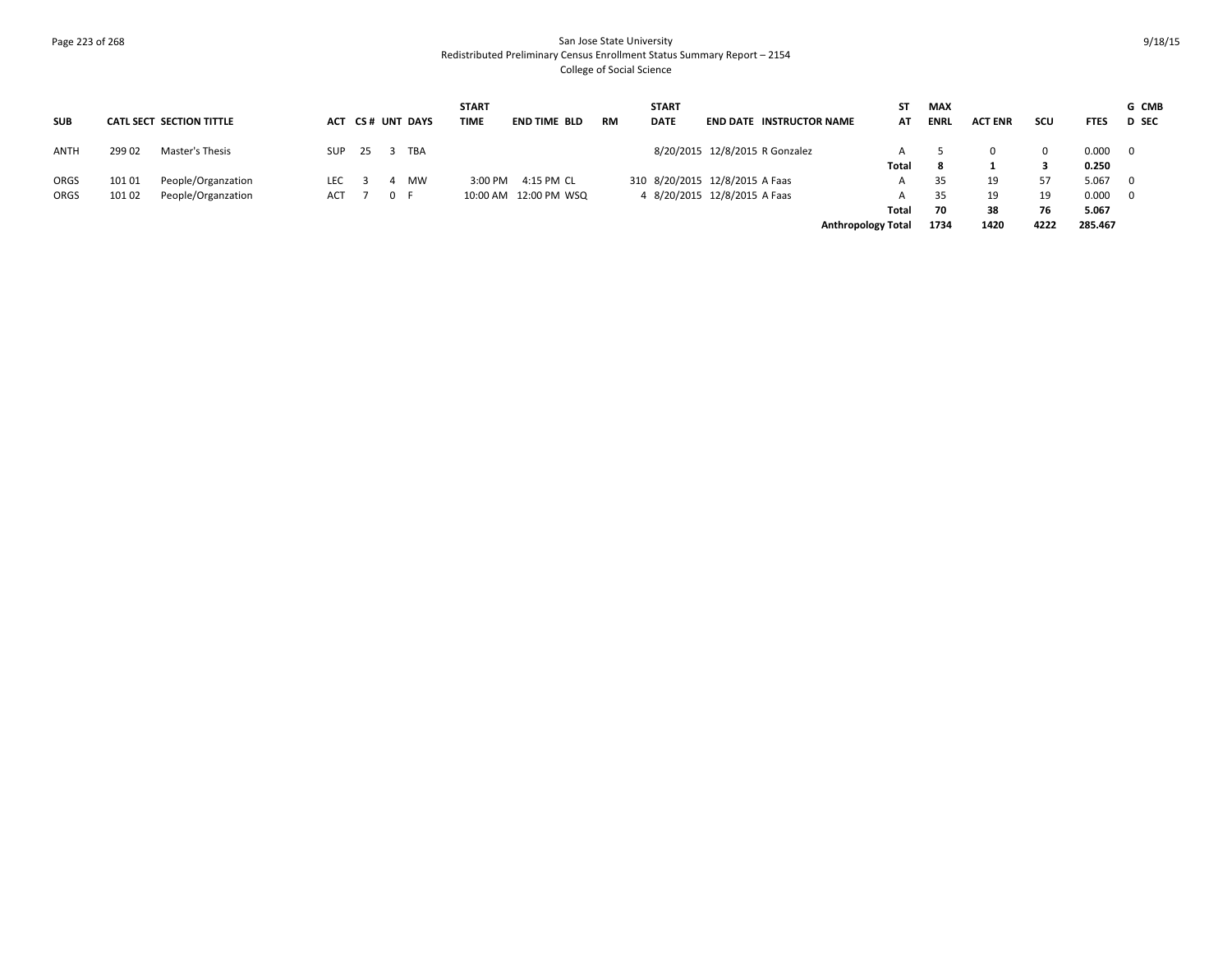San Jose State University
Redistributed Preliminary Census Enrollment Status Summary Report – 2154
College of Social Science

| SUB | CATL | SECT | SECTION TITTLE | ACT | CS # | UNT | DAYS | START TIME | END TIME | BLD | RM | START DATE | END DATE | INSTRUCTOR NAME | ST AT | MAX ENRL | ACT ENR | SCU | FTES | G CMB D SEC |
|---|---|---|---|---|---|---|---|---|---|---|---|---|---|---|---|---|---|---|---|---|
| ANTH | 299 | 02 | Master's Thesis | SUP | 25 | 3 | TBA | | | | | 8/20/2015 | 12/8/2015 | R Gonzalez | A | 5 | 0 | 0 | 0.000 | 0 |
| | | | | | | | | | | | | | | | **Total** | **8** | **1** | **3** | **0.250** | |
| ORGS | 101 | 01 | People/Organzation | LEC | 3 | 4 | MW | 3:00 PM | 4:15 PM | CL | 310 | 8/20/2015 | 12/8/2015 | A Faas | A | 35 | 19 | 57 | 5.067 | 0 |
| ORGS | 101 | 02 | People/Organzation | ACT | 7 | 0 | F | 10:00 AM | 12:00 PM | WSQ | 4 | 8/20/2015 | 12/8/2015 | A Faas | A | 35 | 19 | 19 | 0.000 | 0 |
| | | | | | | | | | | | | | | | **Total** | **70** | **38** | **76** | **5.067** | |
| | | | | | | | | | | | | | | | **Anthropology Total** | **1734** | **1420** | **4222** | **285.467** | |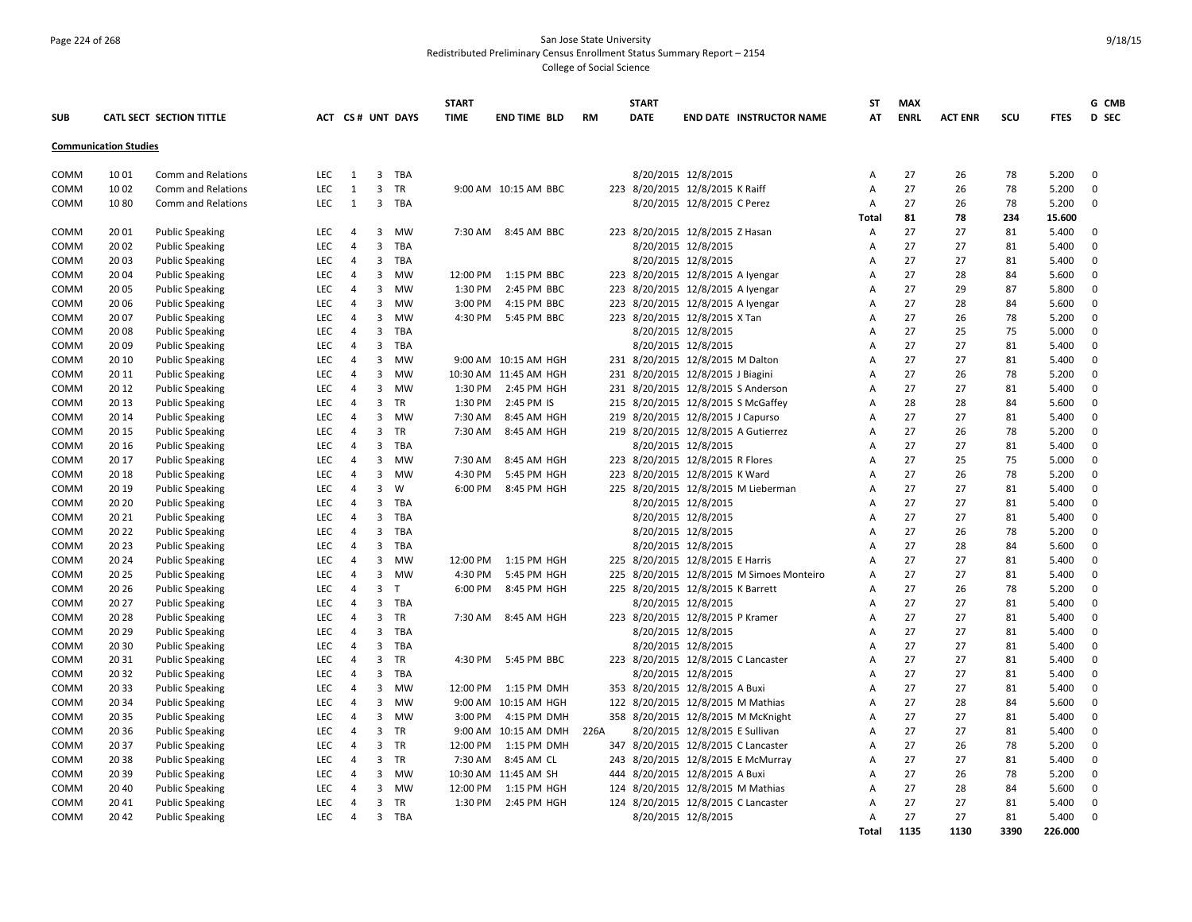San Jose State University
Redistributed Preliminary Census Enrollment Status Summary Report – 2154
College of Social Science

| SUB | CATL SECT | SECTION TITTLE | ACT | CS # | UNT | DAYS | START TIME | END TIME | BLD | RM | START DATE | END DATE | INSTRUCTOR NAME | ST AT | MAX ENRL | ACT ENR | SCU | FTES | G D | CMB SEC |
|---|---|---|---|---|---|---|---|---|---|---|---|---|---|---|---|---|---|---|---|---|
| **Communication Studies** | | | | | | | | | | | | | | | | | | | | |
| COMM | 10 01 | Comm and Relations | LEC | 1 | 3 | TBA | | | | | 8/20/2015 | 12/8/2015 | | A | 27 | 26 | 78 | 5.200 | 0 | |
| COMM | 10 02 | Comm and Relations | LEC | 1 | 3 | TR | 9:00 AM | 10:15 AM | BBC | 223 | 8/20/2015 | 12/8/2015 | K Raiff | A | 27 | 26 | 78 | 5.200 | 0 | |
| COMM | 10 80 | Comm and Relations | LEC | 1 | 3 | TBA | | | | | 8/20/2015 | 12/8/2015 | C Perez | A | 27 | 26 | 78 | 5.200 | 0 | |
| | | | | | | | | | | | | | | Total | 81 | 78 | 234 | 15.600 | | |
| COMM | 20 01 | Public Speaking | LEC | 4 | 3 | MW | 7:30 AM | 8:45 AM | BBC | 223 | 8/20/2015 | 12/8/2015 | Z Hasan | A | 27 | 27 | 81 | 5.400 | 0 | |
| COMM | 20 02 | Public Speaking | LEC | 4 | 3 | TBA | | | | | 8/20/2015 | 12/8/2015 | | A | 27 | 27 | 81 | 5.400 | 0 | |
| COMM | 20 03 | Public Speaking | LEC | 4 | 3 | TBA | | | | | 8/20/2015 | 12/8/2015 | | A | 27 | 27 | 81 | 5.400 | 0 | |
| COMM | 20 04 | Public Speaking | LEC | 4 | 3 | MW | 12:00 PM | 1:15 PM | BBC | 223 | 8/20/2015 | 12/8/2015 | A Iyengar | A | 27 | 28 | 84 | 5.600 | 0 | |
| COMM | 20 05 | Public Speaking | LEC | 4 | 3 | MW | 1:30 PM | 2:45 PM | BBC | 223 | 8/20/2015 | 12/8/2015 | A Iyengar | A | 27 | 29 | 87 | 5.800 | 0 | |
| COMM | 20 06 | Public Speaking | LEC | 4 | 3 | MW | 3:00 PM | 4:15 PM | BBC | 223 | 8/20/2015 | 12/8/2015 | A Iyengar | A | 27 | 28 | 84 | 5.600 | 0 | |
| COMM | 20 07 | Public Speaking | LEC | 4 | 3 | MW | 4:30 PM | 5:45 PM | BBC | 223 | 8/20/2015 | 12/8/2015 | X Tan | A | 27 | 26 | 78 | 5.200 | 0 | |
| COMM | 20 08 | Public Speaking | LEC | 4 | 3 | TBA | | | | | 8/20/2015 | 12/8/2015 | | A | 27 | 25 | 75 | 5.000 | 0 | |
| COMM | 20 09 | Public Speaking | LEC | 4 | 3 | TBA | | | | | 8/20/2015 | 12/8/2015 | | A | 27 | 27 | 81 | 5.400 | 0 | |
| COMM | 20 10 | Public Speaking | LEC | 4 | 3 | MW | 9:00 AM | 10:15 AM | HGH | 231 | 8/20/2015 | 12/8/2015 | M Dalton | A | 27 | 27 | 81 | 5.400 | 0 | |
| COMM | 20 11 | Public Speaking | LEC | 4 | 3 | MW | 10:30 AM | 11:45 AM | HGH | 231 | 8/20/2015 | 12/8/2015 | J Biagini | A | 27 | 26 | 78 | 5.200 | 0 | |
| COMM | 20 12 | Public Speaking | LEC | 4 | 3 | MW | 1:30 PM | 2:45 PM | HGH | 231 | 8/20/2015 | 12/8/2015 | S Anderson | A | 27 | 27 | 81 | 5.400 | 0 | |
| COMM | 20 13 | Public Speaking | LEC | 4 | 3 | TR | 1:30 PM | 2:45 PM | IS | 215 | 8/20/2015 | 12/8/2015 | S McGaffey | A | 28 | 28 | 84 | 5.600 | 0 | |
| COMM | 20 14 | Public Speaking | LEC | 4 | 3 | MW | 7:30 AM | 8:45 AM | HGH | 219 | 8/20/2015 | 12/8/2015 | J Capurso | A | 27 | 27 | 81 | 5.400 | 0 | |
| COMM | 20 15 | Public Speaking | LEC | 4 | 3 | TR | 7:30 AM | 8:45 AM | HGH | 219 | 8/20/2015 | 12/8/2015 | A Gutierrez | A | 27 | 26 | 78 | 5.200 | 0 | |
| COMM | 20 16 | Public Speaking | LEC | 4 | 3 | TBA | | | | | 8/20/2015 | 12/8/2015 | | A | 27 | 27 | 81 | 5.400 | 0 | |
| COMM | 20 17 | Public Speaking | LEC | 4 | 3 | MW | 7:30 AM | 8:45 AM | HGH | 223 | 8/20/2015 | 12/8/2015 | R Flores | A | 27 | 25 | 75 | 5.000 | 0 | |
| COMM | 20 18 | Public Speaking | LEC | 4 | 3 | MW | 4:30 PM | 5:45 PM | HGH | 223 | 8/20/2015 | 12/8/2015 | K Ward | A | 27 | 26 | 78 | 5.200 | 0 | |
| COMM | 20 19 | Public Speaking | LEC | 4 | 3 | W | 6:00 PM | 8:45 PM | HGH | 225 | 8/20/2015 | 12/8/2015 | M Lieberman | A | 27 | 27 | 81 | 5.400 | 0 | |
| COMM | 20 20 | Public Speaking | LEC | 4 | 3 | TBA | | | | | 8/20/2015 | 12/8/2015 | | A | 27 | 27 | 81 | 5.400 | 0 | |
| COMM | 20 21 | Public Speaking | LEC | 4 | 3 | TBA | | | | | 8/20/2015 | 12/8/2015 | | A | 27 | 27 | 81 | 5.400 | 0 | |
| COMM | 20 22 | Public Speaking | LEC | 4 | 3 | TBA | | | | | 8/20/2015 | 12/8/2015 | | A | 27 | 26 | 78 | 5.200 | 0 | |
| COMM | 20 23 | Public Speaking | LEC | 4 | 3 | TBA | | | | | 8/20/2015 | 12/8/2015 | | A | 27 | 28 | 84 | 5.600 | 0 | |
| COMM | 20 24 | Public Speaking | LEC | 4 | 3 | MW | 12:00 PM | 1:15 PM | HGH | 225 | 8/20/2015 | 12/8/2015 | E Harris | A | 27 | 27 | 81 | 5.400 | 0 | |
| COMM | 20 25 | Public Speaking | LEC | 4 | 3 | MW | 4:30 PM | 5:45 PM | HGH | 225 | 8/20/2015 | 12/8/2015 | M Simoes Monteiro | A | 27 | 27 | 81 | 5.400 | 0 | |
| COMM | 20 26 | Public Speaking | LEC | 4 | 3 | T | 6:00 PM | 8:45 PM | HGH | 225 | 8/20/2015 | 12/8/2015 | K Barrett | A | 27 | 26 | 78 | 5.200 | 0 | |
| COMM | 20 27 | Public Speaking | LEC | 4 | 3 | TBA | | | | | 8/20/2015 | 12/8/2015 | | A | 27 | 27 | 81 | 5.400 | 0 | |
| COMM | 20 28 | Public Speaking | LEC | 4 | 3 | TR | 7:30 AM | 8:45 AM | HGH | 223 | 8/20/2015 | 12/8/2015 | P Kramer | A | 27 | 27 | 81 | 5.400 | 0 | |
| COMM | 20 29 | Public Speaking | LEC | 4 | 3 | TBA | | | | | 8/20/2015 | 12/8/2015 | | A | 27 | 27 | 81 | 5.400 | 0 | |
| COMM | 20 30 | Public Speaking | LEC | 4 | 3 | TBA | | | | | 8/20/2015 | 12/8/2015 | | A | 27 | 27 | 81 | 5.400 | 0 | |
| COMM | 20 31 | Public Speaking | LEC | 4 | 3 | TR | 4:30 PM | 5:45 PM | BBC | 223 | 8/20/2015 | 12/8/2015 | C Lancaster | A | 27 | 27 | 81 | 5.400 | 0 | |
| COMM | 20 32 | Public Speaking | LEC | 4 | 3 | TBA | | | | | 8/20/2015 | 12/8/2015 | | A | 27 | 27 | 81 | 5.400 | 0 | |
| COMM | 20 33 | Public Speaking | LEC | 4 | 3 | MW | 12:00 PM | 1:15 PM | DMH | 353 | 8/20/2015 | 12/8/2015 | A Buxi | A | 27 | 27 | 81 | 5.400 | 0 | |
| COMM | 20 34 | Public Speaking | LEC | 4 | 3 | MW | 9:00 AM | 10:15 AM | HGH | 122 | 8/20/2015 | 12/8/2015 | M Mathias | A | 27 | 28 | 84 | 5.600 | 0 | |
| COMM | 20 35 | Public Speaking | LEC | 4 | 3 | MW | 3:00 PM | 4:15 PM | DMH | 358 | 8/20/2015 | 12/8/2015 | M McKnight | A | 27 | 27 | 81 | 5.400 | 0 | |
| COMM | 20 36 | Public Speaking | LEC | 4 | 3 | TR | 9:00 AM | 10:15 AM | DMH | 226A | 8/20/2015 | 12/8/2015 | E Sullivan | A | 27 | 27 | 81 | 5.400 | 0 | |
| COMM | 20 37 | Public Speaking | LEC | 4 | 3 | TR | 12:00 PM | 1:15 PM | DMH | 347 | 8/20/2015 | 12/8/2015 | C Lancaster | A | 27 | 26 | 78 | 5.200 | 0 | |
| COMM | 20 38 | Public Speaking | LEC | 4 | 3 | TR | 7:30 AM | 8:45 AM | CL | 243 | 8/20/2015 | 12/8/2015 | E McMurray | A | 27 | 27 | 81 | 5.400 | 0 | |
| COMM | 20 39 | Public Speaking | LEC | 4 | 3 | MW | 10:30 AM | 11:45 AM | SH | 444 | 8/20/2015 | 12/8/2015 | A Buxi | A | 27 | 26 | 78 | 5.200 | 0 | |
| COMM | 20 40 | Public Speaking | LEC | 4 | 3 | MW | 12:00 PM | 1:15 PM | HGH | 124 | 8/20/2015 | 12/8/2015 | M Mathias | A | 27 | 28 | 84 | 5.600 | 0 | |
| COMM | 20 41 | Public Speaking | LEC | 4 | 3 | TR | 1:30 PM | 2:45 PM | HGH | 124 | 8/20/2015 | 12/8/2015 | C Lancaster | A | 27 | 27 | 81 | 5.400 | 0 | |
| COMM | 20 42 | Public Speaking | LEC | 4 | 3 | TBA | | | | | 8/20/2015 | 12/8/2015 | | A | 27 | 27 | 81 | 5.400 | 0 | |
| | | | | | | | | | | | | | | Total | 1135 | 1130 | 3390 | 226.000 | | |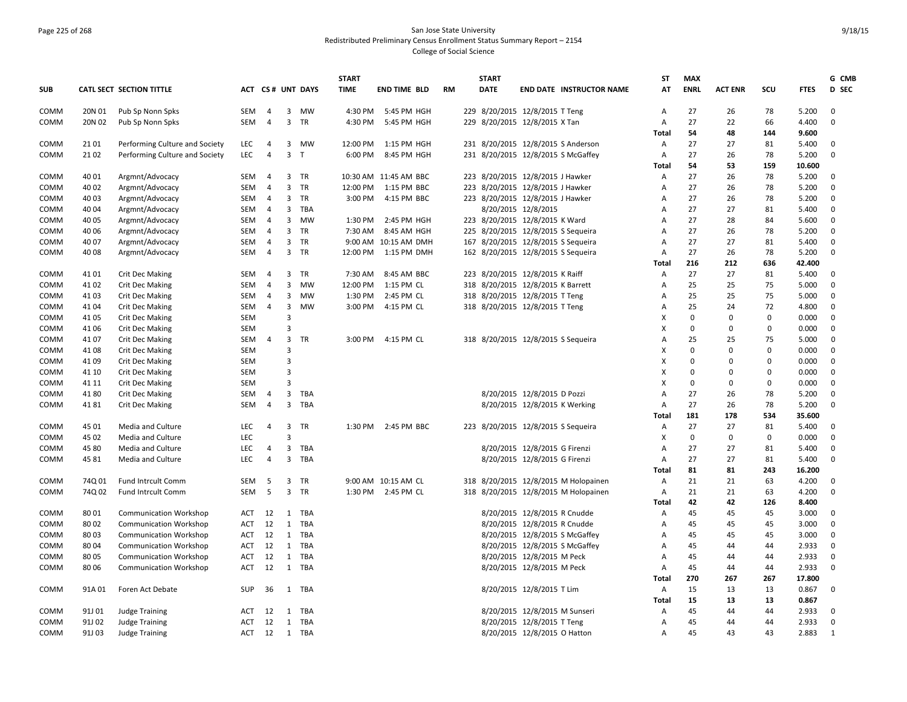San Jose State University
Redistributed Preliminary Census Enrollment Status Summary Report – 2154
College of Social Science

| SUB | CATL SECT | SECTION TITTLE | ACT | CS # | UNT | DAYS | START TIME | END TIME | BLD | RM | START DATE | END DATE | INSTRUCTOR NAME | ST AT | MAX ENRL | ACT ENR | SCU | FTES | G CMB D SEC |
|---|---|---|---|---|---|---|---|---|---|---|---|---|---|---|---|---|---|---|---|
| COMM | 20N 01 | Pub Sp Nonn Spks | SEM | 4 | 3 | MW | 4:30 PM | 5:45 PM | HGH | 229 | 8/20/2015 | 12/8/2015 | T Teng | A | 27 | 26 | 78 | 5.200 | 0 |
| COMM | 20N 02 | Pub Sp Nonn Spks | SEM | 4 | 3 | TR | 4:30 PM | 5:45 PM | HGH | 229 | 8/20/2015 | 12/8/2015 | X Tan | A | 27 | 22 | 66 | 4.400 | 0 |
| | | | | | | | | | | | | | | **Total** | **54** | **48** | **144** | **9.600** | |
| COMM | 21 01 | Performing Culture and Society | LEC | 4 | 3 | MW | 12:00 PM | 1:15 PM | HGH | 231 | 8/20/2015 | 12/8/2015 | S Anderson | A | 27 | 27 | 81 | 5.400 | 0 |
| COMM | 21 02 | Performing Culture and Society | LEC | 4 | 3 | T | 6:00 PM | 8:45 PM | HGH | 231 | 8/20/2015 | 12/8/2015 | S McGaffey | A | 27 | 26 | 78 | 5.200 | 0 |
| | | | | | | | | | | | | | | **Total** | **54** | **53** | **159** | **10.600** | |
| COMM | 40 01 | Argmnt/Advocacy | SEM | 4 | 3 | TR | 10:30 AM | 11:45 AM | BBC | 223 | 8/20/2015 | 12/8/2015 | J Hawker | A | 27 | 26 | 78 | 5.200 | 0 |
| COMM | 40 02 | Argmnt/Advocacy | SEM | 4 | 3 | TR | 12:00 PM | 1:15 PM | BBC | 223 | 8/20/2015 | 12/8/2015 | J Hawker | A | 27 | 26 | 78 | 5.200 | 0 |
| COMM | 40 03 | Argmnt/Advocacy | SEM | 4 | 3 | TR | 3:00 PM | 4:15 PM | BBC | 223 | 8/20/2015 | 12/8/2015 | J Hawker | A | 27 | 26 | 78 | 5.200 | 0 |
| COMM | 40 04 | Argmnt/Advocacy | SEM | 4 | 3 | TBA | | | | | 8/20/2015 | 12/8/2015 | | A | 27 | 27 | 81 | 5.400 | 0 |
| COMM | 40 05 | Argmnt/Advocacy | SEM | 4 | 3 | MW | 1:30 PM | 2:45 PM | HGH | 223 | 8/20/2015 | 12/8/2015 | K Ward | A | 27 | 28 | 84 | 5.600 | 0 |
| COMM | 40 06 | Argmnt/Advocacy | SEM | 4 | 3 | TR | 7:30 AM | 8:45 AM | HGH | 225 | 8/20/2015 | 12/8/2015 | S Sequeira | A | 27 | 26 | 78 | 5.200 | 0 |
| COMM | 40 07 | Argmnt/Advocacy | SEM | 4 | 3 | TR | 9:00 AM | 10:15 AM | DMH | 167 | 8/20/2015 | 12/8/2015 | S Sequeira | A | 27 | 27 | 81 | 5.400 | 0 |
| COMM | 40 08 | Argmnt/Advocacy | SEM | 4 | 3 | TR | 12:00 PM | 1:15 PM | DMH | 162 | 8/20/2015 | 12/8/2015 | S Sequeira | A | 27 | 26 | 78 | 5.200 | 0 |
| | | | | | | | | | | | | | | **Total** | **216** | **212** | **636** | **42.400** | |
| COMM | 41 01 | Crit Dec Making | SEM | 4 | 3 | TR | 7:30 AM | 8:45 AM | BBC | 223 | 8/20/2015 | 12/8/2015 | K Raiff | A | 27 | 27 | 81 | 5.400 | 0 |
| COMM | 41 02 | Crit Dec Making | SEM | 4 | 3 | MW | 12:00 PM | 1:15 PM | CL | 318 | 8/20/2015 | 12/8/2015 | K Barrett | A | 25 | 25 | 75 | 5.000 | 0 |
| COMM | 41 03 | Crit Dec Making | SEM | 4 | 3 | MW | 1:30 PM | 2:45 PM | CL | 318 | 8/20/2015 | 12/8/2015 | T Teng | A | 25 | 25 | 75 | 5.000 | 0 |
| COMM | 41 04 | Crit Dec Making | SEM | 4 | 3 | MW | 3:00 PM | 4:15 PM | CL | 318 | 8/20/2015 | 12/8/2015 | T Teng | A | 25 | 24 | 72 | 4.800 | 0 |
| COMM | 41 05 | Crit Dec Making | SEM | | 3 | | | | | | | | | X | 0 | 0 | 0 | 0.000 | 0 |
| COMM | 41 06 | Crit Dec Making | SEM | | 3 | | | | | | | | | X | 0 | 0 | 0 | 0.000 | 0 |
| COMM | 41 07 | Crit Dec Making | SEM | 4 | 3 | TR | 3:00 PM | 4:15 PM | CL | 318 | 8/20/2015 | 12/8/2015 | S Sequeira | A | 25 | 25 | 75 | 5.000 | 0 |
| COMM | 41 08 | Crit Dec Making | SEM | | 3 | | | | | | | | | X | 0 | 0 | 0 | 0.000 | 0 |
| COMM | 41 09 | Crit Dec Making | SEM | | 3 | | | | | | | | | X | 0 | 0 | 0 | 0.000 | 0 |
| COMM | 41 10 | Crit Dec Making | SEM | | 3 | | | | | | | | | X | 0 | 0 | 0 | 0.000 | 0 |
| COMM | 41 11 | Crit Dec Making | SEM | | 3 | | | | | | | | | X | 0 | 0 | 0 | 0.000 | 0 |
| COMM | 41 80 | Crit Dec Making | SEM | 4 | 3 | TBA | | | | | 8/20/2015 | 12/8/2015 | D Pozzi | A | 27 | 26 | 78 | 5.200 | 0 |
| COMM | 41 81 | Crit Dec Making | SEM | 4 | 3 | TBA | | | | | 8/20/2015 | 12/8/2015 | K Werking | A | 27 | 26 | 78 | 5.200 | 0 |
| | | | | | | | | | | | | | | **Total** | **181** | **178** | **534** | **35.600** | |
| COMM | 45 01 | Media and Culture | LEC | 4 | 3 | TR | 1:30 PM | 2:45 PM | BBC | 223 | 8/20/2015 | 12/8/2015 | S Sequeira | A | 27 | 27 | 81 | 5.400 | 0 |
| COMM | 45 02 | Media and Culture | LEC | | 3 | | | | | | | | | X | 0 | 0 | 0 | 0.000 | 0 |
| COMM | 45 80 | Media and Culture | LEC | 4 | 3 | TBA | | | | | 8/20/2015 | 12/8/2015 | G Firenzi | A | 27 | 27 | 81 | 5.400 | 0 |
| COMM | 45 81 | Media and Culture | LEC | 4 | 3 | TBA | | | | | 8/20/2015 | 12/8/2015 | G Firenzi | A | 27 | 27 | 81 | 5.400 | 0 |
| | | | | | | | | | | | | | | **Total** | **81** | **81** | **243** | **16.200** | |
| COMM | 74Q 01 | Fund Intrcult Comm | SEM | 5 | 3 | TR | 9:00 AM | 10:15 AM | CL | 318 | 8/20/2015 | 12/8/2015 | M Holopainen | A | 21 | 21 | 63 | 4.200 | 0 |
| COMM | 74Q 02 | Fund Intrcult Comm | SEM | 5 | 3 | TR | 1:30 PM | 2:45 PM | CL | 318 | 8/20/2015 | 12/8/2015 | M Holopainen | A | 21 | 21 | 63 | 4.200 | 0 |
| | | | | | | | | | | | | | | **Total** | **42** | **42** | **126** | **8.400** | |
| COMM | 80 01 | Communication Workshop | ACT | 12 | 1 | TBA | | | | | 8/20/2015 | 12/8/2015 | R Cnudde | A | 45 | 45 | 45 | 3.000 | 0 |
| COMM | 80 02 | Communication Workshop | ACT | 12 | 1 | TBA | | | | | 8/20/2015 | 12/8/2015 | R Cnudde | A | 45 | 45 | 45 | 3.000 | 0 |
| COMM | 80 03 | Communication Workshop | ACT | 12 | 1 | TBA | | | | | 8/20/2015 | 12/8/2015 | S McGaffey | A | 45 | 45 | 45 | 3.000 | 0 |
| COMM | 80 04 | Communication Workshop | ACT | 12 | 1 | TBA | | | | | 8/20/2015 | 12/8/2015 | S McGaffey | A | 45 | 44 | 44 | 2.933 | 0 |
| COMM | 80 05 | Communication Workshop | ACT | 12 | 1 | TBA | | | | | 8/20/2015 | 12/8/2015 | M Peck | A | 45 | 44 | 44 | 2.933 | 0 |
| COMM | 80 06 | Communication Workshop | ACT | 12 | 1 | TBA | | | | | 8/20/2015 | 12/8/2015 | M Peck | A | 45 | 44 | 44 | 2.933 | 0 |
| | | | | | | | | | | | | | | **Total** | **270** | **267** | **267** | **17.800** | |
| COMM | 91A 01 | Foren Act Debate | SUP | 36 | 1 | TBA | | | | | 8/20/2015 | 12/8/2015 | T Lim | A | 15 | 13 | 13 | 0.867 | 0 |
| | | | | | | | | | | | | | | **Total** | **15** | **13** | **13** | **0.867** | |
| COMM | 91J 01 | Judge Training | ACT | 12 | 1 | TBA | | | | | 8/20/2015 | 12/8/2015 | M Sunseri | A | 45 | 44 | 44 | 2.933 | 0 |
| COMM | 91J 02 | Judge Training | ACT | 12 | 1 | TBA | | | | | 8/20/2015 | 12/8/2015 | T Teng | A | 45 | 44 | 44 | 2.933 | 0 |
| COMM | 91J 03 | Judge Training | ACT | 12 | 1 | TBA | | | | | 8/20/2015 | 12/8/2015 | O Hatton | A | 45 | 43 | 43 | 2.883 | 1 |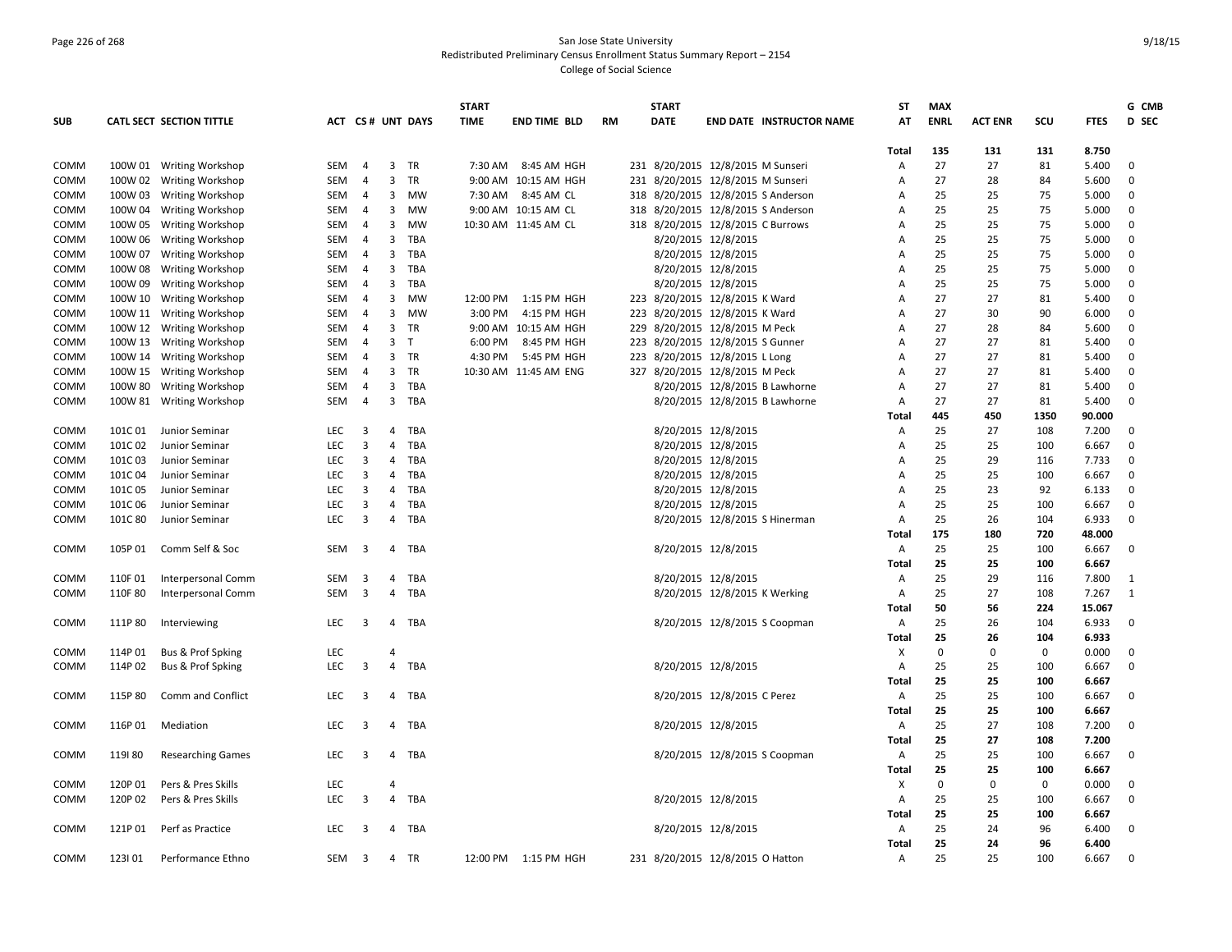San Jose State University
Redistributed Preliminary Census Enrollment Status Summary Report – 2154
College of Social Science

| SUB | CATL SECT | SECTION TITTLE | ACT | CS # | UNT | DAYS | START TIME | END TIME | BLD | RM | START DATE | END DATE | INSTRUCTOR NAME | ST AT | MAX ENRL | ACT ENR | SCU | FTES | G CMB D SEC |
|---|---|---|---|---|---|---|---|---|---|---|---|---|---|---|---|---|---|---|---|
| | | | | | | | | | | | | | | Total | 135 | 131 | 131 | 8.750 | |
| COMM | 100W 01 | Writing Workshop | SEM | 4 | 3 | TR | 7:30 AM | 8:45 AM | HGH | 231 | 8/20/2015 | 12/8/2015 | M Sunseri | A | 27 | 27 | 81 | 5.400 | 0 |
| COMM | 100W 02 | Writing Workshop | SEM | 4 | 3 | TR | 9:00 AM | 10:15 AM | HGH | 231 | 8/20/2015 | 12/8/2015 | M Sunseri | A | 27 | 28 | 84 | 5.600 | 0 |
| COMM | 100W 03 | Writing Workshop | SEM | 4 | 3 | MW | 7:30 AM | 8:45 AM | CL | 318 | 8/20/2015 | 12/8/2015 | S Anderson | A | 25 | 25 | 75 | 5.000 | 0 |
| COMM | 100W 04 | Writing Workshop | SEM | 4 | 3 | MW | 9:00 AM | 10:15 AM | CL | 318 | 8/20/2015 | 12/8/2015 | S Anderson | A | 25 | 25 | 75 | 5.000 | 0 |
| COMM | 100W 05 | Writing Workshop | SEM | 4 | 3 | MW | 10:30 AM | 11:45 AM | CL | 318 | 8/20/2015 | 12/8/2015 | C Burrows | A | 25 | 25 | 75 | 5.000 | 0 |
| COMM | 100W 06 | Writing Workshop | SEM | 4 | 3 | TBA | | | | | 8/20/2015 | 12/8/2015 | | A | 25 | 25 | 75 | 5.000 | 0 |
| COMM | 100W 07 | Writing Workshop | SEM | 4 | 3 | TBA | | | | | 8/20/2015 | 12/8/2015 | | A | 25 | 25 | 75 | 5.000 | 0 |
| COMM | 100W 08 | Writing Workshop | SEM | 4 | 3 | TBA | | | | | 8/20/2015 | 12/8/2015 | | A | 25 | 25 | 75 | 5.000 | 0 |
| COMM | 100W 09 | Writing Workshop | SEM | 4 | 3 | TBA | | | | | 8/20/2015 | 12/8/2015 | | A | 25 | 25 | 75 | 5.000 | 0 |
| COMM | 100W 10 | Writing Workshop | SEM | 4 | 3 | MW | 12:00 PM | 1:15 PM | HGH | 223 | 8/20/2015 | 12/8/2015 | K Ward | A | 27 | 27 | 81 | 5.400 | 0 |
| COMM | 100W 11 | Writing Workshop | SEM | 4 | 3 | MW | 3:00 PM | 4:15 PM | HGH | 223 | 8/20/2015 | 12/8/2015 | K Ward | A | 27 | 30 | 90 | 6.000 | 0 |
| COMM | 100W 12 | Writing Workshop | SEM | 4 | 3 | TR | 9:00 AM | 10:15 AM | HGH | 229 | 8/20/2015 | 12/8/2015 | M Peck | A | 27 | 28 | 84 | 5.600 | 0 |
| COMM | 100W 13 | Writing Workshop | SEM | 4 | 3 | T | 6:00 PM | 8:45 PM | HGH | 223 | 8/20/2015 | 12/8/2015 | S Gunner | A | 27 | 27 | 81 | 5.400 | 0 |
| COMM | 100W 14 | Writing Workshop | SEM | 4 | 3 | TR | 4:30 PM | 5:45 PM | HGH | 223 | 8/20/2015 | 12/8/2015 | L Long | A | 27 | 27 | 81 | 5.400 | 0 |
| COMM | 100W 15 | Writing Workshop | SEM | 4 | 3 | TR | 10:30 AM | 11:45 AM | ENG | 327 | 8/20/2015 | 12/8/2015 | M Peck | A | 27 | 27 | 81 | 5.400 | 0 |
| COMM | 100W 80 | Writing Workshop | SEM | 4 | 3 | TBA | | | | | 8/20/2015 | 12/8/2015 | B Lawhorne | A | 27 | 27 | 81 | 5.400 | 0 |
| COMM | 100W 81 | Writing Workshop | SEM | 4 | 3 | TBA | | | | | 8/20/2015 | 12/8/2015 | B Lawhorne | A | 27 | 27 | 81 | 5.400 | 0 |
| | | | | | | | | | | | | | | Total | 445 | 450 | 1350 | 90.000 | |
| COMM | 101C 01 | Junior Seminar | LEC | 3 | 4 | TBA | | | | | 8/20/2015 | 12/8/2015 | | A | 25 | 27 | 108 | 7.200 | 0 |
| COMM | 101C 02 | Junior Seminar | LEC | 3 | 4 | TBA | | | | | 8/20/2015 | 12/8/2015 | | A | 25 | 25 | 100 | 6.667 | 0 |
| COMM | 101C 03 | Junior Seminar | LEC | 3 | 4 | TBA | | | | | 8/20/2015 | 12/8/2015 | | A | 25 | 29 | 116 | 7.733 | 0 |
| COMM | 101C 04 | Junior Seminar | LEC | 3 | 4 | TBA | | | | | 8/20/2015 | 12/8/2015 | | A | 25 | 25 | 100 | 6.667 | 0 |
| COMM | 101C 05 | Junior Seminar | LEC | 3 | 4 | TBA | | | | | 8/20/2015 | 12/8/2015 | | A | 25 | 23 | 92 | 6.133 | 0 |
| COMM | 101C 06 | Junior Seminar | LEC | 3 | 4 | TBA | | | | | 8/20/2015 | 12/8/2015 | | A | 25 | 25 | 100 | 6.667 | 0 |
| COMM | 101C 80 | Junior Seminar | LEC | 3 | 4 | TBA | | | | | 8/20/2015 | 12/8/2015 | S Hinerman | A | 25 | 26 | 104 | 6.933 | 0 |
| | | | | | | | | | | | | | | Total | 175 | 180 | 720 | 48.000 | |
| COMM | 105P 01 | Comm Self & Soc | SEM | 3 | 4 | TBA | | | | | 8/20/2015 | 12/8/2015 | | A | 25 | 25 | 100 | 6.667 | 0 |
| | | | | | | | | | | | | | | Total | 25 | 25 | 100 | 6.667 | |
| COMM | 110F 01 | Interpersonal Comm | SEM | 3 | 4 | TBA | | | | | 8/20/2015 | 12/8/2015 | | A | 25 | 29 | 116 | 7.800 | 1 |
| COMM | 110F 80 | Interpersonal Comm | SEM | 3 | 4 | TBA | | | | | 8/20/2015 | 12/8/2015 | K Werking | A | 25 | 27 | 108 | 7.267 | 1 |
| | | | | | | | | | | | | | | Total | 50 | 56 | 224 | 15.067 | |
| COMM | 111P 80 | Interviewing | LEC | 3 | 4 | TBA | | | | | 8/20/2015 | 12/8/2015 | S Coopman | A | 25 | 26 | 104 | 6.933 | 0 |
| | | | | | | | | | | | | | | Total | 25 | 26 | 104 | 6.933 | |
| COMM | 114P 01 | Bus & Prof Spking | LEC | | 4 | | | | | | | | | X | 0 | 0 | 0 | 0.000 | 0 |
| COMM | 114P 02 | Bus & Prof Spking | LEC | 3 | 4 | TBA | | | | | 8/20/2015 | 12/8/2015 | | A | 25 | 25 | 100 | 6.667 | 0 |
| | | | | | | | | | | | | | | Total | 25 | 25 | 100 | 6.667 | |
| COMM | 115P 80 | Comm and Conflict | LEC | 3 | 4 | TBA | | | | | 8/20/2015 | 12/8/2015 | C Perez | A | 25 | 25 | 100 | 6.667 | 0 |
| | | | | | | | | | | | | | | Total | 25 | 25 | 100 | 6.667 | |
| COMM | 116P 01 | Mediation | LEC | 3 | 4 | TBA | | | | | 8/20/2015 | 12/8/2015 | | A | 25 | 27 | 108 | 7.200 | 0 |
| | | | | | | | | | | | | | | Total | 25 | 27 | 108 | 7.200 | |
| COMM | 119I 80 | Researching Games | LEC | 3 | 4 | TBA | | | | | 8/20/2015 | 12/8/2015 | S Coopman | A | 25 | 25 | 100 | 6.667 | 0 |
| | | | | | | | | | | | | | | Total | 25 | 25 | 100 | 6.667 | |
| COMM | 120P 01 | Pers & Pres Skills | LEC | | 4 | | | | | | | | | X | 0 | 0 | 0 | 0.000 | 0 |
| COMM | 120P 02 | Pers & Pres Skills | LEC | 3 | 4 | TBA | | | | | 8/20/2015 | 12/8/2015 | | A | 25 | 25 | 100 | 6.667 | 0 |
| | | | | | | | | | | | | | | Total | 25 | 25 | 100 | 6.667 | |
| COMM | 121P 01 | Perf as Practice | LEC | 3 | 4 | TBA | | | | | 8/20/2015 | 12/8/2015 | | A | 25 | 24 | 96 | 6.400 | 0 |
| | | | | | | | | | | | | | | Total | 25 | 24 | 96 | 6.400 | |
| COMM | 123I 01 | Performance Ethno | SEM | 3 | 4 | TR | 12:00 PM | 1:15 PM | HGH | 231 | 8/20/2015 | 12/8/2015 | O Hatton | A | 25 | 25 | 100 | 6.667 | 0 |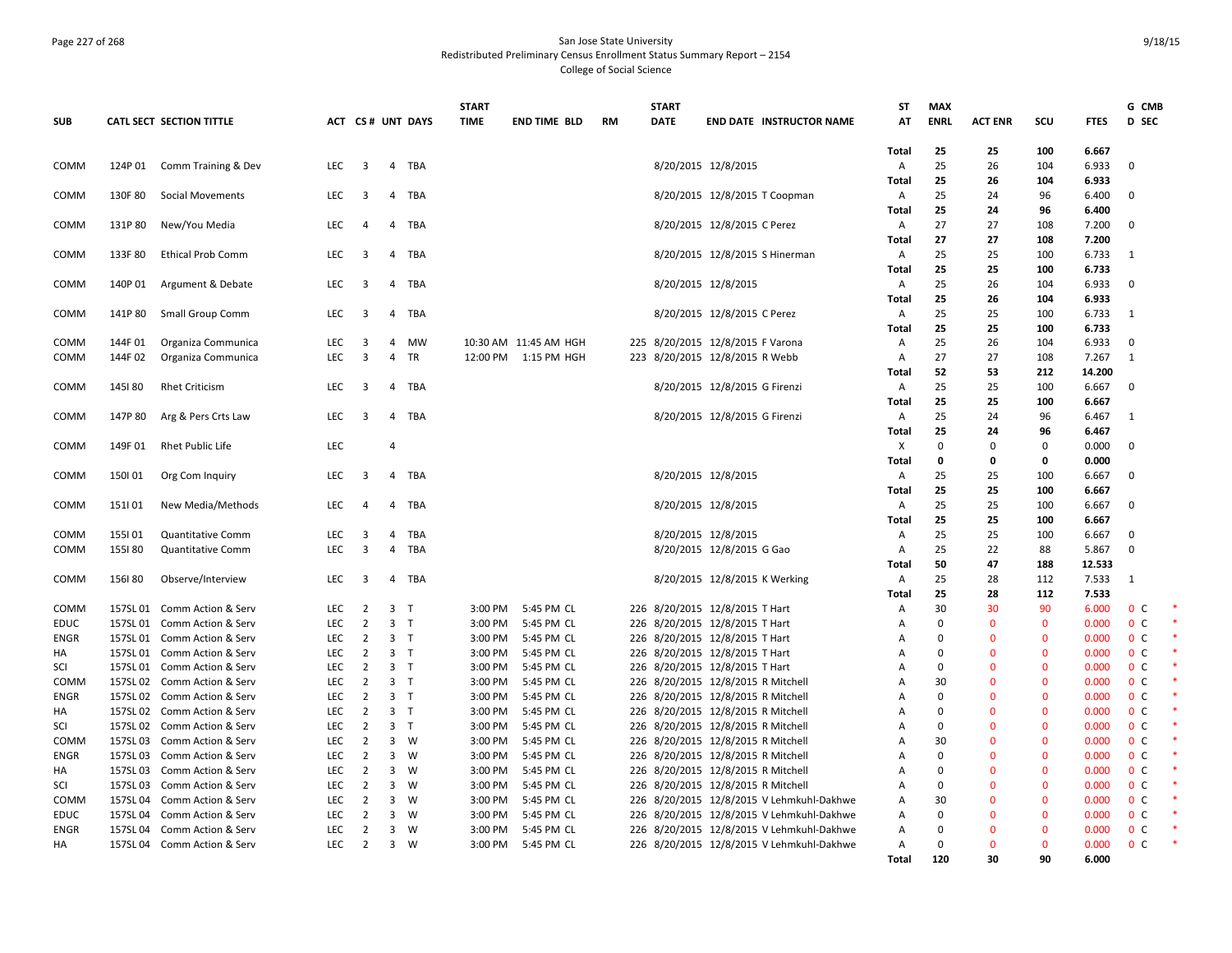San Jose State University
Redistributed Preliminary Census Enrollment Status Summary Report – 2154
College of Social Science

| SUB | CATL | SECT | SECTION TITTLE | ACT | CS# | UNT | DAYS | START TIME | END TIME | BLD | RM | START DATE | END DATE | INSTRUCTOR NAME | ST AT | MAX ENRL | ACT ENR | SCU | FTES | G D | CMB SEC | |
|---|---|---|---|---|---|---|---|---|---|---|---|---|---|---|---|---|---|---|---|---|---|---|
| | | | | | | | | | | | | | | | Total | 25 | 25 | 100 | 6.667 | | | |
| COMM | 124P | 01 | Comm Training & Dev | LEC | 3 | 4 | TBA | | | | | 8/20/2015 | 12/8/2015 | | A | 25 | 26 | 104 | 6.933 | 0 | | |
| | | | | | | | | | | | | | | | Total | 25 | 26 | 104 | 6.933 | | | |
| COMM | 130F | 80 | Social Movements | LEC | 3 | 4 | TBA | | | | | 8/20/2015 | 12/8/2015 | T Coopman | A | 25 | 24 | 96 | 6.400 | 0 | | |
| | | | | | | | | | | | | | | | Total | 25 | 24 | 96 | 6.400 | | | |
| COMM | 131P | 80 | New/You Media | LEC | 4 | 4 | TBA | | | | | 8/20/2015 | 12/8/2015 | C Perez | A | 27 | 27 | 108 | 7.200 | 0 | | |
| | | | | | | | | | | | | | | | Total | 27 | 27 | 108 | 7.200 | | | |
| COMM | 133F | 80 | Ethical Prob Comm | LEC | 3 | 4 | TBA | | | | | 8/20/2015 | 12/8/2015 | S Hinerman | A | 25 | 25 | 100 | 6.733 | 1 | | |
| | | | | | | | | | | | | | | | Total | 25 | 25 | 100 | 6.733 | | | |
| COMM | 140P | 01 | Argument & Debate | LEC | 3 | 4 | TBA | | | | | 8/20/2015 | 12/8/2015 | | A | 25 | 26 | 104 | 6.933 | 0 | | |
| | | | | | | | | | | | | | | | Total | 25 | 26 | 104 | 6.933 | | | |
| COMM | 141P | 80 | Small Group Comm | LEC | 3 | 4 | TBA | | | | | 8/20/2015 | 12/8/2015 | C Perez | A | 25 | 25 | 100 | 6.733 | 1 | | |
| | | | | | | | | | | | | | | | Total | 25 | 25 | 100 | 6.733 | | | |
| COMM | 144F | 01 | Organiza Communica | LEC | 3 | 4 | MW | 10:30 AM | 11:45 AM | HGH | 225 | 8/20/2015 | 12/8/2015 | F Varona | A | 25 | 26 | 104 | 6.933 | 0 | | |
| COMM | 144F | 02 | Organiza Communica | LEC | 3 | 4 | TR | 12:00 PM | 1:15 PM | HGH | 223 | 8/20/2015 | 12/8/2015 | R Webb | A | 27 | 27 | 108 | 7.267 | 1 | | |
| | | | | | | | | | | | | | | | Total | 52 | 53 | 212 | 14.200 | | | |
| COMM | 145I | 80 | Rhet Criticism | LEC | 3 | 4 | TBA | | | | | 8/20/2015 | 12/8/2015 | G Firenzi | A | 25 | 25 | 100 | 6.667 | 0 | | |
| | | | | | | | | | | | | | | | Total | 25 | 25 | 100 | 6.667 | | | |
| COMM | 147P | 80 | Arg & Pers Crts Law | LEC | 3 | 4 | TBA | | | | | 8/20/2015 | 12/8/2015 | G Firenzi | A | 25 | 24 | 96 | 6.467 | 1 | | |
| | | | | | | | | | | | | | | | Total | 25 | 24 | 96 | 6.467 | | | |
| COMM | 149F | 01 | Rhet Public Life | LEC | | 4 | | | | | | | | | X | 0 | 0 | 0 | 0.000 | 0 | | |
| | | | | | | | | | | | | | | | Total | 0 | 0 | 0 | 0.000 | | | |
| COMM | 150I | 01 | Org Com Inquiry | LEC | 3 | 4 | TBA | | | | | 8/20/2015 | 12/8/2015 | | A | 25 | 25 | 100 | 6.667 | 0 | | |
| | | | | | | | | | | | | | | | Total | 25 | 25 | 100 | 6.667 | | | |
| COMM | 151I | 01 | New Media/Methods | LEC | 4 | 4 | TBA | | | | | 8/20/2015 | 12/8/2015 | | A | 25 | 25 | 100 | 6.667 | 0 | | |
| | | | | | | | | | | | | | | | Total | 25 | 25 | 100 | 6.667 | | | |
| COMM | 155I | 01 | Quantitative Comm | LEC | 3 | 4 | TBA | | | | | 8/20/2015 | 12/8/2015 | | A | 25 | 25 | 100 | 6.667 | 0 | | |
| COMM | 155I | 80 | Quantitative Comm | LEC | 3 | 4 | TBA | | | | | 8/20/2015 | 12/8/2015 | G Gao | A | 25 | 22 | 88 | 5.867 | 0 | | |
| | | | | | | | | | | | | | | | Total | 50 | 47 | 188 | 12.533 | | | |
| COMM | 156I | 80 | Observe/Interview | LEC | 3 | 4 | TBA | | | | | 8/20/2015 | 12/8/2015 | K Werking | A | 25 | 28 | 112 | 7.533 | 1 | | |
| | | | | | | | | | | | | | | | Total | 25 | 28 | 112 | 7.533 | | | |
| COMM | 157SL | 01 | Comm Action & Serv | LEC | 2 | 3 | T | 3:00 PM | 5:45 PM | CL | 226 | 8/20/2015 | 12/8/2015 | T Hart | A | 30 | 30 | 90 | 6.000 | 0 | C | * |
| EDUC | 157SL | 01 | Comm Action & Serv | LEC | 2 | 3 | T | 3:00 PM | 5:45 PM | CL | 226 | 8/20/2015 | 12/8/2015 | T Hart | A | 0 | 0 | 0 | 0.000 | 0 | C | * |
| ENGR | 157SL | 01 | Comm Action & Serv | LEC | 2 | 3 | T | 3:00 PM | 5:45 PM | CL | 226 | 8/20/2015 | 12/8/2015 | T Hart | A | 0 | 0 | 0 | 0.000 | 0 | C | * |
| HA | 157SL | 01 | Comm Action & Serv | LEC | 2 | 3 | T | 3:00 PM | 5:45 PM | CL | 226 | 8/20/2015 | 12/8/2015 | T Hart | A | 0 | 0 | 0 | 0.000 | 0 | C | * |
| SCI | 157SL | 01 | Comm Action & Serv | LEC | 2 | 3 | T | 3:00 PM | 5:45 PM | CL | 226 | 8/20/2015 | 12/8/2015 | T Hart | A | 0 | 0 | 0 | 0.000 | 0 | C | * |
| COMM | 157SL | 02 | Comm Action & Serv | LEC | 2 | 3 | T | 3:00 PM | 5:45 PM | CL | 226 | 8/20/2015 | 12/8/2015 | R Mitchell | A | 30 | 0 | 0 | 0.000 | 0 | C | * |
| ENGR | 157SL | 02 | Comm Action & Serv | LEC | 2 | 3 | T | 3:00 PM | 5:45 PM | CL | 226 | 8/20/2015 | 12/8/2015 | R Mitchell | A | 0 | 0 | 0 | 0.000 | 0 | C | * |
| HA | 157SL | 02 | Comm Action & Serv | LEC | 2 | 3 | T | 3:00 PM | 5:45 PM | CL | 226 | 8/20/2015 | 12/8/2015 | R Mitchell | A | 0 | 0 | 0 | 0.000 | 0 | C | * |
| SCI | 157SL | 02 | Comm Action & Serv | LEC | 2 | 3 | T | 3:00 PM | 5:45 PM | CL | 226 | 8/20/2015 | 12/8/2015 | R Mitchell | A | 0 | 0 | 0 | 0.000 | 0 | C | * |
| COMM | 157SL | 03 | Comm Action & Serv | LEC | 2 | 3 | W | 3:00 PM | 5:45 PM | CL | 226 | 8/20/2015 | 12/8/2015 | R Mitchell | A | 30 | 0 | 0 | 0.000 | 0 | C | * |
| ENGR | 157SL | 03 | Comm Action & Serv | LEC | 2 | 3 | W | 3:00 PM | 5:45 PM | CL | 226 | 8/20/2015 | 12/8/2015 | R Mitchell | A | 0 | 0 | 0 | 0.000 | 0 | C | * |
| HA | 157SL | 03 | Comm Action & Serv | LEC | 2 | 3 | W | 3:00 PM | 5:45 PM | CL | 226 | 8/20/2015 | 12/8/2015 | R Mitchell | A | 0 | 0 | 0 | 0.000 | 0 | C | * |
| SCI | 157SL | 03 | Comm Action & Serv | LEC | 2 | 3 | W | 3:00 PM | 5:45 PM | CL | 226 | 8/20/2015 | 12/8/2015 | R Mitchell | A | 0 | 0 | 0 | 0.000 | 0 | C | * |
| COMM | 157SL | 04 | Comm Action & Serv | LEC | 2 | 3 | W | 3:00 PM | 5:45 PM | CL | 226 | 8/20/2015 | 12/8/2015 | V Lehmkuhl-Dakhwe | A | 30 | 0 | 0 | 0.000 | 0 | C | * |
| EDUC | 157SL | 04 | Comm Action & Serv | LEC | 2 | 3 | W | 3:00 PM | 5:45 PM | CL | 226 | 8/20/2015 | 12/8/2015 | V Lehmkuhl-Dakhwe | A | 0 | 0 | 0 | 0.000 | 0 | C | * |
| ENGR | 157SL | 04 | Comm Action & Serv | LEC | 2 | 3 | W | 3:00 PM | 5:45 PM | CL | 226 | 8/20/2015 | 12/8/2015 | V Lehmkuhl-Dakhwe | A | 0 | 0 | 0 | 0.000 | 0 | C | * |
| HA | 157SL | 04 | Comm Action & Serv | LEC | 2 | 3 | W | 3:00 PM | 5:45 PM | CL | 226 | 8/20/2015 | 12/8/2015 | V Lehmkuhl-Dakhwe | A | 0 | 0 | 0 | 0.000 | 0 | C | * |
| | | | | | | | | | | | | | | | Total | 120 | 30 | 90 | 6.000 | | | |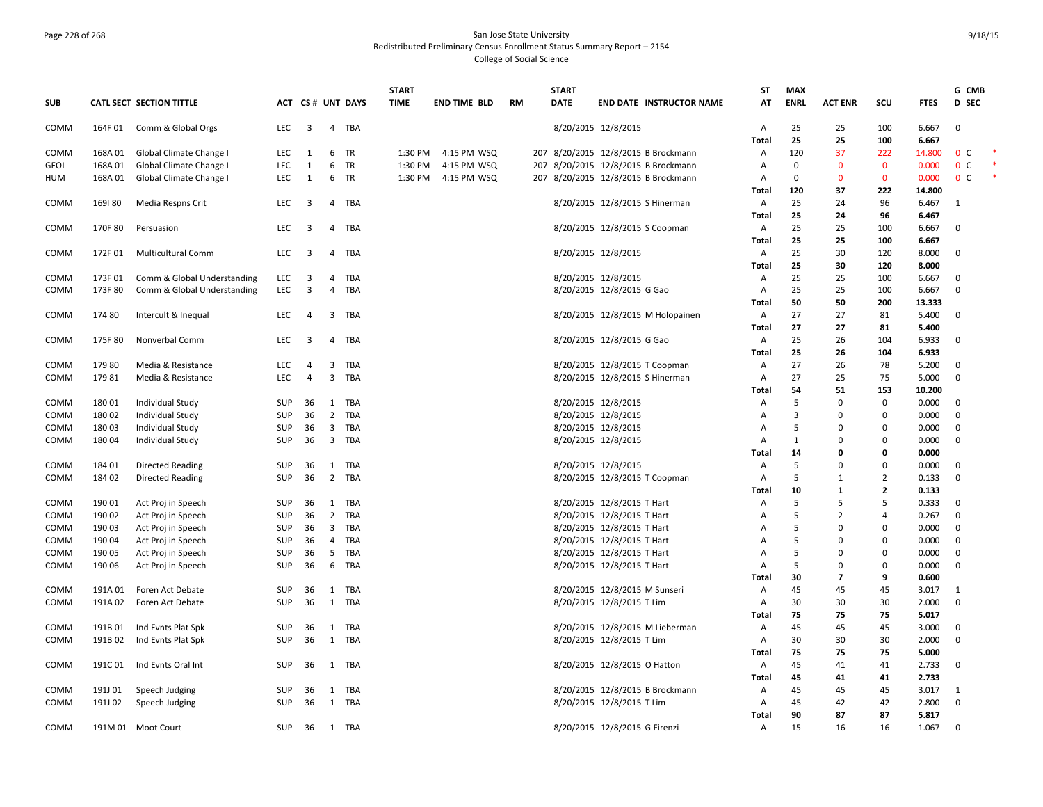San Jose State University
Redistributed Preliminary Census Enrollment Status Summary Report – 2154
College of Social Science

| SUB | CATL SECT | SECTION TITTLE | ACT | CS # | UNT | DAYS | START TIME | END TIME | BLD | RM | START DATE | END DATE | INSTRUCTOR NAME | ST AT | MAX ENRL | ACT ENR | SCU | FTES | G D | CMB SEC | |
|---|---|---|---|---|---|---|---|---|---|---|---|---|---|---|---|---|---|---|---|---|---|
| COMM | 164F 01 | Comm & Global Orgs | LEC | 3 | 4 | TBA | | | | | 8/20/2015 | 12/8/2015 | | A | 25 | 25 | 100 | 6.667 | 0 | | |
| | | | | | | | | | | | | | | Total | 25 | 25 | 100 | 6.667 | | | |
| COMM | 168A 01 | Global Climate Change I | LEC | 1 | 6 | TR | 1:30 PM | 4:15 PM | WSQ | 207 | 8/20/2015 | 12/8/2015 | B Brockmann | A | 120 | 37 | 222 | 14.800 | 0 | C | * |
| GEOL | 168A 01 | Global Climate Change I | LEC | 1 | 6 | TR | 1:30 PM | 4:15 PM | WSQ | 207 | 8/20/2015 | 12/8/2015 | B Brockmann | A | 0 | 0 | 0 | 0.000 | 0 | C | * |
| HUM | 168A 01 | Global Climate Change I | LEC | 1 | 6 | TR | 1:30 PM | 4:15 PM | WSQ | 207 | 8/20/2015 | 12/8/2015 | B Brockmann | A | 0 | 0 | 0 | 0.000 | 0 | C | * |
| | | | | | | | | | | | | | | Total | 120 | 37 | 222 | 14.800 | | | |
| COMM | 169I 80 | Media Respns Crit | LEC | 3 | 4 | TBA | | | | | 8/20/2015 | 12/8/2015 | S Hinerman | A | 25 | 24 | 96 | 6.467 | 1 | | |
| | | | | | | | | | | | | | | Total | 25 | 24 | 96 | 6.467 | | | |
| COMM | 170F 80 | Persuasion | LEC | 3 | 4 | TBA | | | | | 8/20/2015 | 12/8/2015 | S Coopman | A | 25 | 25 | 100 | 6.667 | 0 | | |
| | | | | | | | | | | | | | | Total | 25 | 25 | 100 | 6.667 | | | |
| COMM | 172F 01 | Multicultural Comm | LEC | 3 | 4 | TBA | | | | | 8/20/2015 | 12/8/2015 | | A | 25 | 30 | 120 | 8.000 | 0 | | |
| | | | | | | | | | | | | | | Total | 25 | 30 | 120 | 8.000 | | | |
| COMM | 173F 01 | Comm & Global Understanding | LEC | 3 | 4 | TBA | | | | | 8/20/2015 | 12/8/2015 | | A | 25 | 25 | 100 | 6.667 | 0 | | |
| COMM | 173F 80 | Comm & Global Understanding | LEC | 3 | 4 | TBA | | | | | 8/20/2015 | 12/8/2015 | G Gao | A | 25 | 25 | 100 | 6.667 | 0 | | |
| | | | | | | | | | | | | | | Total | 50 | 50 | 200 | 13.333 | | | |
| COMM | 174 80 | Intercult & Inequal | LEC | 4 | 3 | TBA | | | | | 8/20/2015 | 12/8/2015 | M Holopainen | A | 27 | 27 | 81 | 5.400 | 0 | | |
| | | | | | | | | | | | | | | Total | 27 | 27 | 81 | 5.400 | | | |
| COMM | 175F 80 | Nonverbal Comm | LEC | 3 | 4 | TBA | | | | | 8/20/2015 | 12/8/2015 | G Gao | A | 25 | 26 | 104 | 6.933 | 0 | | |
| | | | | | | | | | | | | | | Total | 25 | 26 | 104 | 6.933 | | | |
| COMM | 179 80 | Media & Resistance | LEC | 4 | 3 | TBA | | | | | 8/20/2015 | 12/8/2015 | T Coopman | A | 27 | 26 | 78 | 5.200 | 0 | | |
| COMM | 179 81 | Media & Resistance | LEC | 4 | 3 | TBA | | | | | 8/20/2015 | 12/8/2015 | S Hinerman | A | 27 | 25 | 75 | 5.000 | 0 | | |
| | | | | | | | | | | | | | | Total | 54 | 51 | 153 | 10.200 | | | |
| COMM | 180 01 | Individual Study | SUP | 36 | 1 | TBA | | | | | 8/20/2015 | 12/8/2015 | | A | 5 | 0 | 0 | 0.000 | 0 | | |
| COMM | 180 02 | Individual Study | SUP | 36 | 2 | TBA | | | | | 8/20/2015 | 12/8/2015 | | A | 3 | 0 | 0 | 0.000 | 0 | | |
| COMM | 180 03 | Individual Study | SUP | 36 | 3 | TBA | | | | | 8/20/2015 | 12/8/2015 | | A | 5 | 0 | 0 | 0.000 | 0 | | |
| COMM | 180 04 | Individual Study | SUP | 36 | 3 | TBA | | | | | 8/20/2015 | 12/8/2015 | | A | 1 | 0 | 0 | 0.000 | 0 | | |
| | | | | | | | | | | | | | | Total | 14 | 0 | 0 | 0.000 | | | |
| COMM | 184 01 | Directed Reading | SUP | 36 | 1 | TBA | | | | | 8/20/2015 | 12/8/2015 | | A | 5 | 0 | 0 | 0.000 | 0 | | |
| COMM | 184 02 | Directed Reading | SUP | 36 | 2 | TBA | | | | | 8/20/2015 | 12/8/2015 | T Coopman | A | 5 | 1 | 2 | 0.133 | 0 | | |
| | | | | | | | | | | | | | | Total | 10 | 1 | 2 | 0.133 | | | |
| COMM | 190 01 | Act Proj in Speech | SUP | 36 | 1 | TBA | | | | | 8/20/2015 | 12/8/2015 | T Hart | A | 5 | 5 | 5 | 0.333 | 0 | | |
| COMM | 190 02 | Act Proj in Speech | SUP | 36 | 2 | TBA | | | | | 8/20/2015 | 12/8/2015 | T Hart | A | 5 | 2 | 4 | 0.267 | 0 | | |
| COMM | 190 03 | Act Proj in Speech | SUP | 36 | 3 | TBA | | | | | 8/20/2015 | 12/8/2015 | T Hart | A | 5 | 0 | 0 | 0.000 | 0 | | |
| COMM | 190 04 | Act Proj in Speech | SUP | 36 | 4 | TBA | | | | | 8/20/2015 | 12/8/2015 | T Hart | A | 5 | 0 | 0 | 0.000 | 0 | | |
| COMM | 190 05 | Act Proj in Speech | SUP | 36 | 5 | TBA | | | | | 8/20/2015 | 12/8/2015 | T Hart | A | 5 | 0 | 0 | 0.000 | 0 | | |
| COMM | 190 06 | Act Proj in Speech | SUP | 36 | 6 | TBA | | | | | 8/20/2015 | 12/8/2015 | T Hart | A | 5 | 0 | 0 | 0.000 | 0 | | |
| | | | | | | | | | | | | | | Total | 30 | 7 | 9 | 0.600 | | | |
| COMM | 191A 01 | Foren Act Debate | SUP | 36 | 1 | TBA | | | | | 8/20/2015 | 12/8/2015 | M Sunseri | A | 45 | 45 | 45 | 3.017 | 1 | | |
| COMM | 191A 02 | Foren Act Debate | SUP | 36 | 1 | TBA | | | | | 8/20/2015 | 12/8/2015 | T Lim | A | 30 | 30 | 30 | 2.000 | 0 | | |
| | | | | | | | | | | | | | | Total | 75 | 75 | 75 | 5.017 | | | |
| COMM | 191B 01 | Ind Evnts Plat Spk | SUP | 36 | 1 | TBA | | | | | 8/20/2015 | 12/8/2015 | M Lieberman | A | 45 | 45 | 45 | 3.000 | 0 | | |
| COMM | 191B 02 | Ind Evnts Plat Spk | SUP | 36 | 1 | TBA | | | | | 8/20/2015 | 12/8/2015 | T Lim | A | 30 | 30 | 30 | 2.000 | 0 | | |
| | | | | | | | | | | | | | | Total | 75 | 75 | 75 | 5.000 | | | |
| COMM | 191C 01 | Ind Evnts Oral Int | SUP | 36 | 1 | TBA | | | | | 8/20/2015 | 12/8/2015 | O Hatton | A | 45 | 41 | 41 | 2.733 | 0 | | |
| | | | | | | | | | | | | | | Total | 45 | 41 | 41 | 2.733 | | | |
| COMM | 191J 01 | Speech Judging | SUP | 36 | 1 | TBA | | | | | 8/20/2015 | 12/8/2015 | B Brockmann | A | 45 | 45 | 45 | 3.017 | 1 | | |
| COMM | 191J 02 | Speech Judging | SUP | 36 | 1 | TBA | | | | | 8/20/2015 | 12/8/2015 | T Lim | A | 45 | 42 | 42 | 2.800 | 0 | | |
| | | | | | | | | | | | | | | Total | 90 | 87 | 87 | 5.817 | | | |
| COMM | 191M 01 | Moot Court | SUP | 36 | 1 | TBA | | | | | 8/20/2015 | 12/8/2015 | G Firenzi | A | 15 | 16 | 16 | 1.067 | 0 | | |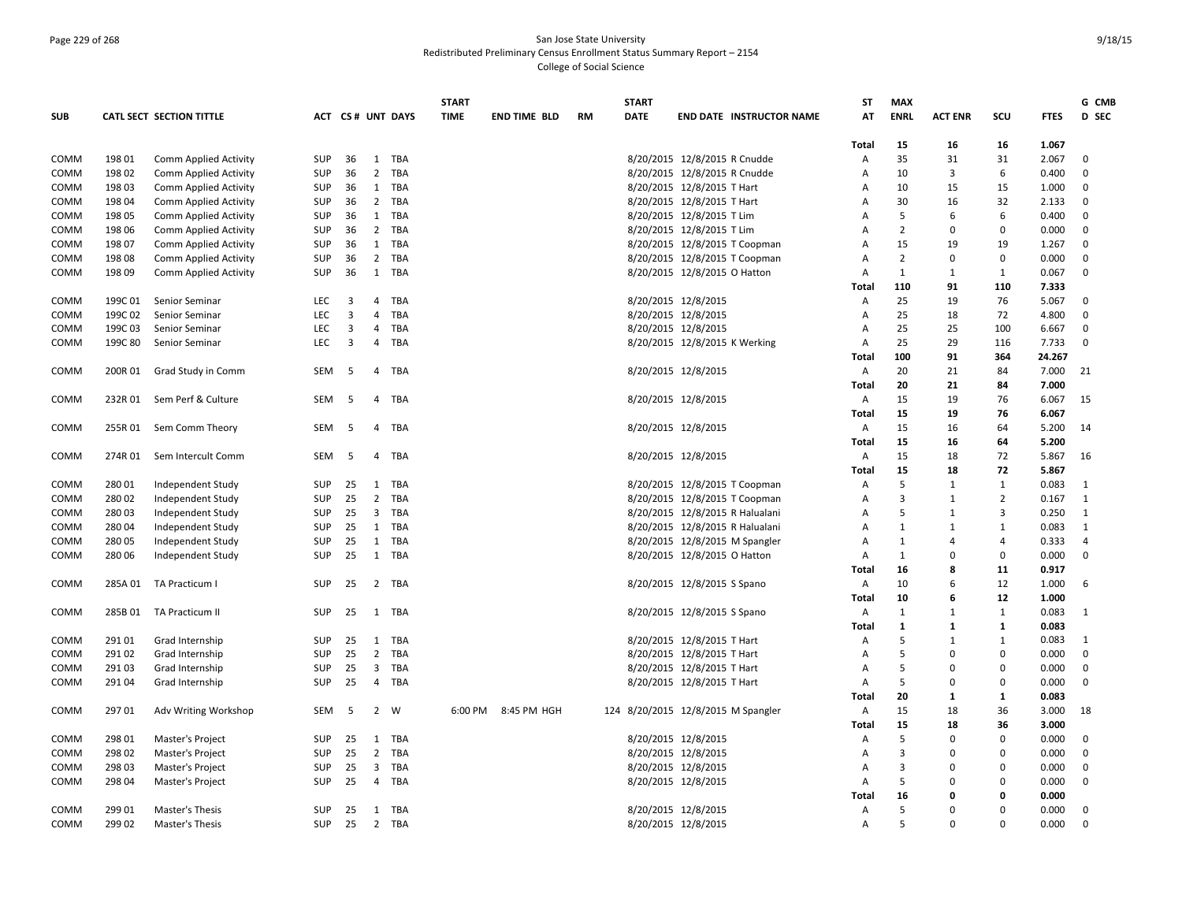# San Jose State University
## Redistributed Preliminary Census Enrollment Status Summary Report – 2154
### College of Social Science

| SUB | CATL SECT | SECTION TITTLE | ACT | CS # | UNT | DAYS | START TIME | END TIME | BLD | RM | START DATE | END DATE | INSTRUCTOR NAME | ST AT | MAX ENRL | ACT ENR | SCU | FTES | G D | CMB SEC |
|---|---|---|---|---|---|---|---|---|---|---|---|---|---|---|---|---|---|---|---|---|
| | | | | | | | | | | | | | | Total | 15 | 16 | 16 | 1.067 | | |
| COMM | 198 01 | Comm Applied Activity | SUP | 36 | 1 | TBA | | | | | 8/20/2015 | 12/8/2015 | R Cnudde | A | 35 | 31 | 31 | 2.067 | 0 | |
| COMM | 198 02 | Comm Applied Activity | SUP | 36 | 2 | TBA | | | | | 8/20/2015 | 12/8/2015 | R Cnudde | A | 10 | 3 | 6 | 0.400 | 0 | |
| COMM | 198 03 | Comm Applied Activity | SUP | 36 | 1 | TBA | | | | | 8/20/2015 | 12/8/2015 | T Hart | A | 10 | 15 | 15 | 1.000 | 0 | |
| COMM | 198 04 | Comm Applied Activity | SUP | 36 | 2 | TBA | | | | | 8/20/2015 | 12/8/2015 | T Hart | A | 30 | 16 | 32 | 2.133 | 0 | |
| COMM | 198 05 | Comm Applied Activity | SUP | 36 | 1 | TBA | | | | | 8/20/2015 | 12/8/2015 | T Lim | A | 5 | 6 | 6 | 0.400 | 0 | |
| COMM | 198 06 | Comm Applied Activity | SUP | 36 | 2 | TBA | | | | | 8/20/2015 | 12/8/2015 | T Lim | A | 2 | 0 | 0 | 0.000 | 0 | |
| COMM | 198 07 | Comm Applied Activity | SUP | 36 | 1 | TBA | | | | | 8/20/2015 | 12/8/2015 | T Coopman | A | 15 | 19 | 19 | 1.267 | 0 | |
| COMM | 198 08 | Comm Applied Activity | SUP | 36 | 2 | TBA | | | | | 8/20/2015 | 12/8/2015 | T Coopman | A | 2 | 0 | 0 | 0.000 | 0 | |
| COMM | 198 09 | Comm Applied Activity | SUP | 36 | 1 | TBA | | | | | 8/20/2015 | 12/8/2015 | O Hatton | A | 1 | 1 | 1 | 0.067 | 0 | |
| | | | | | | | | | | | | | | Total | 110 | 91 | 110 | 7.333 | | |
| COMM | 199C 01 | Senior Seminar | LEC | 3 | 4 | TBA | | | | | 8/20/2015 | 12/8/2015 | | A | 25 | 19 | 76 | 5.067 | 0 | |
| COMM | 199C 02 | Senior Seminar | LEC | 3 | 4 | TBA | | | | | 8/20/2015 | 12/8/2015 | | A | 25 | 18 | 72 | 4.800 | 0 | |
| COMM | 199C 03 | Senior Seminar | LEC | 3 | 4 | TBA | | | | | 8/20/2015 | 12/8/2015 | | A | 25 | 25 | 100 | 6.667 | 0 | |
| COMM | 199C 80 | Senior Seminar | LEC | 3 | 4 | TBA | | | | | 8/20/2015 | 12/8/2015 | K Werking | A | 25 | 29 | 116 | 7.733 | 0 | |
| | | | | | | | | | | | | | | Total | 100 | 91 | 364 | 24.267 | | |
| COMM | 200R 01 | Grad Study in Comm | SEM | 5 | 4 | TBA | | | | | 8/20/2015 | 12/8/2015 | | A | 20 | 21 | 84 | 7.000 | 21 | |
| | | | | | | | | | | | | | | Total | 20 | 21 | 84 | 7.000 | | |
| COMM | 232R 01 | Sem Perf & Culture | SEM | 5 | 4 | TBA | | | | | 8/20/2015 | 12/8/2015 | | A | 15 | 19 | 76 | 6.067 | 15 | |
| | | | | | | | | | | | | | | Total | 15 | 19 | 76 | 6.067 | | |
| COMM | 255R 01 | Sem Comm Theory | SEM | 5 | 4 | TBA | | | | | 8/20/2015 | 12/8/2015 | | A | 15 | 16 | 64 | 5.200 | 14 | |
| | | | | | | | | | | | | | | Total | 15 | 16 | 64 | 5.200 | | |
| COMM | 274R 01 | Sem Intercult Comm | SEM | 5 | 4 | TBA | | | | | 8/20/2015 | 12/8/2015 | | A | 15 | 18 | 72 | 5.867 | 16 | |
| | | | | | | | | | | | | | | Total | 15 | 18 | 72 | 5.867 | | |
| COMM | 280 01 | Independent Study | SUP | 25 | 1 | TBA | | | | | 8/20/2015 | 12/8/2015 | T Coopman | A | 5 | 1 | 1 | 0.083 | 1 | |
| COMM | 280 02 | Independent Study | SUP | 25 | 2 | TBA | | | | | 8/20/2015 | 12/8/2015 | T Coopman | A | 3 | 1 | 2 | 0.167 | 1 | |
| COMM | 280 03 | Independent Study | SUP | 25 | 3 | TBA | | | | | 8/20/2015 | 12/8/2015 | R Halualani | A | 5 | 1 | 3 | 0.250 | 1 | |
| COMM | 280 04 | Independent Study | SUP | 25 | 1 | TBA | | | | | 8/20/2015 | 12/8/2015 | R Halualani | A | 1 | 1 | 1 | 0.083 | 1 | |
| COMM | 280 05 | Independent Study | SUP | 25 | 1 | TBA | | | | | 8/20/2015 | 12/8/2015 | M Spangler | A | 1 | 4 | 4 | 0.333 | 4 | |
| COMM | 280 06 | Independent Study | SUP | 25 | 1 | TBA | | | | | 8/20/2015 | 12/8/2015 | O Hatton | A | 1 | 0 | 0 | 0.000 | 0 | |
| | | | | | | | | | | | | | | Total | 16 | 8 | 11 | 0.917 | | |
| COMM | 285A 01 | TA Practicum I | SUP | 25 | 2 | TBA | | | | | 8/20/2015 | 12/8/2015 | S Spano | A | 10 | 6 | 12 | 1.000 | 6 | |
| | | | | | | | | | | | | | | Total | 10 | 6 | 12 | 1.000 | | |
| COMM | 285B 01 | TA Practicum II | SUP | 25 | 1 | TBA | | | | | 8/20/2015 | 12/8/2015 | S Spano | A | 1 | 1 | 1 | 0.083 | 1 | |
| | | | | | | | | | | | | | | Total | 1 | 1 | 1 | 0.083 | | |
| COMM | 291 01 | Grad Internship | SUP | 25 | 1 | TBA | | | | | 8/20/2015 | 12/8/2015 | T Hart | A | 5 | 1 | 1 | 0.083 | 1 | |
| COMM | 291 02 | Grad Internship | SUP | 25 | 2 | TBA | | | | | 8/20/2015 | 12/8/2015 | T Hart | A | 5 | 0 | 0 | 0.000 | 0 | |
| COMM | 291 03 | Grad Internship | SUP | 25 | 3 | TBA | | | | | 8/20/2015 | 12/8/2015 | T Hart | A | 5 | 0 | 0 | 0.000 | 0 | |
| COMM | 291 04 | Grad Internship | SUP | 25 | 4 | TBA | | | | | 8/20/2015 | 12/8/2015 | T Hart | A | 5 | 0 | 0 | 0.000 | 0 | |
| | | | | | | | | | | | | | | Total | 20 | 1 | 1 | 0.083 | | |
| COMM | 297 01 | Adv Writing Workshop | SEM | 5 | 2 | W | 6:00 PM | 8:45 PM | HGH | 124 | 8/20/2015 | 12/8/2015 | M Spangler | A | 15 | 18 | 36 | 3.000 | 18 | |
| | | | | | | | | | | | | | | Total | 15 | 18 | 36 | 3.000 | | |
| COMM | 298 01 | Master's Project | SUP | 25 | 1 | TBA | | | | | 8/20/2015 | 12/8/2015 | | A | 5 | 0 | 0 | 0.000 | 0 | |
| COMM | 298 02 | Master's Project | SUP | 25 | 2 | TBA | | | | | 8/20/2015 | 12/8/2015 | | A | 3 | 0 | 0 | 0.000 | 0 | |
| COMM | 298 03 | Master's Project | SUP | 25 | 3 | TBA | | | | | 8/20/2015 | 12/8/2015 | | A | 3 | 0 | 0 | 0.000 | 0 | |
| COMM | 298 04 | Master's Project | SUP | 25 | 4 | TBA | | | | | 8/20/2015 | 12/8/2015 | | A | 5 | 0 | 0 | 0.000 | 0 | |
| | | | | | | | | | | | | | | Total | 16 | 0 | 0 | 0.000 | | |
| COMM | 299 01 | Master's Thesis | SUP | 25 | 1 | TBA | | | | | 8/20/2015 | 12/8/2015 | | A | 5 | 0 | 0 | 0.000 | 0 | |
| COMM | 299 02 | Master's Thesis | SUP | 25 | 2 | TBA | | | | | 8/20/2015 | 12/8/2015 | | A | 5 | 0 | 0 | 0.000 | 0 | |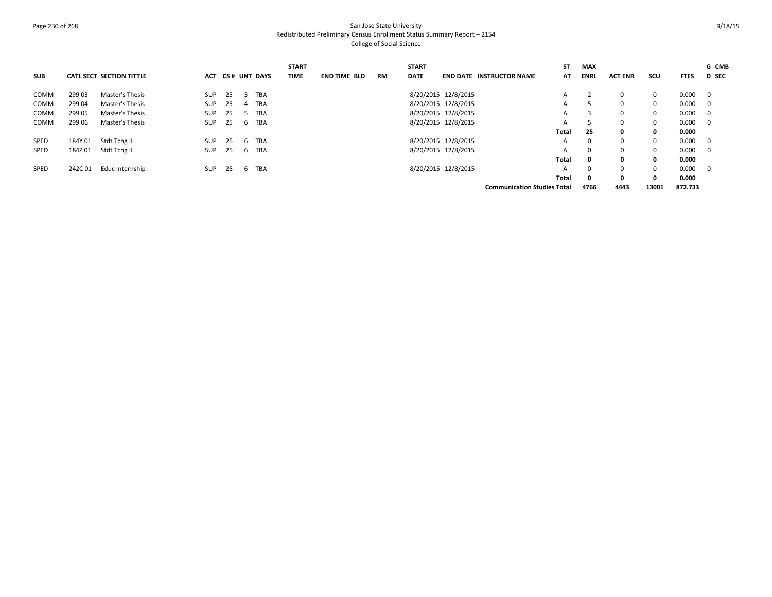| SUB | CATL SECT | SECTION TITTLE | ACT | CS # | UNT | DAYS | START TIME | END TIME | BLD | RM | START DATE | END DATE | INSTRUCTOR NAME | ST AT | MAX ENRL | ACT ENR | SCU | FTES | G D | CMB SEC |
|---|---|---|---|---|---|---|---|---|---|---|---|---|---|---|---|---|---|---|---|---|
| COMM | 299 03 | Master's Thesis | SUP | 25 | 3 | TBA | | | | | 8/20/2015 | 12/8/2015 | | A | 2 | 0 | 0 | 0.000 | 0 | |
| COMM | 299 04 | Master's Thesis | SUP | 25 | 4 | TBA | | | | | 8/20/2015 | 12/8/2015 | | A | 5 | 0 | 0 | 0.000 | 0 | |
| COMM | 299 05 | Master's Thesis | SUP | 25 | 5 | TBA | | | | | 8/20/2015 | 12/8/2015 | | A | 3 | 0 | 0 | 0.000 | 0 | |
| COMM | 299 06 | Master's Thesis | SUP | 25 | 6 | TBA | | | | | 8/20/2015 | 12/8/2015 | | A | 5 | 0 | 0 | 0.000 | 0 | |
| | | | | | | | | | | | | | | **Total** | **25** | **0** | **0** | **0.000** | | |
| SPED | 184Y 01 | Stdt Tchg II | SUP | 25 | 6 | TBA | | | | | 8/20/2015 | 12/8/2015 | | A | 0 | 0 | 0 | 0.000 | 0 | |
| SPED | 184Z 01 | Stdt Tchg II | SUP | 25 | 6 | TBA | | | | | 8/20/2015 | 12/8/2015 | | A | 0 | 0 | 0 | 0.000 | 0 | |
| | | | | | | | | | | | | | | **Total** | **0** | **0** | **0** | **0.000** | | |
| SPED | 242C 01 | Educ Internship | SUP | 25 | 6 | TBA | | | | | 8/20/2015 | 12/8/2015 | | A | 0 | 0 | 0 | 0.000 | 0 | |
| | | | | | | | | | | | | | | **Total** | **0** | **0** | **0** | **0.000** | | |
| | | | | | | | | | | | | | **Communication Studies Total** | | **4766** | **4443** | **13001** | **872.733** | | |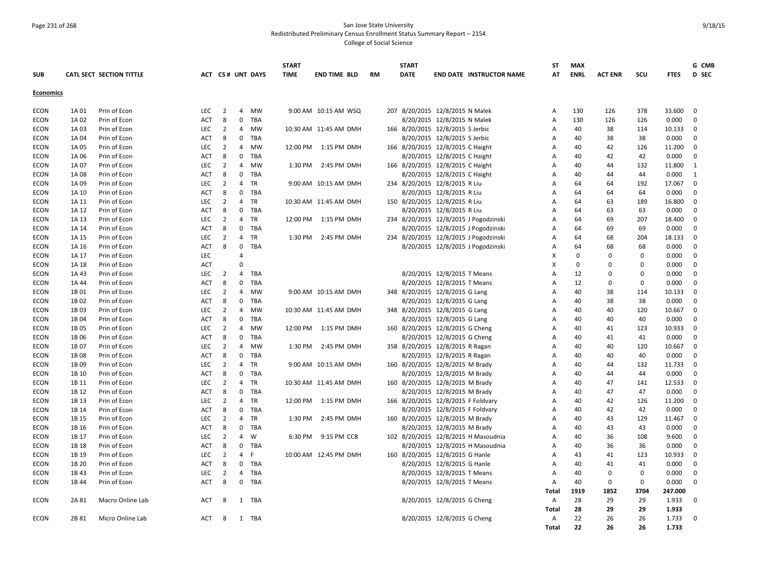San Jose State University
Redistributed Preliminary Census Enrollment Status Summary Report – 2154
College of Social Science

| SUB | CATL | SECT | SECTION TITTLE | ACT | CS# | UNT | DAYS | START TIME | END TIME | BLD | RM | START DATE | END DATE | INSTRUCTOR NAME | ST AT | MAX ENRL | ACT ENR | SCU | FTES | GD | CMB SEC |
|---|---|---|---|---|---|---|---|---|---|---|---|---|---|---|---|---|---|---|---|---|---|
| **Economics** | | | | | | | | | | | | | | | | | | | | | |
| ECON | 1A | 01 | Prin of Econ | LEC | 2 | 4 | MW | 9:00 AM | 10:15 AM | WSQ | 207 | 8/20/2015 | 12/8/2015 | N Malek | A | 130 | 126 | 378 | 33.600 | 0 | |
| ECON | 1A | 02 | Prin of Econ | ACT | 8 | 0 | TBA | | | | | 8/20/2015 | 12/8/2015 | N Malek | A | 130 | 126 | 126 | 0.000 | 0 | |
| ECON | 1A | 03 | Prin of Econ | LEC | 2 | 4 | MW | 10:30 AM | 11:45 AM | DMH | 166 | 8/20/2015 | 12/8/2015 | S Jerbic | A | 40 | 38 | 114 | 10.133 | 0 | |
| ECON | 1A | 04 | Prin of Econ | ACT | 8 | 0 | TBA | | | | | 8/20/2015 | 12/8/2015 | S Jerbic | A | 40 | 38 | 38 | 0.000 | 0 | |
| ECON | 1A | 05 | Prin of Econ | LEC | 2 | 4 | MW | 12:00 PM | 1:15 PM | DMH | 166 | 8/20/2015 | 12/8/2015 | C Haight | A | 40 | 42 | 126 | 11.200 | 0 | |
| ECON | 1A | 06 | Prin of Econ | ACT | 8 | 0 | TBA | | | | | 8/20/2015 | 12/8/2015 | C Haight | A | 40 | 42 | 42 | 0.000 | 0 | |
| ECON | 1A | 07 | Prin of Econ | LEC | 2 | 4 | MW | 1:30 PM | 2:45 PM | DMH | 166 | 8/20/2015 | 12/8/2015 | C Haight | A | 40 | 44 | 132 | 11.800 | 1 | |
| ECON | 1A | 08 | Prin of Econ | ACT | 8 | 0 | TBA | | | | | 8/20/2015 | 12/8/2015 | C Haight | A | 40 | 44 | 44 | 0.000 | 1 | |
| ECON | 1A | 09 | Prin of Econ | LEC | 2 | 4 | TR | 9:00 AM | 10:15 AM | DMH | 234 | 8/20/2015 | 12/8/2015 | R Liu | A | 64 | 64 | 192 | 17.067 | 0 | |
| ECON | 1A | 10 | Prin of Econ | ACT | 8 | 0 | TBA | | | | | 8/20/2015 | 12/8/2015 | R Liu | A | 64 | 64 | 64 | 0.000 | 0 | |
| ECON | 1A | 11 | Prin of Econ | LEC | 2 | 4 | TR | 10:30 AM | 11:45 AM | DMH | 150 | 8/20/2015 | 12/8/2015 | R Liu | A | 64 | 63 | 189 | 16.800 | 0 | |
| ECON | 1A | 12 | Prin of Econ | ACT | 8 | 0 | TBA | | | | | 8/20/2015 | 12/8/2015 | R Liu | A | 64 | 63 | 63 | 0.000 | 0 | |
| ECON | 1A | 13 | Prin of Econ | LEC | 2 | 4 | TR | 12:00 PM | 1:15 PM | DMH | 234 | 8/20/2015 | 12/8/2015 | J Pogodzinski | A | 64 | 69 | 207 | 18.400 | 0 | |
| ECON | 1A | 14 | Prin of Econ | ACT | 8 | 0 | TBA | | | | | 8/20/2015 | 12/8/2015 | J Pogodzinski | A | 64 | 69 | 69 | 0.000 | 0 | |
| ECON | 1A | 15 | Prin of Econ | LEC | 2 | 4 | TR | 1:30 PM | 2:45 PM | DMH | 234 | 8/20/2015 | 12/8/2015 | J Pogodzinski | A | 64 | 68 | 204 | 18.133 | 0 | |
| ECON | 1A | 16 | Prin of Econ | ACT | 8 | 0 | TBA | | | | | 8/20/2015 | 12/8/2015 | J Pogodzinski | A | 64 | 68 | 68 | 0.000 | 0 | |
| ECON | 1A | 17 | Prin of Econ | LEC | | 4 | | | | | | | | | X | 0 | 0 | 0 | 0.000 | 0 | |
| ECON | 1A | 18 | Prin of Econ | ACT | | 0 | | | | | | | | | X | 0 | 0 | 0 | 0.000 | 0 | |
| ECON | 1A | 43 | Prin of Econ | LEC | 2 | 4 | TBA | | | | | 8/20/2015 | 12/8/2015 | T Means | A | 12 | 0 | 0 | 0.000 | 0 | |
| ECON | 1A | 44 | Prin of Econ | ACT | 8 | 0 | TBA | | | | | 8/20/2015 | 12/8/2015 | T Means | A | 12 | 0 | 0 | 0.000 | 0 | |
| ECON | 1B | 01 | Prin of Econ | LEC | 2 | 4 | MW | 9:00 AM | 10:15 AM | DMH | 348 | 8/20/2015 | 12/8/2015 | G Lang | A | 40 | 38 | 114 | 10.133 | 0 | |
| ECON | 1B | 02 | Prin of Econ | ACT | 8 | 0 | TBA | | | | | 8/20/2015 | 12/8/2015 | G Lang | A | 40 | 38 | 38 | 0.000 | 0 | |
| ECON | 1B | 03 | Prin of Econ | LEC | 2 | 4 | MW | 10:30 AM | 11:45 AM | DMH | 348 | 8/20/2015 | 12/8/2015 | G Lang | A | 40 | 40 | 120 | 10.667 | 0 | |
| ECON | 1B | 04 | Prin of Econ | ACT | 8 | 0 | TBA | | | | | 8/20/2015 | 12/8/2015 | G Lang | A | 40 | 40 | 40 | 0.000 | 0 | |
| ECON | 1B | 05 | Prin of Econ | LEC | 2 | 4 | MW | 12:00 PM | 1:15 PM | DMH | 160 | 8/20/2015 | 12/8/2015 | G Cheng | A | 40 | 41 | 123 | 10.933 | 0 | |
| ECON | 1B | 06 | Prin of Econ | ACT | 8 | 0 | TBA | | | | | 8/20/2015 | 12/8/2015 | G Cheng | A | 40 | 41 | 41 | 0.000 | 0 | |
| ECON | 1B | 07 | Prin of Econ | LEC | 2 | 4 | MW | 1:30 PM | 2:45 PM | DMH | 358 | 8/20/2015 | 12/8/2015 | R Ragan | A | 40 | 40 | 120 | 10.667 | 0 | |
| ECON | 1B | 08 | Prin of Econ | ACT | 8 | 0 | TBA | | | | | 8/20/2015 | 12/8/2015 | R Ragan | A | 40 | 40 | 40 | 0.000 | 0 | |
| ECON | 1B | 09 | Prin of Econ | LEC | 2 | 4 | TR | 9:00 AM | 10:15 AM | DMH | 160 | 8/20/2015 | 12/8/2015 | M Brady | A | 40 | 44 | 132 | 11.733 | 0 | |
| ECON | 1B | 10 | Prin of Econ | ACT | 8 | 0 | TBA | | | | | 8/20/2015 | 12/8/2015 | M Brady | A | 40 | 44 | 44 | 0.000 | 0 | |
| ECON | 1B | 11 | Prin of Econ | LEC | 2 | 4 | TR | 10:30 AM | 11:45 AM | DMH | 160 | 8/20/2015 | 12/8/2015 | M Brady | A | 40 | 47 | 141 | 12.533 | 0 | |
| ECON | 1B | 12 | Prin of Econ | ACT | 8 | 0 | TBA | | | | | 8/20/2015 | 12/8/2015 | M Brady | A | 40 | 47 | 47 | 0.000 | 0 | |
| ECON | 1B | 13 | Prin of Econ | LEC | 2 | 4 | TR | 12:00 PM | 1:15 PM | DMH | 166 | 8/20/2015 | 12/8/2015 | F Foldvary | A | 40 | 42 | 126 | 11.200 | 0 | |
| ECON | 1B | 14 | Prin of Econ | ACT | 8 | 0 | TBA | | | | | 8/20/2015 | 12/8/2015 | F Foldvary | A | 40 | 42 | 42 | 0.000 | 0 | |
| ECON | 1B | 15 | Prin of Econ | LEC | 2 | 4 | TR | 1:30 PM | 2:45 PM | DMH | 160 | 8/20/2015 | 12/8/2015 | M Brady | A | 40 | 43 | 129 | 11.467 | 0 | |
| ECON | 1B | 16 | Prin of Econ | ACT | 8 | 0 | TBA | | | | | 8/20/2015 | 12/8/2015 | M Brady | A | 40 | 43 | 43 | 0.000 | 0 | |
| ECON | 1B | 17 | Prin of Econ | LEC | 2 | 4 | W | 6:30 PM | 9:15 PM | CCB | 102 | 8/20/2015 | 12/8/2015 | H Masoudnia | A | 40 | 36 | 108 | 9.600 | 0 | |
| ECON | 1B | 18 | Prin of Econ | ACT | 8 | 0 | TBA | | | | | 8/20/2015 | 12/8/2015 | H Masoudnia | A | 40 | 36 | 36 | 0.000 | 0 | |
| ECON | 1B | 19 | Prin of Econ | LEC | 2 | 4 | F | 10:00 AM | 12:45 PM | DMH | 160 | 8/20/2015 | 12/8/2015 | G Hanle | A | 43 | 41 | 123 | 10.933 | 0 | |
| ECON | 1B | 20 | Prin of Econ | ACT | 8 | 0 | TBA | | | | | 8/20/2015 | 12/8/2015 | G Hanle | A | 40 | 41 | 41 | 0.000 | 0 | |
| ECON | 1B | 43 | Prin of Econ | LEC | 2 | 4 | TBA | | | | | 8/20/2015 | 12/8/2015 | T Means | A | 40 | 0 | 0 | 0.000 | 0 | |
| ECON | 1B | 44 | Prin of Econ | ACT | 8 | 0 | TBA | | | | | 8/20/2015 | 12/8/2015 | T Means | A | 40 | 0 | 0 | 0.000 | 0 | |
| | | | | | | | | | | | | | | | **Total** | **1919** | **1852** | **3704** | **247.000** | | |
| ECON | 2A | 81 | Macro Online Lab | ACT | 8 | 1 | TBA | | | | | 8/20/2015 | 12/8/2015 | G Cheng | A | 28 | 29 | 29 | 1.933 | 0 | |
| | | | | | | | | | | | | | | | **Total** | **28** | **29** | **29** | **1.933** | | |
| ECON | 2B | 81 | Micro Online Lab | ACT | 8 | 1 | TBA | | | | | 8/20/2015 | 12/8/2015 | G Cheng | A | 22 | 26 | 26 | 1.733 | 0 | |
| | | | | | | | | | | | | | | | **Total** | **22** | **26** | **26** | **1.733** | | |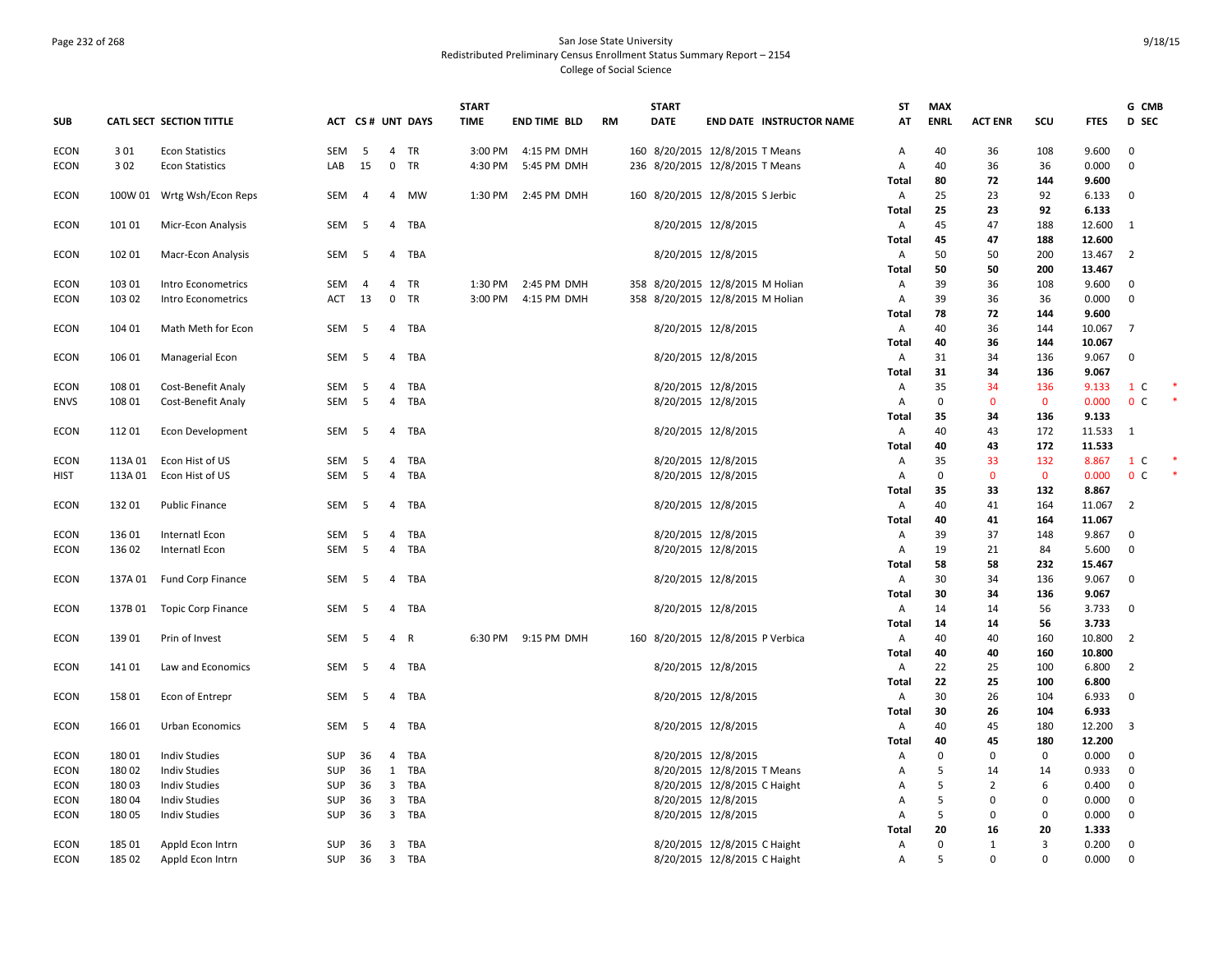San Jose State University
Redistributed Preliminary Census Enrollment Status Summary Report – 2154
College of Social Science

| SUB | CATL SECT | SECTION TITTLE | ACT | CS# | UNT | DAYS | START TIME | END TIME | BLD | RM | START DATE | END DATE | INSTRUCTOR NAME | ST AT | MAX ENRL | ACT ENR | SCU | FTES | GD | CMB SEC |
|---|---|---|---|---|---|---|---|---|---|---|---|---|---|---|---|---|---|---|---|---|
| ECON | 3 01 | Econ Statistics | SEM | 5 | 4 | TR | 3:00 PM | 4:15 PM | DMH | 160 | 8/20/2015 | 12/8/2015 | T Means | A | 40 | 36 | 108 | 9.600 | 0 | |
| ECON | 3 02 | Econ Statistics | LAB | 15 | 0 | TR | 4:30 PM | 5:45 PM | DMH | 236 | 8/20/2015 | 12/8/2015 | T Means | A | 40 | 36 | 36 | 0.000 | 0 | |
| | | | | | | | | | | | | | | **Total** | **80** | **72** | **144** | **9.600** | | |
| ECON | 100W 01 | Wrtg Wsh/Econ Reps | SEM | 4 | 4 | MW | 1:30 PM | 2:45 PM | DMH | 160 | 8/20/2015 | 12/8/2015 | S Jerbic | A | 25 | 23 | 92 | 6.133 | 0 | |
| | | | | | | | | | | | | | | **Total** | **25** | **23** | **92** | **6.133** | | |
| ECON | 101 01 | Micr-Econ Analysis | SEM | 5 | 4 | TBA | | | | | 8/20/2015 | 12/8/2015 | | A | 45 | 47 | 188 | 12.600 | 1 | |
| | | | | | | | | | | | | | | **Total** | **45** | **47** | **188** | **12.600** | | |
| ECON | 102 01 | Macr-Econ Analysis | SEM | 5 | 4 | TBA | | | | | 8/20/2015 | 12/8/2015 | | A | 50 | 50 | 200 | 13.467 | 2 | |
| | | | | | | | | | | | | | | **Total** | **50** | **50** | **200** | **13.467** | | |
| ECON | 103 01 | Intro Econometrics | SEM | 4 | 4 | TR | 1:30 PM | 2:45 PM | DMH | 358 | 8/20/2015 | 12/8/2015 | M Holian | A | 39 | 36 | 108 | 9.600 | 0 | |
| ECON | 103 02 | Intro Econometrics | ACT | 13 | 0 | TR | 3:00 PM | 4:15 PM | DMH | 358 | 8/20/2015 | 12/8/2015 | M Holian | A | 39 | 36 | 36 | 0.000 | 0 | |
| | | | | | | | | | | | | | | **Total** | **78** | **72** | **144** | **9.600** | | |
| ECON | 104 01 | Math Meth for Econ | SEM | 5 | 4 | TBA | | | | | 8/20/2015 | 12/8/2015 | | A | 40 | 36 | 144 | 10.067 | 7 | |
| | | | | | | | | | | | | | | **Total** | **40** | **36** | **144** | **10.067** | | |
| ECON | 106 01 | Managerial Econ | SEM | 5 | 4 | TBA | | | | | 8/20/2015 | 12/8/2015 | | A | 31 | 34 | 136 | 9.067 | 0 | |
| | | | | | | | | | | | | | | **Total** | **31** | **34** | **136** | **9.067** | | |
| ECON | 108 01 | Cost-Benefit Analy | SEM | 5 | 4 | TBA | | | | | 8/20/2015 | 12/8/2015 | | A | 35 | 34 | 136 | 9.133 | 1 | C * |
| ENVS | 108 01 | Cost-Benefit Analy | SEM | 5 | 4 | TBA | | | | | 8/20/2015 | 12/8/2015 | | A | 0 | 0 | 0 | 0.000 | 0 | C * |
| | | | | | | | | | | | | | | **Total** | **35** | **34** | **136** | **9.133** | | |
| ECON | 112 01 | Econ Development | SEM | 5 | 4 | TBA | | | | | 8/20/2015 | 12/8/2015 | | A | 40 | 43 | 172 | 11.533 | 1 | |
| | | | | | | | | | | | | | | **Total** | **40** | **43** | **172** | **11.533** | | |
| ECON | 113A 01 | Econ Hist of US | SEM | 5 | 4 | TBA | | | | | 8/20/2015 | 12/8/2015 | | A | 35 | 33 | 132 | 8.867 | 1 | C * |
| HIST | 113A 01 | Econ Hist of US | SEM | 5 | 4 | TBA | | | | | 8/20/2015 | 12/8/2015 | | A | 0 | 0 | 0 | 0.000 | 0 | C * |
| | | | | | | | | | | | | | | **Total** | **35** | **33** | **132** | **8.867** | | |
| ECON | 132 01 | Public Finance | SEM | 5 | 4 | TBA | | | | | 8/20/2015 | 12/8/2015 | | A | 40 | 41 | 164 | 11.067 | 2 | |
| | | | | | | | | | | | | | | **Total** | **40** | **41** | **164** | **11.067** | | |
| ECON | 136 01 | Internatl Econ | SEM | 5 | 4 | TBA | | | | | 8/20/2015 | 12/8/2015 | | A | 39 | 37 | 148 | 9.867 | 0 | |
| ECON | 136 02 | Internatl Econ | SEM | 5 | 4 | TBA | | | | | 8/20/2015 | 12/8/2015 | | A | 19 | 21 | 84 | 5.600 | 0 | |
| | | | | | | | | | | | | | | **Total** | **58** | **58** | **232** | **15.467** | | |
| ECON | 137A 01 | Fund Corp Finance | SEM | 5 | 4 | TBA | | | | | 8/20/2015 | 12/8/2015 | | A | 30 | 34 | 136 | 9.067 | 0 | |
| | | | | | | | | | | | | | | **Total** | **30** | **34** | **136** | **9.067** | | |
| ECON | 137B 01 | Topic Corp Finance | SEM | 5 | 4 | TBA | | | | | 8/20/2015 | 12/8/2015 | | A | 14 | 14 | 56 | 3.733 | 0 | |
| | | | | | | | | | | | | | | **Total** | **14** | **14** | **56** | **3.733** | | |
| ECON | 139 01 | Prin of Invest | SEM | 5 | 4 | R | 6:30 PM | 9:15 PM | DMH | 160 | 8/20/2015 | 12/8/2015 | P Verbica | A | 40 | 40 | 160 | 10.800 | 2 | |
| | | | | | | | | | | | | | | **Total** | **40** | **40** | **160** | **10.800** | | |
| ECON | 141 01 | Law and Economics | SEM | 5 | 4 | TBA | | | | | 8/20/2015 | 12/8/2015 | | A | 22 | 25 | 100 | 6.800 | 2 | |
| | | | | | | | | | | | | | | **Total** | **22** | **25** | **100** | **6.800** | | |
| ECON | 158 01 | Econ of Entrepr | SEM | 5 | 4 | TBA | | | | | 8/20/2015 | 12/8/2015 | | A | 30 | 26 | 104 | 6.933 | 0 | |
| | | | | | | | | | | | | | | **Total** | **30** | **26** | **104** | **6.933** | | |
| ECON | 166 01 | Urban Economics | SEM | 5 | 4 | TBA | | | | | 8/20/2015 | 12/8/2015 | | A | 40 | 45 | 180 | 12.200 | 3 | |
| | | | | | | | | | | | | | | **Total** | **40** | **45** | **180** | **12.200** | | |
| ECON | 180 01 | Indiv Studies | SUP | 36 | 4 | TBA | | | | | 8/20/2015 | 12/8/2015 | | A | 0 | 0 | 0 | 0.000 | 0 | |
| ECON | 180 02 | Indiv Studies | SUP | 36 | 1 | TBA | | | | | 8/20/2015 | 12/8/2015 | T Means | A | 5 | 14 | 14 | 0.933 | 0 | |
| ECON | 180 03 | Indiv Studies | SUP | 36 | 3 | TBA | | | | | 8/20/2015 | 12/8/2015 | C Haight | A | 5 | 2 | 6 | 0.400 | 0 | |
| ECON | 180 04 | Indiv Studies | SUP | 36 | 3 | TBA | | | | | 8/20/2015 | 12/8/2015 | | A | 5 | 0 | 0 | 0.000 | 0 | |
| ECON | 180 05 | Indiv Studies | SUP | 36 | 3 | TBA | | | | | 8/20/2015 | 12/8/2015 | | A | 5 | 0 | 0 | 0.000 | 0 | |
| | | | | | | | | | | | | | | **Total** | **20** | **16** | **20** | **1.333** | | |
| ECON | 185 01 | Appld Econ Intrn | SUP | 36 | 3 | TBA | | | | | 8/20/2015 | 12/8/2015 | C Haight | A | 0 | 1 | 3 | 0.200 | 0 | |
| ECON | 185 02 | Appld Econ Intrn | SUP | 36 | 3 | TBA | | | | | 8/20/2015 | 12/8/2015 | C Haight | A | 5 | 0 | 0 | 0.000 | 0 | |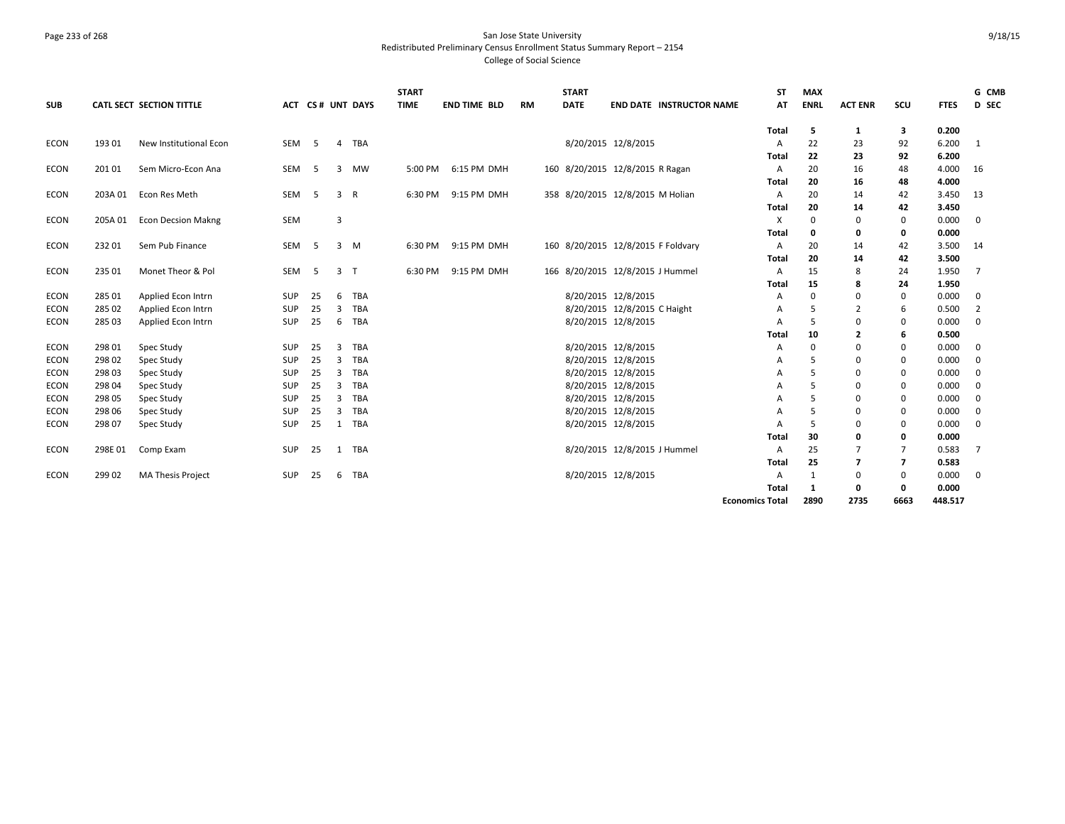San Jose State University

Redistributed Preliminary Census Enrollment Status Summary Report – 2154

College of Social Science

| SUB | CATL SECT | SECTION TITTLE | ACT | CS # | UNT | DAYS | START TIME | END TIME | BLD | RM | START DATE | END DATE | INSTRUCTOR NAME | ST AT | MAX ENRL | ACT ENR | SCU | FTES | G CMB D SEC |
|---|---|---|---|---|---|---|---|---|---|---|---|---|---|---|---|---|---|---|---|
| | | | | | | | | | | | | | | **Total** | **5** | **1** | **3** | **0.200** | |
| ECON | 193 01 | New Institutional Econ | SEM | 5 | 4 | TBA | | | | | 8/20/2015 | 12/8/2015 | | A | 22 | 23 | 92 | 6.200 | 1 |
| | | | | | | | | | | | | | | **Total** | **22** | **23** | **92** | **6.200** | |
| ECON | 201 01 | Sem Micro-Econ Ana | SEM | 5 | 3 | MW | 5:00 PM | 6:15 PM | DMH | 160 | 8/20/2015 | 12/8/2015 | R Ragan | A | 20 | 16 | 48 | 4.000 | 16 |
| | | | | | | | | | | | | | | **Total** | **20** | **16** | **48** | **4.000** | |
| ECON | 203A 01 | Econ Res Meth | SEM | 5 | 3 | R | 6:30 PM | 9:15 PM | DMH | 358 | 8/20/2015 | 12/8/2015 | M Holian | A | 20 | 14 | 42 | 3.450 | 13 |
| | | | | | | | | | | | | | | **Total** | **20** | **14** | **42** | **3.450** | |
| ECON | 205A 01 | Econ Decsion Makng | SEM | | 3 | | | | | | | | | X | 0 | 0 | 0 | 0.000 | 0 |
| | | | | | | | | | | | | | | **Total** | **0** | **0** | **0** | **0.000** | |
| ECON | 232 01 | Sem Pub Finance | SEM | 5 | 3 | M | 6:30 PM | 9:15 PM | DMH | 160 | 8/20/2015 | 12/8/2015 | F Foldvary | A | 20 | 14 | 42 | 3.500 | 14 |
| | | | | | | | | | | | | | | **Total** | **20** | **14** | **42** | **3.500** | |
| ECON | 235 01 | Monet Theor & Pol | SEM | 5 | 3 | T | 6:30 PM | 9:15 PM | DMH | 166 | 8/20/2015 | 12/8/2015 | J Hummel | A | 15 | 8 | 24 | 1.950 | 7 |
| | | | | | | | | | | | | | | **Total** | **15** | **8** | **24** | **1.950** | |
| ECON | 285 01 | Applied Econ Intrn | SUP | 25 | 6 | TBA | | | | | 8/20/2015 | 12/8/2015 | | A | 0 | 0 | 0 | 0.000 | 0 |
| ECON | 285 02 | Applied Econ Intrn | SUP | 25 | 3 | TBA | | | | | 8/20/2015 | 12/8/2015 | C Haight | A | 5 | 2 | 6 | 0.500 | 2 |
| ECON | 285 03 | Applied Econ Intrn | SUP | 25 | 6 | TBA | | | | | 8/20/2015 | 12/8/2015 | | A | 5 | 0 | 0 | 0.000 | 0 |
| | | | | | | | | | | | | | | **Total** | **10** | **2** | **6** | **0.500** | |
| ECON | 298 01 | Spec Study | SUP | 25 | 3 | TBA | | | | | 8/20/2015 | 12/8/2015 | | A | 0 | 0 | 0 | 0.000 | 0 |
| ECON | 298 02 | Spec Study | SUP | 25 | 3 | TBA | | | | | 8/20/2015 | 12/8/2015 | | A | 5 | 0 | 0 | 0.000 | 0 |
| ECON | 298 03 | Spec Study | SUP | 25 | 3 | TBA | | | | | 8/20/2015 | 12/8/2015 | | A | 5 | 0 | 0 | 0.000 | 0 |
| ECON | 298 04 | Spec Study | SUP | 25 | 3 | TBA | | | | | 8/20/2015 | 12/8/2015 | | A | 5 | 0 | 0 | 0.000 | 0 |
| ECON | 298 05 | Spec Study | SUP | 25 | 3 | TBA | | | | | 8/20/2015 | 12/8/2015 | | A | 5 | 0 | 0 | 0.000 | 0 |
| ECON | 298 06 | Spec Study | SUP | 25 | 3 | TBA | | | | | 8/20/2015 | 12/8/2015 | | A | 5 | 0 | 0 | 0.000 | 0 |
| ECON | 298 07 | Spec Study | SUP | 25 | 1 | TBA | | | | | 8/20/2015 | 12/8/2015 | | A | 5 | 0 | 0 | 0.000 | 0 |
| | | | | | | | | | | | | | | **Total** | **30** | **0** | **0** | **0.000** | |
| ECON | 298E 01 | Comp Exam | SUP | 25 | 1 | TBA | | | | | 8/20/2015 | 12/8/2015 | J Hummel | A | 25 | 7 | 7 | 0.583 | 7 |
| | | | | | | | | | | | | | | **Total** | **25** | **7** | **7** | **0.583** | |
| ECON | 299 02 | MA Thesis Project | SUP | 25 | 6 | TBA | | | | | 8/20/2015 | 12/8/2015 | | A | 1 | 0 | 0 | 0.000 | 0 |
| | | | | | | | | | | | | | | **Total** | **1** | **0** | **0** | **0.000** | |
| | | | | | | | | | | | | | | **Economics Total** | **2890** | **2735** | **6663** | **448.517** | |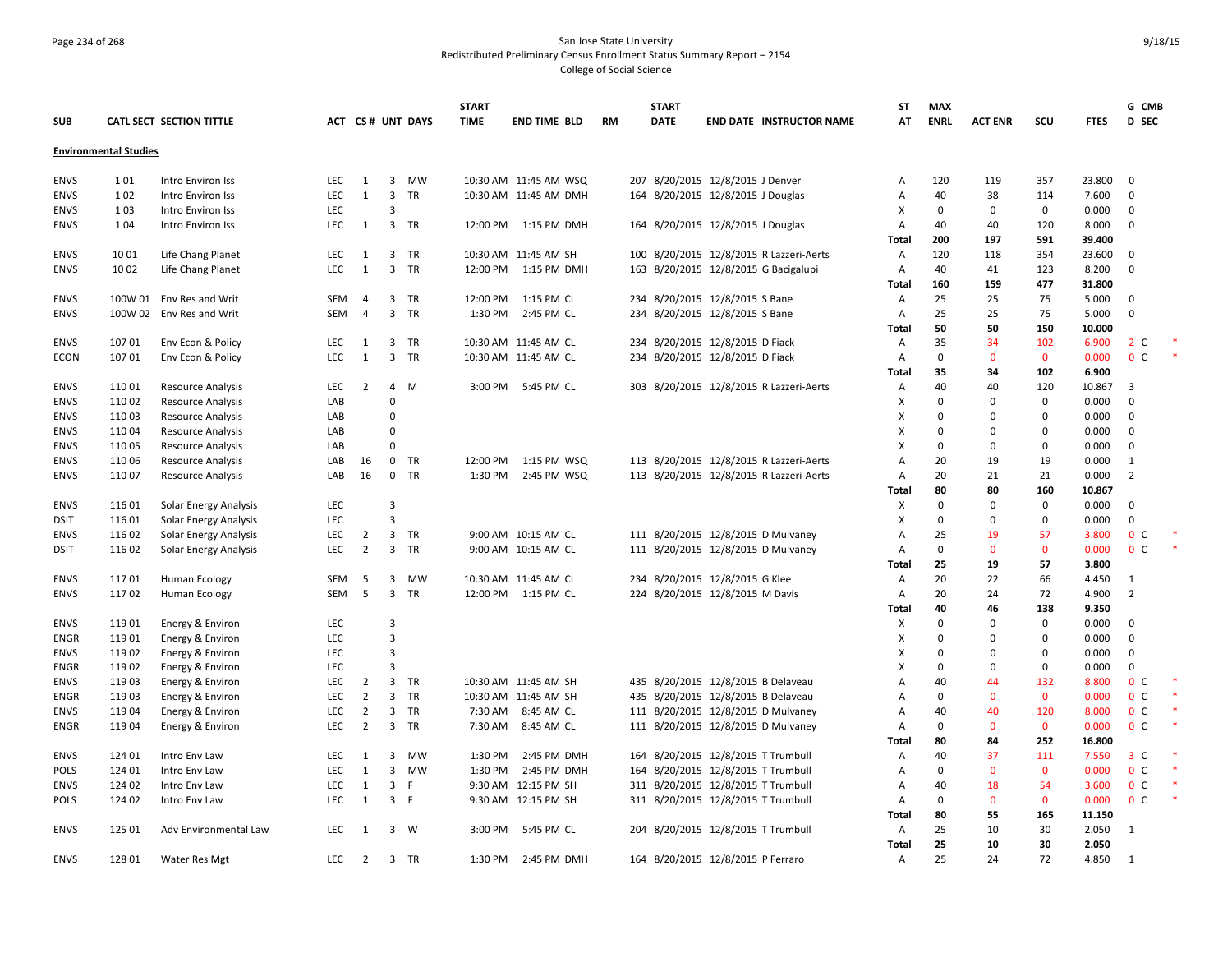San Jose State University
Redistributed Preliminary Census Enrollment Status Summary Report – 2154
College of Social Science

| SUB | CATL SECT | SECTION TITTLE | ACT | CS # | UNT | DAYS | START TIME | END TIME | BLD | RM | START DATE | END DATE | INSTRUCTOR NAME | ST AT | MAX ENRL | ACT ENR | SCU | FTES | G D | CMB SEC |
|---|---|---|---|---|---|---|---|---|---|---|---|---|---|---|---|---|---|---|---|---|
| **Environmental Studies** | | | | | | | | | | | | | | | | | | | | |
| ENVS | 1 01 | Intro Environ Iss | LEC | 1 | 3 | MW | 10:30 AM | 11:45 AM | WSQ | 207 | 8/20/2015 | 12/8/2015 | J Denver | A | 120 | 119 | 357 | 23.800 | 0 | |
| ENVS | 1 02 | Intro Environ Iss | LEC | 1 | 3 | TR | 10:30 AM | 11:45 AM | DMH | 164 | 8/20/2015 | 12/8/2015 | J Douglas | A | 40 | 38 | 114 | 7.600 | 0 | |
| ENVS | 1 03 | Intro Environ Iss | LEC | | 3 | | | | | | | | | X | 0 | 0 | 0 | 0.000 | 0 | |
| ENVS | 1 04 | Intro Environ Iss | LEC | 1 | 3 | TR | 12:00 PM | 1:15 PM | DMH | 164 | 8/20/2015 | 12/8/2015 | J Douglas | A | 40 | 40 | 120 | 8.000 | 0 | |
| | | | | | | | | | | | | | | Total | 200 | 197 | 591 | 39.400 | | |
| ENVS | 10 01 | Life Chang Planet | LEC | 1 | 3 | TR | 10:30 AM | 11:45 AM | SH | 100 | 8/20/2015 | 12/8/2015 | R Lazzeri-Aerts | A | 120 | 118 | 354 | 23.600 | 0 | |
| ENVS | 10 02 | Life Chang Planet | LEC | 1 | 3 | TR | 12:00 PM | 1:15 PM | DMH | 163 | 8/20/2015 | 12/8/2015 | G Bacigalupi | A | 40 | 41 | 123 | 8.200 | 0 | |
| | | | | | | | | | | | | | | Total | 160 | 159 | 477 | 31.800 | | |
| ENVS | 100W 01 | Env Res and Writ | SEM | 4 | 3 | TR | 12:00 PM | 1:15 PM | CL | 234 | 8/20/2015 | 12/8/2015 | S Bane | A | 25 | 25 | 75 | 5.000 | 0 | |
| ENVS | 100W 02 | Env Res and Writ | SEM | 4 | 3 | TR | 1:30 PM | 2:45 PM | CL | 234 | 8/20/2015 | 12/8/2015 | S Bane | A | 25 | 25 | 75 | 5.000 | 0 | |
| | | | | | | | | | | | | | | Total | 50 | 50 | 150 | 10.000 | | |
| ENVS | 107 01 | Env Econ & Policy | LEC | 1 | 3 | TR | 10:30 AM | 11:45 AM | CL | 234 | 8/20/2015 | 12/8/2015 | D Fiack | A | 35 | 34 | 102 | 6.900 | 2 | C * |
| ECON | 107 01 | Env Econ & Policy | LEC | 1 | 3 | TR | 10:30 AM | 11:45 AM | CL | 234 | 8/20/2015 | 12/8/2015 | D Fiack | A | 0 | 0 | 0 | 0.000 | 0 | C * |
| | | | | | | | | | | | | | | Total | 35 | 34 | 102 | 6.900 | | |
| ENVS | 110 01 | Resource Analysis | LEC | 2 | 4 | M | 3:00 PM | 5:45 PM | CL | 303 | 8/20/2015 | 12/8/2015 | R Lazzeri-Aerts | A | 40 | 40 | 120 | 10.867 | 3 | |
| ENVS | 110 02 | Resource Analysis | LAB | | 0 | | | | | | | | | X | 0 | 0 | 0 | 0.000 | 0 | |
| ENVS | 110 03 | Resource Analysis | LAB | | 0 | | | | | | | | | X | 0 | 0 | 0 | 0.000 | 0 | |
| ENVS | 110 04 | Resource Analysis | LAB | | 0 | | | | | | | | | X | 0 | 0 | 0 | 0.000 | 0 | |
| ENVS | 110 05 | Resource Analysis | LAB | | 0 | | | | | | | | | X | 0 | 0 | 0 | 0.000 | 0 | |
| ENVS | 110 06 | Resource Analysis | LAB | 16 | 0 | TR | 12:00 PM | 1:15 PM | WSQ | 113 | 8/20/2015 | 12/8/2015 | R Lazzeri-Aerts | A | 20 | 19 | 19 | 0.000 | 1 | |
| ENVS | 110 07 | Resource Analysis | LAB | 16 | 0 | TR | 1:30 PM | 2:45 PM | WSQ | 113 | 8/20/2015 | 12/8/2015 | R Lazzeri-Aerts | A | 20 | 21 | 21 | 0.000 | 2 | |
| | | | | | | | | | | | | | | Total | 80 | 80 | 160 | 10.867 | | |
| ENVS | 116 01 | Solar Energy Analysis | LEC | | 3 | | | | | | | | | X | 0 | 0 | 0 | 0.000 | 0 | |
| DSIT | 116 01 | Solar Energy Analysis | LEC | | 3 | | | | | | | | | X | 0 | 0 | 0 | 0.000 | 0 | |
| ENVS | 116 02 | Solar Energy Analysis | LEC | 2 | 3 | TR | 9:00 AM | 10:15 AM | CL | 111 | 8/20/2015 | 12/8/2015 | D Mulvaney | A | 25 | 19 | 57 | 3.800 | 0 | C * |
| DSIT | 116 02 | Solar Energy Analysis | LEC | 2 | 3 | TR | 9:00 AM | 10:15 AM | CL | 111 | 8/20/2015 | 12/8/2015 | D Mulvaney | A | 0 | 0 | 0 | 0.000 | 0 | C * |
| | | | | | | | | | | | | | | Total | 25 | 19 | 57 | 3.800 | | |
| ENVS | 117 01 | Human Ecology | SEM | 5 | 3 | MW | 10:30 AM | 11:45 AM | CL | 234 | 8/20/2015 | 12/8/2015 | G Klee | A | 20 | 22 | 66 | 4.450 | 1 | |
| ENVS | 117 02 | Human Ecology | SEM | 5 | 3 | TR | 12:00 PM | 1:15 PM | CL | 224 | 8/20/2015 | 12/8/2015 | M Davis | A | 20 | 24 | 72 | 4.900 | 2 | |
| | | | | | | | | | | | | | | Total | 40 | 46 | 138 | 9.350 | | |
| ENVS | 119 01 | Energy & Environ | LEC | | 3 | | | | | | | | | X | 0 | 0 | 0 | 0.000 | 0 | |
| ENGR | 119 01 | Energy & Environ | LEC | | 3 | | | | | | | | | X | 0 | 0 | 0 | 0.000 | 0 | |
| ENVS | 119 02 | Energy & Environ | LEC | | 3 | | | | | | | | | X | 0 | 0 | 0 | 0.000 | 0 | |
| ENGR | 119 02 | Energy & Environ | LEC | | 3 | | | | | | | | | X | 0 | 0 | 0 | 0.000 | 0 | |
| ENVS | 119 03 | Energy & Environ | LEC | 2 | 3 | TR | 10:30 AM | 11:45 AM | SH | 435 | 8/20/2015 | 12/8/2015 | B Delaveau | A | 40 | 44 | 132 | 8.800 | 0 | C * |
| ENGR | 119 03 | Energy & Environ | LEC | 2 | 3 | TR | 10:30 AM | 11:45 AM | SH | 435 | 8/20/2015 | 12/8/2015 | B Delaveau | A | 0 | 0 | 0 | 0.000 | 0 | C * |
| ENVS | 119 04 | Energy & Environ | LEC | 2 | 3 | TR | 7:30 AM | 8:45 AM | CL | 111 | 8/20/2015 | 12/8/2015 | D Mulvaney | A | 40 | 40 | 120 | 8.000 | 0 | C * |
| ENGR | 119 04 | Energy & Environ | LEC | 2 | 3 | TR | 7:30 AM | 8:45 AM | CL | 111 | 8/20/2015 | 12/8/2015 | D Mulvaney | A | 0 | 0 | 0 | 0.000 | 0 | C * |
| | | | | | | | | | | | | | | Total | 80 | 84 | 252 | 16.800 | | |
| ENVS | 124 01 | Intro Env Law | LEC | 1 | 3 | MW | 1:30 PM | 2:45 PM | DMH | 164 | 8/20/2015 | 12/8/2015 | T Trumbull | A | 40 | 37 | 111 | 7.550 | 3 | C * |
| POLS | 124 01 | Intro Env Law | LEC | 1 | 3 | MW | 1:30 PM | 2:45 PM | DMH | 164 | 8/20/2015 | 12/8/2015 | T Trumbull | A | 0 | 0 | 0 | 0.000 | 0 | C * |
| ENVS | 124 02 | Intro Env Law | LEC | 1 | 3 | F | 9:30 AM | 12:15 PM | SH | 311 | 8/20/2015 | 12/8/2015 | T Trumbull | A | 40 | 18 | 54 | 3.600 | 0 | C * |
| POLS | 124 02 | Intro Env Law | LEC | 1 | 3 | F | 9:30 AM | 12:15 PM | SH | 311 | 8/20/2015 | 12/8/2015 | T Trumbull | A | 0 | 0 | 0 | 0.000 | 0 | C * |
| | | | | | | | | | | | | | | Total | 80 | 55 | 165 | 11.150 | | |
| ENVS | 125 01 | Adv Environmental Law | LEC | 1 | 3 | W | 3:00 PM | 5:45 PM | CL | 204 | 8/20/2015 | 12/8/2015 | T Trumbull | A | 25 | 10 | 30 | 2.050 | 1 | |
| | | | | | | | | | | | | | | Total | 25 | 10 | 30 | 2.050 | | |
| ENVS | 128 01 | Water Res Mgt | LEC | 2 | 3 | TR | 1:30 PM | 2:45 PM | DMH | 164 | 8/20/2015 | 12/8/2015 | P Ferraro | A | 25 | 24 | 72 | 4.850 | 1 | |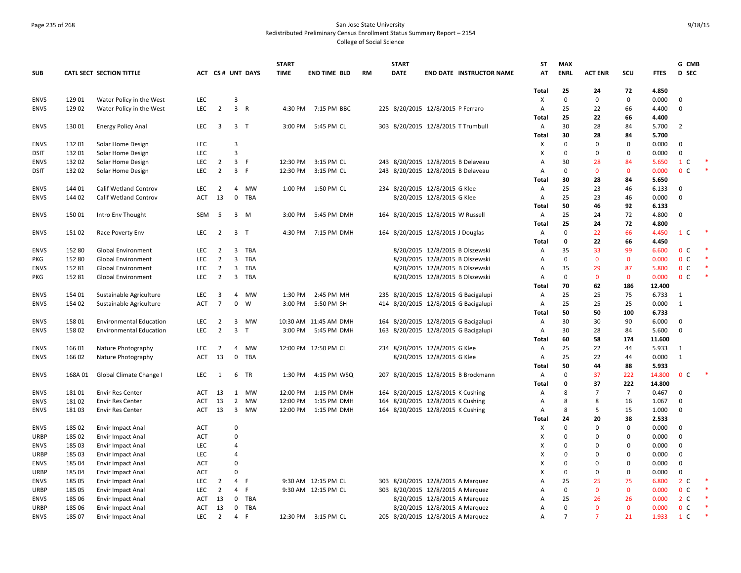San Jose State University
Redistributed Preliminary Census Enrollment Status Summary Report – 2154
College of Social Science

| SUB | CATL SECT | SECTION TITTLE | ACT | CS # | UNT | DAYS | START TIME | END TIME | BLD | RM | START DATE | END DATE | INSTRUCTOR NAME | ST AT | MAX ENRL | ACT ENR | SCU | FTES | G D | CMB SEC | |
|---|---|---|---|---|---|---|---|---|---|---|---|---|---|---|---|---|---|---|---|---|---|
| | | | | | | | | | | | | | | Total | 25 | 24 | 72 | 4.850 | | | |
| ENVS | 129 01 | Water Policy in the West | LEC | | 3 | | | | | | | | | X | 0 | 0 | 0 | 0.000 | 0 | | |
| ENVS | 129 02 | Water Policy in the West | LEC | 2 | 3 | R | 4:30 PM | 7:15 PM | BBC | 225 | 8/20/2015 | 12/8/2015 | P Ferraro | A | 25 | 22 | 66 | 4.400 | 0 | | |
| | | | | | | | | | | | | | | Total | 25 | 22 | 66 | 4.400 | | | |
| ENVS | 130 01 | Energy Policy Anal | LEC | 3 | 3 | T | 3:00 PM | 5:45 PM | CL | 303 | 8/20/2015 | 12/8/2015 | T Trumbull | A | 30 | 28 | 84 | 5.700 | 2 | | |
| | | | | | | | | | | | | | | Total | 30 | 28 | 84 | 5.700 | | | |
| ENVS | 132 01 | Solar Home Design | LEC | | 3 | | | | | | | | | X | 0 | 0 | 0 | 0.000 | 0 | | |
| DSIT | 132 01 | Solar Home Design | LEC | | 3 | | | | | | | | | X | 0 | 0 | 0 | 0.000 | 0 | | |
| ENVS | 132 02 | Solar Home Design | LEC | 2 | 3 | F | 12:30 PM | 3:15 PM | CL | 243 | 8/20/2015 | 12/8/2015 | B Delaveau | A | 30 | 28 | 84 | 5.650 | 1 | C | * |
| DSIT | 132 02 | Solar Home Design | LEC | 2 | 3 | F | 12:30 PM | 3:15 PM | CL | 243 | 8/20/2015 | 12/8/2015 | B Delaveau | A | 0 | 0 | 0 | 0.000 | 0 | C | * |
| | | | | | | | | | | | | | | Total | 30 | 28 | 84 | 5.650 | | | |
| ENVS | 144 01 | Calif Wetland Controv | LEC | 2 | 4 | MW | 1:00 PM | 1:50 PM | CL | 234 | 8/20/2015 | 12/8/2015 | G Klee | A | 25 | 23 | 46 | 6.133 | 0 | | |
| ENVS | 144 02 | Calif Wetland Controv | ACT | 13 | 0 | TBA | | | | | 8/20/2015 | 12/8/2015 | G Klee | A | 25 | 23 | 46 | 0.000 | 0 | | |
| | | | | | | | | | | | | | | Total | 50 | 46 | 92 | 6.133 | | | |
| ENVS | 150 01 | Intro Env Thought | SEM | 5 | 3 | M | 3:00 PM | 5:45 PM | DMH | 164 | 8/20/2015 | 12/8/2015 | W Russell | A | 25 | 24 | 72 | 4.800 | 0 | | |
| | | | | | | | | | | | | | | Total | 25 | 24 | 72 | 4.800 | | | |
| ENVS | 151 02 | Race Poverty Env | LEC | 2 | 3 | T | 4:30 PM | 7:15 PM | DMH | 164 | 8/20/2015 | 12/8/2015 | J Douglas | A | 0 | 22 | 66 | 4.450 | 1 | C | * |
| | | | | | | | | | | | | | | Total | 0 | 22 | 66 | 4.450 | | | |
| ENVS | 152 80 | Global Environment | LEC | 2 | 3 | TBA | | | | | 8/20/2015 | 12/8/2015 | B Olszewski | A | 35 | 33 | 99 | 6.600 | 0 | C | * |
| PKG | 152 80 | Global Environment | LEC | 2 | 3 | TBA | | | | | 8/20/2015 | 12/8/2015 | B Olszewski | A | 0 | 0 | 0 | 0.000 | 0 | C | * |
| ENVS | 152 81 | Global Environment | LEC | 2 | 3 | TBA | | | | | 8/20/2015 | 12/8/2015 | B Olszewski | A | 35 | 29 | 87 | 5.800 | 0 | C | * |
| PKG | 152 81 | Global Environment | LEC | 2 | 3 | TBA | | | | | 8/20/2015 | 12/8/2015 | B Olszewski | A | 0 | 0 | 0 | 0.000 | 0 | C | * |
| | | | | | | | | | | | | | | Total | 70 | 62 | 186 | 12.400 | | | |
| ENVS | 154 01 | Sustainable Agriculture | LEC | 3 | 4 | MW | 1:30 PM | 2:45 PM | MH | 235 | 8/20/2015 | 12/8/2015 | G Bacigalupi | A | 25 | 25 | 75 | 6.733 | 1 | | |
| ENVS | 154 02 | Sustainable Agriculture | ACT | 7 | 0 | W | 3:00 PM | 5:50 PM | SH | 414 | 8/20/2015 | 12/8/2015 | G Bacigalupi | A | 25 | 25 | 25 | 0.000 | 1 | | |
| | | | | | | | | | | | | | | Total | 50 | 50 | 100 | 6.733 | | | |
| ENVS | 158 01 | Environmental Education | LEC | 2 | 3 | MW | 10:30 AM | 11:45 AM | DMH | 164 | 8/20/2015 | 12/8/2015 | G Bacigalupi | A | 30 | 30 | 90 | 6.000 | 0 | | |
| ENVS | 158 02 | Environmental Education | LEC | 2 | 3 | T | 3:00 PM | 5:45 PM | DMH | 163 | 8/20/2015 | 12/8/2015 | G Bacigalupi | A | 30 | 28 | 84 | 5.600 | 0 | | |
| | | | | | | | | | | | | | | Total | 60 | 58 | 174 | 11.600 | | | |
| ENVS | 166 01 | Nature Photography | LEC | 2 | 4 | MW | 12:00 PM | 12:50 PM | CL | 234 | 8/20/2015 | 12/8/2015 | G Klee | A | 25 | 22 | 44 | 5.933 | 1 | | |
| ENVS | 166 02 | Nature Photography | ACT | 13 | 0 | TBA | | | | | 8/20/2015 | 12/8/2015 | G Klee | A | 25 | 22 | 44 | 0.000 | 1 | | |
| | | | | | | | | | | | | | | Total | 50 | 44 | 88 | 5.933 | | | |
| ENVS | 168A 01 | Global Climate Change I | LEC | 1 | 6 | TR | 1:30 PM | 4:15 PM | WSQ | 207 | 8/20/2015 | 12/8/2015 | B Brockmann | A | 0 | 37 | 222 | 14.800 | 0 | C | * |
| | | | | | | | | | | | | | | Total | 0 | 37 | 222 | 14.800 | | | |
| ENVS | 181 01 | Envir Res Center | ACT | 13 | 1 | MW | 12:00 PM | 1:15 PM | DMH | 164 | 8/20/2015 | 12/8/2015 | K Cushing | A | 8 | 7 | 7 | 0.467 | 0 | | |
| ENVS | 181 02 | Envir Res Center | ACT | 13 | 2 | MW | 12:00 PM | 1:15 PM | DMH | 164 | 8/20/2015 | 12/8/2015 | K Cushing | A | 8 | 8 | 16 | 1.067 | 0 | | |
| ENVS | 181 03 | Envir Res Center | ACT | 13 | 3 | MW | 12:00 PM | 1:15 PM | DMH | 164 | 8/20/2015 | 12/8/2015 | K Cushing | A | 8 | 5 | 15 | 1.000 | 0 | | |
| | | | | | | | | | | | | | | Total | 24 | 20 | 38 | 2.533 | | | |
| ENVS | 185 02 | Envir Impact Anal | ACT | | 0 | | | | | | | | | X | 0 | 0 | 0 | 0.000 | 0 | | |
| URBP | 185 02 | Envir Impact Anal | ACT | | 0 | | | | | | | | | X | 0 | 0 | 0 | 0.000 | 0 | | |
| ENVS | 185 03 | Envir Impact Anal | LEC | | 4 | | | | | | | | | X | 0 | 0 | 0 | 0.000 | 0 | | |
| URBP | 185 03 | Envir Impact Anal | LEC | | 4 | | | | | | | | | X | 0 | 0 | 0 | 0.000 | 0 | | |
| ENVS | 185 04 | Envir Impact Anal | ACT | | 0 | | | | | | | | | X | 0 | 0 | 0 | 0.000 | 0 | | |
| URBP | 185 04 | Envir Impact Anal | ACT | | 0 | | | | | | | | | X | 0 | 0 | 0 | 0.000 | 0 | | |
| ENVS | 185 05 | Envir Impact Anal | LEC | 2 | 4 | F | 9:30 AM | 12:15 PM | CL | 303 | 8/20/2015 | 12/8/2015 | A Marquez | A | 25 | 25 | 75 | 6.800 | 2 | C | * |
| URBP | 185 05 | Envir Impact Anal | LEC | 2 | 4 | F | 9:30 AM | 12:15 PM | CL | 303 | 8/20/2015 | 12/8/2015 | A Marquez | A | 0 | 0 | 0 | 0.000 | 0 | C | * |
| ENVS | 185 06 | Envir Impact Anal | ACT | 13 | 0 | TBA | | | | | 8/20/2015 | 12/8/2015 | A Marquez | A | 25 | 26 | 26 | 0.000 | 2 | C | * |
| URBP | 185 06 | Envir Impact Anal | ACT | 13 | 0 | TBA | | | | | 8/20/2015 | 12/8/2015 | A Marquez | A | 0 | 0 | 0 | 0.000 | 0 | C | * |
| ENVS | 185 07 | Envir Impact Anal | LEC | 2 | 4 | F | 12:30 PM | 3:15 PM | CL | 205 | 8/20/2015 | 12/8/2015 | A Marquez | A | 7 | 7 | 21 | 1.933 | 1 | C | * |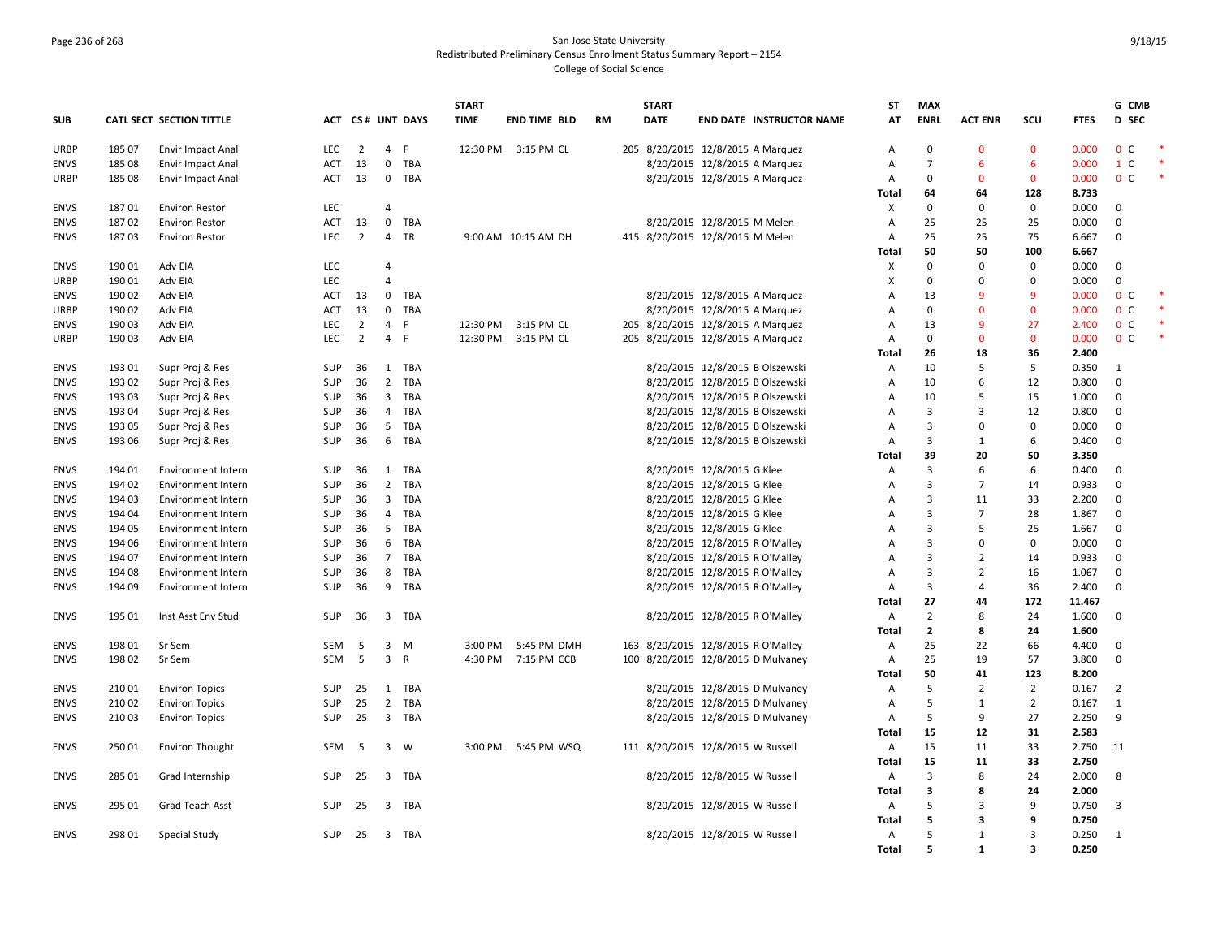San Jose State University
Redistributed Preliminary Census Enrollment Status Summary Report – 2154
College of Social Science

| SUB | CATL SECT | SECTION TITTLE | ACT | CS # | UNT | DAYS | START TIME | END TIME | BLD | RM | START DATE | END DATE | INSTRUCTOR NAME | ST AT | MAX ENRL | ACT ENR | SCU | FTES | G D | CMB SEC | |
|---|---|---|---|---|---|---|---|---|---|---|---|---|---|---|---|---|---|---|---|---|---|
| URBP | 185 07 | Envir Impact Anal | LEC | 2 | 4 | F | 12:30 PM | 3:15 PM | CL | 205 | 8/20/2015 | 12/8/2015 | A Marquez | A | 0 | 0 | 0 | 0.000 | 0 | C | * |
| ENVS | 185 08 | Envir Impact Anal | ACT | 13 | 0 | TBA | | | | | 8/20/2015 | 12/8/2015 | A Marquez | A | 7 | 6 | 6 | 0.000 | 1 | C | * |
| URBP | 185 08 | Envir Impact Anal | ACT | 13 | 0 | TBA | | | | | 8/20/2015 | 12/8/2015 | A Marquez | A | 0 | 0 | 0 | 0.000 | 0 | C | * |
| | | | | | | | | | | | | | | Total | 64 | 64 | 128 | 8.733 | | | |
| ENVS | 187 01 | Environ Restor | LEC | | 4 | | | | | | | | | X | 0 | 0 | 0 | 0.000 | 0 | | |
| ENVS | 187 02 | Environ Restor | ACT | 13 | 0 | TBA | | | | | 8/20/2015 | 12/8/2015 | M Melen | A | 25 | 25 | 25 | 0.000 | 0 | | |
| ENVS | 187 03 | Environ Restor | LEC | 2 | 4 | TR | 9:00 AM | 10:15 AM | DH | 415 | 8/20/2015 | 12/8/2015 | M Melen | A | 25 | 25 | 75 | 6.667 | 0 | | |
| | | | | | | | | | | | | | | Total | 50 | 50 | 100 | 6.667 | | | |
| ENVS | 190 01 | Adv EIA | LEC | | 4 | | | | | | | | | X | 0 | 0 | 0 | 0.000 | 0 | | |
| URBP | 190 01 | Adv EIA | LEC | | 4 | | | | | | | | | X | 0 | 0 | 0 | 0.000 | 0 | | |
| ENVS | 190 02 | Adv EIA | ACT | 13 | 0 | TBA | | | | | 8/20/2015 | 12/8/2015 | A Marquez | A | 13 | 9 | 9 | 0.000 | 0 | C | * |
| URBP | 190 02 | Adv EIA | ACT | 13 | 0 | TBA | | | | | 8/20/2015 | 12/8/2015 | A Marquez | A | 0 | 0 | 0 | 0.000 | 0 | C | * |
| ENVS | 190 03 | Adv EIA | LEC | 2 | 4 | F | 12:30 PM | 3:15 PM | CL | 205 | 8/20/2015 | 12/8/2015 | A Marquez | A | 13 | 9 | 27 | 2.400 | 0 | C | * |
| URBP | 190 03 | Adv EIA | LEC | 2 | 4 | F | 12:30 PM | 3:15 PM | CL | 205 | 8/20/2015 | 12/8/2015 | A Marquez | A | 0 | 0 | 0 | 0.000 | 0 | C | * |
| | | | | | | | | | | | | | | Total | 26 | 18 | 36 | 2.400 | | | |
| ENVS | 193 01 | Supr Proj & Res | SUP | 36 | 1 | TBA | | | | | 8/20/2015 | 12/8/2015 | B Olszewski | A | 10 | 5 | 5 | 0.350 | 1 | | |
| ENVS | 193 02 | Supr Proj & Res | SUP | 36 | 2 | TBA | | | | | 8/20/2015 | 12/8/2015 | B Olszewski | A | 10 | 6 | 12 | 0.800 | 0 | | |
| ENVS | 193 03 | Supr Proj & Res | SUP | 36 | 3 | TBA | | | | | 8/20/2015 | 12/8/2015 | B Olszewski | A | 10 | 5 | 15 | 1.000 | 0 | | |
| ENVS | 193 04 | Supr Proj & Res | SUP | 36 | 4 | TBA | | | | | 8/20/2015 | 12/8/2015 | B Olszewski | A | 3 | 3 | 12 | 0.800 | 0 | | |
| ENVS | 193 05 | Supr Proj & Res | SUP | 36 | 5 | TBA | | | | | 8/20/2015 | 12/8/2015 | B Olszewski | A | 3 | 0 | 0 | 0.000 | 0 | | |
| ENVS | 193 06 | Supr Proj & Res | SUP | 36 | 6 | TBA | | | | | 8/20/2015 | 12/8/2015 | B Olszewski | A | 3 | 1 | 6 | 0.400 | 0 | | |
| | | | | | | | | | | | | | | Total | 39 | 20 | 50 | 3.350 | | | |
| ENVS | 194 01 | Environment Intern | SUP | 36 | 1 | TBA | | | | | 8/20/2015 | 12/8/2015 | G Klee | A | 3 | 6 | 6 | 0.400 | 0 | | |
| ENVS | 194 02 | Environment Intern | SUP | 36 | 2 | TBA | | | | | 8/20/2015 | 12/8/2015 | G Klee | A | 3 | 7 | 14 | 0.933 | 0 | | |
| ENVS | 194 03 | Environment Intern | SUP | 36 | 3 | TBA | | | | | 8/20/2015 | 12/8/2015 | G Klee | A | 3 | 11 | 33 | 2.200 | 0 | | |
| ENVS | 194 04 | Environment Intern | SUP | 36 | 4 | TBA | | | | | 8/20/2015 | 12/8/2015 | G Klee | A | 3 | 7 | 28 | 1.867 | 0 | | |
| ENVS | 194 05 | Environment Intern | SUP | 36 | 5 | TBA | | | | | 8/20/2015 | 12/8/2015 | G Klee | A | 3 | 5 | 25 | 1.667 | 0 | | |
| ENVS | 194 06 | Environment Intern | SUP | 36 | 6 | TBA | | | | | 8/20/2015 | 12/8/2015 | R O'Malley | A | 3 | 0 | 0 | 0.000 | 0 | | |
| ENVS | 194 07 | Environment Intern | SUP | 36 | 7 | TBA | | | | | 8/20/2015 | 12/8/2015 | R O'Malley | A | 3 | 2 | 14 | 0.933 | 0 | | |
| ENVS | 194 08 | Environment Intern | SUP | 36 | 8 | TBA | | | | | 8/20/2015 | 12/8/2015 | R O'Malley | A | 3 | 2 | 16 | 1.067 | 0 | | |
| ENVS | 194 09 | Environment Intern | SUP | 36 | 9 | TBA | | | | | 8/20/2015 | 12/8/2015 | R O'Malley | A | 3 | 4 | 36 | 2.400 | 0 | | |
| | | | | | | | | | | | | | | Total | 27 | 44 | 172 | 11.467 | | | |
| ENVS | 195 01 | Inst Asst Env Stud | SUP | 36 | 3 | TBA | | | | | 8/20/2015 | 12/8/2015 | R O'Malley | A | 2 | 8 | 24 | 1.600 | 0 | | |
| | | | | | | | | | | | | | | Total | 2 | 8 | 24 | 1.600 | | | |
| ENVS | 198 01 | Sr Sem | SEM | 5 | 3 | M | 3:00 PM | 5:45 PM | DMH | 163 | 8/20/2015 | 12/8/2015 | R O'Malley | A | 25 | 22 | 66 | 4.400 | 0 | | |
| ENVS | 198 02 | Sr Sem | SEM | 5 | 3 | R | 4:30 PM | 7:15 PM | CCB | 100 | 8/20/2015 | 12/8/2015 | D Mulvaney | A | 25 | 19 | 57 | 3.800 | 0 | | |
| | | | | | | | | | | | | | | Total | 50 | 41 | 123 | 8.200 | | | |
| ENVS | 210 01 | Environ Topics | SUP | 25 | 1 | TBA | | | | | 8/20/2015 | 12/8/2015 | D Mulvaney | A | 5 | 2 | 2 | 0.167 | 2 | | |
| ENVS | 210 02 | Environ Topics | SUP | 25 | 2 | TBA | | | | | 8/20/2015 | 12/8/2015 | D Mulvaney | A | 5 | 1 | 2 | 0.167 | 1 | | |
| ENVS | 210 03 | Environ Topics | SUP | 25 | 3 | TBA | | | | | 8/20/2015 | 12/8/2015 | D Mulvaney | A | 5 | 9 | 27 | 2.250 | 9 | | |
| | | | | | | | | | | | | | | Total | 15 | 12 | 31 | 2.583 | | | |
| ENVS | 250 01 | Environ Thought | SEM | 5 | 3 | W | 3:00 PM | 5:45 PM | WSQ | 111 | 8/20/2015 | 12/8/2015 | W Russell | A | 15 | 11 | 33 | 2.750 | 11 | | |
| | | | | | | | | | | | | | | Total | 15 | 11 | 33 | 2.750 | | | |
| ENVS | 285 01 | Grad Internship | SUP | 25 | 3 | TBA | | | | | 8/20/2015 | 12/8/2015 | W Russell | A | 3 | 8 | 24 | 2.000 | 8 | | |
| | | | | | | | | | | | | | | Total | 3 | 8 | 24 | 2.000 | | | |
| ENVS | 295 01 | Grad Teach Asst | SUP | 25 | 3 | TBA | | | | | 8/20/2015 | 12/8/2015 | W Russell | A | 5 | 3 | 9 | 0.750 | 3 | | |
| | | | | | | | | | | | | | | Total | 5 | 3 | 9 | 0.750 | | | |
| ENVS | 298 01 | Special Study | SUP | 25 | 3 | TBA | | | | | 8/20/2015 | 12/8/2015 | W Russell | A | 5 | 1 | 3 | 0.250 | 1 | | |
| | | | | | | | | | | | | | | Total | 5 | 1 | 3 | 0.250 | | | |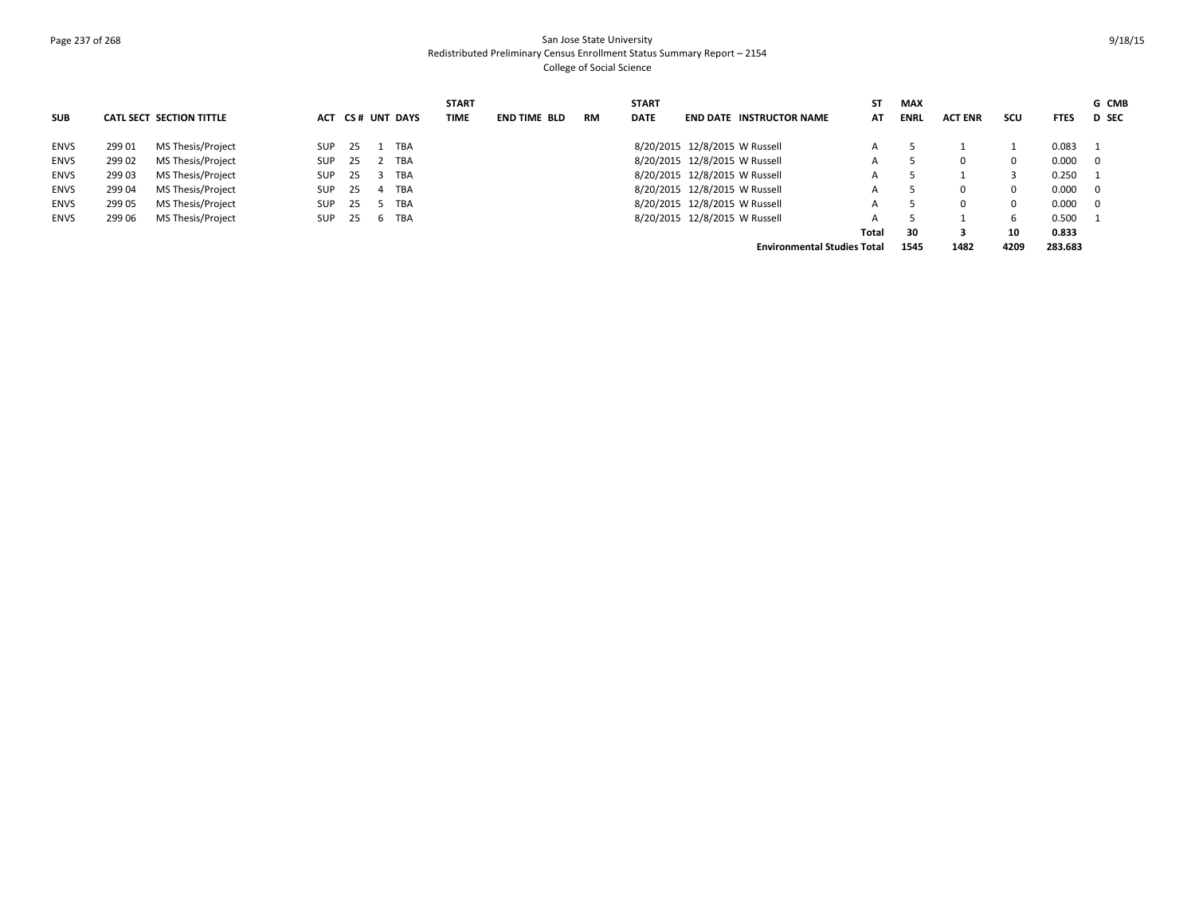San Jose State University
Redistributed Preliminary Census Enrollment Status Summary Report – 2154
College of Social Science

| SUB | CATL SECT | SECTION TITTLE | ACT | CS # | UNT | DAYS | START TIME | END TIME | BLD | RM | START DATE | END DATE | INSTRUCTOR NAME | ST AT | MAX ENRL | ACT ENR | SCU | FTES | G CMB D SEC |
|---|---|---|---|---|---|---|---|---|---|---|---|---|---|---|---|---|---|---|---|
| ENVS | 299 01 | MS Thesis/Project | SUP | 25 | 1 | TBA | | | | | 8/20/2015 | 12/8/2015 | W Russell | A | 5 | 1 | 1 | 0.083 | 1 |
| ENVS | 299 02 | MS Thesis/Project | SUP | 25 | 2 | TBA | | | | | 8/20/2015 | 12/8/2015 | W Russell | A | 5 | 0 | 0 | 0.000 | 0 |
| ENVS | 299 03 | MS Thesis/Project | SUP | 25 | 3 | TBA | | | | | 8/20/2015 | 12/8/2015 | W Russell | A | 5 | 1 | 3 | 0.250 | 1 |
| ENVS | 299 04 | MS Thesis/Project | SUP | 25 | 4 | TBA | | | | | 8/20/2015 | 12/8/2015 | W Russell | A | 5 | 0 | 0 | 0.000 | 0 |
| ENVS | 299 05 | MS Thesis/Project | SUP | 25 | 5 | TBA | | | | | 8/20/2015 | 12/8/2015 | W Russell | A | 5 | 0 | 0 | 0.000 | 0 |
| ENVS | 299 06 | MS Thesis/Project | SUP | 25 | 6 | TBA | | | | | 8/20/2015 | 12/8/2015 | W Russell | A | 5 | 1 | 6 | 0.500 | 1 |
| | | | | | | | | | | | | | | **Total** | **30** | **3** | **10** | **0.833** | |
| | | | | | | | | | | | | | **Environmental Studies Total** | | **1545** | **1482** | **4209** | **283.683** | |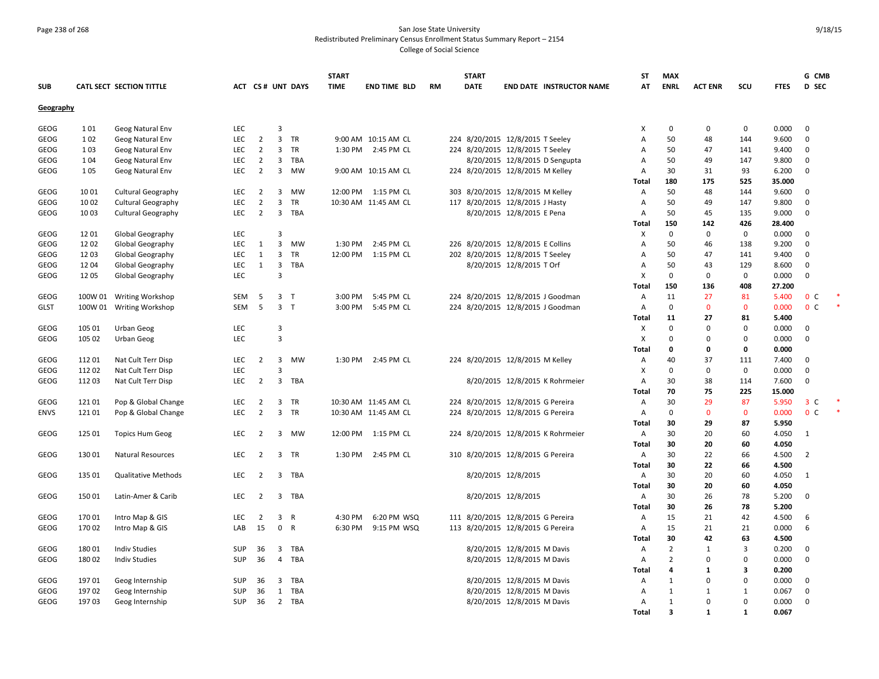San Jose State University
Redistributed Preliminary Census Enrollment Status Summary Report – 2154
College of Social Science

| SUB | CATL SECT | SECTION TITTLE | ACT | CS # | UNT | DAYS | START TIME | END TIME | BLD | RM | START DATE | END DATE | INSTRUCTOR NAME | ST AT | MAX ENRL | ACT ENR | SCU | FTES | G D | CMB SEC |
|---|---|---|---|---|---|---|---|---|---|---|---|---|---|---|---|---|---|---|---|---|
| **Geography** | | | | | | | | | | | | | | | | | | | | |
| GEOG | 1 01 | Geog Natural Env | LEC | | 3 | | | | | | | | | X | 0 | 0 | 0 | 0.000 | 0 | |
| GEOG | 1 02 | Geog Natural Env | LEC | 2 | 3 | TR | 9:00 AM | 10:15 AM | CL | 224 | 8/20/2015 | 12/8/2015 | T Seeley | A | 50 | 48 | 144 | 9.600 | 0 | |
| GEOG | 1 03 | Geog Natural Env | LEC | 2 | 3 | TR | 1:30 PM | 2:45 PM | CL | 224 | 8/20/2015 | 12/8/2015 | T Seeley | A | 50 | 47 | 141 | 9.400 | 0 | |
| GEOG | 1 04 | Geog Natural Env | LEC | 2 | 3 | TBA | | | | | 8/20/2015 | 12/8/2015 | D Sengupta | A | 50 | 49 | 147 | 9.800 | 0 | |
| GEOG | 1 05 | Geog Natural Env | LEC | 2 | 3 | MW | 9:00 AM | 10:15 AM | CL | 224 | 8/20/2015 | 12/8/2015 | M Kelley | A | 30 | 31 | 93 | 6.200 | 0 | |
| | | | | | | | | | | | | | | **Total** | **180** | **175** | **525** | **35.000** | | |
| GEOG | 10 01 | Cultural Geography | LEC | 2 | 3 | MW | 12:00 PM | 1:15 PM | CL | 303 | 8/20/2015 | 12/8/2015 | M Kelley | A | 50 | 48 | 144 | 9.600 | 0 | |
| GEOG | 10 02 | Cultural Geography | LEC | 2 | 3 | TR | 10:30 AM | 11:45 AM | CL | 117 | 8/20/2015 | 12/8/2015 | J Hasty | A | 50 | 49 | 147 | 9.800 | 0 | |
| GEOG | 10 03 | Cultural Geography | LEC | 2 | 3 | TBA | | | | | 8/20/2015 | 12/8/2015 | E Pena | A | 50 | 45 | 135 | 9.000 | 0 | |
| | | | | | | | | | | | | | | **Total** | **150** | **142** | **426** | **28.400** | | |
| GEOG | 12 01 | Global Geography | LEC | | 3 | | | | | | | | | X | 0 | 0 | 0 | 0.000 | 0 | |
| GEOG | 12 02 | Global Geography | LEC | 1 | 3 | MW | 1:30 PM | 2:45 PM | CL | 226 | 8/20/2015 | 12/8/2015 | E Collins | A | 50 | 46 | 138 | 9.200 | 0 | |
| GEOG | 12 03 | Global Geography | LEC | 1 | 3 | TR | 12:00 PM | 1:15 PM | CL | 202 | 8/20/2015 | 12/8/2015 | T Seeley | A | 50 | 47 | 141 | 9.400 | 0 | |
| GEOG | 12 04 | Global Geography | LEC | 1 | 3 | TBA | | | | | 8/20/2015 | 12/8/2015 | T Orf | A | 50 | 43 | 129 | 8.600 | 0 | |
| GEOG | 12 05 | Global Geography | LEC | | 3 | | | | | | | | | X | 0 | 0 | 0 | 0.000 | 0 | |
| | | | | | | | | | | | | | | **Total** | **150** | **136** | **408** | **27.200** | | |
| GEOG | 100W 01 | Writing Workshop | SEM | 5 | 3 | T | 3:00 PM | 5:45 PM | CL | 224 | 8/20/2015 | 12/8/2015 | J Goodman | A | 11 | 27 | 81 | 5.400 | 0 | C * |
| GLST | 100W 01 | Writing Workshop | SEM | 5 | 3 | T | 3:00 PM | 5:45 PM | CL | 224 | 8/20/2015 | 12/8/2015 | J Goodman | A | 0 | 0 | 0 | 0.000 | 0 | C * |
| | | | | | | | | | | | | | | **Total** | **11** | **27** | **81** | **5.400** | | |
| GEOG | 105 01 | Urban Geog | LEC | | 3 | | | | | | | | | X | 0 | 0 | 0 | 0.000 | 0 | |
| GEOG | 105 02 | Urban Geog | LEC | | 3 | | | | | | | | | X | 0 | 0 | 0 | 0.000 | 0 | |
| | | | | | | | | | | | | | | **Total** | **0** | **0** | **0** | **0.000** | | |
| GEOG | 112 01 | Nat Cult Terr Disp | LEC | 2 | 3 | MW | 1:30 PM | 2:45 PM | CL | 224 | 8/20/2015 | 12/8/2015 | M Kelley | A | 40 | 37 | 111 | 7.400 | 0 | |
| GEOG | 112 02 | Nat Cult Terr Disp | LEC | | 3 | | | | | | | | | X | 0 | 0 | 0 | 0.000 | 0 | |
| GEOG | 112 03 | Nat Cult Terr Disp | LEC | 2 | 3 | TBA | | | | | 8/20/2015 | 12/8/2015 | K Rohrmeier | A | 30 | 38 | 114 | 7.600 | 0 | |
| | | | | | | | | | | | | | | **Total** | **70** | **75** | **225** | **15.000** | | |
| GEOG | 121 01 | Pop & Global Change | LEC | 2 | 3 | TR | 10:30 AM | 11:45 AM | CL | 224 | 8/20/2015 | 12/8/2015 | G Pereira | A | 30 | 29 | 87 | 5.950 | 3 | C * |
| ENVS | 121 01 | Pop & Global Change | LEC | 2 | 3 | TR | 10:30 AM | 11:45 AM | CL | 224 | 8/20/2015 | 12/8/2015 | G Pereira | A | 0 | 0 | 0 | 0.000 | 0 | C * |
| | | | | | | | | | | | | | | **Total** | **30** | **29** | **87** | **5.950** | | |
| GEOG | 125 01 | Topics Hum Geog | LEC | 2 | 3 | MW | 12:00 PM | 1:15 PM | CL | 224 | 8/20/2015 | 12/8/2015 | K Rohrmeier | A | 30 | 20 | 60 | 4.050 | 1 | |
| | | | | | | | | | | | | | | **Total** | **30** | **20** | **60** | **4.050** | | |
| GEOG | 130 01 | Natural Resources | LEC | 2 | 3 | TR | 1:30 PM | 2:45 PM | CL | 310 | 8/20/2015 | 12/8/2015 | G Pereira | A | 30 | 22 | 66 | 4.500 | 2 | |
| | | | | | | | | | | | | | | **Total** | **30** | **22** | **66** | **4.500** | | |
| GEOG | 135 01 | Qualitative Methods | LEC | 2 | 3 | TBA | | | | | 8/20/2015 | 12/8/2015 | | A | 30 | 20 | 60 | 4.050 | 1 | |
| | | | | | | | | | | | | | | **Total** | **30** | **20** | **60** | **4.050** | | |
| GEOG | 150 01 | Latin-Amer & Carib | LEC | 2 | 3 | TBA | | | | | 8/20/2015 | 12/8/2015 | | A | 30 | 26 | 78 | 5.200 | 0 | |
| | | | | | | | | | | | | | | **Total** | **30** | **26** | **78** | **5.200** | | |
| GEOG | 170 01 | Intro Map & GIS | LEC | 2 | 3 | R | 4:30 PM | 6:20 PM | WSQ | 111 | 8/20/2015 | 12/8/2015 | G Pereira | A | 15 | 21 | 42 | 4.500 | 6 | |
| GEOG | 170 02 | Intro Map & GIS | LAB | 15 | 0 | R | 6:30 PM | 9:15 PM | WSQ | 113 | 8/20/2015 | 12/8/2015 | G Pereira | A | 15 | 21 | 21 | 0.000 | 6 | |
| | | | | | | | | | | | | | | **Total** | **30** | **42** | **63** | **4.500** | | |
| GEOG | 180 01 | Indiv Studies | SUP | 36 | 3 | TBA | | | | | 8/20/2015 | 12/8/2015 | M Davis | A | 2 | 1 | 3 | 0.200 | 0 | |
| GEOG | 180 02 | Indiv Studies | SUP | 36 | 4 | TBA | | | | | 8/20/2015 | 12/8/2015 | M Davis | A | 2 | 0 | 0 | 0.000 | 0 | |
| | | | | | | | | | | | | | | **Total** | **4** | **1** | **3** | **0.200** | | |
| GEOG | 197 01 | Geog Internship | SUP | 36 | 3 | TBA | | | | | 8/20/2015 | 12/8/2015 | M Davis | A | 1 | 0 | 0 | 0.000 | 0 | |
| GEOG | 197 02 | Geog Internship | SUP | 36 | 1 | TBA | | | | | 8/20/2015 | 12/8/2015 | M Davis | A | 1 | 1 | 1 | 0.067 | 0 | |
| GEOG | 197 03 | Geog Internship | SUP | 36 | 2 | TBA | | | | | 8/20/2015 | 12/8/2015 | M Davis | A | 1 | 0 | 0 | 0.000 | 0 | |
| | | | | | | | | | | | | | | **Total** | **3** | **1** | **1** | **0.067** | | |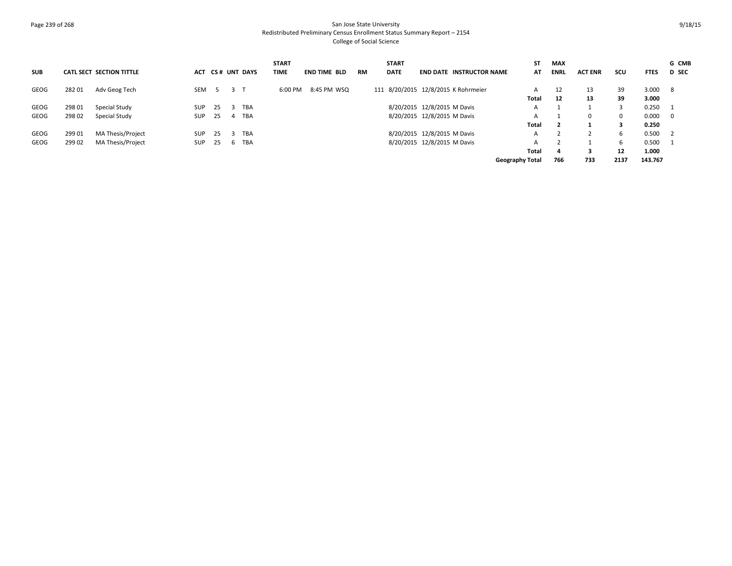San Jose State University
Redistributed Preliminary Census Enrollment Status Summary Report – 2154
College of Social Science

| SUB | CATL SECT | SECTION TITTLE | ACT | CS # | UNT | DAYS | START TIME | END TIME | BLD | RM | START DATE | END DATE | INSTRUCTOR NAME | ST AT | MAX ENRL | ACT ENR | SCU | FTES | G CMB D SEC |
|---|---|---|---|---|---|---|---|---|---|---|---|---|---|---|---|---|---|---|---|
| GEOG | 282 01 | Adv Geog Tech | SEM | 5 | 3 | T | 6:00 PM | 8:45 PM | WSQ | 111 | 8/20/2015 | 12/8/2015 | K Rohrmeier | A | 12 | 13 | 39 | 3.000 | 8 |
| | | | | | | | | | | | | | | **Total** | **12** | **13** | **39** | **3.000** | |
| GEOG | 298 01 | Special Study | SUP | 25 | 3 | TBA | | | | | 8/20/2015 | 12/8/2015 | M Davis | A | 1 | 1 | 3 | 0.250 | 1 |
| GEOG | 298 02 | Special Study | SUP | 25 | 4 | TBA | | | | | 8/20/2015 | 12/8/2015 | M Davis | A | 1 | 0 | 0 | 0.000 | 0 |
| | | | | | | | | | | | | | | **Total** | **2** | **1** | **3** | **0.250** | |
| GEOG | 299 01 | MA Thesis/Project | SUP | 25 | 3 | TBA | | | | | 8/20/2015 | 12/8/2015 | M Davis | A | 2 | 2 | 6 | 0.500 | 2 |
| GEOG | 299 02 | MA Thesis/Project | SUP | 25 | 6 | TBA | | | | | 8/20/2015 | 12/8/2015 | M Davis | A | 2 | 1 | 6 | 0.500 | 1 |
| | | | | | | | | | | | | | | **Total** | **4** | **3** | **12** | **1.000** | |
| | | | | | | | | | | | | | | **Geography Total** | **766** | **733** | **2137** | **143.767** | |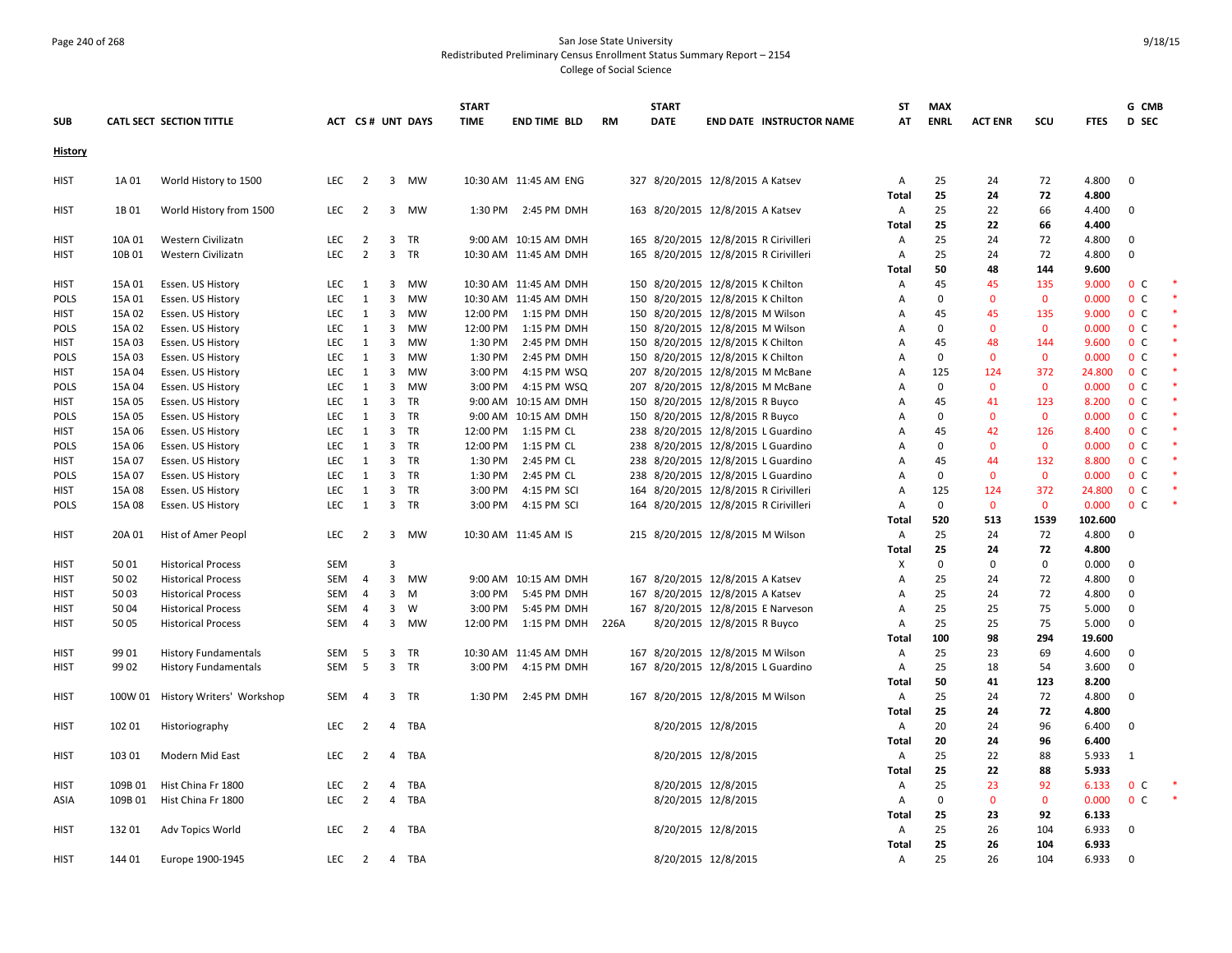San Jose State University
Redistributed Preliminary Census Enrollment Status Summary Report – 2154
College of Social Science

| SUB | CATL SECT | SECTION TITTLE | ACT | CS # | UNT | DAYS | START TIME | END TIME | BLD | RM | START DATE | END DATE | INSTRUCTOR NAME | ST AT | MAX ENRL | ACT ENR | SCU | FTES | G D | CMB SEC | |
|---|---|---|---|---|---|---|---|---|---|---|---|---|---|---|---|---|---|---|---|---|---|
| **History** | | | | | | | | | | | | | | | | | | | | | |
| HIST | 1A 01 | World History to 1500 | LEC | 2 | 3 | MW | 10:30 AM | 11:45 AM | ENG | 327 | 8/20/2015 | 12/8/2015 | A Katsev | A | 25 | 24 | 72 | 4.800 | 0 | | |
| | | | | | | | | | | | | | | **Total** | **25** | **24** | **72** | **4.800** | | | |
| HIST | 1B 01 | World History from 1500 | LEC | 2 | 3 | MW | 1:30 PM | 2:45 PM | DMH | 163 | 8/20/2015 | 12/8/2015 | A Katsev | A | 25 | 22 | 66 | 4.400 | 0 | | |
| | | | | | | | | | | | | | | **Total** | **25** | **22** | **66** | **4.400** | | | |
| HIST | 10A 01 | Western Civilizatn | LEC | 2 | 3 | TR | 9:00 AM | 10:15 AM | DMH | 165 | 8/20/2015 | 12/8/2015 | R Cirivilleri | A | 25 | 24 | 72 | 4.800 | 0 | | |
| HIST | 10B 01 | Western Civilizatn | LEC | 2 | 3 | TR | 10:30 AM | 11:45 AM | DMH | 165 | 8/20/2015 | 12/8/2015 | R Cirivilleri | A | 25 | 24 | 72 | 4.800 | 0 | | |
| | | | | | | | | | | | | | | **Total** | **50** | **48** | **144** | **9.600** | | | |
| HIST | 15A 01 | Essen. US History | LEC | 1 | 3 | MW | 10:30 AM | 11:45 AM | DMH | 150 | 8/20/2015 | 12/8/2015 | K Chilton | A | 45 | 45 | 135 | 9.000 | 0 | C | * |
| POLS | 15A 01 | Essen. US History | LEC | 1 | 3 | MW | 10:30 AM | 11:45 AM | DMH | 150 | 8/20/2015 | 12/8/2015 | K Chilton | A | 0 | 0 | 0 | 0.000 | 0 | C | * |
| HIST | 15A 02 | Essen. US History | LEC | 1 | 3 | MW | 12:00 PM | 1:15 PM | DMH | 150 | 8/20/2015 | 12/8/2015 | M Wilson | A | 45 | 45 | 135 | 9.000 | 0 | C | * |
| POLS | 15A 02 | Essen. US History | LEC | 1 | 3 | MW | 12:00 PM | 1:15 PM | DMH | 150 | 8/20/2015 | 12/8/2015 | M Wilson | A | 0 | 0 | 0 | 0.000 | 0 | C | * |
| HIST | 15A 03 | Essen. US History | LEC | 1 | 3 | MW | 1:30 PM | 2:45 PM | DMH | 150 | 8/20/2015 | 12/8/2015 | K Chilton | A | 45 | 48 | 144 | 9.600 | 0 | C | * |
| POLS | 15A 03 | Essen. US History | LEC | 1 | 3 | MW | 1:30 PM | 2:45 PM | DMH | 150 | 8/20/2015 | 12/8/2015 | K Chilton | A | 0 | 0 | 0 | 0.000 | 0 | C | * |
| HIST | 15A 04 | Essen. US History | LEC | 1 | 3 | MW | 3:00 PM | 4:15 PM | WSQ | 207 | 8/20/2015 | 12/8/2015 | M McBane | A | 125 | 124 | 372 | 24.800 | 0 | C | * |
| POLS | 15A 04 | Essen. US History | LEC | 1 | 3 | MW | 3:00 PM | 4:15 PM | WSQ | 207 | 8/20/2015 | 12/8/2015 | M McBane | A | 0 | 0 | 0 | 0.000 | 0 | C | * |
| HIST | 15A 05 | Essen. US History | LEC | 1 | 3 | TR | 9:00 AM | 10:15 AM | DMH | 150 | 8/20/2015 | 12/8/2015 | R Buyco | A | 45 | 41 | 123 | 8.200 | 0 | C | * |
| POLS | 15A 05 | Essen. US History | LEC | 1 | 3 | TR | 9:00 AM | 10:15 AM | DMH | 150 | 8/20/2015 | 12/8/2015 | R Buyco | A | 0 | 0 | 0 | 0.000 | 0 | C | * |
| HIST | 15A 06 | Essen. US History | LEC | 1 | 3 | TR | 12:00 PM | 1:15 PM | CL | 238 | 8/20/2015 | 12/8/2015 | L Guardino | A | 45 | 42 | 126 | 8.400 | 0 | C | * |
| POLS | 15A 06 | Essen. US History | LEC | 1 | 3 | TR | 12:00 PM | 1:15 PM | CL | 238 | 8/20/2015 | 12/8/2015 | L Guardino | A | 0 | 0 | 0 | 0.000 | 0 | C | * |
| HIST | 15A 07 | Essen. US History | LEC | 1 | 3 | TR | 1:30 PM | 2:45 PM | CL | 238 | 8/20/2015 | 12/8/2015 | L Guardino | A | 45 | 44 | 132 | 8.800 | 0 | C | * |
| POLS | 15A 07 | Essen. US History | LEC | 1 | 3 | TR | 1:30 PM | 2:45 PM | CL | 238 | 8/20/2015 | 12/8/2015 | L Guardino | A | 0 | 0 | 0 | 0.000 | 0 | C | * |
| HIST | 15A 08 | Essen. US History | LEC | 1 | 3 | TR | 3:00 PM | 4:15 PM | SCI | 164 | 8/20/2015 | 12/8/2015 | R Cirivilleri | A | 125 | 124 | 372 | 24.800 | 0 | C | * |
| POLS | 15A 08 | Essen. US History | LEC | 1 | 3 | TR | 3:00 PM | 4:15 PM | SCI | 164 | 8/20/2015 | 12/8/2015 | R Cirivilleri | A | 0 | 0 | 0 | 0.000 | 0 | C | * |
| | | | | | | | | | | | | | | **Total** | **520** | **513** | **1539** | **102.600** | | | |
| HIST | 20A 01 | Hist of Amer Peopl | LEC | 2 | 3 | MW | 10:30 AM | 11:45 AM | IS | 215 | 8/20/2015 | 12/8/2015 | M Wilson | A | 25 | 24 | 72 | 4.800 | 0 | | |
| | | | | | | | | | | | | | | **Total** | **25** | **24** | **72** | **4.800** | | | |
| HIST | 50 01 | Historical Process | SEM | | 3 | | | | | | | | | X | 0 | 0 | 0 | 0.000 | 0 | | |
| HIST | 50 02 | Historical Process | SEM | 4 | 3 | MW | 9:00 AM | 10:15 AM | DMH | 167 | 8/20/2015 | 12/8/2015 | A Katsev | A | 25 | 24 | 72 | 4.800 | 0 | | |
| HIST | 50 03 | Historical Process | SEM | 4 | 3 | M | 3:00 PM | 5:45 PM | DMH | 167 | 8/20/2015 | 12/8/2015 | A Katsev | A | 25 | 24 | 72 | 4.800 | 0 | | |
| HIST | 50 04 | Historical Process | SEM | 4 | 3 | W | 3:00 PM | 5:45 PM | DMH | 167 | 8/20/2015 | 12/8/2015 | E Narveson | A | 25 | 25 | 75 | 5.000 | 0 | | |
| HIST | 50 05 | Historical Process | SEM | 4 | 3 | MW | 12:00 PM | 1:15 PM | DMH | 226A | 8/20/2015 | 12/8/2015 | R Buyco | A | 25 | 25 | 75 | 5.000 | 0 | | |
| | | | | | | | | | | | | | | **Total** | **100** | **98** | **294** | **19.600** | | | |
| HIST | 99 01 | History Fundamentals | SEM | 5 | 3 | TR | 10:30 AM | 11:45 AM | DMH | 167 | 8/20/2015 | 12/8/2015 | M Wilson | A | 25 | 23 | 69 | 4.600 | 0 | | |
| HIST | 99 02 | History Fundamentals | SEM | 5 | 3 | TR | 3:00 PM | 4:15 PM | DMH | 167 | 8/20/2015 | 12/8/2015 | L Guardino | A | 25 | 18 | 54 | 3.600 | 0 | | |
| | | | | | | | | | | | | | | **Total** | **50** | **41** | **123** | **8.200** | | | |
| HIST | 100W 01 | History Writers' Workshop | SEM | 4 | 3 | TR | 1:30 PM | 2:45 PM | DMH | 167 | 8/20/2015 | 12/8/2015 | M Wilson | A | 25 | 24 | 72 | 4.800 | 0 | | |
| | | | | | | | | | | | | | | **Total** | **25** | **24** | **72** | **4.800** | | | |
| HIST | 102 01 | Historiography | LEC | 2 | 4 | TBA | | | | | 8/20/2015 | 12/8/2015 | | A | 20 | 24 | 96 | 6.400 | 0 | | |
| | | | | | | | | | | | | | | **Total** | **20** | **24** | **96** | **6.400** | | | |
| HIST | 103 01 | Modern Mid East | LEC | 2 | 4 | TBA | | | | | 8/20/2015 | 12/8/2015 | | A | 25 | 22 | 88 | 5.933 | 1 | | |
| | | | | | | | | | | | | | | **Total** | **25** | **22** | **88** | **5.933** | | | |
| HIST | 109B 01 | Hist China Fr 1800 | LEC | 2 | 4 | TBA | | | | | 8/20/2015 | 12/8/2015 | | A | 25 | 23 | 92 | 6.133 | 0 | C | * |
| ASIA | 109B 01 | Hist China Fr 1800 | LEC | 2 | 4 | TBA | | | | | 8/20/2015 | 12/8/2015 | | A | 0 | 0 | 0 | 0.000 | 0 | C | * |
| | | | | | | | | | | | | | | **Total** | **25** | **23** | **92** | **6.133** | | | |
| HIST | 132 01 | Adv Topics World | LEC | 2 | 4 | TBA | | | | | 8/20/2015 | 12/8/2015 | | A | 25 | 26 | 104 | 6.933 | 0 | | |
| | | | | | | | | | | | | | | **Total** | **25** | **26** | **104** | **6.933** | | | |
| HIST | 144 01 | Europe 1900-1945 | LEC | 2 | 4 | TBA | | | | | 8/20/2015 | 12/8/2015 | | A | 25 | 26 | 104 | 6.933 | 0 | | |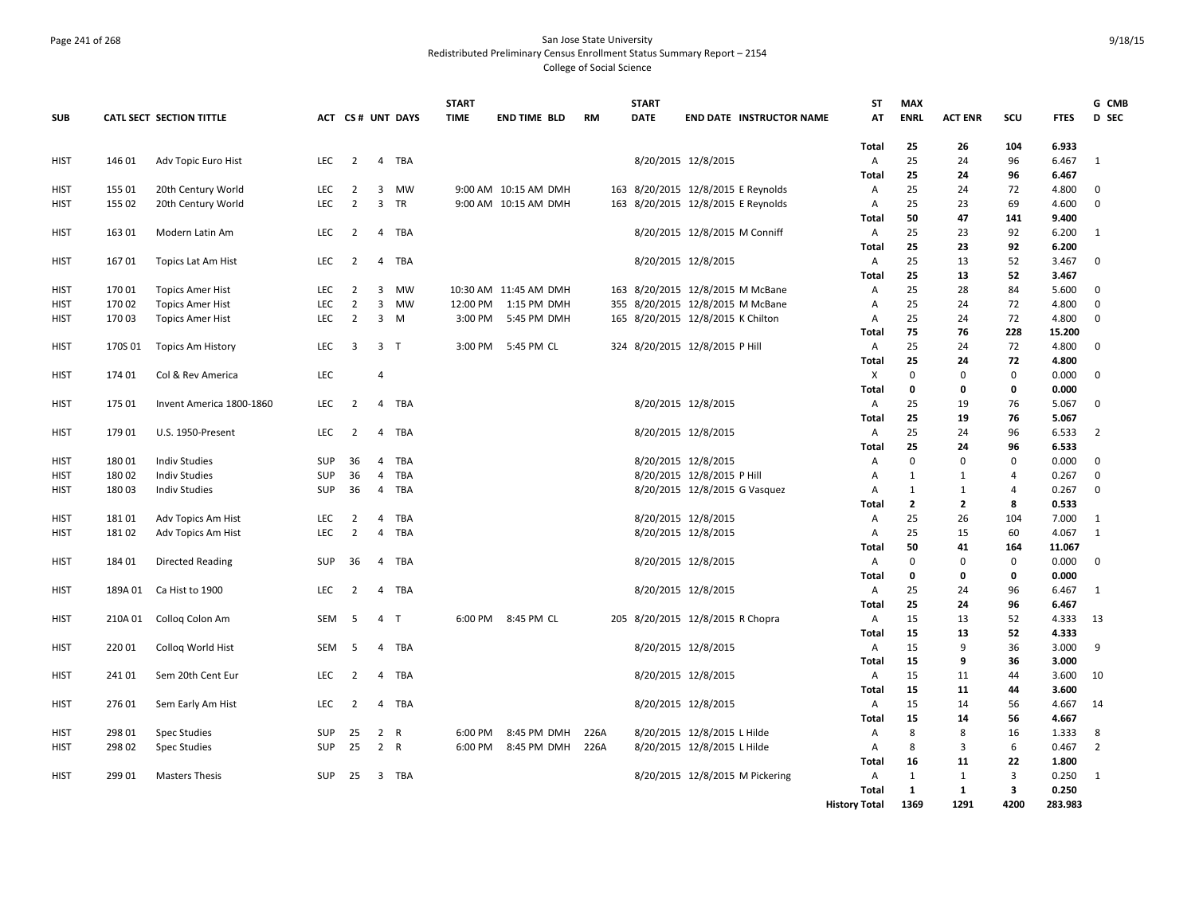San Jose State University
Redistributed Preliminary Census Enrollment Status Summary Report – 2154
College of Social Science

| SUB | CATL SECT | SECTION TITTLE | ACT | CS # | UNT | DAYS | START TIME | END TIME | BLD | RM | START DATE | END DATE | INSTRUCTOR NAME | ST AT | MAX ENRL | ACT ENR | SCU | FTES | G CMB D SEC |
|---|---|---|---|---|---|---|---|---|---|---|---|---|---|---|---|---|---|---|---|
| | | | | | | | | | | | | | | **Total** | **25** | **26** | **104** | **6.933** | |
| HIST | 146 01 | Adv Topic Euro Hist | LEC | 2 | 4 | TBA | | | | | 8/20/2015 | 12/8/2015 | | A | 25 | 24 | 96 | 6.467 | 1 |
| | | | | | | | | | | | | | | **Total** | **25** | **24** | **96** | **6.467** | |
| HIST | 155 01 | 20th Century World | LEC | 2 | 3 | MW | 9:00 AM | 10:15 AM | DMH | 163 | 8/20/2015 | 12/8/2015 | E Reynolds | A | 25 | 24 | 72 | 4.800 | 0 |
| HIST | 155 02 | 20th Century World | LEC | 2 | 3 | TR | 9:00 AM | 10:15 AM | DMH | 163 | 8/20/2015 | 12/8/2015 | E Reynolds | A | 25 | 23 | 69 | 4.600 | 0 |
| | | | | | | | | | | | | | | **Total** | **50** | **47** | **141** | **9.400** | |
| HIST | 163 01 | Modern Latin Am | LEC | 2 | 4 | TBA | | | | | 8/20/2015 | 12/8/2015 | M Conniff | A | 25 | 23 | 92 | 6.200 | 1 |
| | | | | | | | | | | | | | | **Total** | **25** | **23** | **92** | **6.200** | |
| HIST | 167 01 | Topics Lat Am Hist | LEC | 2 | 4 | TBA | | | | | 8/20/2015 | 12/8/2015 | | A | 25 | 13 | 52 | 3.467 | 0 |
| | | | | | | | | | | | | | | **Total** | **25** | **13** | **52** | **3.467** | |
| HIST | 170 01 | Topics Amer Hist | LEC | 2 | 3 | MW | 10:30 AM | 11:45 AM | DMH | 163 | 8/20/2015 | 12/8/2015 | M McBane | A | 25 | 28 | 84 | 5.600 | 0 |
| HIST | 170 02 | Topics Amer Hist | LEC | 2 | 3 | MW | 12:00 PM | 1:15 PM | DMH | 355 | 8/20/2015 | 12/8/2015 | M McBane | A | 25 | 24 | 72 | 4.800 | 0 |
| HIST | 170 03 | Topics Amer Hist | LEC | 2 | 3 | M | 3:00 PM | 5:45 PM | DMH | 165 | 8/20/2015 | 12/8/2015 | K Chilton | A | 25 | 24 | 72 | 4.800 | 0 |
| | | | | | | | | | | | | | | **Total** | **75** | **76** | **228** | **15.200** | |
| HIST | 170S 01 | Topics Am History | LEC | 3 | 3 | T | 3:00 PM | 5:45 PM | CL | 324 | 8/20/2015 | 12/8/2015 | P Hill | A | 25 | 24 | 72 | 4.800 | 0 |
| | | | | | | | | | | | | | | **Total** | **25** | **24** | **72** | **4.800** | |
| HIST | 174 01 | Col & Rev America | LEC | | 4 | | | | | | | | | X | 0 | 0 | 0 | 0.000 | 0 |
| | | | | | | | | | | | | | | **Total** | **0** | **0** | **0** | **0.000** | |
| HIST | 175 01 | Invent America 1800-1860 | LEC | 2 | 4 | TBA | | | | | 8/20/2015 | 12/8/2015 | | A | 25 | 19 | 76 | 5.067 | 0 |
| | | | | | | | | | | | | | | **Total** | **25** | **19** | **76** | **5.067** | |
| HIST | 179 01 | U.S. 1950-Present | LEC | 2 | 4 | TBA | | | | | 8/20/2015 | 12/8/2015 | | A | 25 | 24 | 96 | 6.533 | 2 |
| | | | | | | | | | | | | | | **Total** | **25** | **24** | **96** | **6.533** | |
| HIST | 180 01 | Indiv Studies | SUP | 36 | 4 | TBA | | | | | 8/20/2015 | 12/8/2015 | | A | 0 | 0 | 0 | 0.000 | 0 |
| HIST | 180 02 | Indiv Studies | SUP | 36 | 4 | TBA | | | | | 8/20/2015 | 12/8/2015 | P Hill | A | 1 | 1 | 4 | 0.267 | 0 |
| HIST | 180 03 | Indiv Studies | SUP | 36 | 4 | TBA | | | | | 8/20/2015 | 12/8/2015 | G Vasquez | A | 1 | 1 | 4 | 0.267 | 0 |
| | | | | | | | | | | | | | | **Total** | **2** | **2** | **8** | **0.533** | |
| HIST | 181 01 | Adv Topics Am Hist | LEC | 2 | 4 | TBA | | | | | 8/20/2015 | 12/8/2015 | | A | 25 | 26 | 104 | 7.000 | 1 |
| HIST | 181 02 | Adv Topics Am Hist | LEC | 2 | 4 | TBA | | | | | 8/20/2015 | 12/8/2015 | | A | 25 | 15 | 60 | 4.067 | 1 |
| | | | | | | | | | | | | | | **Total** | **50** | **41** | **164** | **11.067** | |
| HIST | 184 01 | Directed Reading | SUP | 36 | 4 | TBA | | | | | 8/20/2015 | 12/8/2015 | | A | 0 | 0 | 0 | 0.000 | 0 |
| | | | | | | | | | | | | | | **Total** | **0** | **0** | **0** | **0.000** | |
| HIST | 189A 01 | Ca Hist to 1900 | LEC | 2 | 4 | TBA | | | | | 8/20/2015 | 12/8/2015 | | A | 25 | 24 | 96 | 6.467 | 1 |
| | | | | | | | | | | | | | | **Total** | **25** | **24** | **96** | **6.467** | |
| HIST | 210A 01 | Colloq Colon Am | SEM | 5 | 4 | T | 6:00 PM | 8:45 PM | CL | 205 | 8/20/2015 | 12/8/2015 | R Chopra | A | 15 | 13 | 52 | 4.333 | 13 |
| | | | | | | | | | | | | | | **Total** | **15** | **13** | **52** | **4.333** | |
| HIST | 220 01 | Colloq World Hist | SEM | 5 | 4 | TBA | | | | | 8/20/2015 | 12/8/2015 | | A | 15 | 9 | 36 | 3.000 | 9 |
| | | | | | | | | | | | | | | **Total** | **15** | **9** | **36** | **3.000** | |
| HIST | 241 01 | Sem 20th Cent Eur | LEC | 2 | 4 | TBA | | | | | 8/20/2015 | 12/8/2015 | | A | 15 | 11 | 44 | 3.600 | 10 |
| | | | | | | | | | | | | | | **Total** | **15** | **11** | **44** | **3.600** | |
| HIST | 276 01 | Sem Early Am Hist | LEC | 2 | 4 | TBA | | | | | 8/20/2015 | 12/8/2015 | | A | 15 | 14 | 56 | 4.667 | 14 |
| | | | | | | | | | | | | | | **Total** | **15** | **14** | **56** | **4.667** | |
| HIST | 298 01 | Spec Studies | SUP | 25 | 2 | R | 6:00 PM | 8:45 PM | DMH | 226A | 8/20/2015 | 12/8/2015 | L Hilde | A | 8 | 8 | 16 | 1.333 | 8 |
| HIST | 298 02 | Spec Studies | SUP | 25 | 2 | R | 6:00 PM | 8:45 PM | DMH | 226A | 8/20/2015 | 12/8/2015 | L Hilde | A | 8 | 3 | 6 | 0.467 | 2 |
| | | | | | | | | | | | | | | **Total** | **16** | **11** | **22** | **1.800** | |
| HIST | 299 01 | Masters Thesis | SUP | 25 | 3 | TBA | | | | | 8/20/2015 | 12/8/2015 | M Pickering | A | 1 | 1 | 3 | 0.250 | 1 |
| | | | | | | | | | | | | | | **Total** | **1** | **1** | **3** | **0.250** | |
| | | | | | | | | | | | | | | **History Total** | **1369** | **1291** | **4200** | **283.983** | |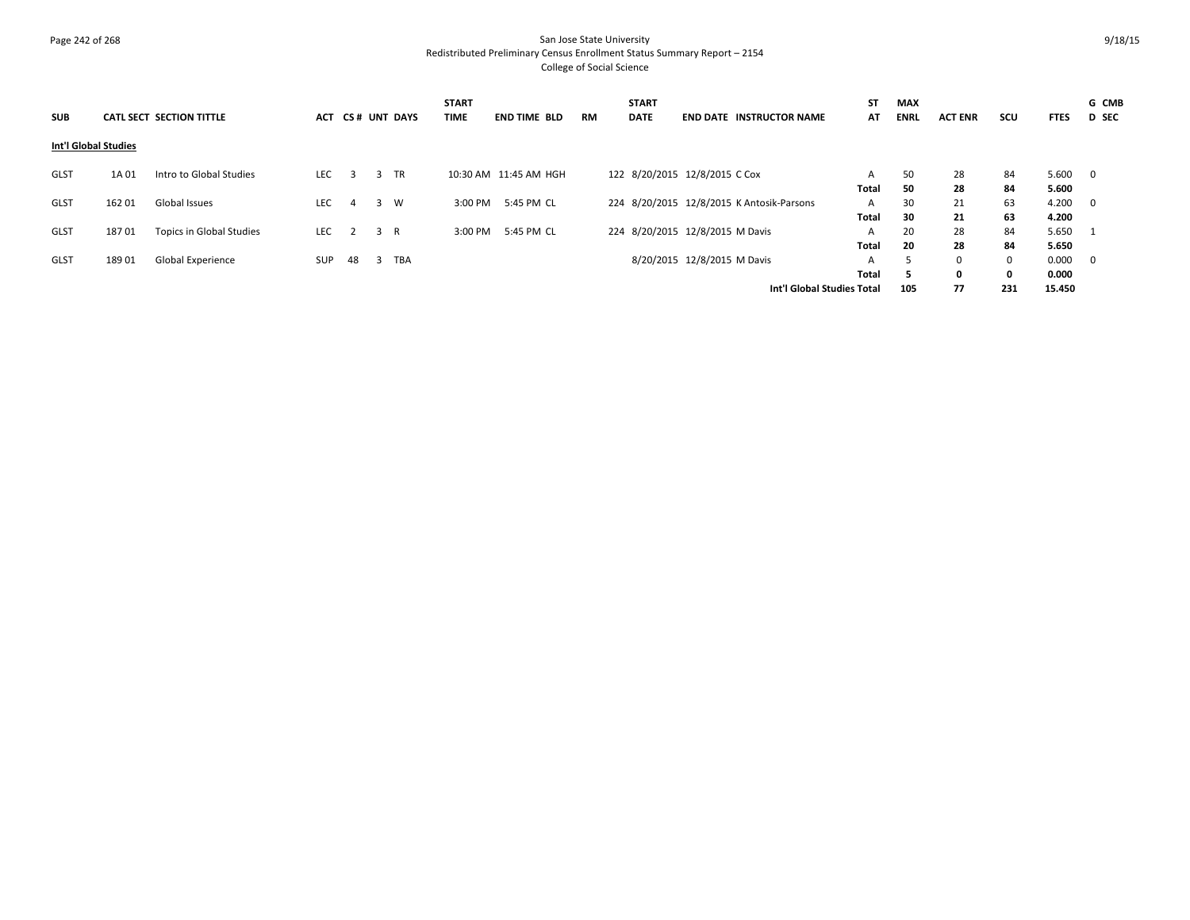San Jose State University
Redistributed Preliminary Census Enrollment Status Summary Report – 2154
College of Social Science

| SUB | CATL | SECT | SECTION TITTLE | ACT | CS # | UNT | DAYS | START TIME | END TIME | BLD | RM | START DATE | END DATE | INSTRUCTOR NAME | ST AT | MAX ENRL | ACT ENR | SCU | FTES | G D | CMB SEC |
|---|---|---|---|---|---|---|---|---|---|---|---|---|---|---|---|---|---|---|---|---|---|
| **Int'l Global Studies** | | | | | | | | | | | | | | | | | | | | | |
| GLST | 1A | 01 | Intro to Global Studies | LEC | 3 | 3 | TR | 10:30 AM | 11:45 AM | HGH | 122 | 8/20/2015 | 12/8/2015 | C Cox | A | 50 | 28 | 84 | 5.600 | 0 | |
| | | | | | | | | | | | | | | | **Total** | **50** | **28** | **84** | **5.600** | | |
| GLST | 162 | 01 | Global Issues | LEC | 4 | 3 | W | 3:00 PM | 5:45 PM | CL | 224 | 8/20/2015 | 12/8/2015 | K Antosik-Parsons | A | 30 | 21 | 63 | 4.200 | 0 | |
| | | | | | | | | | | | | | | | **Total** | **30** | **21** | **63** | **4.200** | | |
| GLST | 187 | 01 | Topics in Global Studies | LEC | 2 | 3 | R | 3:00 PM | 5:45 PM | CL | 224 | 8/20/2015 | 12/8/2015 | M Davis | A | 20 | 28 | 84 | 5.650 | 1 | |
| | | | | | | | | | | | | | | | **Total** | **20** | **28** | **84** | **5.650** | | |
| GLST | 189 | 01 | Global Experience | SUP | 48 | 3 | TBA | | | | | 8/20/2015 | 12/8/2015 | M Davis | A | 5 | 0 | 0 | 0.000 | 0 | |
| | | | | | | | | | | | | | | | **Total** | **5** | **0** | **0** | **0.000** | | |
| | | | | | | | | | | | | | | **Int'l Global Studies Total** | | **105** | **77** | **231** | **15.450** | | |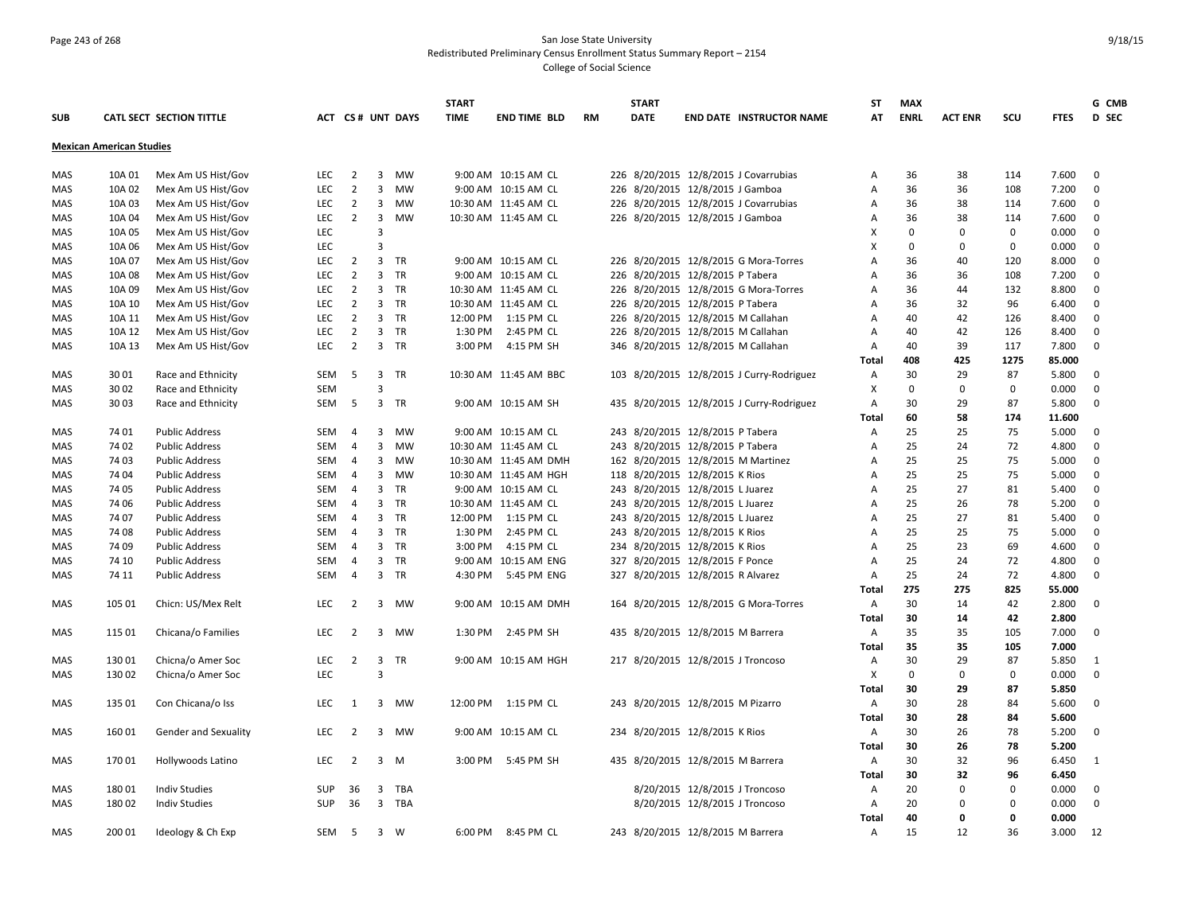San Jose State University
Redistributed Preliminary Census Enrollment Status Summary Report – 2154
College of Social Science

| SUB | CATL SECT | SECTION TITTLE | ACT | CS # | UNT | DAYS | START TIME | END TIME | BLD | RM | START DATE | END DATE | INSTRUCTOR NAME | ST AT | MAX ENRL | ACT ENR | SCU | FTES | G CMB D SEC |
|---|---|---|---|---|---|---|---|---|---|---|---|---|---|---|---|---|---|---|---|
| **Mexican American Studies** | | | | | | | | | | | | | | | | | | | |
| MAS | 10A 01 | Mex Am US Hist/Gov | LEC | 2 | 3 | MW | 9:00 AM | 10:15 AM | CL | 226 | 8/20/2015 | 12/8/2015 | J Covarrubias | A | 36 | 38 | 114 | 7.600 | 0 |
| MAS | 10A 02 | Mex Am US Hist/Gov | LEC | 2 | 3 | MW | 9:00 AM | 10:15 AM | CL | 226 | 8/20/2015 | 12/8/2015 | J Gamboa | A | 36 | 36 | 108 | 7.200 | 0 |
| MAS | 10A 03 | Mex Am US Hist/Gov | LEC | 2 | 3 | MW | 10:30 AM | 11:45 AM | CL | 226 | 8/20/2015 | 12/8/2015 | J Covarrubias | A | 36 | 38 | 114 | 7.600 | 0 |
| MAS | 10A 04 | Mex Am US Hist/Gov | LEC | 2 | 3 | MW | 10:30 AM | 11:45 AM | CL | 226 | 8/20/2015 | 12/8/2015 | J Gamboa | A | 36 | 38 | 114 | 7.600 | 0 |
| MAS | 10A 05 | Mex Am US Hist/Gov | LEC | | 3 | | | | | | | | | X | 0 | 0 | 0 | 0.000 | 0 |
| MAS | 10A 06 | Mex Am US Hist/Gov | LEC | | 3 | | | | | | | | | X | 0 | 0 | 0 | 0.000 | 0 |
| MAS | 10A 07 | Mex Am US Hist/Gov | LEC | 2 | 3 | TR | 9:00 AM | 10:15 AM | CL | 226 | 8/20/2015 | 12/8/2015 | G Mora-Torres | A | 36 | 40 | 120 | 8.000 | 0 |
| MAS | 10A 08 | Mex Am US Hist/Gov | LEC | 2 | 3 | TR | 9:00 AM | 10:15 AM | CL | 226 | 8/20/2015 | 12/8/2015 | P Tabera | A | 36 | 36 | 108 | 7.200 | 0 |
| MAS | 10A 09 | Mex Am US Hist/Gov | LEC | 2 | 3 | TR | 10:30 AM | 11:45 AM | CL | 226 | 8/20/2015 | 12/8/2015 | G Mora-Torres | A | 36 | 44 | 132 | 8.800 | 0 |
| MAS | 10A 10 | Mex Am US Hist/Gov | LEC | 2 | 3 | TR | 10:30 AM | 11:45 AM | CL | 226 | 8/20/2015 | 12/8/2015 | P Tabera | A | 36 | 32 | 96 | 6.400 | 0 |
| MAS | 10A 11 | Mex Am US Hist/Gov | LEC | 2 | 3 | TR | 12:00 PM | 1:15 PM | CL | 226 | 8/20/2015 | 12/8/2015 | M Callahan | A | 40 | 42 | 126 | 8.400 | 0 |
| MAS | 10A 12 | Mex Am US Hist/Gov | LEC | 2 | 3 | TR | 1:30 PM | 2:45 PM | CL | 226 | 8/20/2015 | 12/8/2015 | M Callahan | A | 40 | 42 | 126 | 8.400 | 0 |
| MAS | 10A 13 | Mex Am US Hist/Gov | LEC | 2 | 3 | TR | 3:00 PM | 4:15 PM | SH | 346 | 8/20/2015 | 12/8/2015 | M Callahan | A | 40 | 39 | 117 | 7.800 | 0 |
| | | | | | | | | | | | | | | **Total** | **408** | **425** | **1275** | **85.000** | |
| MAS | 30 01 | Race and Ethnicity | SEM | 5 | 3 | TR | 10:30 AM | 11:45 AM | BBC | 103 | 8/20/2015 | 12/8/2015 | J Curry-Rodriguez | A | 30 | 29 | 87 | 5.800 | 0 |
| MAS | 30 02 | Race and Ethnicity | SEM | | 3 | | | | | | | | | X | 0 | 0 | 0 | 0.000 | 0 |
| MAS | 30 03 | Race and Ethnicity | SEM | 5 | 3 | TR | 9:00 AM | 10:15 AM | SH | 435 | 8/20/2015 | 12/8/2015 | J Curry-Rodriguez | A | 30 | 29 | 87 | 5.800 | 0 |
| | | | | | | | | | | | | | | **Total** | **60** | **58** | **174** | **11.600** | |
| MAS | 74 01 | Public Address | SEM | 4 | 3 | MW | 9:00 AM | 10:15 AM | CL | 243 | 8/20/2015 | 12/8/2015 | P Tabera | A | 25 | 25 | 75 | 5.000 | 0 |
| MAS | 74 02 | Public Address | SEM | 4 | 3 | MW | 10:30 AM | 11:45 AM | CL | 243 | 8/20/2015 | 12/8/2015 | P Tabera | A | 25 | 24 | 72 | 4.800 | 0 |
| MAS | 74 03 | Public Address | SEM | 4 | 3 | MW | 10:30 AM | 11:45 AM | DMH | 162 | 8/20/2015 | 12/8/2015 | M Martinez | A | 25 | 25 | 75 | 5.000 | 0 |
| MAS | 74 04 | Public Address | SEM | 4 | 3 | MW | 10:30 AM | 11:45 AM | HGH | 118 | 8/20/2015 | 12/8/2015 | K Rios | A | 25 | 25 | 75 | 5.000 | 0 |
| MAS | 74 05 | Public Address | SEM | 4 | 3 | TR | 9:00 AM | 10:15 AM | CL | 243 | 8/20/2015 | 12/8/2015 | L Juarez | A | 25 | 27 | 81 | 5.400 | 0 |
| MAS | 74 06 | Public Address | SEM | 4 | 3 | TR | 10:30 AM | 11:45 AM | CL | 243 | 8/20/2015 | 12/8/2015 | L Juarez | A | 25 | 26 | 78 | 5.200 | 0 |
| MAS | 74 07 | Public Address | SEM | 4 | 3 | TR | 12:00 PM | 1:15 PM | CL | 243 | 8/20/2015 | 12/8/2015 | L Juarez | A | 25 | 27 | 81 | 5.400 | 0 |
| MAS | 74 08 | Public Address | SEM | 4 | 3 | TR | 1:30 PM | 2:45 PM | CL | 243 | 8/20/2015 | 12/8/2015 | K Rios | A | 25 | 25 | 75 | 5.000 | 0 |
| MAS | 74 09 | Public Address | SEM | 4 | 3 | TR | 3:00 PM | 4:15 PM | CL | 234 | 8/20/2015 | 12/8/2015 | K Rios | A | 25 | 23 | 69 | 4.600 | 0 |
| MAS | 74 10 | Public Address | SEM | 4 | 3 | TR | 9:00 AM | 10:15 AM | ENG | 327 | 8/20/2015 | 12/8/2015 | F Ponce | A | 25 | 24 | 72 | 4.800 | 0 |
| MAS | 74 11 | Public Address | SEM | 4 | 3 | TR | 4:30 PM | 5:45 PM | ENG | 327 | 8/20/2015 | 12/8/2015 | R Alvarez | A | 25 | 24 | 72 | 4.800 | 0 |
| | | | | | | | | | | | | | | **Total** | **275** | **275** | **825** | **55.000** | |
| MAS | 105 01 | Chicn: US/Mex Relt | LEC | 2 | 3 | MW | 9:00 AM | 10:15 AM | DMH | 164 | 8/20/2015 | 12/8/2015 | G Mora-Torres | A | 30 | 14 | 42 | 2.800 | 0 |
| | | | | | | | | | | | | | | **Total** | **30** | **14** | **42** | **2.800** | |
| MAS | 115 01 | Chicana/o Families | LEC | 2 | 3 | MW | 1:30 PM | 2:45 PM | SH | 435 | 8/20/2015 | 12/8/2015 | M Barrera | A | 35 | 35 | 105 | 7.000 | 0 |
| | | | | | | | | | | | | | | **Total** | **35** | **35** | **105** | **7.000** | |
| MAS | 130 01 | Chicna/o Amer Soc | LEC | 2 | 3 | TR | 9:00 AM | 10:15 AM | HGH | 217 | 8/20/2015 | 12/8/2015 | J Troncoso | A | 30 | 29 | 87 | 5.850 | 1 |
| MAS | 130 02 | Chicna/o Amer Soc | LEC | | 3 | | | | | | | | | X | 0 | 0 | 0 | 0.000 | 0 |
| | | | | | | | | | | | | | | **Total** | **30** | **29** | **87** | **5.850** | |
| MAS | 135 01 | Con Chicana/o Iss | LEC | 1 | 3 | MW | 12:00 PM | 1:15 PM | CL | 243 | 8/20/2015 | 12/8/2015 | M Pizarro | A | 30 | 28 | 84 | 5.600 | 0 |
| | | | | | | | | | | | | | | **Total** | **30** | **28** | **84** | **5.600** | |
| MAS | 160 01 | Gender and Sexuality | LEC | 2 | 3 | MW | 9:00 AM | 10:15 AM | CL | 234 | 8/20/2015 | 12/8/2015 | K Rios | A | 30 | 26 | 78 | 5.200 | 0 |
| | | | | | | | | | | | | | | **Total** | **30** | **26** | **78** | **5.200** | |
| MAS | 170 01 | Hollywoods Latino | LEC | 2 | 3 | M | 3:00 PM | 5:45 PM | SH | 435 | 8/20/2015 | 12/8/2015 | M Barrera | A | 30 | 32 | 96 | 6.450 | 1 |
| | | | | | | | | | | | | | | **Total** | **30** | **32** | **96** | **6.450** | |
| MAS | 180 01 | Indiv Studies | SUP | 36 | 3 | TBA | | | | | 8/20/2015 | 12/8/2015 | J Troncoso | A | 20 | 0 | 0 | 0.000 | 0 |
| MAS | 180 02 | Indiv Studies | SUP | 36 | 3 | TBA | | | | | 8/20/2015 | 12/8/2015 | J Troncoso | A | 20 | 0 | 0 | 0.000 | 0 |
| | | | | | | | | | | | | | | **Total** | **40** | **0** | **0** | **0.000** | |
| MAS | 200 01 | Ideology & Ch Exp | SEM | 5 | 3 | W | 6:00 PM | 8:45 PM | CL | 243 | 8/20/2015 | 12/8/2015 | M Barrera | A | 15 | 12 | 36 | 3.000 | 12 |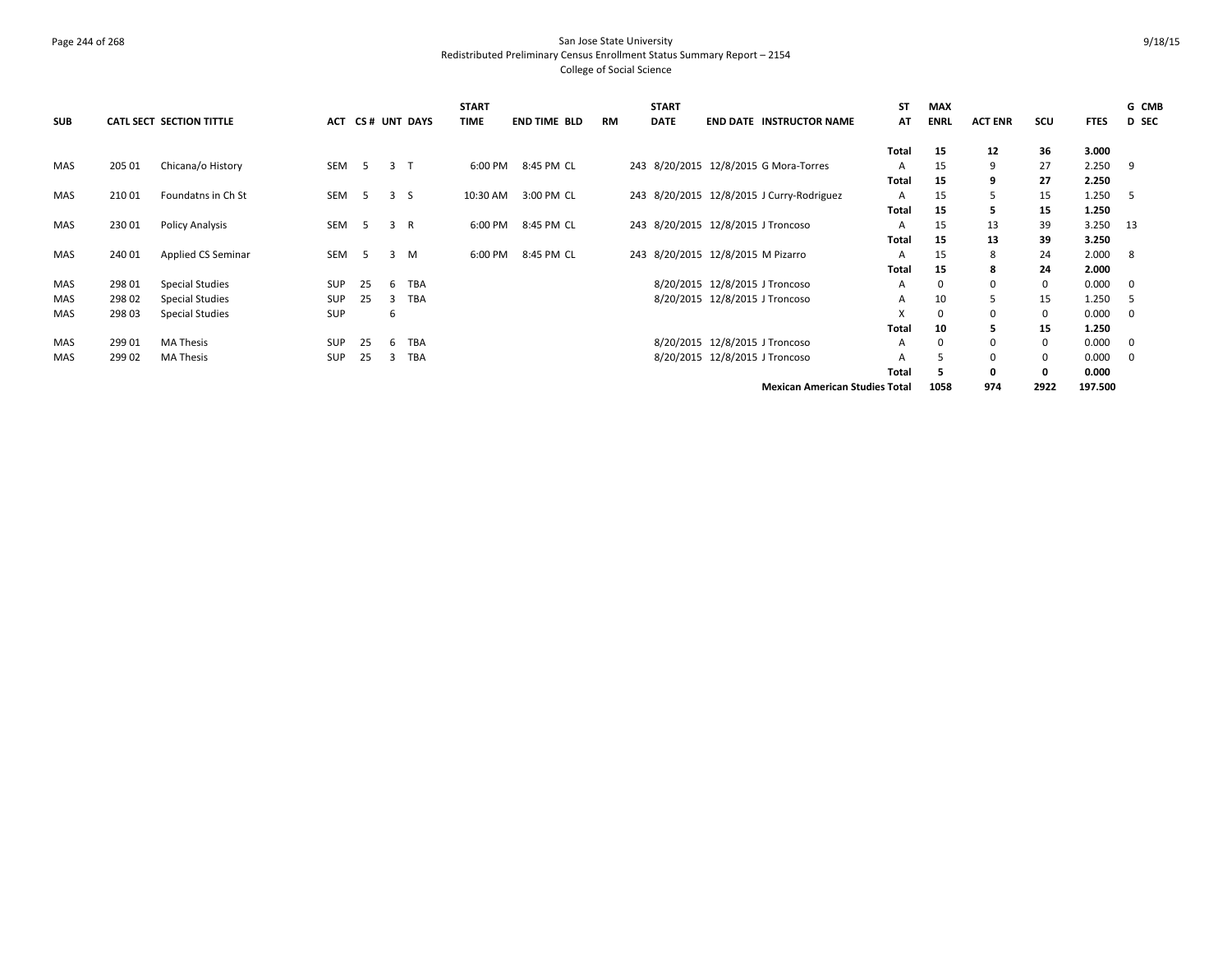San Jose State University
Redistributed Preliminary Census Enrollment Status Summary Report – 2154
College of Social Science

| SUB | CATL SECT | SECTION TITTLE | ACT | CS # | UNT | DAYS | START TIME | END TIME | BLD | RM | START DATE | END DATE | INSTRUCTOR NAME | ST AT | MAX ENRL | ACT ENR | SCU | FTES | G CMB D SEC |
|---|---|---|---|---|---|---|---|---|---|---|---|---|---|---|---|---|---|---|---|
| | | | | | | | | | | | | | | **Total** | **15** | **12** | **36** | **3.000** | |
| MAS | 205 01 | Chicana/o History | SEM | 5 | 3 | T | 6:00 PM | 8:45 PM | CL | 243 | 8/20/2015 | 12/8/2015 | G Mora-Torres | A | 15 | 9 | 27 | 2.250 | 9 |
| | | | | | | | | | | | | | | **Total** | **15** | **9** | **27** | **2.250** | |
| MAS | 210 01 | Foundatns in Ch St | SEM | 5 | 3 | S | 10:30 AM | 3:00 PM | CL | 243 | 8/20/2015 | 12/8/2015 | J Curry-Rodriguez | A | 15 | 5 | 15 | 1.250 | 5 |
| | | | | | | | | | | | | | | **Total** | **15** | **5** | **15** | **1.250** | |
| MAS | 230 01 | Policy Analysis | SEM | 5 | 3 | R | 6:00 PM | 8:45 PM | CL | 243 | 8/20/2015 | 12/8/2015 | J Troncoso | A | 15 | 13 | 39 | 3.250 | 13 |
| | | | | | | | | | | | | | | **Total** | **15** | **13** | **39** | **3.250** | |
| MAS | 240 01 | Applied CS Seminar | SEM | 5 | 3 | M | 6:00 PM | 8:45 PM | CL | 243 | 8/20/2015 | 12/8/2015 | M Pizarro | A | 15 | 8 | 24 | 2.000 | 8 |
| | | | | | | | | | | | | | | **Total** | **15** | **8** | **24** | **2.000** | |
| MAS | 298 01 | Special Studies | SUP | 25 | 6 | TBA | | | | | 8/20/2015 | 12/8/2015 | J Troncoso | A | 0 | 0 | 0 | 0.000 | 0 |
| MAS | 298 02 | Special Studies | SUP | 25 | 3 | TBA | | | | | 8/20/2015 | 12/8/2015 | J Troncoso | A | 10 | 5 | 15 | 1.250 | 5 |
| MAS | 298 03 | Special Studies | SUP | | 6 | | | | | | | | | X | 0 | 0 | 0 | 0.000 | 0 |
| | | | | | | | | | | | | | | **Total** | **10** | **5** | **15** | **1.250** | |
| MAS | 299 01 | MA Thesis | SUP | 25 | 6 | TBA | | | | | 8/20/2015 | 12/8/2015 | J Troncoso | A | 0 | 0 | 0 | 0.000 | 0 |
| MAS | 299 02 | MA Thesis | SUP | 25 | 3 | TBA | | | | | 8/20/2015 | 12/8/2015 | J Troncoso | A | 5 | 0 | 0 | 0.000 | 0 |
| | | | | | | | | | | | | | | **Total** | **5** | **0** | **0** | **0.000** | |
| | | | | | | | | | | | | | **Mexican American Studies Total** | | **1058** | **974** | **2922** | **197.500** | |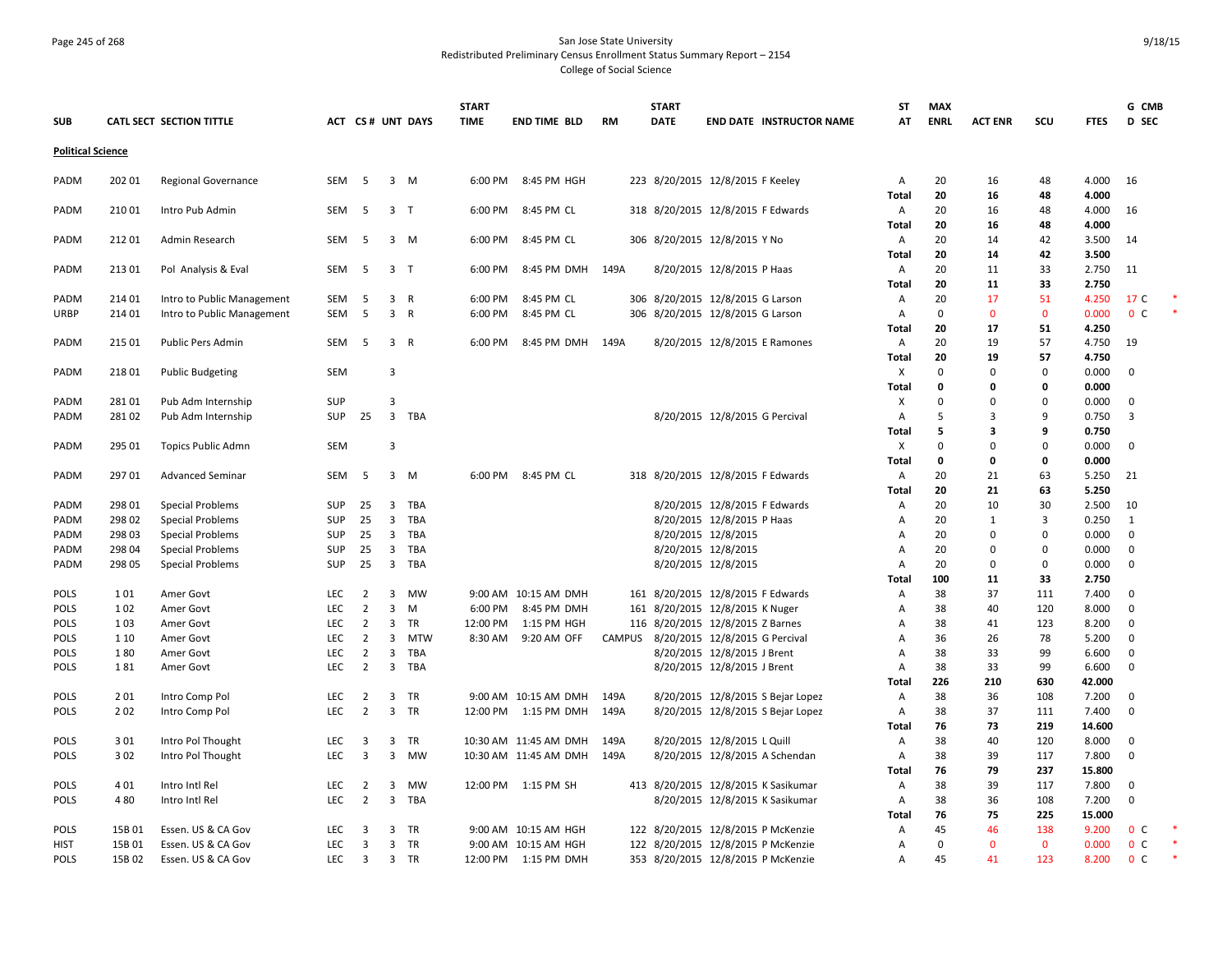San Jose State University
Redistributed Preliminary Census Enrollment Status Summary Report – 2154
College of Social Science

| SUB | CATL SECT | SECTION TITTLE | ACT | CS# | UNT | DAYS | START TIME | END TIME | BLD | RM | START DATE | END DATE | INSTRUCTOR NAME | ST AT | MAX ENRL | ACT ENR | SCU | FTES | G D | CMB SEC | |
|---|---|---|---|---|---|---|---|---|---|---|---|---|---|---|---|---|---|---|---|---|---|
| **Political Science** | | | | | | | | | | | | | | | | | | | | | |
| PADM | 202 01 | Regional Governance | SEM | 5 | 3 | M | 6:00 PM | 8:45 PM | HGH | 223 | 8/20/2015 | 12/8/2015 | F Keeley | A | 20 | 16 | 48 | 4.000 | 16 | | |
| | | | | | | | | | | | | | | Total | 20 | 16 | 48 | 4.000 | | | |
| PADM | 210 01 | Intro Pub Admin | SEM | 5 | 3 | T | 6:00 PM | 8:45 PM | CL | 318 | 8/20/2015 | 12/8/2015 | F Edwards | A | 20 | 16 | 48 | 4.000 | 16 | | |
| | | | | | | | | | | | | | | Total | 20 | 16 | 48 | 4.000 | | | |
| PADM | 212 01 | Admin Research | SEM | 5 | 3 | M | 6:00 PM | 8:45 PM | CL | 306 | 8/20/2015 | 12/8/2015 | Y No | A | 20 | 14 | 42 | 3.500 | 14 | | |
| | | | | | | | | | | | | | | Total | 20 | 14 | 42 | 3.500 | | | |
| PADM | 213 01 | Pol Analysis & Eval | SEM | 5 | 3 | T | 6:00 PM | 8:45 PM | DMH | 149A | 8/20/2015 | 12/8/2015 | P Haas | A | 20 | 11 | 33 | 2.750 | 11 | | |
| | | | | | | | | | | | | | | Total | 20 | 11 | 33 | 2.750 | | | |
| PADM | 214 01 | Intro to Public Management | SEM | 5 | 3 | R | 6:00 PM | 8:45 PM | CL | 306 | 8/20/2015 | 12/8/2015 | G Larson | A | 20 | 17 | 51 | 4.250 | 17 | C | * |
| URBP | 214 01 | Intro to Public Management | SEM | 5 | 3 | R | 6:00 PM | 8:45 PM | CL | 306 | 8/20/2015 | 12/8/2015 | G Larson | A | 0 | 0 | 0 | 0.000 | 0 | C | * |
| | | | | | | | | | | | | | | Total | 20 | 17 | 51 | 4.250 | | | |
| PADM | 215 01 | Public Pers Admin | SEM | 5 | 3 | R | 6:00 PM | 8:45 PM | DMH | 149A | 8/20/2015 | 12/8/2015 | E Ramones | A | 20 | 19 | 57 | 4.750 | 19 | | |
| | | | | | | | | | | | | | | Total | 20 | 19 | 57 | 4.750 | | | |
| PADM | 218 01 | Public Budgeting | SEM | | 3 | | | | | | | | | X | 0 | 0 | 0 | 0.000 | 0 | | |
| | | | | | | | | | | | | | | Total | 0 | 0 | 0 | 0.000 | | | |
| PADM | 281 01 | Pub Adm Internship | SUP | | 3 | | | | | | | | | X | 0 | 0 | 0 | 0.000 | 0 | | |
| PADM | 281 02 | Pub Adm Internship | SUP | 25 | 3 | TBA | | | | | 8/20/2015 | 12/8/2015 | G Percival | A | 5 | 3 | 9 | 0.750 | 3 | | |
| | | | | | | | | | | | | | | Total | 5 | 3 | 9 | 0.750 | | | |
| PADM | 295 01 | Topics Public Admn | SEM | | 3 | | | | | | | | | X | 0 | 0 | 0 | 0.000 | 0 | | |
| | | | | | | | | | | | | | | Total | 0 | 0 | 0 | 0.000 | | | |
| PADM | 297 01 | Advanced Seminar | SEM | 5 | 3 | M | 6:00 PM | 8:45 PM | CL | 318 | 8/20/2015 | 12/8/2015 | F Edwards | A | 20 | 21 | 63 | 5.250 | 21 | | |
| | | | | | | | | | | | | | | Total | 20 | 21 | 63 | 5.250 | | | |
| PADM | 298 01 | Special Problems | SUP | 25 | 3 | TBA | | | | | 8/20/2015 | 12/8/2015 | F Edwards | A | 20 | 10 | 30 | 2.500 | 10 | | |
| PADM | 298 02 | Special Problems | SUP | 25 | 3 | TBA | | | | | 8/20/2015 | 12/8/2015 | P Haas | A | 20 | 1 | 3 | 0.250 | 1 | | |
| PADM | 298 03 | Special Problems | SUP | 25 | 3 | TBA | | | | | 8/20/2015 | 12/8/2015 | | A | 20 | 0 | 0 | 0.000 | 0 | | |
| PADM | 298 04 | Special Problems | SUP | 25 | 3 | TBA | | | | | 8/20/2015 | 12/8/2015 | | A | 20 | 0 | 0 | 0.000 | 0 | | |
| PADM | 298 05 | Special Problems | SUP | 25 | 3 | TBA | | | | | 8/20/2015 | 12/8/2015 | | A | 20 | 0 | 0 | 0.000 | 0 | | |
| | | | | | | | | | | | | | | Total | 100 | 11 | 33 | 2.750 | | | |
| POLS | 1 01 | Amer Govt | LEC | 2 | 3 | MW | 9:00 AM | 10:15 AM | DMH | 161 | 8/20/2015 | 12/8/2015 | F Edwards | A | 38 | 37 | 111 | 7.400 | 0 | | |
| POLS | 1 02 | Amer Govt | LEC | 2 | 3 | M | 6:00 PM | 8:45 PM | DMH | 161 | 8/20/2015 | 12/8/2015 | K Nuger | A | 38 | 40 | 120 | 8.000 | 0 | | |
| POLS | 1 03 | Amer Govt | LEC | 2 | 3 | TR | 12:00 PM | 1:15 PM | HGH | 116 | 8/20/2015 | 12/8/2015 | Z Barnes | A | 38 | 41 | 123 | 8.200 | 0 | | |
| POLS | 1 10 | Amer Govt | LEC | 2 | 3 | MTW | 8:30 AM | 9:20 AM | OFF | CAMPUS | 8/20/2015 | 12/8/2015 | G Percival | A | 36 | 26 | 78 | 5.200 | 0 | | |
| POLS | 1 80 | Amer Govt | LEC | 2 | 3 | TBA | | | | | 8/20/2015 | 12/8/2015 | J Brent | A | 38 | 33 | 99 | 6.600 | 0 | | |
| POLS | 1 81 | Amer Govt | LEC | 2 | 3 | TBA | | | | | 8/20/2015 | 12/8/2015 | J Brent | A | 38 | 33 | 99 | 6.600 | 0 | | |
| | | | | | | | | | | | | | | Total | 226 | 210 | 630 | 42.000 | | | |
| POLS | 2 01 | Intro Comp Pol | LEC | 2 | 3 | TR | 9:00 AM | 10:15 AM | DMH | 149A | 8/20/2015 | 12/8/2015 | S Bejar Lopez | A | 38 | 36 | 108 | 7.200 | 0 | | |
| POLS | 2 02 | Intro Comp Pol | LEC | 2 | 3 | TR | 12:00 PM | 1:15 PM | DMH | 149A | 8/20/2015 | 12/8/2015 | S Bejar Lopez | A | 38 | 37 | 111 | 7.400 | 0 | | |
| | | | | | | | | | | | | | | Total | 76 | 73 | 219 | 14.600 | | | |
| POLS | 3 01 | Intro Pol Thought | LEC | 3 | 3 | TR | 10:30 AM | 11:45 AM | DMH | 149A | 8/20/2015 | 12/8/2015 | L Quill | A | 38 | 40 | 120 | 8.000 | 0 | | |
| POLS | 3 02 | Intro Pol Thought | LEC | 3 | 3 | MW | 10:30 AM | 11:45 AM | DMH | 149A | 8/20/2015 | 12/8/2015 | A Schendan | A | 38 | 39 | 117 | 7.800 | 0 | | |
| | | | | | | | | | | | | | | Total | 76 | 79 | 237 | 15.800 | | | |
| POLS | 4 01 | Intro Intl Rel | LEC | 2 | 3 | MW | 12:00 PM | 1:15 PM | SH | 413 | 8/20/2015 | 12/8/2015 | K Sasikumar | A | 38 | 39 | 117 | 7.800 | 0 | | |
| POLS | 4 80 | Intro Intl Rel | LEC | 2 | 3 | TBA | | | | | 8/20/2015 | 12/8/2015 | K Sasikumar | A | 38 | 36 | 108 | 7.200 | 0 | | |
| | | | | | | | | | | | | | | Total | 76 | 75 | 225 | 15.000 | | | |
| POLS | 15B 01 | Essen. US & CA Gov | LEC | 3 | 3 | TR | 9:00 AM | 10:15 AM | HGH | 122 | 8/20/2015 | 12/8/2015 | P McKenzie | A | 45 | 46 | 138 | 9.200 | 0 | C | * |
| HIST | 15B 01 | Essen. US & CA Gov | LEC | 3 | 3 | TR | 9:00 AM | 10:15 AM | HGH | 122 | 8/20/2015 | 12/8/2015 | P McKenzie | A | 0 | 0 | 0 | 0.000 | 0 | C | * |
| POLS | 15B 02 | Essen. US & CA Gov | LEC | 3 | 3 | TR | 12:00 PM | 1:15 PM | DMH | 353 | 8/20/2015 | 12/8/2015 | P McKenzie | A | 45 | 41 | 123 | 8.200 | 0 | C | * |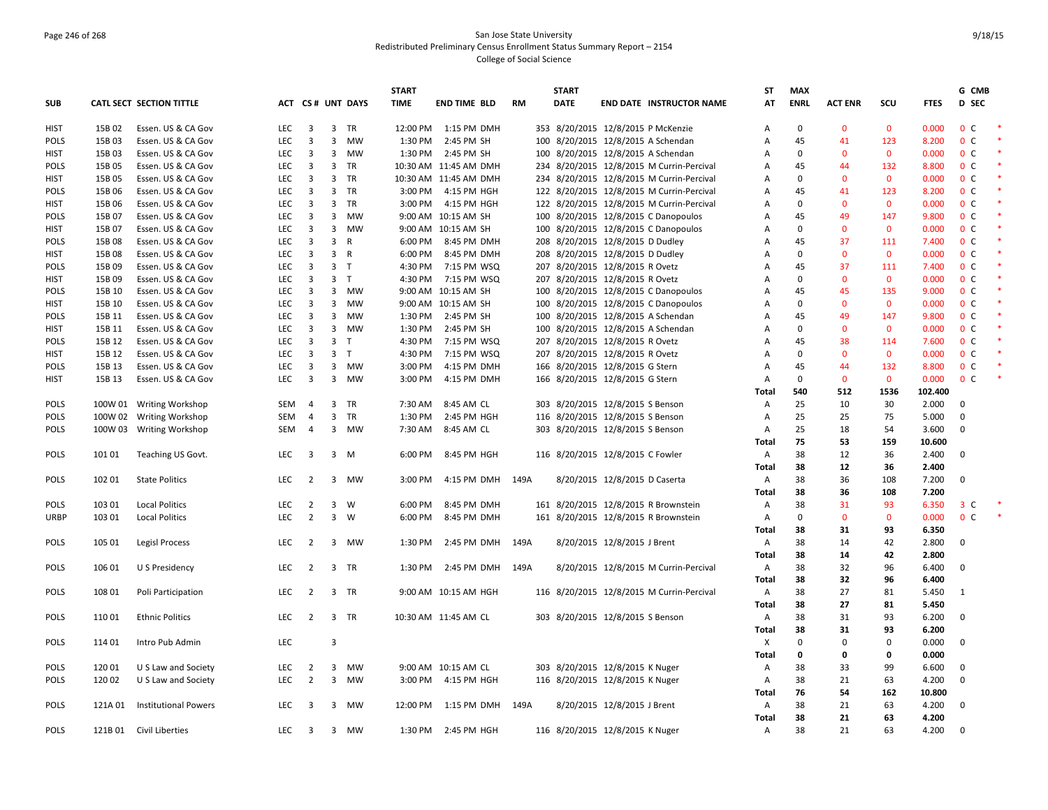San Jose State University
Redistributed Preliminary Census Enrollment Status Summary Report – 2154
College of Social Science

| SUB | CATL SECT | SECTION TITTLE | ACT | CS# | UNT | DAYS | START TIME | END TIME | BLD | RM | START DATE | END DATE | INSTRUCTOR NAME | ST AT | MAX ENRL | ACT ENR | SCU | FTES | G | CMB SEC | |
|---|---|---|---|---|---|---|---|---|---|---|---|---|---|---|---|---|---|---|---|---|---|
| HIST | 15B 02 | Essen. US & CA Gov | LEC | 3 | 3 | TR | 12:00 PM | 1:15 PM | DMH | 353 | 8/20/2015 | 12/8/2015 | P McKenzie | A | 0 | 0 | 0 | 0.000 | 0 | C | * |
| POLS | 15B 03 | Essen. US & CA Gov | LEC | 3 | 3 | MW | 1:30 PM | 2:45 PM | SH | 100 | 8/20/2015 | 12/8/2015 | A Schendan | A | 45 | 41 | 123 | 8.200 | 0 | C | * |
| HIST | 15B 03 | Essen. US & CA Gov | LEC | 3 | 3 | MW | 1:30 PM | 2:45 PM | SH | 100 | 8/20/2015 | 12/8/2015 | A Schendan | A | 0 | 0 | 0 | 0.000 | 0 | C | * |
| POLS | 15B 05 | Essen. US & CA Gov | LEC | 3 | 3 | TR | 10:30 AM | 11:45 AM | DMH | 234 | 8/20/2015 | 12/8/2015 | M Currin-Percival | A | 45 | 44 | 132 | 8.800 | 0 | C | * |
| HIST | 15B 05 | Essen. US & CA Gov | LEC | 3 | 3 | TR | 10:30 AM | 11:45 AM | DMH | 234 | 8/20/2015 | 12/8/2015 | M Currin-Percival | A | 0 | 0 | 0 | 0.000 | 0 | C | * |
| POLS | 15B 06 | Essen. US & CA Gov | LEC | 3 | 3 | TR | 3:00 PM | 4:15 PM | HGH | 122 | 8/20/2015 | 12/8/2015 | M Currin-Percival | A | 45 | 41 | 123 | 8.200 | 0 | C | * |
| HIST | 15B 06 | Essen. US & CA Gov | LEC | 3 | 3 | TR | 3:00 PM | 4:15 PM | HGH | 122 | 8/20/2015 | 12/8/2015 | M Currin-Percival | A | 0 | 0 | 0 | 0.000 | 0 | C | * |
| POLS | 15B 07 | Essen. US & CA Gov | LEC | 3 | 3 | MW | 9:00 AM | 10:15 AM | SH | 100 | 8/20/2015 | 12/8/2015 | C Danopoulos | A | 45 | 49 | 147 | 9.800 | 0 | C | * |
| HIST | 15B 07 | Essen. US & CA Gov | LEC | 3 | 3 | MW | 9:00 AM | 10:15 AM | SH | 100 | 8/20/2015 | 12/8/2015 | C Danopoulos | A | 0 | 0 | 0 | 0.000 | 0 | C | * |
| POLS | 15B 08 | Essen. US & CA Gov | LEC | 3 | 3 | R | 6:00 PM | 8:45 PM | DMH | 208 | 8/20/2015 | 12/8/2015 | D Dudley | A | 45 | 37 | 111 | 7.400 | 0 | C | * |
| HIST | 15B 08 | Essen. US & CA Gov | LEC | 3 | 3 | R | 6:00 PM | 8:45 PM | DMH | 208 | 8/20/2015 | 12/8/2015 | D Dudley | A | 0 | 0 | 0 | 0.000 | 0 | C | * |
| POLS | 15B 09 | Essen. US & CA Gov | LEC | 3 | 3 | T | 4:30 PM | 7:15 PM | WSQ | 207 | 8/20/2015 | 12/8/2015 | R Ovetz | A | 45 | 37 | 111 | 7.400 | 0 | C | * |
| HIST | 15B 09 | Essen. US & CA Gov | LEC | 3 | 3 | T | 4:30 PM | 7:15 PM | WSQ | 207 | 8/20/2015 | 12/8/2015 | R Ovetz | A | 0 | 0 | 0 | 0.000 | 0 | C | * |
| POLS | 15B 10 | Essen. US & CA Gov | LEC | 3 | 3 | MW | 9:00 AM | 10:15 AM | SH | 100 | 8/20/2015 | 12/8/2015 | C Danopoulos | A | 45 | 45 | 135 | 9.000 | 0 | C | * |
| HIST | 15B 10 | Essen. US & CA Gov | LEC | 3 | 3 | MW | 9:00 AM | 10:15 AM | SH | 100 | 8/20/2015 | 12/8/2015 | C Danopoulos | A | 0 | 0 | 0 | 0.000 | 0 | C | * |
| POLS | 15B 11 | Essen. US & CA Gov | LEC | 3 | 3 | MW | 1:30 PM | 2:45 PM | SH | 100 | 8/20/2015 | 12/8/2015 | A Schendan | A | 45 | 49 | 147 | 9.800 | 0 | C | * |
| HIST | 15B 11 | Essen. US & CA Gov | LEC | 3 | 3 | MW | 1:30 PM | 2:45 PM | SH | 100 | 8/20/2015 | 12/8/2015 | A Schendan | A | 0 | 0 | 0 | 0.000 | 0 | C | * |
| POLS | 15B 12 | Essen. US & CA Gov | LEC | 3 | 3 | T | 4:30 PM | 7:15 PM | WSQ | 207 | 8/20/2015 | 12/8/2015 | R Ovetz | A | 45 | 38 | 114 | 7.600 | 0 | C | * |
| HIST | 15B 12 | Essen. US & CA Gov | LEC | 3 | 3 | T | 4:30 PM | 7:15 PM | WSQ | 207 | 8/20/2015 | 12/8/2015 | R Ovetz | A | 0 | 0 | 0 | 0.000 | 0 | C | * |
| POLS | 15B 13 | Essen. US & CA Gov | LEC | 3 | 3 | MW | 3:00 PM | 4:15 PM | DMH | 166 | 8/20/2015 | 12/8/2015 | G Stern | A | 45 | 44 | 132 | 8.800 | 0 | C | * |
| HIST | 15B 13 | Essen. US & CA Gov | LEC | 3 | 3 | MW | 3:00 PM | 4:15 PM | DMH | 166 | 8/20/2015 | 12/8/2015 | G Stern | A | 0 | 0 | 0 | 0.000 | 0 | C | * |
| | | | | | | | | | | | | | | **Total** | **540** | **512** | **1536** | **102.400** | | | |
| POLS | 100W 01 | Writing Workshop | SEM | 4 | 3 | TR | 7:30 AM | 8:45 AM | CL | 303 | 8/20/2015 | 12/8/2015 | S Benson | A | 25 | 10 | 30 | 2.000 | 0 | | |
| POLS | 100W 02 | Writing Workshop | SEM | 4 | 3 | TR | 1:30 PM | 2:45 PM | HGH | 116 | 8/20/2015 | 12/8/2015 | S Benson | A | 25 | 25 | 75 | 5.000 | 0 | | |
| POLS | 100W 03 | Writing Workshop | SEM | 4 | 3 | MW | 7:30 AM | 8:45 AM | CL | 303 | 8/20/2015 | 12/8/2015 | S Benson | A | 25 | 18 | 54 | 3.600 | 0 | | |
| | | | | | | | | | | | | | | **Total** | **75** | **53** | **159** | **10.600** | | | |
| POLS | 101 01 | Teaching US Govt. | LEC | 3 | 3 | M | 6:00 PM | 8:45 PM | HGH | 116 | 8/20/2015 | 12/8/2015 | C Fowler | A | 38 | 12 | 36 | 2.400 | 0 | | |
| | | | | | | | | | | | | | | **Total** | **38** | **12** | **36** | **2.400** | | | |
| POLS | 102 01 | State Politics | LEC | 2 | 3 | MW | 3:00 PM | 4:15 PM | DMH | 149A | 8/20/2015 | 12/8/2015 | D Caserta | A | 38 | 36 | 108 | 7.200 | 0 | | |
| | | | | | | | | | | | | | | **Total** | **38** | **36** | **108** | **7.200** | | | |
| POLS | 103 01 | Local Politics | LEC | 2 | 3 | W | 6:00 PM | 8:45 PM | DMH | 161 | 8/20/2015 | 12/8/2015 | R Brownstein | A | 38 | 31 | 93 | 6.350 | 3 | C | * |
| URBP | 103 01 | Local Politics | LEC | 2 | 3 | W | 6:00 PM | 8:45 PM | DMH | 161 | 8/20/2015 | 12/8/2015 | R Brownstein | A | 0 | 0 | 0 | 0.000 | 0 | C | * |
| | | | | | | | | | | | | | | **Total** | **38** | **31** | **93** | **6.350** | | | |
| POLS | 105 01 | Legisl Process | LEC | 2 | 3 | MW | 1:30 PM | 2:45 PM | DMH | 149A | 8/20/2015 | 12/8/2015 | J Brent | A | 38 | 14 | 42 | 2.800 | 0 | | |
| | | | | | | | | | | | | | | **Total** | **38** | **14** | **42** | **2.800** | | | |
| POLS | 106 01 | U S Presidency | LEC | 2 | 3 | TR | 1:30 PM | 2:45 PM | DMH | 149A | 8/20/2015 | 12/8/2015 | M Currin-Percival | A | 38 | 32 | 96 | 6.400 | 0 | | |
| | | | | | | | | | | | | | | **Total** | **38** | **32** | **96** | **6.400** | | | |
| POLS | 108 01 | Poli Participation | LEC | 2 | 3 | TR | 9:00 AM | 10:15 AM | HGH | 116 | 8/20/2015 | 12/8/2015 | M Currin-Percival | A | 38 | 27 | 81 | 5.450 | 1 | | |
| | | | | | | | | | | | | | | **Total** | **38** | **27** | **81** | **5.450** | | | |
| POLS | 110 01 | Ethnic Politics | LEC | 2 | 3 | TR | 10:30 AM | 11:45 AM | CL | 303 | 8/20/2015 | 12/8/2015 | S Benson | A | 38 | 31 | 93 | 6.200 | 0 | | |
| | | | | | | | | | | | | | | **Total** | **38** | **31** | **93** | **6.200** | | | |
| POLS | 114 01 | Intro Pub Admin | LEC | | 3 | | | | | | | | | X | 0 | 0 | 0 | 0.000 | 0 | | |
| | | | | | | | | | | | | | | **Total** | **0** | **0** | **0** | **0.000** | | | |
| POLS | 120 01 | U S Law and Society | LEC | 2 | 3 | MW | 9:00 AM | 10:15 AM | CL | 303 | 8/20/2015 | 12/8/2015 | K Nuger | A | 38 | 33 | 99 | 6.600 | 0 | | |
| POLS | 120 02 | U S Law and Society | LEC | 2 | 3 | MW | 3:00 PM | 4:15 PM | HGH | 116 | 8/20/2015 | 12/8/2015 | K Nuger | A | 38 | 21 | 63 | 4.200 | 0 | | |
| | | | | | | | | | | | | | | **Total** | **76** | **54** | **162** | **10.800** | | | |
| POLS | 121A 01 | Institutional Powers | LEC | 3 | 3 | MW | 12:00 PM | 1:15 PM | DMH | 149A | 8/20/2015 | 12/8/2015 | J Brent | A | 38 | 21 | 63 | 4.200 | 0 | | |
| | | | | | | | | | | | | | | **Total** | **38** | **21** | **63** | **4.200** | | | |
| POLS | 121B 01 | Civil Liberties | LEC | 3 | 3 | MW | 1:30 PM | 2:45 PM | HGH | 116 | 8/20/2015 | 12/8/2015 | K Nuger | A | 38 | 21 | 63 | 4.200 | 0 | | |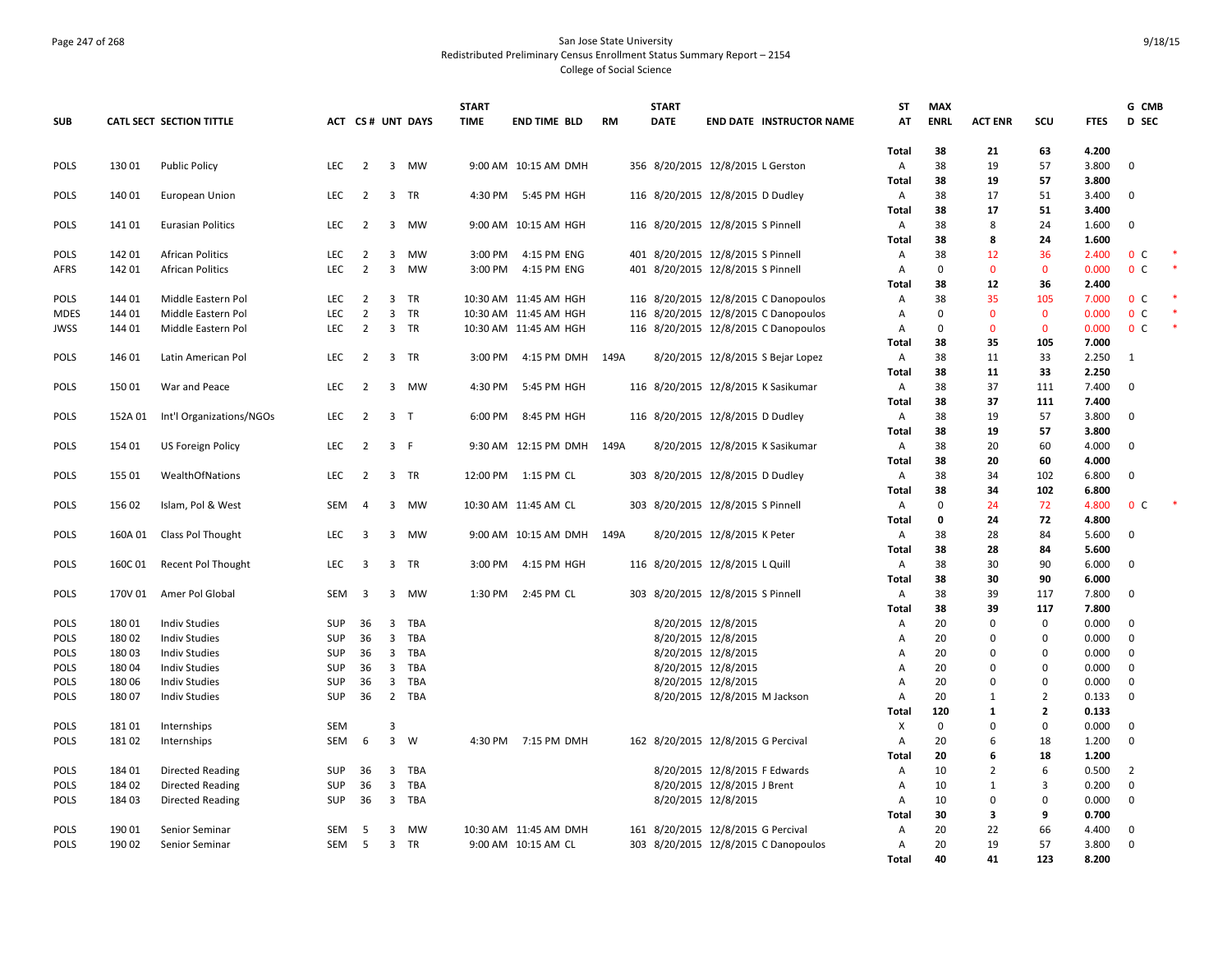San Jose State University
Redistributed Preliminary Census Enrollment Status Summary Report – 2154
College of Social Science

| SUB | CATL SECT | SECTION TITTLE | ACT | CS # | UNT | DAYS | START TIME | END TIME | BLD | RM | START DATE | END DATE | INSTRUCTOR NAME | ST AT | MAX ENRL | ACT ENR | SCU | FTES | G D | CMB SEC | |
|---|---|---|---|---|---|---|---|---|---|---|---|---|---|---|---|---|---|---|---|---|---|
| | | | | | | | | | | | | | | Total | 38 | 21 | 63 | 4.200 | | | |
| POLS | 130 01 | Public Policy | LEC | 2 | 3 | MW | 9:00 AM | 10:15 AM | DMH | 356 | 8/20/2015 | 12/8/2015 | L Gerston | A | 38 | 19 | 57 | 3.800 | 0 | | |
| | | | | | | | | | | | | | | Total | 38 | 19 | 57 | 3.800 | | | |
| POLS | 140 01 | European Union | LEC | 2 | 3 | TR | 4:30 PM | 5:45 PM | HGH | 116 | 8/20/2015 | 12/8/2015 | D Dudley | A | 38 | 17 | 51 | 3.400 | 0 | | |
| | | | | | | | | | | | | | | Total | 38 | 17 | 51 | 3.400 | | | |
| POLS | 141 01 | Eurasian Politics | LEC | 2 | 3 | MW | 9:00 AM | 10:15 AM | HGH | 116 | 8/20/2015 | 12/8/2015 | S Pinnell | A | 38 | 8 | 24 | 1.600 | 0 | | |
| | | | | | | | | | | | | | | Total | 38 | 8 | 24 | 1.600 | | | |
| POLS | 142 01 | African Politics | LEC | 2 | 3 | MW | 3:00 PM | 4:15 PM | ENG | 401 | 8/20/2015 | 12/8/2015 | S Pinnell | A | 38 | 12 | 36 | 2.400 | 0 | C | * |
| AFRS | 142 01 | African Politics | LEC | 2 | 3 | MW | 3:00 PM | 4:15 PM | ENG | 401 | 8/20/2015 | 12/8/2015 | S Pinnell | A | 0 | 0 | 0 | 0.000 | 0 | C | * |
| | | | | | | | | | | | | | | Total | 38 | 12 | 36 | 2.400 | | | |
| POLS | 144 01 | Middle Eastern Pol | LEC | 2 | 3 | TR | 10:30 AM | 11:45 AM | HGH | 116 | 8/20/2015 | 12/8/2015 | C Danopoulos | A | 38 | 35 | 105 | 7.000 | 0 | C | * |
| MDES | 144 01 | Middle Eastern Pol | LEC | 2 | 3 | TR | 10:30 AM | 11:45 AM | HGH | 116 | 8/20/2015 | 12/8/2015 | C Danopoulos | A | 0 | 0 | 0 | 0.000 | 0 | C | * |
| JWSS | 144 01 | Middle Eastern Pol | LEC | 2 | 3 | TR | 10:30 AM | 11:45 AM | HGH | 116 | 8/20/2015 | 12/8/2015 | C Danopoulos | A | 0 | 0 | 0 | 0.000 | 0 | C | * |
| | | | | | | | | | | | | | | Total | 38 | 35 | 105 | 7.000 | | | |
| POLS | 146 01 | Latin American Pol | LEC | 2 | 3 | TR | 3:00 PM | 4:15 PM | DMH | 149A | 8/20/2015 | 12/8/2015 | S Bejar Lopez | A | 38 | 11 | 33 | 2.250 | 1 | | |
| | | | | | | | | | | | | | | Total | 38 | 11 | 33 | 2.250 | | | |
| POLS | 150 01 | War and Peace | LEC | 2 | 3 | MW | 4:30 PM | 5:45 PM | HGH | 116 | 8/20/2015 | 12/8/2015 | K Sasikumar | A | 38 | 37 | 111 | 7.400 | 0 | | |
| | | | | | | | | | | | | | | Total | 38 | 37 | 111 | 7.400 | | | |
| POLS | 152A 01 | Int'l Organizations/NGOs | LEC | 2 | 3 | T | 6:00 PM | 8:45 PM | HGH | 116 | 8/20/2015 | 12/8/2015 | D Dudley | A | 38 | 19 | 57 | 3.800 | 0 | | |
| | | | | | | | | | | | | | | Total | 38 | 19 | 57 | 3.800 | | | |
| POLS | 154 01 | US Foreign Policy | LEC | 2 | 3 | F | 9:30 AM | 12:15 PM | DMH | 149A | 8/20/2015 | 12/8/2015 | K Sasikumar | A | 38 | 20 | 60 | 4.000 | 0 | | |
| | | | | | | | | | | | | | | Total | 38 | 20 | 60 | 4.000 | | | |
| POLS | 155 01 | WealthOfNations | LEC | 2 | 3 | TR | 12:00 PM | 1:15 PM | CL | 303 | 8/20/2015 | 12/8/2015 | D Dudley | A | 38 | 34 | 102 | 6.800 | 0 | | |
| | | | | | | | | | | | | | | Total | 38 | 34 | 102 | 6.800 | | | |
| POLS | 156 02 | Islam, Pol & West | SEM | 4 | 3 | MW | 10:30 AM | 11:45 AM | CL | 303 | 8/20/2015 | 12/8/2015 | S Pinnell | A | 0 | 24 | 72 | 4.800 | 0 | C | * |
| | | | | | | | | | | | | | | Total | 0 | 24 | 72 | 4.800 | | | |
| POLS | 160A 01 | Class Pol Thought | LEC | 3 | 3 | MW | 9:00 AM | 10:15 AM | DMH | 149A | 8/20/2015 | 12/8/2015 | K Peter | A | 38 | 28 | 84 | 5.600 | 0 | | |
| | | | | | | | | | | | | | | Total | 38 | 28 | 84 | 5.600 | | | |
| POLS | 160C 01 | Recent Pol Thought | LEC | 3 | 3 | TR | 3:00 PM | 4:15 PM | HGH | 116 | 8/20/2015 | 12/8/2015 | L Quill | A | 38 | 30 | 90 | 6.000 | 0 | | |
| | | | | | | | | | | | | | | Total | 38 | 30 | 90 | 6.000 | | | |
| POLS | 170V 01 | Amer Pol Global | SEM | 3 | 3 | MW | 1:30 PM | 2:45 PM | CL | 303 | 8/20/2015 | 12/8/2015 | S Pinnell | A | 38 | 39 | 117 | 7.800 | 0 | | |
| | | | | | | | | | | | | | | Total | 38 | 39 | 117 | 7.800 | | | |
| POLS | 180 01 | Indiv Studies | SUP | 36 | 3 | TBA | | | | | 8/20/2015 | 12/8/2015 | | A | 20 | 0 | 0 | 0.000 | 0 | | |
| POLS | 180 02 | Indiv Studies | SUP | 36 | 3 | TBA | | | | | 8/20/2015 | 12/8/2015 | | A | 20 | 0 | 0 | 0.000 | 0 | | |
| POLS | 180 03 | Indiv Studies | SUP | 36 | 3 | TBA | | | | | 8/20/2015 | 12/8/2015 | | A | 20 | 0 | 0 | 0.000 | 0 | | |
| POLS | 180 04 | Indiv Studies | SUP | 36 | 3 | TBA | | | | | 8/20/2015 | 12/8/2015 | | A | 20 | 0 | 0 | 0.000 | 0 | | |
| POLS | 180 06 | Indiv Studies | SUP | 36 | 3 | TBA | | | | | 8/20/2015 | 12/8/2015 | | A | 20 | 0 | 0 | 0.000 | 0 | | |
| POLS | 180 07 | Indiv Studies | SUP | 36 | 2 | TBA | | | | | 8/20/2015 | 12/8/2015 | M Jackson | A | 20 | 1 | 2 | 0.133 | 0 | | |
| | | | | | | | | | | | | | | Total | 120 | 1 | 2 | 0.133 | | | |
| POLS | 181 01 | Internships | SEM | | 3 | | | | | | | | | X | 0 | 0 | 0 | 0.000 | 0 | | |
| POLS | 181 02 | Internships | SEM | 6 | 3 | W | 4:30 PM | 7:15 PM | DMH | 162 | 8/20/2015 | 12/8/2015 | G Percival | A | 20 | 6 | 18 | 1.200 | 0 | | |
| | | | | | | | | | | | | | | Total | 20 | 6 | 18 | 1.200 | | | |
| POLS | 184 01 | Directed Reading | SUP | 36 | 3 | TBA | | | | | 8/20/2015 | 12/8/2015 | F Edwards | A | 10 | 2 | 6 | 0.500 | 2 | | |
| POLS | 184 02 | Directed Reading | SUP | 36 | 3 | TBA | | | | | 8/20/2015 | 12/8/2015 | J Brent | A | 10 | 1 | 3 | 0.200 | 0 | | |
| POLS | 184 03 | Directed Reading | SUP | 36 | 3 | TBA | | | | | 8/20/2015 | 12/8/2015 | | A | 10 | 0 | 0 | 0.000 | 0 | | |
| | | | | | | | | | | | | | | Total | 30 | 3 | 9 | 0.700 | | | |
| POLS | 190 01 | Senior Seminar | SEM | 5 | 3 | MW | 10:30 AM | 11:45 AM | DMH | 161 | 8/20/2015 | 12/8/2015 | G Percival | A | 20 | 22 | 66 | 4.400 | 0 | | |
| POLS | 190 02 | Senior Seminar | SEM | 5 | 3 | TR | 9:00 AM | 10:15 AM | CL | 303 | 8/20/2015 | 12/8/2015 | C Danopoulos | A | 20 | 19 | 57 | 3.800 | 0 | | |
| | | | | | | | | | | | | | | Total | 40 | 41 | 123 | 8.200 | | | |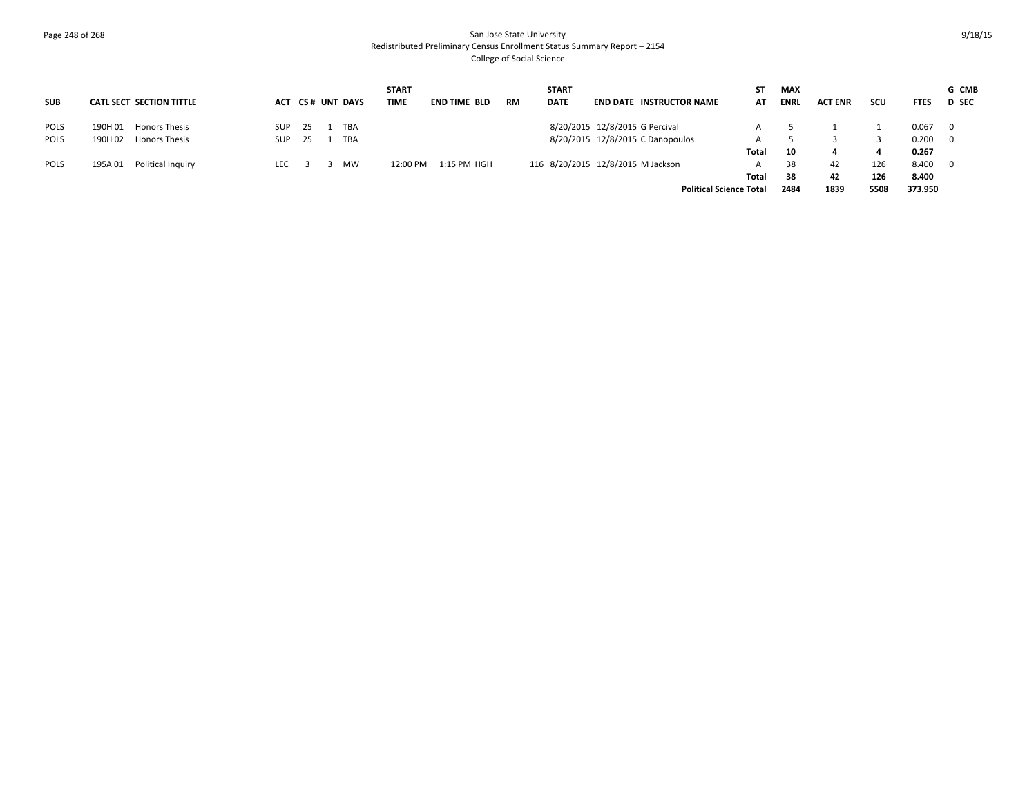San Jose State University
Redistributed Preliminary Census Enrollment Status Summary Report – 2154
College of Social Science

| SUB | CATL SECT | SECTION TITTLE | ACT | CS # | UNT | DAYS | START TIME | END TIME | BLD | RM | START DATE | END DATE | INSTRUCTOR NAME | ST AT | MAX ENRL | ACT ENR | SCU | FTES | G D | CMB SEC |
|---|---|---|---|---|---|---|---|---|---|---|---|---|---|---|---|---|---|---|---|---|
| POLS | 190H 01 | Honors Thesis | SUP | 25 | 1 | TBA | | | | | 8/20/2015 | 12/8/2015 | G Percival | A | 5 | 1 | 1 | 0.067 | 0 | |
| POLS | 190H 02 | Honors Thesis | SUP | 25 | 1 | TBA | | | | | 8/20/2015 | 12/8/2015 | C Danopoulos | A | 5 | 3 | 3 | 0.200 | 0 | |
| | | | | | | | | | | | | | | **Total** | **10** | **4** | **4** | **0.267** | | |
| POLS | 195A 01 | Political Inquiry | LEC | 3 | 3 | MW | 12:00 PM | 1:15 PM | HGH | 116 | 8/20/2015 | 12/8/2015 | M Jackson | A | 38 | 42 | 126 | 8.400 | 0 | |
| | | | | | | | | | | | | | | **Total** | **38** | **42** | **126** | **8.400** | | |
| | | | | | | | | | | | | | **Political Science Total** | | **2484** | **1839** | **5508** | **373.950** | | |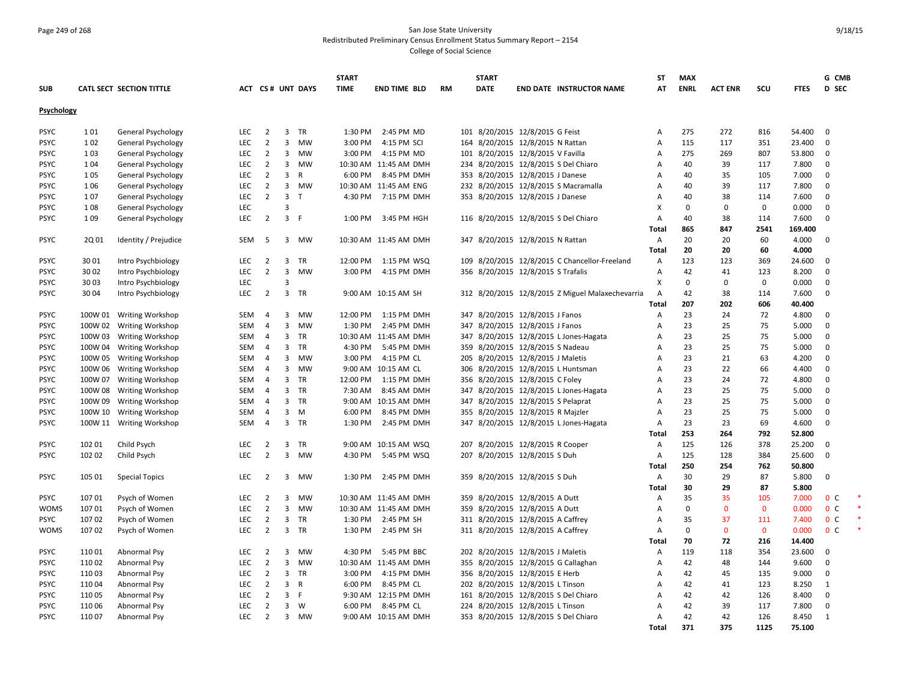San Jose State University
Redistributed Preliminary Census Enrollment Status Summary Report – 2154
College of Social Science

| SUB | CATL SECT | SECTION TITTLE | ACT | CS# | UNT | DAYS | START TIME | END TIME | BLD | RM | START DATE | END DATE | INSTRUCTOR NAME | ST AT | MAX ENRL | ACT ENR | SCU | FTES | G D | CMB SEC | |
|---|---|---|---|---|---|---|---|---|---|---|---|---|---|---|---|---|---|---|---|---|---|
| **Psychology** | | | | | | | | | | | | | | | | | | | | | |
| PSYC | 1 01 | General Psychology | LEC | 2 | 3 | TR | 1:30 PM | 2:45 PM | MD | 101 | 8/20/2015 | 12/8/2015 | G Feist | A | 275 | 272 | 816 | 54.400 | 0 | | |
| PSYC | 1 02 | General Psychology | LEC | 2 | 3 | MW | 3:00 PM | 4:15 PM | SCI | 164 | 8/20/2015 | 12/8/2015 | N Rattan | A | 115 | 117 | 351 | 23.400 | 0 | | |
| PSYC | 1 03 | General Psychology | LEC | 2 | 3 | MW | 3:00 PM | 4:15 PM | MD | 101 | 8/20/2015 | 12/8/2015 | V Favilla | A | 275 | 269 | 807 | 53.800 | 0 | | |
| PSYC | 1 04 | General Psychology | LEC | 2 | 3 | MW | 10:30 AM | 11:45 AM | DMH | 234 | 8/20/2015 | 12/8/2015 | S Del Chiaro | A | 40 | 39 | 117 | 7.800 | 0 | | |
| PSYC | 1 05 | General Psychology | LEC | 2 | 3 | R | 6:00 PM | 8:45 PM | DMH | 353 | 8/20/2015 | 12/8/2015 | J Danese | A | 40 | 35 | 105 | 7.000 | 0 | | |
| PSYC | 1 06 | General Psychology | LEC | 2 | 3 | MW | 10:30 AM | 11:45 AM | ENG | 232 | 8/20/2015 | 12/8/2015 | S Macramalla | A | 40 | 39 | 117 | 7.800 | 0 | | |
| PSYC | 1 07 | General Psychology | LEC | 2 | 3 | T | 4:30 PM | 7:15 PM | DMH | 353 | 8/20/2015 | 12/8/2015 | J Danese | A | 40 | 38 | 114 | 7.600 | 0 | | |
| PSYC | 1 08 | General Psychology | LEC | | 3 | | | | | | | | | X | 0 | 0 | 0 | 0.000 | 0 | | |
| PSYC | 1 09 | General Psychology | LEC | 2 | 3 | F | 1:00 PM | 3:45 PM | HGH | 116 | 8/20/2015 | 12/8/2015 | S Del Chiaro | A | 40 | 38 | 114 | 7.600 | 0 | | |
| | | | | | | | | | | | | | | **Total** | **865** | **847** | **2541** | **169.400** | | | |
| PSYC | 2Q 01 | Identity / Prejudice | SEM | 5 | 3 | MW | 10:30 AM | 11:45 AM | DMH | 347 | 8/20/2015 | 12/8/2015 | N Rattan | A | 20 | 20 | 60 | 4.000 | 0 | | |
| | | | | | | | | | | | | | | **Total** | **20** | **20** | **60** | **4.000** | | | |
| PSYC | 30 01 | Intro Psychbiology | LEC | 2 | 3 | TR | 12:00 PM | 1:15 PM | WSQ | 109 | 8/20/2015 | 12/8/2015 | C Chancellor-Freeland | A | 123 | 123 | 369 | 24.600 | 0 | | |
| PSYC | 30 02 | Intro Psychbiology | LEC | 2 | 3 | MW | 3:00 PM | 4:15 PM | DMH | 356 | 8/20/2015 | 12/8/2015 | S Trafalis | A | 42 | 41 | 123 | 8.200 | 0 | | |
| PSYC | 30 03 | Intro Psychbiology | LEC | | 3 | | | | | | | | | X | 0 | 0 | 0 | 0.000 | 0 | | |
| PSYC | 30 04 | Intro Psychbiology | LEC | 2 | 3 | TR | 9:00 AM | 10:15 AM | SH | 312 | 8/20/2015 | 12/8/2015 | Z Miguel Malaxechevarria | A | 42 | 38 | 114 | 7.600 | 0 | | |
| | | | | | | | | | | | | | | **Total** | **207** | **202** | **606** | **40.400** | | | |
| PSYC | 100W 01 | Writing Workshop | SEM | 4 | 3 | MW | 12:00 PM | 1:15 PM | DMH | 347 | 8/20/2015 | 12/8/2015 | J Fanos | A | 23 | 24 | 72 | 4.800 | 0 | | |
| PSYC | 100W 02 | Writing Workshop | SEM | 4 | 3 | MW | 1:30 PM | 2:45 PM | DMH | 347 | 8/20/2015 | 12/8/2015 | J Fanos | A | 23 | 25 | 75 | 5.000 | 0 | | |
| PSYC | 100W 03 | Writing Workshop | SEM | 4 | 3 | TR | 10:30 AM | 11:45 AM | DMH | 347 | 8/20/2015 | 12/8/2015 | L Jones-Hagata | A | 23 | 25 | 75 | 5.000 | 0 | | |
| PSYC | 100W 04 | Writing Workshop | SEM | 4 | 3 | TR | 4:30 PM | 5:45 PM | DMH | 359 | 8/20/2015 | 12/8/2015 | S Nadeau | A | 23 | 25 | 75 | 5.000 | 0 | | |
| PSYC | 100W 05 | Writing Workshop | SEM | 4 | 3 | MW | 3:00 PM | 4:15 PM | CL | 205 | 8/20/2015 | 12/8/2015 | J Maletis | A | 23 | 21 | 63 | 4.200 | 0 | | |
| PSYC | 100W 06 | Writing Workshop | SEM | 4 | 3 | MW | 9:00 AM | 10:15 AM | CL | 306 | 8/20/2015 | 12/8/2015 | L Huntsman | A | 23 | 22 | 66 | 4.400 | 0 | | |
| PSYC | 100W 07 | Writing Workshop | SEM | 4 | 3 | TR | 12:00 PM | 1:15 PM | DMH | 356 | 8/20/2015 | 12/8/2015 | C Foley | A | 23 | 24 | 72 | 4.800 | 0 | | |
| PSYC | 100W 08 | Writing Workshop | SEM | 4 | 3 | TR | 7:30 AM | 8:45 AM | DMH | 347 | 8/20/2015 | 12/8/2015 | L Jones-Hagata | A | 23 | 25 | 75 | 5.000 | 0 | | |
| PSYC | 100W 09 | Writing Workshop | SEM | 4 | 3 | TR | 9:00 AM | 10:15 AM | DMH | 347 | 8/20/2015 | 12/8/2015 | S Pelaprat | A | 23 | 25 | 75 | 5.000 | 0 | | |
| PSYC | 100W 10 | Writing Workshop | SEM | 4 | 3 | M | 6:00 PM | 8:45 PM | DMH | 355 | 8/20/2015 | 12/8/2015 | R Majzler | A | 23 | 25 | 75 | 5.000 | 0 | | |
| PSYC | 100W 11 | Writing Workshop | SEM | 4 | 3 | TR | 1:30 PM | 2:45 PM | DMH | 347 | 8/20/2015 | 12/8/2015 | L Jones-Hagata | A | 23 | 23 | 69 | 4.600 | 0 | | |
| | | | | | | | | | | | | | | **Total** | **253** | **264** | **792** | **52.800** | | | |
| PSYC | 102 01 | Child Psych | LEC | 2 | 3 | TR | 9:00 AM | 10:15 AM | WSQ | 207 | 8/20/2015 | 12/8/2015 | R Cooper | A | 125 | 126 | 378 | 25.200 | 0 | | |
| PSYC | 102 02 | Child Psych | LEC | 2 | 3 | MW | 4:30 PM | 5:45 PM | WSQ | 207 | 8/20/2015 | 12/8/2015 | S Duh | A | 125 | 128 | 384 | 25.600 | 0 | | |
| | | | | | | | | | | | | | | **Total** | **250** | **254** | **762** | **50.800** | | | |
| PSYC | 105 01 | Special Topics | LEC | 2 | 3 | MW | 1:30 PM | 2:45 PM | DMH | 359 | 8/20/2015 | 12/8/2015 | S Duh | A | 30 | 29 | 87 | 5.800 | 0 | | |
| | | | | | | | | | | | | | | **Total** | **30** | **29** | **87** | **5.800** | | | |
| PSYC | 107 01 | Psych of Women | LEC | 2 | 3 | MW | 10:30 AM | 11:45 AM | DMH | 359 | 8/20/2015 | 12/8/2015 | A Dutt | A | 35 | 35 | 105 | 7.000 | 0 | C | * |
| WOMS | 107 01 | Psych of Women | LEC | 2 | 3 | MW | 10:30 AM | 11:45 AM | DMH | 359 | 8/20/2015 | 12/8/2015 | A Dutt | A | 0 | 0 | 0 | 0.000 | 0 | C | * |
| PSYC | 107 02 | Psych of Women | LEC | 2 | 3 | TR | 1:30 PM | 2:45 PM | SH | 311 | 8/20/2015 | 12/8/2015 | A Caffrey | A | 35 | 37 | 111 | 7.400 | 0 | C | * |
| WOMS | 107 02 | Psych of Women | LEC | 2 | 3 | TR | 1:30 PM | 2:45 PM | SH | 311 | 8/20/2015 | 12/8/2015 | A Caffrey | A | 0 | 0 | 0 | 0.000 | 0 | C | * |
| | | | | | | | | | | | | | | **Total** | **70** | **72** | **216** | **14.400** | | | |
| PSYC | 110 01 | Abnormal Psy | LEC | 2 | 3 | MW | 4:30 PM | 5:45 PM | BBC | 202 | 8/20/2015 | 12/8/2015 | J Maletis | A | 119 | 118 | 354 | 23.600 | 0 | | |
| PSYC | 110 02 | Abnormal Psy | LEC | 2 | 3 | MW | 10:30 AM | 11:45 AM | DMH | 355 | 8/20/2015 | 12/8/2015 | G Callaghan | A | 42 | 48 | 144 | 9.600 | 0 | | |
| PSYC | 110 03 | Abnormal Psy | LEC | 2 | 3 | TR | 3:00 PM | 4:15 PM | DMH | 356 | 8/20/2015 | 12/8/2015 | E Herb | A | 42 | 45 | 135 | 9.000 | 0 | | |
| PSYC | 110 04 | Abnormal Psy | LEC | 2 | 3 | R | 6:00 PM | 8:45 PM | CL | 202 | 8/20/2015 | 12/8/2015 | L Tinson | A | 42 | 41 | 123 | 8.250 | 1 | | |
| PSYC | 110 05 | Abnormal Psy | LEC | 2 | 3 | F | 9:30 AM | 12:15 PM | DMH | 161 | 8/20/2015 | 12/8/2015 | S Del Chiaro | A | 42 | 42 | 126 | 8.400 | 0 | | |
| PSYC | 110 06 | Abnormal Psy | LEC | 2 | 3 | W | 6:00 PM | 8:45 PM | CL | 224 | 8/20/2015 | 12/8/2015 | L Tinson | A | 42 | 39 | 117 | 7.800 | 0 | | |
| PSYC | 110 07 | Abnormal Psy | LEC | 2 | 3 | MW | 9:00 AM | 10:15 AM | DMH | 353 | 8/20/2015 | 12/8/2015 | S Del Chiaro | A | 42 | 42 | 126 | 8.450 | 1 | | |
| | | | | | | | | | | | | | | **Total** | **371** | **375** | **1125** | **75.100** | | | |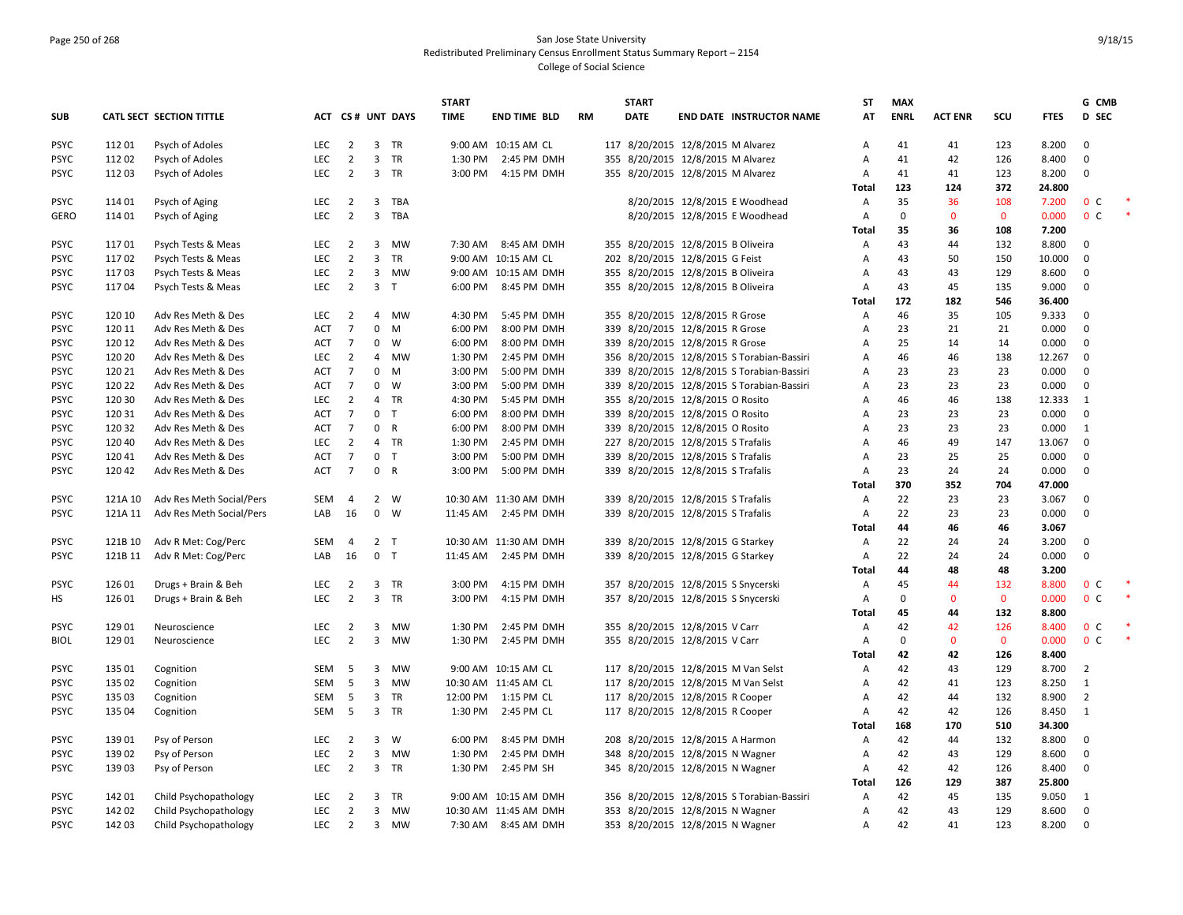San Jose State University
Redistributed Preliminary Census Enrollment Status Summary Report – 2154
College of Social Science

| SUB | CATL SECT | SECTION TITTLE | ACT | CS# | UNT | DAYS | START TIME | END TIME | BLD | RM | START DATE | END DATE | INSTRUCTOR NAME | ST AT | MAX ENRL | ACT ENR | SCU | FTES | G D | CMB SEC | |
|---|---|---|---|---|---|---|---|---|---|---|---|---|---|---|---|---|---|---|---|---|---|
| PSYC | 112 01 | Psych of Adoles | LEC | 2 | 3 | TR | 9:00 AM | 10:15 AM | CL | 117 | 8/20/2015 | 12/8/2015 | M Alvarez | A | 41 | 41 | 123 | 8.200 | 0 | | |
| PSYC | 112 02 | Psych of Adoles | LEC | 2 | 3 | TR | 1:30 PM | 2:45 PM | DMH | 355 | 8/20/2015 | 12/8/2015 | M Alvarez | A | 41 | 42 | 126 | 8.400 | 0 | | |
| PSYC | 112 03 | Psych of Adoles | LEC | 2 | 3 | TR | 3:00 PM | 4:15 PM | DMH | 355 | 8/20/2015 | 12/8/2015 | M Alvarez | A | 41 | 41 | 123 | 8.200 | 0 | | |
| | | | | | | | | | | | | | | **Total** | **123** | **124** | **372** | **24.800** | | | |
| PSYC | 114 01 | Psych of Aging | LEC | 2 | 3 | TBA | | | | | 8/20/2015 | 12/8/2015 | E Woodhead | A | 35 | 36 | 108 | 7.200 | 0 | C | * |
| GERO | 114 01 | Psych of Aging | LEC | 2 | 3 | TBA | | | | | 8/20/2015 | 12/8/2015 | E Woodhead | A | 0 | 0 | 0 | 0.000 | 0 | C | * |
| | | | | | | | | | | | | | | **Total** | **35** | **36** | **108** | **7.200** | | | |
| PSYC | 117 01 | Psych Tests & Meas | LEC | 2 | 3 | MW | 7:30 AM | 8:45 AM | DMH | 355 | 8/20/2015 | 12/8/2015 | B Oliveira | A | 43 | 44 | 132 | 8.800 | 0 | | |
| PSYC | 117 02 | Psych Tests & Meas | LEC | 2 | 3 | TR | 9:00 AM | 10:15 AM | CL | 202 | 8/20/2015 | 12/8/2015 | G Feist | A | 43 | 50 | 150 | 10.000 | 0 | | |
| PSYC | 117 03 | Psych Tests & Meas | LEC | 2 | 3 | MW | 9:00 AM | 10:15 AM | DMH | 355 | 8/20/2015 | 12/8/2015 | B Oliveira | A | 43 | 43 | 129 | 8.600 | 0 | | |
| PSYC | 117 04 | Psych Tests & Meas | LEC | 2 | 3 | T | 6:00 PM | 8:45 PM | DMH | 355 | 8/20/2015 | 12/8/2015 | B Oliveira | A | 43 | 45 | 135 | 9.000 | 0 | | |
| | | | | | | | | | | | | | | **Total** | **172** | **182** | **546** | **36.400** | | | |
| PSYC | 120 10 | Adv Res Meth & Des | LEC | 2 | 4 | MW | 4:30 PM | 5:45 PM | DMH | 355 | 8/20/2015 | 12/8/2015 | R Grose | A | 46 | 35 | 105 | 9.333 | 0 | | |
| PSYC | 120 11 | Adv Res Meth & Des | ACT | 7 | 0 | M | 6:00 PM | 8:00 PM | DMH | 339 | 8/20/2015 | 12/8/2015 | R Grose | A | 23 | 21 | 21 | 0.000 | 0 | | |
| PSYC | 120 12 | Adv Res Meth & Des | ACT | 7 | 0 | W | 6:00 PM | 8:00 PM | DMH | 339 | 8/20/2015 | 12/8/2015 | R Grose | A | 25 | 14 | 14 | 0.000 | 0 | | |
| PSYC | 120 20 | Adv Res Meth & Des | LEC | 2 | 4 | MW | 1:30 PM | 2:45 PM | DMH | 356 | 8/20/2015 | 12/8/2015 | S Torabian-Bassiri | A | 46 | 46 | 138 | 12.267 | 0 | | |
| PSYC | 120 21 | Adv Res Meth & Des | ACT | 7 | 0 | M | 3:00 PM | 5:00 PM | DMH | 339 | 8/20/2015 | 12/8/2015 | S Torabian-Bassiri | A | 23 | 23 | 23 | 0.000 | 0 | | |
| PSYC | 120 22 | Adv Res Meth & Des | ACT | 7 | 0 | W | 3:00 PM | 5:00 PM | DMH | 339 | 8/20/2015 | 12/8/2015 | S Torabian-Bassiri | A | 23 | 23 | 23 | 0.000 | 0 | | |
| PSYC | 120 30 | Adv Res Meth & Des | LEC | 2 | 4 | TR | 4:30 PM | 5:45 PM | DMH | 355 | 8/20/2015 | 12/8/2015 | O Rosito | A | 46 | 46 | 138 | 12.333 | 1 | | |
| PSYC | 120 31 | Adv Res Meth & Des | ACT | 7 | 0 | T | 6:00 PM | 8:00 PM | DMH | 339 | 8/20/2015 | 12/8/2015 | O Rosito | A | 23 | 23 | 23 | 0.000 | 0 | | |
| PSYC | 120 32 | Adv Res Meth & Des | ACT | 7 | 0 | R | 6:00 PM | 8:00 PM | DMH | 339 | 8/20/2015 | 12/8/2015 | O Rosito | A | 23 | 23 | 23 | 0.000 | 1 | | |
| PSYC | 120 40 | Adv Res Meth & Des | LEC | 2 | 4 | TR | 1:30 PM | 2:45 PM | DMH | 227 | 8/20/2015 | 12/8/2015 | S Trafalis | A | 46 | 49 | 147 | 13.067 | 0 | | |
| PSYC | 120 41 | Adv Res Meth & Des | ACT | 7 | 0 | T | 3:00 PM | 5:00 PM | DMH | 339 | 8/20/2015 | 12/8/2015 | S Trafalis | A | 23 | 25 | 25 | 0.000 | 0 | | |
| PSYC | 120 42 | Adv Res Meth & Des | ACT | 7 | 0 | R | 3:00 PM | 5:00 PM | DMH | 339 | 8/20/2015 | 12/8/2015 | S Trafalis | A | 23 | 24 | 24 | 0.000 | 0 | | |
| | | | | | | | | | | | | | | **Total** | **370** | **352** | **704** | **47.000** | | | |
| PSYC | 121A 10 | Adv Res Meth Social/Pers | SEM | 4 | 2 | W | 10:30 AM | 11:30 AM | DMH | 339 | 8/20/2015 | 12/8/2015 | S Trafalis | A | 22 | 23 | 23 | 3.067 | 0 | | |
| PSYC | 121A 11 | Adv Res Meth Social/Pers | LAB | 16 | 0 | W | 11:45 AM | 2:45 PM | DMH | 339 | 8/20/2015 | 12/8/2015 | S Trafalis | A | 22 | 23 | 23 | 0.000 | 0 | | |
| | | | | | | | | | | | | | | **Total** | **44** | **46** | **46** | **3.067** | | | |
| PSYC | 121B 10 | Adv R Met: Cog/Perc | SEM | 4 | 2 | T | 10:30 AM | 11:30 AM | DMH | 339 | 8/20/2015 | 12/8/2015 | G Starkey | A | 22 | 24 | 24 | 3.200 | 0 | | |
| PSYC | 121B 11 | Adv R Met: Cog/Perc | LAB | 16 | 0 | T | 11:45 AM | 2:45 PM | DMH | 339 | 8/20/2015 | 12/8/2015 | G Starkey | A | 22 | 24 | 24 | 0.000 | 0 | | |
| | | | | | | | | | | | | | | **Total** | **44** | **48** | **48** | **3.200** | | | |
| PSYC | 126 01 | Drugs + Brain & Beh | LEC | 2 | 3 | TR | 3:00 PM | 4:15 PM | DMH | 357 | 8/20/2015 | 12/8/2015 | S Snycerski | A | 45 | 44 | 132 | 8.800 | 0 | C | * |
| HS | 126 01 | Drugs + Brain & Beh | LEC | 2 | 3 | TR | 3:00 PM | 4:15 PM | DMH | 357 | 8/20/2015 | 12/8/2015 | S Snycerski | A | 0 | 0 | 0 | 0.000 | 0 | C | * |
| | | | | | | | | | | | | | | **Total** | **45** | **44** | **132** | **8.800** | | | |
| PSYC | 129 01 | Neuroscience | LEC | 2 | 3 | MW | 1:30 PM | 2:45 PM | DMH | 355 | 8/20/2015 | 12/8/2015 | V Carr | A | 42 | 42 | 126 | 8.400 | 0 | C | * |
| BIOL | 129 01 | Neuroscience | LEC | 2 | 3 | MW | 1:30 PM | 2:45 PM | DMH | 355 | 8/20/2015 | 12/8/2015 | V Carr | A | 0 | 0 | 0 | 0.000 | 0 | C | * |
| | | | | | | | | | | | | | | **Total** | **42** | **42** | **126** | **8.400** | | | |
| PSYC | 135 01 | Cognition | SEM | 5 | 3 | MW | 9:00 AM | 10:15 AM | CL | 117 | 8/20/2015 | 12/8/2015 | M Van Selst | A | 42 | 43 | 129 | 8.700 | 2 | | |
| PSYC | 135 02 | Cognition | SEM | 5 | 3 | MW | 10:30 AM | 11:45 AM | CL | 117 | 8/20/2015 | 12/8/2015 | M Van Selst | A | 42 | 41 | 123 | 8.250 | 1 | | |
| PSYC | 135 03 | Cognition | SEM | 5 | 3 | TR | 12:00 PM | 1:15 PM | CL | 117 | 8/20/2015 | 12/8/2015 | R Cooper | A | 42 | 44 | 132 | 8.900 | 2 | | |
| PSYC | 135 04 | Cognition | SEM | 5 | 3 | TR | 1:30 PM | 2:45 PM | CL | 117 | 8/20/2015 | 12/8/2015 | R Cooper | A | 42 | 42 | 126 | 8.450 | 1 | | |
| | | | | | | | | | | | | | | **Total** | **168** | **170** | **510** | **34.300** | | | |
| PSYC | 139 01 | Psy of Person | LEC | 2 | 3 | W | 6:00 PM | 8:45 PM | DMH | 208 | 8/20/2015 | 12/8/2015 | A Harmon | A | 42 | 44 | 132 | 8.800 | 0 | | |
| PSYC | 139 02 | Psy of Person | LEC | 2 | 3 | MW | 1:30 PM | 2:45 PM | DMH | 348 | 8/20/2015 | 12/8/2015 | N Wagner | A | 42 | 43 | 129 | 8.600 | 0 | | |
| PSYC | 139 03 | Psy of Person | LEC | 2 | 3 | TR | 1:30 PM | 2:45 PM | SH | 345 | 8/20/2015 | 12/8/2015 | N Wagner | A | 42 | 42 | 126 | 8.400 | 0 | | |
| | | | | | | | | | | | | | | **Total** | **126** | **129** | **387** | **25.800** | | | |
| PSYC | 142 01 | Child Psychopathology | LEC | 2 | 3 | TR | 9:00 AM | 10:15 AM | DMH | 356 | 8/20/2015 | 12/8/2015 | S Torabian-Bassiri | A | 42 | 45 | 135 | 9.050 | 1 | | |
| PSYC | 142 02 | Child Psychopathology | LEC | 2 | 3 | MW | 10:30 AM | 11:45 AM | DMH | 353 | 8/20/2015 | 12/8/2015 | N Wagner | A | 42 | 43 | 129 | 8.600 | 0 | | |
| PSYC | 142 03 | Child Psychopathology | LEC | 2 | 3 | MW | 7:30 AM | 8:45 AM | DMH | 353 | 8/20/2015 | 12/8/2015 | N Wagner | A | 42 | 41 | 123 | 8.200 | 0 | | |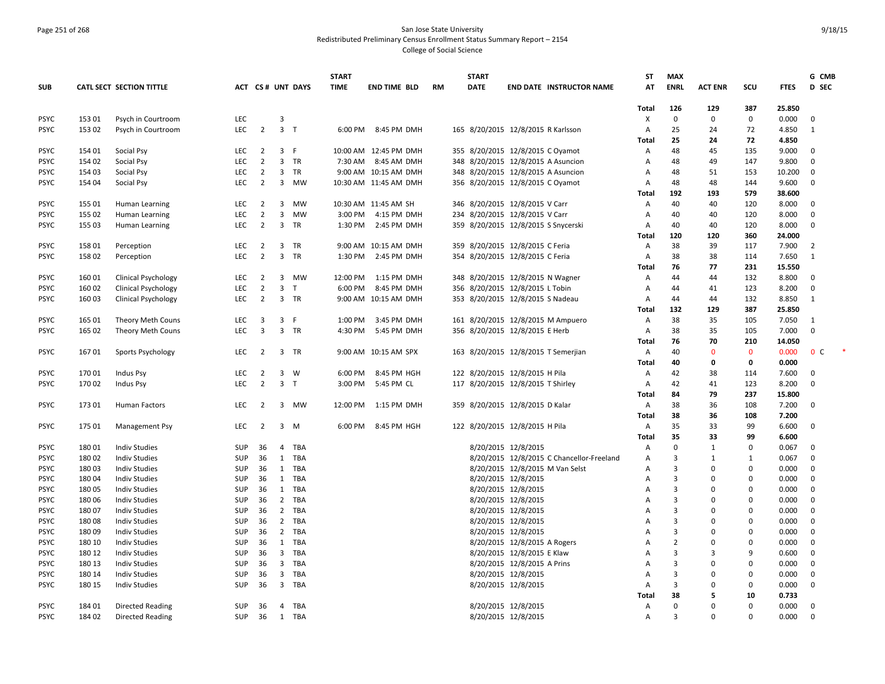San Jose State University
Redistributed Preliminary Census Enrollment Status Summary Report – 2154
College of Social Science

| SUB | CATL SECT | SECTION TITTLE | ACT | CS # | UNT | DAYS | START TIME | END TIME | BLD | RM | START DATE | END DATE | INSTRUCTOR NAME | ST AT | MAX ENRL | ACT ENR | SCU | FTES | G D | CMB SEC |
|---|---|---|---|---|---|---|---|---|---|---|---|---|---|---|---|---|---|---|---|---|
| | | | | | | | | | | | | | | Total | 126 | 129 | 387 | 25.850 | | |
| PSYC | 153 01 | Psych in Courtroom | LEC | | 3 | | | | | | | | | X | 0 | 0 | 0 | 0.000 | 0 | |
| PSYC | 153 02 | Psych in Courtroom | LEC | 2 | 3 | T | 6:00 PM | 8:45 PM | DMH | 165 | 8/20/2015 | 12/8/2015 | R Karlsson | A | 25 | 24 | 72 | 4.850 | 1 | |
| | | | | | | | | | | | | | | Total | 25 | 24 | 72 | 4.850 | | |
| PSYC | 154 01 | Social Psy | LEC | 2 | 3 | F | 10:00 AM | 12:45 PM | DMH | 355 | 8/20/2015 | 12/8/2015 | C Oyamot | A | 48 | 45 | 135 | 9.000 | 0 | |
| PSYC | 154 02 | Social Psy | LEC | 2 | 3 | TR | 7:30 AM | 8:45 AM | DMH | 348 | 8/20/2015 | 12/8/2015 | A Asuncion | A | 48 | 49 | 147 | 9.800 | 0 | |
| PSYC | 154 03 | Social Psy | LEC | 2 | 3 | TR | 9:00 AM | 10:15 AM | DMH | 348 | 8/20/2015 | 12/8/2015 | A Asuncion | A | 48 | 51 | 153 | 10.200 | 0 | |
| PSYC | 154 04 | Social Psy | LEC | 2 | 3 | MW | 10:30 AM | 11:45 AM | DMH | 356 | 8/20/2015 | 12/8/2015 | C Oyamot | A | 48 | 48 | 144 | 9.600 | 0 | |
| | | | | | | | | | | | | | | Total | 192 | 193 | 579 | 38.600 | | |
| PSYC | 155 01 | Human Learning | LEC | 2 | 3 | MW | 10:30 AM | 11:45 AM | SH | 346 | 8/20/2015 | 12/8/2015 | V Carr | A | 40 | 40 | 120 | 8.000 | 0 | |
| PSYC | 155 02 | Human Learning | LEC | 2 | 3 | MW | 3:00 PM | 4:15 PM | DMH | 234 | 8/20/2015 | 12/8/2015 | V Carr | A | 40 | 40 | 120 | 8.000 | 0 | |
| PSYC | 155 03 | Human Learning | LEC | 2 | 3 | TR | 1:30 PM | 2:45 PM | DMH | 359 | 8/20/2015 | 12/8/2015 | S Snycerski | A | 40 | 40 | 120 | 8.000 | 0 | |
| | | | | | | | | | | | | | | Total | 120 | 120 | 360 | 24.000 | | |
| PSYC | 158 01 | Perception | LEC | 2 | 3 | TR | 9:00 AM | 10:15 AM | DMH | 359 | 8/20/2015 | 12/8/2015 | C Feria | A | 38 | 39 | 117 | 7.900 | 2 | |
| PSYC | 158 02 | Perception | LEC | 2 | 3 | TR | 1:30 PM | 2:45 PM | DMH | 354 | 8/20/2015 | 12/8/2015 | C Feria | A | 38 | 38 | 114 | 7.650 | 1 | |
| | | | | | | | | | | | | | | Total | 76 | 77 | 231 | 15.550 | | |
| PSYC | 160 01 | Clinical Psychology | LEC | 2 | 3 | MW | 12:00 PM | 1:15 PM | DMH | 348 | 8/20/2015 | 12/8/2015 | N Wagner | A | 44 | 44 | 132 | 8.800 | 0 | |
| PSYC | 160 02 | Clinical Psychology | LEC | 2 | 3 | T | 6:00 PM | 8:45 PM | DMH | 356 | 8/20/2015 | 12/8/2015 | L Tobin | A | 44 | 41 | 123 | 8.200 | 0 | |
| PSYC | 160 03 | Clinical Psychology | LEC | 2 | 3 | TR | 9:00 AM | 10:15 AM | DMH | 353 | 8/20/2015 | 12/8/2015 | S Nadeau | A | 44 | 44 | 132 | 8.850 | 1 | |
| | | | | | | | | | | | | | | Total | 132 | 129 | 387 | 25.850 | | |
| PSYC | 165 01 | Theory Meth Couns | LEC | 3 | 3 | F | 1:00 PM | 3:45 PM | DMH | 161 | 8/20/2015 | 12/8/2015 | M Ampuero | A | 38 | 35 | 105 | 7.050 | 1 | |
| PSYC | 165 02 | Theory Meth Couns | LEC | 3 | 3 | TR | 4:30 PM | 5:45 PM | DMH | 356 | 8/20/2015 | 12/8/2015 | E Herb | A | 38 | 35 | 105 | 7.000 | 0 | |
| | | | | | | | | | | | | | | Total | 76 | 70 | 210 | 14.050 | | |
| PSYC | 167 01 | Sports Psychology | LEC | 2 | 3 | TR | 9:00 AM | 10:15 AM | SPX | 163 | 8/20/2015 | 12/8/2015 | T Semerjian | A | 40 | 0 | 0 | 0.000 | 0 | C * |
| | | | | | | | | | | | | | | Total | 40 | 0 | 0 | 0.000 | | |
| PSYC | 170 01 | Indus Psy | LEC | 2 | 3 | W | 6:00 PM | 8:45 PM | HGH | 122 | 8/20/2015 | 12/8/2015 | H Pila | A | 42 | 38 | 114 | 7.600 | 0 | |
| PSYC | 170 02 | Indus Psy | LEC | 2 | 3 | T | 3:00 PM | 5:45 PM | CL | 117 | 8/20/2015 | 12/8/2015 | T Shirley | A | 42 | 41 | 123 | 8.200 | 0 | |
| | | | | | | | | | | | | | | Total | 84 | 79 | 237 | 15.800 | | |
| PSYC | 173 01 | Human Factors | LEC | 2 | 3 | MW | 12:00 PM | 1:15 PM | DMH | 359 | 8/20/2015 | 12/8/2015 | D Kalar | A | 38 | 36 | 108 | 7.200 | 0 | |
| | | | | | | | | | | | | | | Total | 38 | 36 | 108 | 7.200 | | |
| PSYC | 175 01 | Management Psy | LEC | 2 | 3 | M | 6:00 PM | 8:45 PM | HGH | 122 | 8/20/2015 | 12/8/2015 | H Pila | A | 35 | 33 | 99 | 6.600 | 0 | |
| | | | | | | | | | | | | | | Total | 35 | 33 | 99 | 6.600 | | |
| PSYC | 180 01 | Indiv Studies | SUP | 36 | 4 | TBA | | | | | 8/20/2015 | 12/8/2015 | | A | 0 | 1 | 0 | 0.067 | 0 | |
| PSYC | 180 02 | Indiv Studies | SUP | 36 | 1 | TBA | | | | | 8/20/2015 | 12/8/2015 | C Chancellor-Freeland | A | 3 | 1 | 1 | 0.067 | 0 | |
| PSYC | 180 03 | Indiv Studies | SUP | 36 | 1 | TBA | | | | | 8/20/2015 | 12/8/2015 | M Van Selst | A | 3 | 0 | 0 | 0.000 | 0 | |
| PSYC | 180 04 | Indiv Studies | SUP | 36 | 1 | TBA | | | | | 8/20/2015 | 12/8/2015 | | A | 3 | 0 | 0 | 0.000 | 0 | |
| PSYC | 180 05 | Indiv Studies | SUP | 36 | 1 | TBA | | | | | 8/20/2015 | 12/8/2015 | | A | 3 | 0 | 0 | 0.000 | 0 | |
| PSYC | 180 06 | Indiv Studies | SUP | 36 | 2 | TBA | | | | | 8/20/2015 | 12/8/2015 | | A | 3 | 0 | 0 | 0.000 | 0 | |
| PSYC | 180 07 | Indiv Studies | SUP | 36 | 2 | TBA | | | | | 8/20/2015 | 12/8/2015 | | A | 3 | 0 | 0 | 0.000 | 0 | |
| PSYC | 180 08 | Indiv Studies | SUP | 36 | 2 | TBA | | | | | 8/20/2015 | 12/8/2015 | | A | 3 | 0 | 0 | 0.000 | 0 | |
| PSYC | 180 09 | Indiv Studies | SUP | 36 | 2 | TBA | | | | | 8/20/2015 | 12/8/2015 | | A | 3 | 0 | 0 | 0.000 | 0 | |
| PSYC | 180 10 | Indiv Studies | SUP | 36 | 1 | TBA | | | | | 8/20/2015 | 12/8/2015 | A Rogers | A | 2 | 0 | 0 | 0.000 | 0 | |
| PSYC | 180 12 | Indiv Studies | SUP | 36 | 3 | TBA | | | | | 8/20/2015 | 12/8/2015 | E Klaw | A | 3 | 3 | 9 | 0.600 | 0 | |
| PSYC | 180 13 | Indiv Studies | SUP | 36 | 3 | TBA | | | | | 8/20/2015 | 12/8/2015 | A Prins | A | 3 | 0 | 0 | 0.000 | 0 | |
| PSYC | 180 14 | Indiv Studies | SUP | 36 | 3 | TBA | | | | | 8/20/2015 | 12/8/2015 | | A | 3 | 0 | 0 | 0.000 | 0 | |
| PSYC | 180 15 | Indiv Studies | SUP | 36 | 3 | TBA | | | | | 8/20/2015 | 12/8/2015 | | A | 3 | 0 | 0 | 0.000 | 0 | |
| | | | | | | | | | | | | | | Total | 38 | 5 | 10 | 0.733 | | |
| PSYC | 184 01 | Directed Reading | SUP | 36 | 4 | TBA | | | | | 8/20/2015 | 12/8/2015 | | A | 0 | 0 | 0 | 0.000 | 0 | |
| PSYC | 184 02 | Directed Reading | SUP | 36 | 1 | TBA | | | | | 8/20/2015 | 12/8/2015 | | A | 3 | 0 | 0 | 0.000 | 0 | |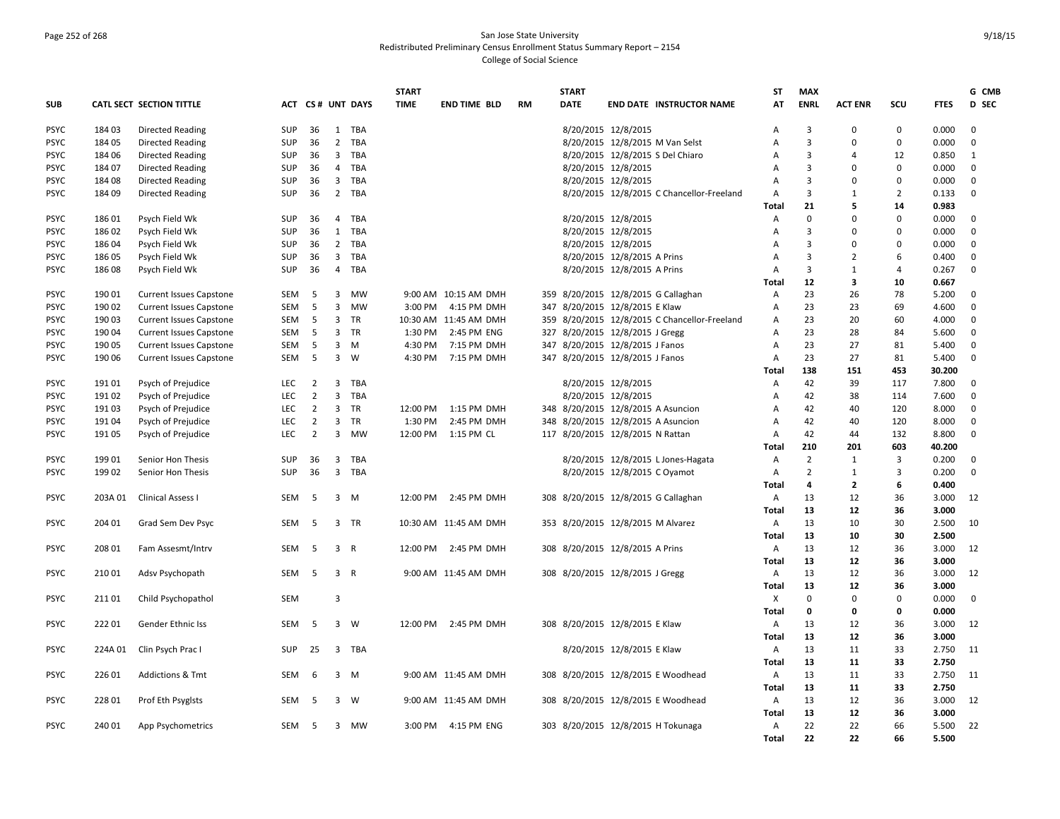San Jose State University
Redistributed Preliminary Census Enrollment Status Summary Report – 2154
College of Social Science

| SUB | CATL SECT | SECTION TITTLE | ACT | CS # | UNT | DAYS | START TIME | END TIME | BLD | RM | START DATE | END DATE | INSTRUCTOR NAME | ST AT | MAX ENRL | ACT ENR | SCU | FTES | G CMB D SEC |
|---|---|---|---|---|---|---|---|---|---|---|---|---|---|---|---|---|---|---|---|
| PSYC | 184 03 | Directed Reading | SUP | 36 | 1 | TBA | | | | | 8/20/2015 | 12/8/2015 | | A | 3 | 0 | 0 | 0.000 | 0 |
| PSYC | 184 05 | Directed Reading | SUP | 36 | 2 | TBA | | | | | 8/20/2015 | 12/8/2015 | M Van Selst | A | 3 | 0 | 0 | 0.000 | 0 |
| PSYC | 184 06 | Directed Reading | SUP | 36 | 3 | TBA | | | | | 8/20/2015 | 12/8/2015 | S Del Chiaro | A | 3 | 4 | 12 | 0.850 | 1 |
| PSYC | 184 07 | Directed Reading | SUP | 36 | 4 | TBA | | | | | 8/20/2015 | 12/8/2015 | | A | 3 | 0 | 0 | 0.000 | 0 |
| PSYC | 184 08 | Directed Reading | SUP | 36 | 3 | TBA | | | | | 8/20/2015 | 12/8/2015 | | A | 3 | 0 | 0 | 0.000 | 0 |
| PSYC | 184 09 | Directed Reading | SUP | 36 | 2 | TBA | | | | | 8/20/2015 | 12/8/2015 | C Chancellor-Freeland | A | 3 | 1 | 2 | 0.133 | 0 |
| | | | | | | | | | | | | | | Total | 21 | 5 | 14 | 0.983 | |
| PSYC | 186 01 | Psych Field Wk | SUP | 36 | 4 | TBA | | | | | 8/20/2015 | 12/8/2015 | | A | 0 | 0 | 0 | 0.000 | 0 |
| PSYC | 186 02 | Psych Field Wk | SUP | 36 | 1 | TBA | | | | | 8/20/2015 | 12/8/2015 | | A | 3 | 0 | 0 | 0.000 | 0 |
| PSYC | 186 04 | Psych Field Wk | SUP | 36 | 2 | TBA | | | | | 8/20/2015 | 12/8/2015 | | A | 3 | 0 | 0 | 0.000 | 0 |
| PSYC | 186 05 | Psych Field Wk | SUP | 36 | 3 | TBA | | | | | 8/20/2015 | 12/8/2015 | A Prins | A | 3 | 2 | 6 | 0.400 | 0 |
| PSYC | 186 08 | Psych Field Wk | SUP | 36 | 4 | TBA | | | | | 8/20/2015 | 12/8/2015 | A Prins | A | 3 | 1 | 4 | 0.267 | 0 |
| | | | | | | | | | | | | | | Total | 12 | 3 | 10 | 0.667 | |
| PSYC | 190 01 | Current Issues Capstone | SEM | 5 | 3 | MW | 9:00 AM | 10:15 AM | DMH | 359 | 8/20/2015 | 12/8/2015 | G Callaghan | A | 23 | 26 | 78 | 5.200 | 0 |
| PSYC | 190 02 | Current Issues Capstone | SEM | 5 | 3 | MW | 3:00 PM | 4:15 PM | DMH | 347 | 8/20/2015 | 12/8/2015 | E Klaw | A | 23 | 23 | 69 | 4.600 | 0 |
| PSYC | 190 03 | Current Issues Capstone | SEM | 5 | 3 | TR | 10:30 AM | 11:45 AM | DMH | 359 | 8/20/2015 | 12/8/2015 | C Chancellor-Freeland | A | 23 | 20 | 60 | 4.000 | 0 |
| PSYC | 190 04 | Current Issues Capstone | SEM | 5 | 3 | TR | 1:30 PM | 2:45 PM | ENG | 327 | 8/20/2015 | 12/8/2015 | J Gregg | A | 23 | 28 | 84 | 5.600 | 0 |
| PSYC | 190 05 | Current Issues Capstone | SEM | 5 | 3 | M | 4:30 PM | 7:15 PM | DMH | 347 | 8/20/2015 | 12/8/2015 | J Fanos | A | 23 | 27 | 81 | 5.400 | 0 |
| PSYC | 190 06 | Current Issues Capstone | SEM | 5 | 3 | W | 4:30 PM | 7:15 PM | DMH | 347 | 8/20/2015 | 12/8/2015 | J Fanos | A | 23 | 27 | 81 | 5.400 | 0 |
| | | | | | | | | | | | | | | Total | 138 | 151 | 453 | 30.200 | |
| PSYC | 191 01 | Psych of Prejudice | LEC | 2 | 3 | TBA | | | | | 8/20/2015 | 12/8/2015 | | A | 42 | 39 | 117 | 7.800 | 0 |
| PSYC | 191 02 | Psych of Prejudice | LEC | 2 | 3 | TBA | | | | | 8/20/2015 | 12/8/2015 | | A | 42 | 38 | 114 | 7.600 | 0 |
| PSYC | 191 03 | Psych of Prejudice | LEC | 2 | 3 | TR | 12:00 PM | 1:15 PM | DMH | 348 | 8/20/2015 | 12/8/2015 | A Asuncion | A | 42 | 40 | 120 | 8.000 | 0 |
| PSYC | 191 04 | Psych of Prejudice | LEC | 2 | 3 | TR | 1:30 PM | 2:45 PM | DMH | 348 | 8/20/2015 | 12/8/2015 | A Asuncion | A | 42 | 40 | 120 | 8.000 | 0 |
| PSYC | 191 05 | Psych of Prejudice | LEC | 2 | 3 | MW | 12:00 PM | 1:15 PM | CL | 117 | 8/20/2015 | 12/8/2015 | N Rattan | A | 42 | 44 | 132 | 8.800 | 0 |
| | | | | | | | | | | | | | | Total | 210 | 201 | 603 | 40.200 | |
| PSYC | 199 01 | Senior Hon Thesis | SUP | 36 | 3 | TBA | | | | | 8/20/2015 | 12/8/2015 | L Jones-Hagata | A | 2 | 1 | 3 | 0.200 | 0 |
| PSYC | 199 02 | Senior Hon Thesis | SUP | 36 | 3 | TBA | | | | | 8/20/2015 | 12/8/2015 | C Oyamot | A | 2 | 1 | 3 | 0.200 | 0 |
| | | | | | | | | | | | | | | Total | 4 | 2 | 6 | 0.400 | |
| PSYC | 203A 01 | Clinical Assess I | SEM | 5 | 3 | M | 12:00 PM | 2:45 PM | DMH | 308 | 8/20/2015 | 12/8/2015 | G Callaghan | A | 13 | 12 | 36 | 3.000 | 12 |
| | | | | | | | | | | | | | | Total | 13 | 12 | 36 | 3.000 | |
| PSYC | 204 01 | Grad Sem Dev Psyc | SEM | 5 | 3 | TR | 10:30 AM | 11:45 AM | DMH | 353 | 8/20/2015 | 12/8/2015 | M Alvarez | A | 13 | 10 | 30 | 2.500 | 10 |
| | | | | | | | | | | | | | | Total | 13 | 10 | 30 | 2.500 | |
| PSYC | 208 01 | Fam Assesmt/Intrv | SEM | 5 | 3 | R | 12:00 PM | 2:45 PM | DMH | 308 | 8/20/2015 | 12/8/2015 | A Prins | A | 13 | 12 | 36 | 3.000 | 12 |
| | | | | | | | | | | | | | | Total | 13 | 12 | 36 | 3.000 | |
| PSYC | 210 01 | Adsv Psychopath | SEM | 5 | 3 | R | 9:00 AM | 11:45 AM | DMH | 308 | 8/20/2015 | 12/8/2015 | J Gregg | A | 13 | 12 | 36 | 3.000 | 12 |
| | | | | | | | | | | | | | | Total | 13 | 12 | 36 | 3.000 | |
| PSYC | 211 01 | Child Psychopathol | SEM | | 3 | | | | | | | | | X | 0 | 0 | 0 | 0.000 | 0 |
| | | | | | | | | | | | | | | Total | 0 | 0 | 0 | 0.000 | |
| PSYC | 222 01 | Gender Ethnic Iss | SEM | 5 | 3 | W | 12:00 PM | 2:45 PM | DMH | 308 | 8/20/2015 | 12/8/2015 | E Klaw | A | 13 | 12 | 36 | 3.000 | 12 |
| | | | | | | | | | | | | | | Total | 13 | 12 | 36 | 3.000 | |
| PSYC | 224A 01 | Clin Psych Prac I | SUP | 25 | 3 | TBA | | | | | 8/20/2015 | 12/8/2015 | E Klaw | A | 13 | 11 | 33 | 2.750 | 11 |
| | | | | | | | | | | | | | | Total | 13 | 11 | 33 | 2.750 | |
| PSYC | 226 01 | Addictions & Tmt | SEM | 6 | 3 | M | 9:00 AM | 11:45 AM | DMH | 308 | 8/20/2015 | 12/8/2015 | E Woodhead | A | 13 | 11 | 33 | 2.750 | 11 |
| | | | | | | | | | | | | | | Total | 13 | 11 | 33 | 2.750 | |
| PSYC | 228 01 | Prof Eth Psyglsts | SEM | 5 | 3 | W | 9:00 AM | 11:45 AM | DMH | 308 | 8/20/2015 | 12/8/2015 | E Woodhead | A | 13 | 12 | 36 | 3.000 | 12 |
| | | | | | | | | | | | | | | Total | 13 | 12 | 36 | 3.000 | |
| PSYC | 240 01 | App Psychometrics | SEM | 5 | 3 | MW | 3:00 PM | 4:15 PM | ENG | 303 | 8/20/2015 | 12/8/2015 | H Tokunaga | A | 22 | 22 | 66 | 5.500 | 22 |
| | | | | | | | | | | | | | | Total | 22 | 22 | 66 | 5.500 | |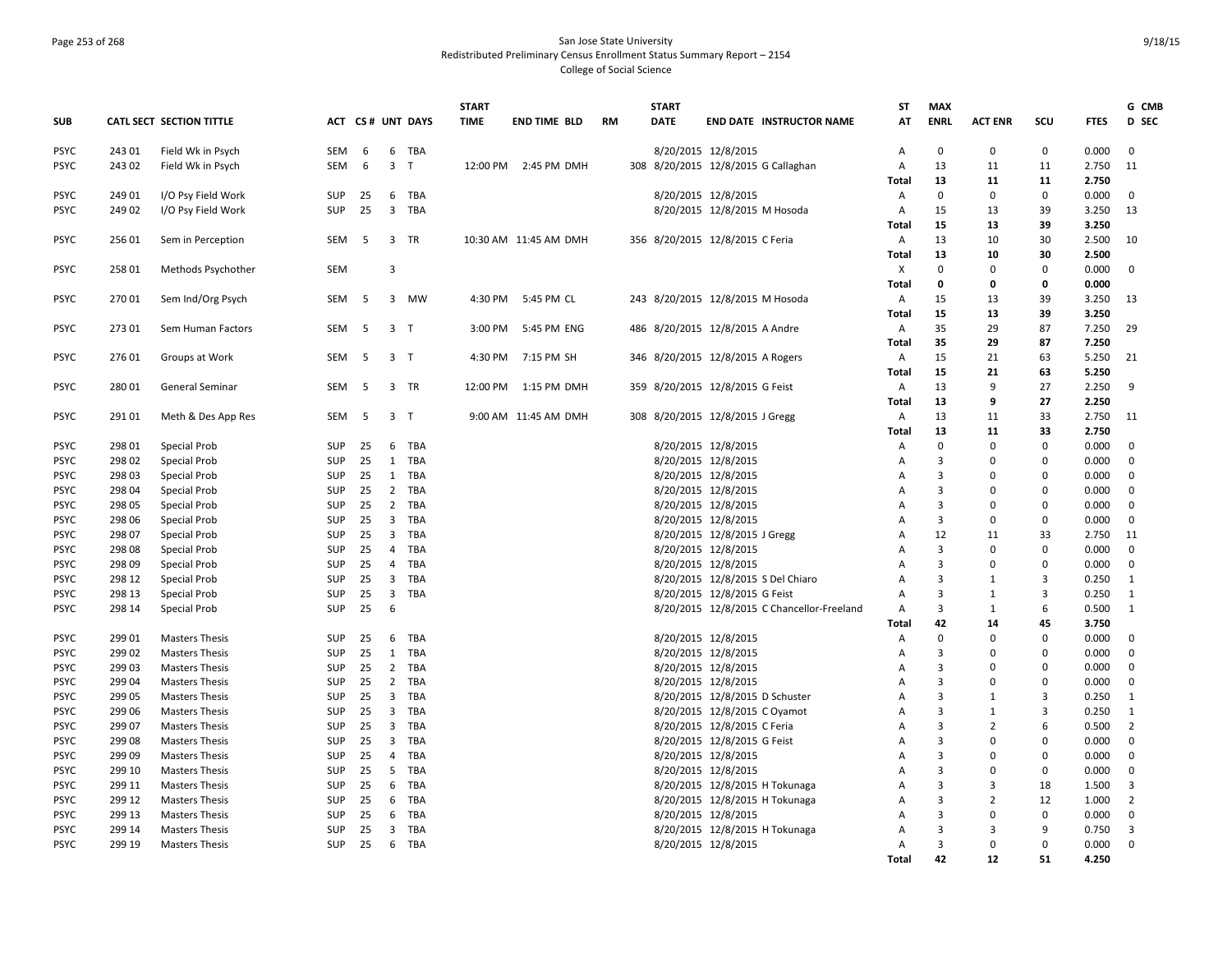San Jose State University
Redistributed Preliminary Census Enrollment Status Summary Report – 2154
College of Social Science

| SUB | CATL SECT | SECTION TITTLE | ACT | CS # | UNT | DAYS | START TIME | END TIME | BLD | RM | START DATE | END DATE | INSTRUCTOR NAME | ST AT | MAX ENRL | ACT ENR | SCU | FTES | G CMB D SEC |
|---|---|---|---|---|---|---|---|---|---|---|---|---|---|---|---|---|---|---|---|
| PSYC | 243 01 | Field Wk in Psych | SEM | 6 | 6 | TBA | | | | | 8/20/2015 | 12/8/2015 | | A | 0 | 0 | 0 | 0.000 | 0 |
| PSYC | 243 02 | Field Wk in Psych | SEM | 6 | 3 | T | 12:00 PM | 2:45 PM | DMH | 308 | 8/20/2015 | 12/8/2015 | G Callaghan | A | 13 | 11 | 11 | 2.750 | 11 |
| | | | | | | | | | | | | | | Total | 13 | 11 | 11 | 2.750 | |
| PSYC | 249 01 | I/O Psy Field Work | SUP | 25 | 6 | TBA | | | | | 8/20/2015 | 12/8/2015 | | A | 0 | 0 | 0 | 0.000 | 0 |
| PSYC | 249 02 | I/O Psy Field Work | SUP | 25 | 3 | TBA | | | | | 8/20/2015 | 12/8/2015 | M Hosoda | A | 15 | 13 | 39 | 3.250 | 13 |
| | | | | | | | | | | | | | | Total | 15 | 13 | 39 | 3.250 | |
| PSYC | 256 01 | Sem in Perception | SEM | 5 | 3 | TR | 10:30 AM | 11:45 AM | DMH | 356 | 8/20/2015 | 12/8/2015 | C Feria | A | 13 | 10 | 30 | 2.500 | 10 |
| | | | | | | | | | | | | | | Total | 13 | 10 | 30 | 2.500 | |
| PSYC | 258 01 | Methods Psychother | SEM | | 3 | | | | | | | | | X | 0 | 0 | 0 | 0.000 | 0 |
| | | | | | | | | | | | | | | Total | 0 | 0 | 0 | 0.000 | |
| PSYC | 270 01 | Sem Ind/Org Psych | SEM | 5 | 3 | MW | 4:30 PM | 5:45 PM | CL | 243 | 8/20/2015 | 12/8/2015 | M Hosoda | A | 15 | 13 | 39 | 3.250 | 13 |
| | | | | | | | | | | | | | | Total | 15 | 13 | 39 | 3.250 | |
| PSYC | 273 01 | Sem Human Factors | SEM | 5 | 3 | T | 3:00 PM | 5:45 PM | ENG | 486 | 8/20/2015 | 12/8/2015 | A Andre | A | 35 | 29 | 87 | 7.250 | 29 |
| | | | | | | | | | | | | | | Total | 35 | 29 | 87 | 7.250 | |
| PSYC | 276 01 | Groups at Work | SEM | 5 | 3 | T | 4:30 PM | 7:15 PM | SH | 346 | 8/20/2015 | 12/8/2015 | A Rogers | A | 15 | 21 | 63 | 5.250 | 21 |
| | | | | | | | | | | | | | | Total | 15 | 21 | 63 | 5.250 | |
| PSYC | 280 01 | General Seminar | SEM | 5 | 3 | TR | 12:00 PM | 1:15 PM | DMH | 359 | 8/20/2015 | 12/8/2015 | G Feist | A | 13 | 9 | 27 | 2.250 | 9 |
| | | | | | | | | | | | | | | Total | 13 | 9 | 27 | 2.250 | |
| PSYC | 291 01 | Meth & Des App Res | SEM | 5 | 3 | T | 9:00 AM | 11:45 AM | DMH | 308 | 8/20/2015 | 12/8/2015 | J Gregg | A | 13 | 11 | 33 | 2.750 | 11 |
| | | | | | | | | | | | | | | Total | 13 | 11 | 33 | 2.750 | |
| PSYC | 298 01 | Special Prob | SUP | 25 | 6 | TBA | | | | | 8/20/2015 | 12/8/2015 | | A | 0 | 0 | 0 | 0.000 | 0 |
| PSYC | 298 02 | Special Prob | SUP | 25 | 1 | TBA | | | | | 8/20/2015 | 12/8/2015 | | A | 3 | 0 | 0 | 0.000 | 0 |
| PSYC | 298 03 | Special Prob | SUP | 25 | 1 | TBA | | | | | 8/20/2015 | 12/8/2015 | | A | 3 | 0 | 0 | 0.000 | 0 |
| PSYC | 298 04 | Special Prob | SUP | 25 | 2 | TBA | | | | | 8/20/2015 | 12/8/2015 | | A | 3 | 0 | 0 | 0.000 | 0 |
| PSYC | 298 05 | Special Prob | SUP | 25 | 2 | TBA | | | | | 8/20/2015 | 12/8/2015 | | A | 3 | 0 | 0 | 0.000 | 0 |
| PSYC | 298 06 | Special Prob | SUP | 25 | 3 | TBA | | | | | 8/20/2015 | 12/8/2015 | | A | 3 | 0 | 0 | 0.000 | 0 |
| PSYC | 298 07 | Special Prob | SUP | 25 | 3 | TBA | | | | | 8/20/2015 | 12/8/2015 | J Gregg | A | 12 | 11 | 33 | 2.750 | 11 |
| PSYC | 298 08 | Special Prob | SUP | 25 | 4 | TBA | | | | | 8/20/2015 | 12/8/2015 | | A | 3 | 0 | 0 | 0.000 | 0 |
| PSYC | 298 09 | Special Prob | SUP | 25 | 4 | TBA | | | | | 8/20/2015 | 12/8/2015 | | A | 3 | 0 | 0 | 0.000 | 0 |
| PSYC | 298 12 | Special Prob | SUP | 25 | 3 | TBA | | | | | 8/20/2015 | 12/8/2015 | S Del Chiaro | A | 3 | 1 | 3 | 0.250 | 1 |
| PSYC | 298 13 | Special Prob | SUP | 25 | 3 | TBA | | | | | 8/20/2015 | 12/8/2015 | G Feist | A | 3 | 1 | 3 | 0.250 | 1 |
| PSYC | 298 14 | Special Prob | SUP | 25 | 6 | | | | | | 8/20/2015 | 12/8/2015 | C Chancellor-Freeland | A | 3 | 1 | 6 | 0.500 | 1 |
| | | | | | | | | | | | | | | Total | 42 | 14 | 45 | 3.750 | |
| PSYC | 299 01 | Masters Thesis | SUP | 25 | 6 | TBA | | | | | 8/20/2015 | 12/8/2015 | | A | 0 | 0 | 0 | 0.000 | 0 |
| PSYC | 299 02 | Masters Thesis | SUP | 25 | 1 | TBA | | | | | 8/20/2015 | 12/8/2015 | | A | 3 | 0 | 0 | 0.000 | 0 |
| PSYC | 299 03 | Masters Thesis | SUP | 25 | 2 | TBA | | | | | 8/20/2015 | 12/8/2015 | | A | 3 | 0 | 0 | 0.000 | 0 |
| PSYC | 299 04 | Masters Thesis | SUP | 25 | 2 | TBA | | | | | 8/20/2015 | 12/8/2015 | | A | 3 | 0 | 0 | 0.000 | 0 |
| PSYC | 299 05 | Masters Thesis | SUP | 25 | 3 | TBA | | | | | 8/20/2015 | 12/8/2015 | D Schuster | A | 3 | 1 | 3 | 0.250 | 1 |
| PSYC | 299 06 | Masters Thesis | SUP | 25 | 3 | TBA | | | | | 8/20/2015 | 12/8/2015 | C Oyamot | A | 3 | 1 | 3 | 0.250 | 1 |
| PSYC | 299 07 | Masters Thesis | SUP | 25 | 3 | TBA | | | | | 8/20/2015 | 12/8/2015 | C Feria | A | 3 | 2 | 6 | 0.500 | 2 |
| PSYC | 299 08 | Masters Thesis | SUP | 25 | 3 | TBA | | | | | 8/20/2015 | 12/8/2015 | G Feist | A | 3 | 0 | 0 | 0.000 | 0 |
| PSYC | 299 09 | Masters Thesis | SUP | 25 | 4 | TBA | | | | | 8/20/2015 | 12/8/2015 | | A | 3 | 0 | 0 | 0.000 | 0 |
| PSYC | 299 10 | Masters Thesis | SUP | 25 | 5 | TBA | | | | | 8/20/2015 | 12/8/2015 | | A | 3 | 0 | 0 | 0.000 | 0 |
| PSYC | 299 11 | Masters Thesis | SUP | 25 | 6 | TBA | | | | | 8/20/2015 | 12/8/2015 | H Tokunaga | A | 3 | 3 | 18 | 1.500 | 3 |
| PSYC | 299 12 | Masters Thesis | SUP | 25 | 6 | TBA | | | | | 8/20/2015 | 12/8/2015 | H Tokunaga | A | 3 | 2 | 12 | 1.000 | 2 |
| PSYC | 299 13 | Masters Thesis | SUP | 25 | 6 | TBA | | | | | 8/20/2015 | 12/8/2015 | | A | 3 | 0 | 0 | 0.000 | 0 |
| PSYC | 299 14 | Masters Thesis | SUP | 25 | 3 | TBA | | | | | 8/20/2015 | 12/8/2015 | H Tokunaga | A | 3 | 3 | 9 | 0.750 | 3 |
| PSYC | 299 19 | Masters Thesis | SUP | 25 | 6 | TBA | | | | | 8/20/2015 | 12/8/2015 | | A | 3 | 0 | 0 | 0.000 | 0 |
| | | | | | | | | | | | | | | Total | 42 | 12 | 51 | 4.250 | |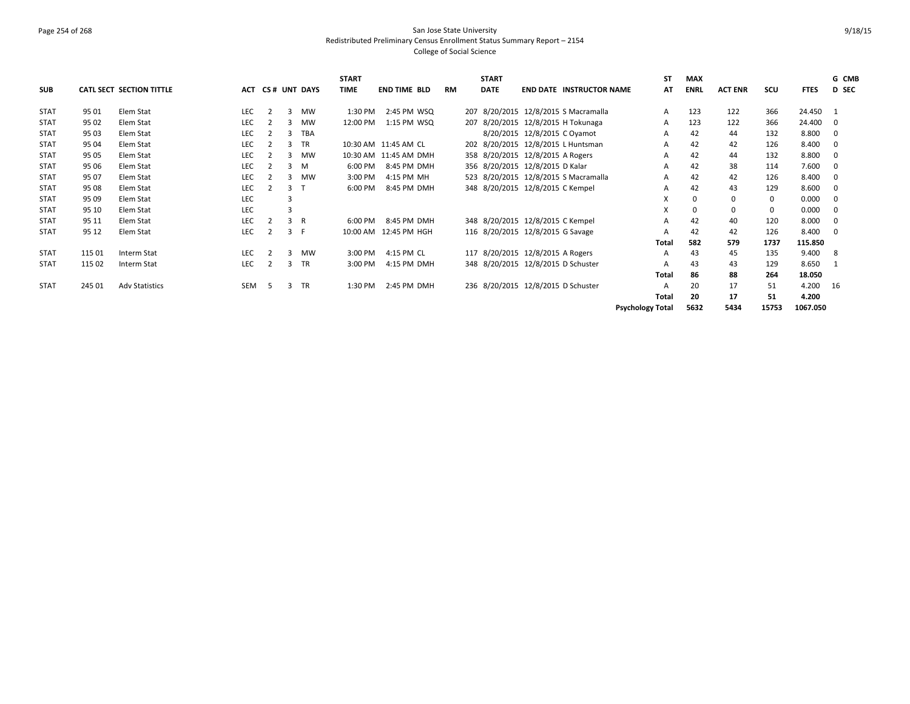San Jose State University
Redistributed Preliminary Census Enrollment Status Summary Report – 2154
College of Social Science

| SUB | CATL | SECT | SECTION TITTLE | ACT | CS # | UNT | DAYS | START TIME | END TIME | BLD | RM | START DATE | END DATE | INSTRUCTOR NAME | ST AT | MAX ENRL | ACT ENR | SCU | FTES | GD | CMB SEC |
|---|---|---|---|---|---|---|---|---|---|---|---|---|---|---|---|---|---|---|---|---|---|
| STAT | 95 | 01 | Elem Stat | LEC | 2 | 3 | MW | 1:30 PM | 2:45 PM | WSQ | 207 | 8/20/2015 | 12/8/2015 | S Macramalla | A | 123 | 122 | 366 | 24.450 | 1 | |
| STAT | 95 | 02 | Elem Stat | LEC | 2 | 3 | MW | 12:00 PM | 1:15 PM | WSQ | 207 | 8/20/2015 | 12/8/2015 | H Tokunaga | A | 123 | 122 | 366 | 24.400 | 0 | |
| STAT | 95 | 03 | Elem Stat | LEC | 2 | 3 | TBA | | | | | 8/20/2015 | 12/8/2015 | C Oyamot | A | 42 | 44 | 132 | 8.800 | 0 | |
| STAT | 95 | 04 | Elem Stat | LEC | 2 | 3 | TR | 10:30 AM | 11:45 AM | CL | 202 | 8/20/2015 | 12/8/2015 | L Huntsman | A | 42 | 42 | 126 | 8.400 | 0 | |
| STAT | 95 | 05 | Elem Stat | LEC | 2 | 3 | MW | 10:30 AM | 11:45 AM | DMH | 358 | 8/20/2015 | 12/8/2015 | A Rogers | A | 42 | 44 | 132 | 8.800 | 0 | |
| STAT | 95 | 06 | Elem Stat | LEC | 2 | 3 | M | 6:00 PM | 8:45 PM | DMH | 356 | 8/20/2015 | 12/8/2015 | D Kalar | A | 42 | 38 | 114 | 7.600 | 0 | |
| STAT | 95 | 07 | Elem Stat | LEC | 2 | 3 | MW | 3:00 PM | 4:15 PM | MH | 523 | 8/20/2015 | 12/8/2015 | S Macramalla | A | 42 | 42 | 126 | 8.400 | 0 | |
| STAT | 95 | 08 | Elem Stat | LEC | 2 | 3 | T | 6:00 PM | 8:45 PM | DMH | 348 | 8/20/2015 | 12/8/2015 | C Kempel | A | 42 | 43 | 129 | 8.600 | 0 | |
| STAT | 95 | 09 | Elem Stat | LEC | | 3 | | | | | | | | | X | 0 | 0 | 0 | 0.000 | 0 | |
| STAT | 95 | 10 | Elem Stat | LEC | | 3 | | | | | | | | | X | 0 | 0 | 0 | 0.000 | 0 | |
| STAT | 95 | 11 | Elem Stat | LEC | 2 | 3 | R | 6:00 PM | 8:45 PM | DMH | 348 | 8/20/2015 | 12/8/2015 | C Kempel | A | 42 | 40 | 120 | 8.000 | 0 | |
| STAT | 95 | 12 | Elem Stat | LEC | 2 | 3 | F | 10:00 AM | 12:45 PM | HGH | 116 | 8/20/2015 | 12/8/2015 | G Savage | A | 42 | 42 | 126 | 8.400 | 0 | |
| | | | | | | | | | | | | | | | **Total** | **582** | **579** | **1737** | **115.850** | | |
| STAT | 115 | 01 | Interm Stat | LEC | 2 | 3 | MW | 3:00 PM | 4:15 PM | CL | 117 | 8/20/2015 | 12/8/2015 | A Rogers | A | 43 | 45 | 135 | 9.400 | 8 | |
| STAT | 115 | 02 | Interm Stat | LEC | 2 | 3 | TR | 3:00 PM | 4:15 PM | DMH | 348 | 8/20/2015 | 12/8/2015 | D Schuster | A | 43 | 43 | 129 | 8.650 | 1 | |
| | | | | | | | | | | | | | | | **Total** | **86** | **88** | **264** | **18.050** | | |
| STAT | 245 | 01 | Adv Statistics | SEM | 5 | 3 | TR | 1:30 PM | 2:45 PM | DMH | 236 | 8/20/2015 | 12/8/2015 | D Schuster | A | 20 | 17 | 51 | 4.200 | 16 | |
| | | | | | | | | | | | | | | | **Total** | **20** | **17** | **51** | **4.200** | | |
| | | | | | | | | | | | | | | **Psychology Total** | | **5632** | **5434** | **15753** | **1067.050** | | |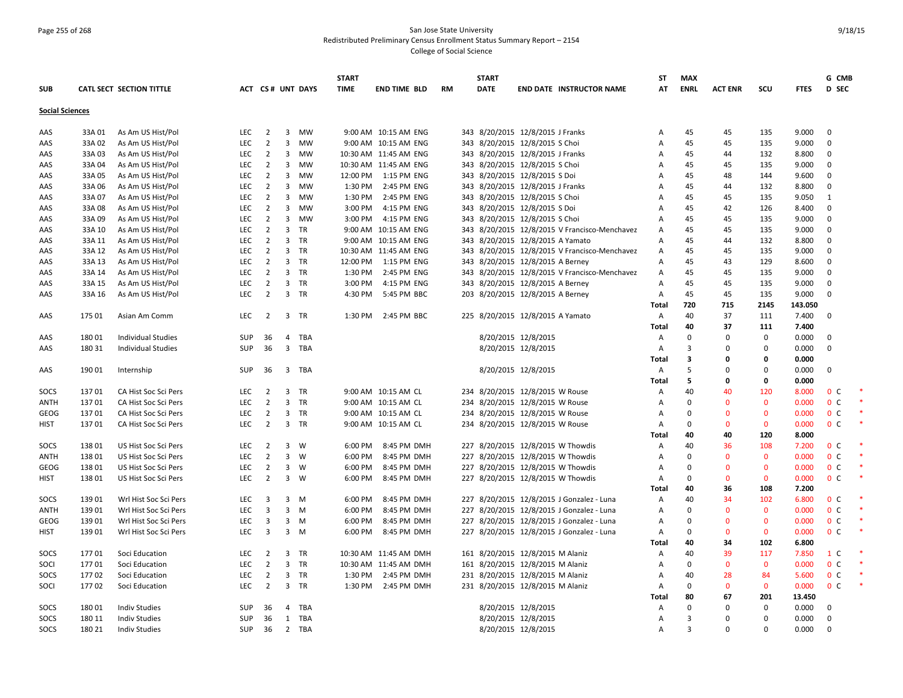San Jose State University
Redistributed Preliminary Census Enrollment Status Summary Report – 2154
College of Social Science

| SUB | CATL SECT | SECTION TITTLE | ACT | CS# | UNT | DAYS | START TIME | END TIME | BLD | RM | START DATE | END DATE | INSTRUCTOR NAME | ST AT | MAX ENRL | ACT ENR | SCU | FTES | G D | CMB SEC | |
|---|---|---|---|---|---|---|---|---|---|---|---|---|---|---|---|---|---|---|---|---|---|
| **Social Sciences** | | | | | | | | | | | | | | | | | | | | | |
| AAS | 33A 01 | As Am US Hist/Pol | LEC | 2 | 3 | MW | 9:00 AM | 10:15 AM | ENG | 343 | 8/20/2015 | 12/8/2015 | J Franks | A | 45 | 45 | 135 | 9.000 | 0 | | |
| AAS | 33A 02 | As Am US Hist/Pol | LEC | 2 | 3 | MW | 9:00 AM | 10:15 AM | ENG | 343 | 8/20/2015 | 12/8/2015 | S Choi | A | 45 | 45 | 135 | 9.000 | 0 | | |
| AAS | 33A 03 | As Am US Hist/Pol | LEC | 2 | 3 | MW | 10:30 AM | 11:45 AM | ENG | 343 | 8/20/2015 | 12/8/2015 | J Franks | A | 45 | 44 | 132 | 8.800 | 0 | | |
| AAS | 33A 04 | As Am US Hist/Pol | LEC | 2 | 3 | MW | 10:30 AM | 11:45 AM | ENG | 343 | 8/20/2015 | 12/8/2015 | S Choi | A | 45 | 45 | 135 | 9.000 | 0 | | |
| AAS | 33A 05 | As Am US Hist/Pol | LEC | 2 | 3 | MW | 12:00 PM | 1:15 PM | ENG | 343 | 8/20/2015 | 12/8/2015 | S Doi | A | 45 | 48 | 144 | 9.600 | 0 | | |
| AAS | 33A 06 | As Am US Hist/Pol | LEC | 2 | 3 | MW | 1:30 PM | 2:45 PM | ENG | 343 | 8/20/2015 | 12/8/2015 | J Franks | A | 45 | 44 | 132 | 8.800 | 0 | | |
| AAS | 33A 07 | As Am US Hist/Pol | LEC | 2 | 3 | MW | 1:30 PM | 2:45 PM | ENG | 343 | 8/20/2015 | 12/8/2015 | S Choi | A | 45 | 45 | 135 | 9.050 | 1 | | |
| AAS | 33A 08 | As Am US Hist/Pol | LEC | 2 | 3 | MW | 3:00 PM | 4:15 PM | ENG | 343 | 8/20/2015 | 12/8/2015 | S Doi | A | 45 | 42 | 126 | 8.400 | 0 | | |
| AAS | 33A 09 | As Am US Hist/Pol | LEC | 2 | 3 | MW | 3:00 PM | 4:15 PM | ENG | 343 | 8/20/2015 | 12/8/2015 | S Choi | A | 45 | 45 | 135 | 9.000 | 0 | | |
| AAS | 33A 10 | As Am US Hist/Pol | LEC | 2 | 3 | TR | 9:00 AM | 10:15 AM | ENG | 343 | 8/20/2015 | 12/8/2015 | V Francisco-Menchavez | A | 45 | 45 | 135 | 9.000 | 0 | | |
| AAS | 33A 11 | As Am US Hist/Pol | LEC | 2 | 3 | TR | 9:00 AM | 10:15 AM | ENG | 343 | 8/20/2015 | 12/8/2015 | A Yamato | A | 45 | 44 | 132 | 8.800 | 0 | | |
| AAS | 33A 12 | As Am US Hist/Pol | LEC | 2 | 3 | TR | 10:30 AM | 11:45 AM | ENG | 343 | 8/20/2015 | 12/8/2015 | V Francisco-Menchavez | A | 45 | 45 | 135 | 9.000 | 0 | | |
| AAS | 33A 13 | As Am US Hist/Pol | LEC | 2 | 3 | TR | 12:00 PM | 1:15 PM | ENG | 343 | 8/20/2015 | 12/8/2015 | A Berney | A | 45 | 43 | 129 | 8.600 | 0 | | |
| AAS | 33A 14 | As Am US Hist/Pol | LEC | 2 | 3 | TR | 1:30 PM | 2:45 PM | ENG | 343 | 8/20/2015 | 12/8/2015 | V Francisco-Menchavez | A | 45 | 45 | 135 | 9.000 | 0 | | |
| AAS | 33A 15 | As Am US Hist/Pol | LEC | 2 | 3 | TR | 3:00 PM | 4:15 PM | ENG | 343 | 8/20/2015 | 12/8/2015 | A Berney | A | 45 | 45 | 135 | 9.000 | 0 | | |
| AAS | 33A 16 | As Am US Hist/Pol | LEC | 2 | 3 | TR | 4:30 PM | 5:45 PM | BBC | 203 | 8/20/2015 | 12/8/2015 | A Berney | A | 45 | 45 | 135 | 9.000 | 0 | | |
| | | | | | | | | | | | | | | **Total** | **720** | **715** | **2145** | **143.050** | | | |
| AAS | 175 01 | Asian Am Comm | LEC | 2 | 3 | TR | 1:30 PM | 2:45 PM | BBC | 225 | 8/20/2015 | 12/8/2015 | A Yamato | A | 40 | 37 | 111 | 7.400 | 0 | | |
| | | | | | | | | | | | | | | **Total** | **40** | **37** | **111** | **7.400** | | | |
| AAS | 180 01 | Individual Studies | SUP | 36 | 4 | TBA | | | | | 8/20/2015 | 12/8/2015 | | A | 0 | 0 | 0 | 0.000 | 0 | | |
| AAS | 180 31 | Individual Studies | SUP | 36 | 3 | TBA | | | | | 8/20/2015 | 12/8/2015 | | A | 3 | 0 | 0 | 0.000 | 0 | | |
| | | | | | | | | | | | | | | **Total** | **3** | **0** | **0** | **0.000** | | | |
| AAS | 190 01 | Internship | SUP | 36 | 3 | TBA | | | | | 8/20/2015 | 12/8/2015 | | A | 5 | 0 | 0 | 0.000 | 0 | | |
| | | | | | | | | | | | | | | **Total** | **5** | **0** | **0** | **0.000** | | | |
| SOCS | 137 01 | CA Hist Soc Sci Pers | LEC | 2 | 3 | TR | 9:00 AM | 10:15 AM | CL | 234 | 8/20/2015 | 12/8/2015 | W Rouse | A | 40 | 40 | 120 | 8.000 | 0 | C | * |
| ANTH | 137 01 | CA Hist Soc Sci Pers | LEC | 2 | 3 | TR | 9:00 AM | 10:15 AM | CL | 234 | 8/20/2015 | 12/8/2015 | W Rouse | A | 0 | 0 | 0 | 0.000 | 0 | C | * |
| GEOG | 137 01 | CA Hist Soc Sci Pers | LEC | 2 | 3 | TR | 9:00 AM | 10:15 AM | CL | 234 | 8/20/2015 | 12/8/2015 | W Rouse | A | 0 | 0 | 0 | 0.000 | 0 | C | * |
| HIST | 137 01 | CA Hist Soc Sci Pers | LEC | 2 | 3 | TR | 9:00 AM | 10:15 AM | CL | 234 | 8/20/2015 | 12/8/2015 | W Rouse | A | 0 | 0 | 0 | 0.000 | 0 | C | * |
| | | | | | | | | | | | | | | **Total** | **40** | **40** | **120** | **8.000** | | | |
| SOCS | 138 01 | US Hist Soc Sci Pers | LEC | 2 | 3 | W | 6:00 PM | 8:45 PM | DMH | 227 | 8/20/2015 | 12/8/2015 | W Thowdis | A | 40 | 36 | 108 | 7.200 | 0 | C | * |
| ANTH | 138 01 | US Hist Soc Sci Pers | LEC | 2 | 3 | W | 6:00 PM | 8:45 PM | DMH | 227 | 8/20/2015 | 12/8/2015 | W Thowdis | A | 0 | 0 | 0 | 0.000 | 0 | C | * |
| GEOG | 138 01 | US Hist Soc Sci Pers | LEC | 2 | 3 | W | 6:00 PM | 8:45 PM | DMH | 227 | 8/20/2015 | 12/8/2015 | W Thowdis | A | 0 | 0 | 0 | 0.000 | 0 | C | * |
| HIST | 138 01 | US Hist Soc Sci Pers | LEC | 2 | 3 | W | 6:00 PM | 8:45 PM | DMH | 227 | 8/20/2015 | 12/8/2015 | W Thowdis | A | 0 | 0 | 0 | 0.000 | 0 | C | * |
| | | | | | | | | | | | | | | **Total** | **40** | **36** | **108** | **7.200** | | | |
| SOCS | 139 01 | Wrl Hist Soc Sci Pers | LEC | 3 | 3 | M | 6:00 PM | 8:45 PM | DMH | 227 | 8/20/2015 | 12/8/2015 | J Gonzalez - Luna | A | 40 | 34 | 102 | 6.800 | 0 | C | * |
| ANTH | 139 01 | Wrl Hist Soc Sci Pers | LEC | 3 | 3 | M | 6:00 PM | 8:45 PM | DMH | 227 | 8/20/2015 | 12/8/2015 | J Gonzalez - Luna | A | 0 | 0 | 0 | 0.000 | 0 | C | * |
| GEOG | 139 01 | Wrl Hist Soc Sci Pers | LEC | 3 | 3 | M | 6:00 PM | 8:45 PM | DMH | 227 | 8/20/2015 | 12/8/2015 | J Gonzalez - Luna | A | 0 | 0 | 0 | 0.000 | 0 | C | * |
| HIST | 139 01 | Wrl Hist Soc Sci Pers | LEC | 3 | 3 | M | 6:00 PM | 8:45 PM | DMH | 227 | 8/20/2015 | 12/8/2015 | J Gonzalez - Luna | A | 0 | 0 | 0 | 0.000 | 0 | C | * |
| | | | | | | | | | | | | | | **Total** | **40** | **34** | **102** | **6.800** | | | |
| SOCS | 177 01 | Soci Education | LEC | 2 | 3 | TR | 10:30 AM | 11:45 AM | DMH | 161 | 8/20/2015 | 12/8/2015 | M Alaniz | A | 40 | 39 | 117 | 7.850 | 1 | C | * |
| SOCI | 177 01 | Soci Education | LEC | 2 | 3 | TR | 10:30 AM | 11:45 AM | DMH | 161 | 8/20/2015 | 12/8/2015 | M Alaniz | A | 0 | 0 | 0 | 0.000 | 0 | C | * |
| SOCS | 177 02 | Soci Education | LEC | 2 | 3 | TR | 1:30 PM | 2:45 PM | DMH | 231 | 8/20/2015 | 12/8/2015 | M Alaniz | A | 40 | 28 | 84 | 5.600 | 0 | C | * |
| SOCI | 177 02 | Soci Education | LEC | 2 | 3 | TR | 1:30 PM | 2:45 PM | DMH | 231 | 8/20/2015 | 12/8/2015 | M Alaniz | A | 0 | 0 | 0 | 0.000 | 0 | C | * |
| | | | | | | | | | | | | | | **Total** | **80** | **67** | **201** | **13.450** | | | |
| SOCS | 180 01 | Indiv Studies | SUP | 36 | 4 | TBA | | | | | 8/20/2015 | 12/8/2015 | | A | 0 | 0 | 0 | 0.000 | 0 | | |
| SOCS | 180 11 | Indiv Studies | SUP | 36 | 1 | TBA | | | | | 8/20/2015 | 12/8/2015 | | A | 3 | 0 | 0 | 0.000 | 0 | | |
| SOCS | 180 21 | Indiv Studies | SUP | 36 | 2 | TBA | | | | | 8/20/2015 | 12/8/2015 | | A | 3 | 0 | 0 | 0.000 | 0 | | |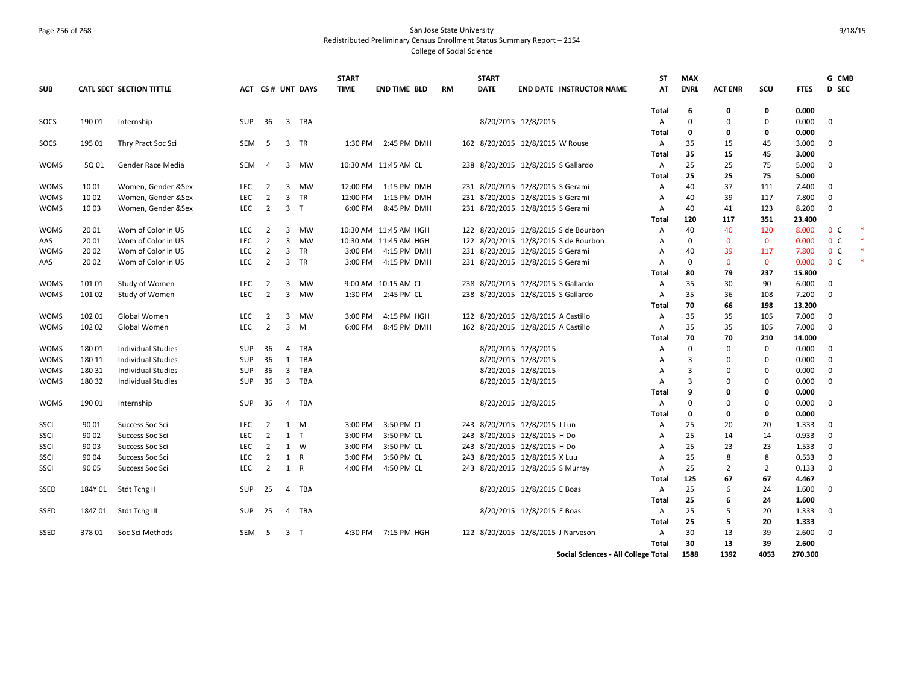San Jose State University
Redistributed Preliminary Census Enrollment Status Summary Report – 2154
College of Social Science

| SUB | CATL SECT | SECTION TITTLE | ACT | CS# | UNT | DAYS | START TIME | END TIME | BLD | RM | START DATE | END DATE | INSTRUCTOR NAME | ST AT | MAX ENRL | ACT ENR | SCU | FTES | G D | CMB SEC | |
|---|---|---|---|---|---|---|---|---|---|---|---|---|---|---|---|---|---|---|---|---|---|
| | | | | | | | | | | | | | | Total | 6 | 0 | 0 | 0.000 | | | |
| SOCS | 190 01 | Internship | SUP | 36 | 3 | TBA | | | | | 8/20/2015 | 12/8/2015 | | A | 0 | 0 | 0 | 0.000 | 0 | | |
| | | | | | | | | | | | | | | Total | 0 | 0 | 0 | 0.000 | | | |
| SOCS | 195 01 | Thry Pract Soc Sci | SEM | 5 | 3 | TR | 1:30 PM | 2:45 PM | DMH | 162 | 8/20/2015 | 12/8/2015 | W Rouse | A | 35 | 15 | 45 | 3.000 | 0 | | |
| | | | | | | | | | | | | | | Total | 35 | 15 | 45 | 3.000 | | | |
| WOMS | 5Q 01 | Gender Race Media | SEM | 4 | 3 | MW | 10:30 AM | 11:45 AM | CL | 238 | 8/20/2015 | 12/8/2015 | S Gallardo | A | 25 | 25 | 75 | 5.000 | 0 | | |
| | | | | | | | | | | | | | | Total | 25 | 25 | 75 | 5.000 | | | |
| WOMS | 10 01 | Women, Gender &Sex | LEC | 2 | 3 | MW | 12:00 PM | 1:15 PM | DMH | 231 | 8/20/2015 | 12/8/2015 | S Gerami | A | 40 | 37 | 111 | 7.400 | 0 | | |
| WOMS | 10 02 | Women, Gender &Sex | LEC | 2 | 3 | TR | 12:00 PM | 1:15 PM | DMH | 231 | 8/20/2015 | 12/8/2015 | S Gerami | A | 40 | 39 | 117 | 7.800 | 0 | | |
| WOMS | 10 03 | Women, Gender &Sex | LEC | 2 | 3 | T | 6:00 PM | 8:45 PM | DMH | 231 | 8/20/2015 | 12/8/2015 | S Gerami | A | 40 | 41 | 123 | 8.200 | 0 | | |
| | | | | | | | | | | | | | | Total | 120 | 117 | 351 | 23.400 | | | |
| WOMS | 20 01 | Wom of Color in US | LEC | 2 | 3 | MW | 10:30 AM | 11:45 AM | HGH | 122 | 8/20/2015 | 12/8/2015 | S de Bourbon | A | 40 | 40 | 120 | 8.000 | 0 | C | * |
| AAS | 20 01 | Wom of Color in US | LEC | 2 | 3 | MW | 10:30 AM | 11:45 AM | HGH | 122 | 8/20/2015 | 12/8/2015 | S de Bourbon | A | 0 | 0 | 0 | 0.000 | 0 | C | * |
| WOMS | 20 02 | Wom of Color in US | LEC | 2 | 3 | TR | 3:00 PM | 4:15 PM | DMH | 231 | 8/20/2015 | 12/8/2015 | S Gerami | A | 40 | 39 | 117 | 7.800 | 0 | C | * |
| AAS | 20 02 | Wom of Color in US | LEC | 2 | 3 | TR | 3:00 PM | 4:15 PM | DMH | 231 | 8/20/2015 | 12/8/2015 | S Gerami | A | 0 | 0 | 0 | 0.000 | 0 | C | * |
| | | | | | | | | | | | | | | Total | 80 | 79 | 237 | 15.800 | | | |
| WOMS | 101 01 | Study of Women | LEC | 2 | 3 | MW | 9:00 AM | 10:15 AM | CL | 238 | 8/20/2015 | 12/8/2015 | S Gallardo | A | 35 | 30 | 90 | 6.000 | 0 | | |
| WOMS | 101 02 | Study of Women | LEC | 2 | 3 | MW | 1:30 PM | 2:45 PM | CL | 238 | 8/20/2015 | 12/8/2015 | S Gallardo | A | 35 | 36 | 108 | 7.200 | 0 | | |
| | | | | | | | | | | | | | | Total | 70 | 66 | 198 | 13.200 | | | |
| WOMS | 102 01 | Global Women | LEC | 2 | 3 | MW | 3:00 PM | 4:15 PM | HGH | 122 | 8/20/2015 | 12/8/2015 | A Castillo | A | 35 | 35 | 105 | 7.000 | 0 | | |
| WOMS | 102 02 | Global Women | LEC | 2 | 3 | M | 6:00 PM | 8:45 PM | DMH | 162 | 8/20/2015 | 12/8/2015 | A Castillo | A | 35 | 35 | 105 | 7.000 | 0 | | |
| | | | | | | | | | | | | | | Total | 70 | 70 | 210 | 14.000 | | | |
| WOMS | 180 01 | Individual Studies | SUP | 36 | 4 | TBA | | | | | 8/20/2015 | 12/8/2015 | | A | 0 | 0 | 0 | 0.000 | 0 | | |
| WOMS | 180 11 | Individual Studies | SUP | 36 | 1 | TBA | | | | | 8/20/2015 | 12/8/2015 | | A | 3 | 0 | 0 | 0.000 | 0 | | |
| WOMS | 180 31 | Individual Studies | SUP | 36 | 3 | TBA | | | | | 8/20/2015 | 12/8/2015 | | A | 3 | 0 | 0 | 0.000 | 0 | | |
| WOMS | 180 32 | Individual Studies | SUP | 36 | 3 | TBA | | | | | 8/20/2015 | 12/8/2015 | | A | 3 | 0 | 0 | 0.000 | 0 | | |
| | | | | | | | | | | | | | | Total | 9 | 0 | 0 | 0.000 | | | |
| WOMS | 190 01 | Internship | SUP | 36 | 4 | TBA | | | | | 8/20/2015 | 12/8/2015 | | A | 0 | 0 | 0 | 0.000 | 0 | | |
| | | | | | | | | | | | | | | Total | 0 | 0 | 0 | 0.000 | | | |
| SSCI | 90 01 | Success Soc Sci | LEC | 2 | 1 | M | 3:00 PM | 3:50 PM | CL | 243 | 8/20/2015 | 12/8/2015 | J Lun | A | 25 | 20 | 20 | 1.333 | 0 | | |
| SSCI | 90 02 | Success Soc Sci | LEC | 2 | 1 | T | 3:00 PM | 3:50 PM | CL | 243 | 8/20/2015 | 12/8/2015 | H Do | A | 25 | 14 | 14 | 0.933 | 0 | | |
| SSCI | 90 03 | Success Soc Sci | LEC | 2 | 1 | W | 3:00 PM | 3:50 PM | CL | 243 | 8/20/2015 | 12/8/2015 | H Do | A | 25 | 23 | 23 | 1.533 | 0 | | |
| SSCI | 90 04 | Success Soc Sci | LEC | 2 | 1 | R | 3:00 PM | 3:50 PM | CL | 243 | 8/20/2015 | 12/8/2015 | X Luu | A | 25 | 8 | 8 | 0.533 | 0 | | |
| SSCI | 90 05 | Success Soc Sci | LEC | 2 | 1 | R | 4:00 PM | 4:50 PM | CL | 243 | 8/20/2015 | 12/8/2015 | S Murray | A | 25 | 2 | 2 | 0.133 | 0 | | |
| | | | | | | | | | | | | | | Total | 125 | 67 | 67 | 4.467 | | | |
| SSED | 184Y 01 | Stdt Tchg II | SUP | 25 | 4 | TBA | | | | | 8/20/2015 | 12/8/2015 | E Boas | A | 25 | 6 | 24 | 1.600 | 0 | | |
| | | | | | | | | | | | | | | Total | 25 | 6 | 24 | 1.600 | | | |
| SSED | 184Z 01 | Stdt Tchg III | SUP | 25 | 4 | TBA | | | | | 8/20/2015 | 12/8/2015 | E Boas | A | 25 | 5 | 20 | 1.333 | 0 | | |
| | | | | | | | | | | | | | | Total | 25 | 5 | 20 | 1.333 | | | |
| SSED | 378 01 | Soc Sci Methods | SEM | 5 | 3 | T | 4:30 PM | 7:15 PM | HGH | 122 | 8/20/2015 | 12/8/2015 | J Narveson | A | 30 | 13 | 39 | 2.600 | 0 | | |
| | | | | | | | | | | | | | | Total | 30 | 13 | 39 | 2.600 | | | |
| | | | | | | | | | | | | | Social Sciences - All College Total | | 1588 | 1392 | 4053 | 270.300 | | | |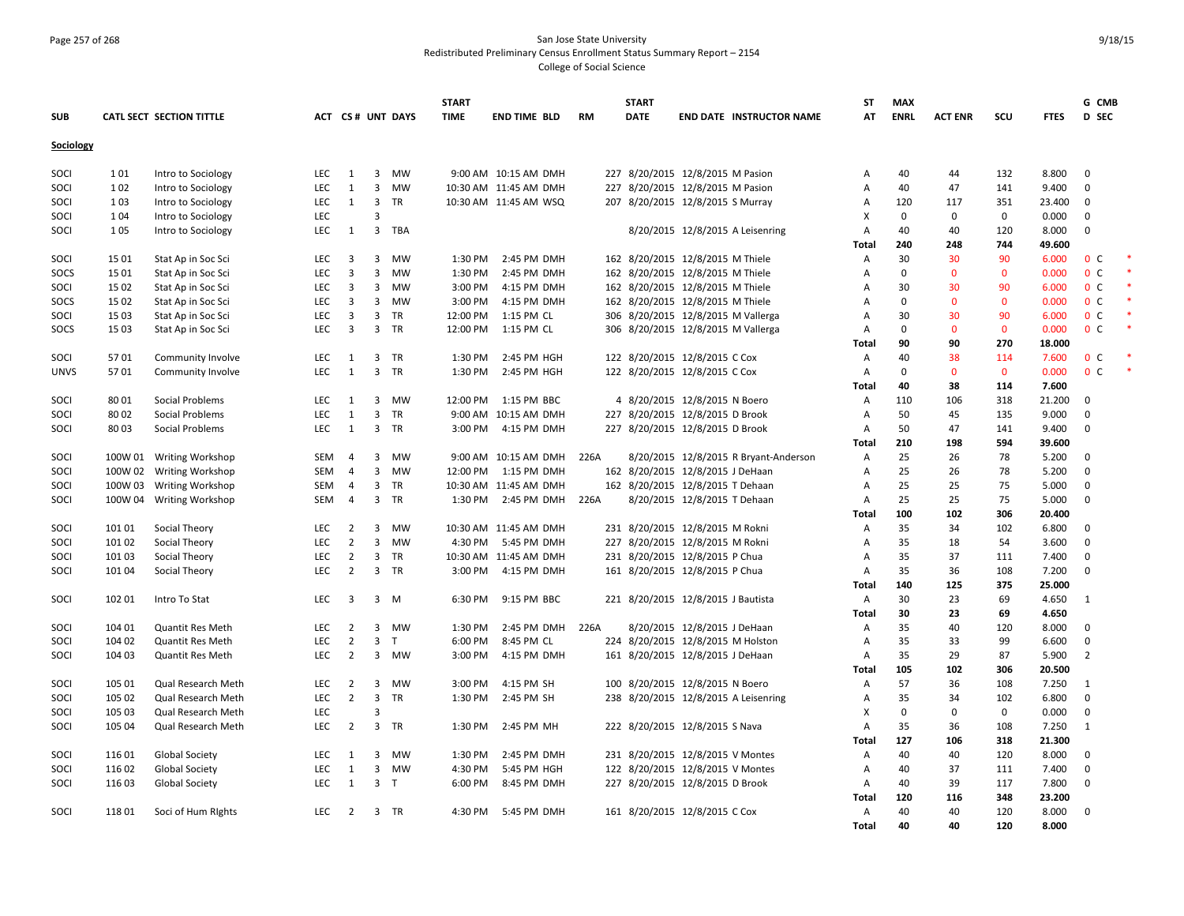San Jose State University
Redistributed Preliminary Census Enrollment Status Summary Report – 2154
College of Social Science

| SUB | CATL SECT | SECTION TITTLE | ACT | CS # | UNT | DAYS | START TIME | END TIME | BLD | RM | START DATE | END DATE | INSTRUCTOR NAME | ST AT | MAX ENRL | ACT ENR | SCU | FTES | G D | CMB SEC |
|---|---|---|---|---|---|---|---|---|---|---|---|---|---|---|---|---|---|---|---|---|
| **Sociology** | | | | | | | | | | | | | | | | | | | | |
| SOCI | 1 01 | Intro to Sociology | LEC | 1 | 3 | MW | 9:00 AM | 10:15 AM | DMH | 227 | 8/20/2015 | 12/8/2015 | M Pasion | A | 40 | 44 | 132 | 8.800 | 0 | |
| SOCI | 1 02 | Intro to Sociology | LEC | 1 | 3 | MW | 10:30 AM | 11:45 AM | DMH | 227 | 8/20/2015 | 12/8/2015 | M Pasion | A | 40 | 47 | 141 | 9.400 | 0 | |
| SOCI | 1 03 | Intro to Sociology | LEC | 1 | 3 | TR | 10:30 AM | 11:45 AM | WSQ | 207 | 8/20/2015 | 12/8/2015 | S Murray | A | 120 | 117 | 351 | 23.400 | 0 | |
| SOCI | 1 04 | Intro to Sociology | LEC | | 3 | | | | | | | | | X | 0 | 0 | 0 | 0.000 | 0 | |
| SOCI | 1 05 | Intro to Sociology | LEC | 1 | 3 | TBA | | | | | 8/20/2015 | 12/8/2015 | A Leisenring | A | 40 | 40 | 120 | 8.000 | 0 | |
| | | | | | | | | | | | | | | **Total** | **240** | **248** | **744** | **49.600** | | |
| SOCI | 15 01 | Stat Ap in Soc Sci | LEC | 3 | 3 | MW | 1:30 PM | 2:45 PM | DMH | 162 | 8/20/2015 | 12/8/2015 | M Thiele | A | 30 | 30 | 90 | 6.000 | 0 | C * |
| SOCS | 15 01 | Stat Ap in Soc Sci | LEC | 3 | 3 | MW | 1:30 PM | 2:45 PM | DMH | 162 | 8/20/2015 | 12/8/2015 | M Thiele | A | 0 | 0 | 0 | 0.000 | 0 | C * |
| SOCI | 15 02 | Stat Ap in Soc Sci | LEC | 3 | 3 | MW | 3:00 PM | 4:15 PM | DMH | 162 | 8/20/2015 | 12/8/2015 | M Thiele | A | 30 | 30 | 90 | 6.000 | 0 | C * |
| SOCS | 15 02 | Stat Ap in Soc Sci | LEC | 3 | 3 | MW | 3:00 PM | 4:15 PM | DMH | 162 | 8/20/2015 | 12/8/2015 | M Thiele | A | 0 | 0 | 0 | 0.000 | 0 | C * |
| SOCI | 15 03 | Stat Ap in Soc Sci | LEC | 3 | 3 | TR | 12:00 PM | 1:15 PM | CL | 306 | 8/20/2015 | 12/8/2015 | M Vallerga | A | 30 | 30 | 90 | 6.000 | 0 | C * |
| SOCS | 15 03 | Stat Ap in Soc Sci | LEC | 3 | 3 | TR | 12:00 PM | 1:15 PM | CL | 306 | 8/20/2015 | 12/8/2015 | M Vallerga | A | 0 | 0 | 0 | 0.000 | 0 | C * |
| | | | | | | | | | | | | | | **Total** | **90** | **90** | **270** | **18.000** | | |
| SOCI | 57 01 | Community Involve | LEC | 1 | 3 | TR | 1:30 PM | 2:45 PM | HGH | 122 | 8/20/2015 | 12/8/2015 | C Cox | A | 40 | 38 | 114 | 7.600 | 0 | C * |
| UNVS | 57 01 | Community Involve | LEC | 1 | 3 | TR | 1:30 PM | 2:45 PM | HGH | 122 | 8/20/2015 | 12/8/2015 | C Cox | A | 0 | 0 | 0 | 0.000 | 0 | C * |
| | | | | | | | | | | | | | | **Total** | **40** | **38** | **114** | **7.600** | | |
| SOCI | 80 01 | Social Problems | LEC | 1 | 3 | MW | 12:00 PM | 1:15 PM | BBC | 4 | 8/20/2015 | 12/8/2015 | N Boero | A | 110 | 106 | 318 | 21.200 | 0 | |
| SOCI | 80 02 | Social Problems | LEC | 1 | 3 | TR | 9:00 AM | 10:15 AM | DMH | 227 | 8/20/2015 | 12/8/2015 | D Brook | A | 50 | 45 | 135 | 9.000 | 0 | |
| SOCI | 80 03 | Social Problems | LEC | 1 | 3 | TR | 3:00 PM | 4:15 PM | DMH | 227 | 8/20/2015 | 12/8/2015 | D Brook | A | 50 | 47 | 141 | 9.400 | 0 | |
| | | | | | | | | | | | | | | **Total** | **210** | **198** | **594** | **39.600** | | |
| SOCI | 100W 01 | Writing Workshop | SEM | 4 | 3 | MW | 9:00 AM | 10:15 AM | DMH | 226A | 8/20/2015 | 12/8/2015 | R Bryant-Anderson | A | 25 | 26 | 78 | 5.200 | 0 | |
| SOCI | 100W 02 | Writing Workshop | SEM | 4 | 3 | MW | 12:00 PM | 1:15 PM | DMH | 162 | 8/20/2015 | 12/8/2015 | J DeHaan | A | 25 | 26 | 78 | 5.200 | 0 | |
| SOCI | 100W 03 | Writing Workshop | SEM | 4 | 3 | TR | 10:30 AM | 11:45 AM | DMH | 162 | 8/20/2015 | 12/8/2015 | T Dehaan | A | 25 | 25 | 75 | 5.000 | 0 | |
| SOCI | 100W 04 | Writing Workshop | SEM | 4 | 3 | TR | 1:30 PM | 2:45 PM | DMH | 226A | 8/20/2015 | 12/8/2015 | T Dehaan | A | 25 | 25 | 75 | 5.000 | 0 | |
| | | | | | | | | | | | | | | **Total** | **100** | **102** | **306** | **20.400** | | |
| SOCI | 101 01 | Social Theory | LEC | 2 | 3 | MW | 10:30 AM | 11:45 AM | DMH | 231 | 8/20/2015 | 12/8/2015 | M Rokni | A | 35 | 34 | 102 | 6.800 | 0 | |
| SOCI | 101 02 | Social Theory | LEC | 2 | 3 | MW | 4:30 PM | 5:45 PM | DMH | 227 | 8/20/2015 | 12/8/2015 | M Rokni | A | 35 | 18 | 54 | 3.600 | 0 | |
| SOCI | 101 03 | Social Theory | LEC | 2 | 3 | TR | 10:30 AM | 11:45 AM | DMH | 231 | 8/20/2015 | 12/8/2015 | P Chua | A | 35 | 37 | 111 | 7.400 | 0 | |
| SOCI | 101 04 | Social Theory | LEC | 2 | 3 | TR | 3:00 PM | 4:15 PM | DMH | 161 | 8/20/2015 | 12/8/2015 | P Chua | A | 35 | 36 | 108 | 7.200 | 0 | |
| | | | | | | | | | | | | | | **Total** | **140** | **125** | **375** | **25.000** | | |
| SOCI | 102 01 | Intro To Stat | LEC | 3 | 3 | M | 6:30 PM | 9:15 PM | BBC | 221 | 8/20/2015 | 12/8/2015 | J Bautista | A | 30 | 23 | 69 | 4.650 | 1 | |
| | | | | | | | | | | | | | | **Total** | **30** | **23** | **69** | **4.650** | | |
| SOCI | 104 01 | Quantit Res Meth | LEC | 2 | 3 | MW | 1:30 PM | 2:45 PM | DMH | 226A | 8/20/2015 | 12/8/2015 | J DeHaan | A | 35 | 40 | 120 | 8.000 | 0 | |
| SOCI | 104 02 | Quantit Res Meth | LEC | 2 | 3 | T | 6:00 PM | 8:45 PM | CL | 224 | 8/20/2015 | 12/8/2015 | M Holston | A | 35 | 33 | 99 | 6.600 | 0 | |
| SOCI | 104 03 | Quantit Res Meth | LEC | 2 | 3 | MW | 3:00 PM | 4:15 PM | DMH | 161 | 8/20/2015 | 12/8/2015 | J DeHaan | A | 35 | 29 | 87 | 5.900 | 2 | |
| | | | | | | | | | | | | | | **Total** | **105** | **102** | **306** | **20.500** | | |
| SOCI | 105 01 | Qual Research Meth | LEC | 2 | 3 | MW | 3:00 PM | 4:15 PM | SH | 100 | 8/20/2015 | 12/8/2015 | N Boero | A | 57 | 36 | 108 | 7.250 | 1 | |
| SOCI | 105 02 | Qual Research Meth | LEC | 2 | 3 | TR | 1:30 PM | 2:45 PM | SH | 238 | 8/20/2015 | 12/8/2015 | A Leisenring | A | 35 | 34 | 102 | 6.800 | 0 | |
| SOCI | 105 03 | Qual Research Meth | LEC | | 3 | | | | | | | | | X | 0 | 0 | 0 | 0.000 | 0 | |
| SOCI | 105 04 | Qual Research Meth | LEC | 2 | 3 | TR | 1:30 PM | 2:45 PM | MH | 222 | 8/20/2015 | 12/8/2015 | S Nava | A | 35 | 36 | 108 | 7.250 | 1 | |
| | | | | | | | | | | | | | | **Total** | **127** | **106** | **318** | **21.300** | | |
| SOCI | 116 01 | Global Society | LEC | 1 | 3 | MW | 1:30 PM | 2:45 PM | DMH | 231 | 8/20/2015 | 12/8/2015 | V Montes | A | 40 | 40 | 120 | 8.000 | 0 | |
| SOCI | 116 02 | Global Society | LEC | 1 | 3 | MW | 4:30 PM | 5:45 PM | HGH | 122 | 8/20/2015 | 12/8/2015 | V Montes | A | 40 | 37 | 111 | 7.400 | 0 | |
| SOCI | 116 03 | Global Society | LEC | 1 | 3 | T | 6:00 PM | 8:45 PM | DMH | 227 | 8/20/2015 | 12/8/2015 | D Brook | A | 40 | 39 | 117 | 7.800 | 0 | |
| | | | | | | | | | | | | | | **Total** | **120** | **116** | **348** | **23.200** | | |
| SOCI | 118 01 | Soci of Hum RIghts | LEC | 2 | 3 | TR | 4:30 PM | 5:45 PM | DMH | 161 | 8/20/2015 | 12/8/2015 | C Cox | A | 40 | 40 | 120 | 8.000 | 0 | |
| | | | | | | | | | | | | | | **Total** | **40** | **40** | **120** | **8.000** | | |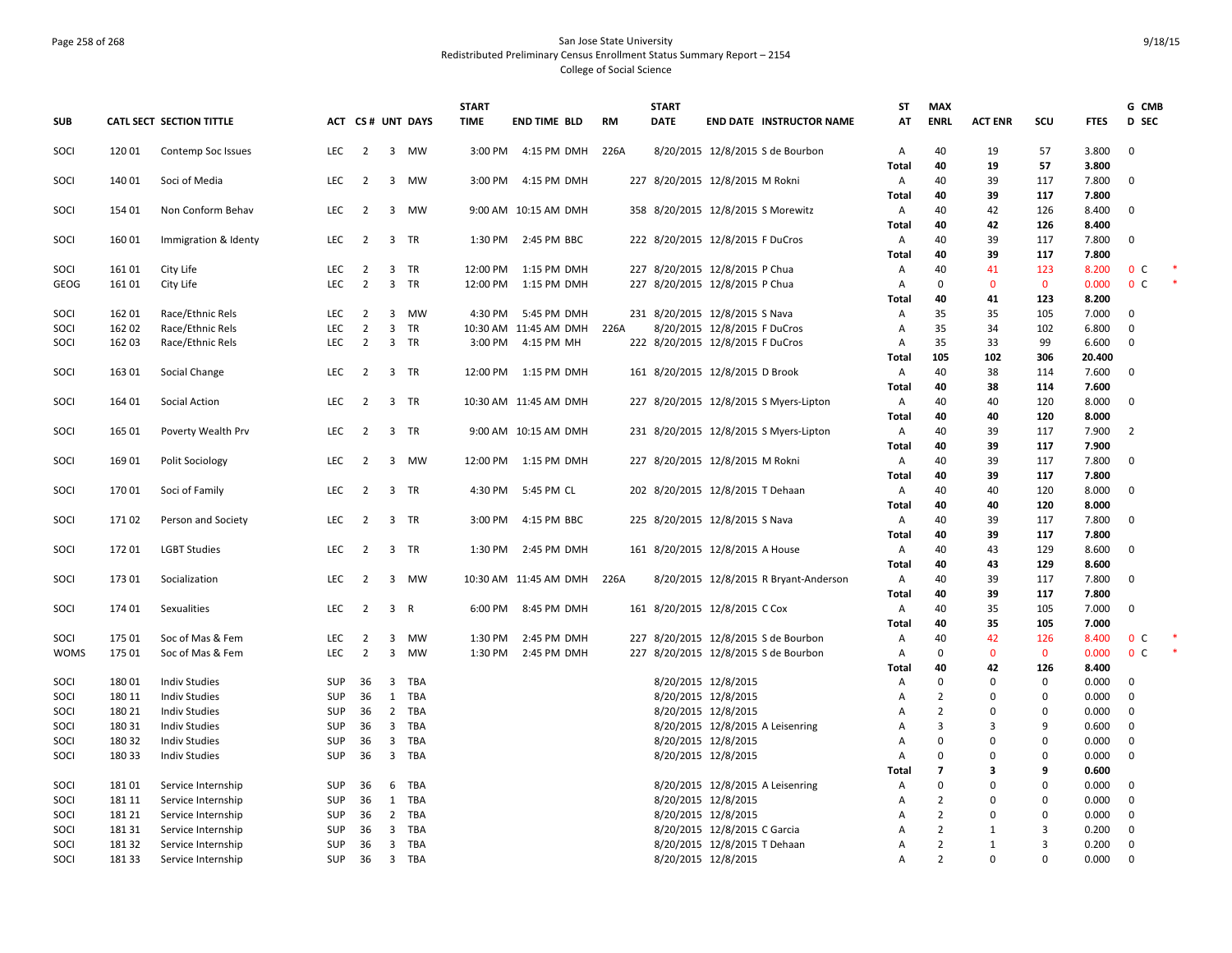San Jose State University
Redistributed Preliminary Census Enrollment Status Summary Report – 2154
College of Social Science

| SUB | CATL SECT | SECTION TITTLE | ACT | CS # | UNT | DAYS | START TIME | END TIME | BLD | RM | START DATE | END DATE | INSTRUCTOR NAME | ST AT | MAX ENRL | ACT ENR | SCU | FTES | G D | CMB SEC | |
|---|---|---|---|---|---|---|---|---|---|---|---|---|---|---|---|---|---|---|---|---|---|
| SOCI | 120 01 | Contemp Soc Issues | LEC | 2 | 3 | MW | 3:00 PM | 4:15 PM | DMH | 226A | 8/20/2015 | 12/8/2015 | S de Bourbon | A | 40 | 19 | 57 | 3.800 | 0 | | |
| | | | | | | | | | | | | | | Total | 40 | 19 | 57 | 3.800 | | | |
| SOCI | 140 01 | Soci of Media | LEC | 2 | 3 | MW | 3:00 PM | 4:15 PM | DMH | 227 | 8/20/2015 | 12/8/2015 | M Rokni | A | 40 | 39 | 117 | 7.800 | 0 | | |
| | | | | | | | | | | | | | | Total | 40 | 39 | 117 | 7.800 | | | |
| SOCI | 154 01 | Non Conform Behav | LEC | 2 | 3 | MW | 9:00 AM | 10:15 AM | DMH | 358 | 8/20/2015 | 12/8/2015 | S Morewitz | A | 40 | 42 | 126 | 8.400 | 0 | | |
| | | | | | | | | | | | | | | Total | 40 | 42 | 126 | 8.400 | | | |
| SOCI | 160 01 | Immigration & Identy | LEC | 2 | 3 | TR | 1:30 PM | 2:45 PM | BBC | 222 | 8/20/2015 | 12/8/2015 | F DuCros | A | 40 | 39 | 117 | 7.800 | 0 | | |
| | | | | | | | | | | | | | | Total | 40 | 39 | 117 | 7.800 | | | |
| SOCI | 161 01 | City Life | LEC | 2 | 3 | TR | 12:00 PM | 1:15 PM | DMH | 227 | 8/20/2015 | 12/8/2015 | P Chua | A | 40 | 41 | 123 | 8.200 | 0 | C | * |
| GEOG | 161 01 | City Life | LEC | 2 | 3 | TR | 12:00 PM | 1:15 PM | DMH | 227 | 8/20/2015 | 12/8/2015 | P Chua | A | 0 | 0 | 0 | 0.000 | 0 | C | * |
| | | | | | | | | | | | | | | Total | 40 | 41 | 123 | 8.200 | | | |
| SOCI | 162 01 | Race/Ethnic Rels | LEC | 2 | 3 | MW | 4:30 PM | 5:45 PM | DMH | 231 | 8/20/2015 | 12/8/2015 | S Nava | A | 35 | 35 | 105 | 7.000 | 0 | | |
| SOCI | 162 02 | Race/Ethnic Rels | LEC | 2 | 3 | TR | 10:30 AM | 11:45 AM | DMH | 226A | 8/20/2015 | 12/8/2015 | F DuCros | A | 35 | 34 | 102 | 6.800 | 0 | | |
| SOCI | 162 03 | Race/Ethnic Rels | LEC | 2 | 3 | TR | 3:00 PM | 4:15 PM | MH | 222 | 8/20/2015 | 12/8/2015 | F DuCros | A | 35 | 33 | 99 | 6.600 | 0 | | |
| | | | | | | | | | | | | | | Total | 105 | 102 | 306 | 20.400 | | | |
| SOCI | 163 01 | Social Change | LEC | 2 | 3 | TR | 12:00 PM | 1:15 PM | DMH | 161 | 8/20/2015 | 12/8/2015 | D Brook | A | 40 | 38 | 114 | 7.600 | 0 | | |
| | | | | | | | | | | | | | | Total | 40 | 38 | 114 | 7.600 | | | |
| SOCI | 164 01 | Social Action | LEC | 2 | 3 | TR | 10:30 AM | 11:45 AM | DMH | 227 | 8/20/2015 | 12/8/2015 | S Myers-Lipton | A | 40 | 40 | 120 | 8.000 | 0 | | |
| | | | | | | | | | | | | | | Total | 40 | 40 | 120 | 8.000 | | | |
| SOCI | 165 01 | Poverty Wealth Prv | LEC | 2 | 3 | TR | 9:00 AM | 10:15 AM | DMH | 231 | 8/20/2015 | 12/8/2015 | S Myers-Lipton | A | 40 | 39 | 117 | 7.900 | 2 | | |
| | | | | | | | | | | | | | | Total | 40 | 39 | 117 | 7.900 | | | |
| SOCI | 169 01 | Polit Sociology | LEC | 2 | 3 | MW | 12:00 PM | 1:15 PM | DMH | 227 | 8/20/2015 | 12/8/2015 | M Rokni | A | 40 | 39 | 117 | 7.800 | 0 | | |
| | | | | | | | | | | | | | | Total | 40 | 39 | 117 | 7.800 | | | |
| SOCI | 170 01 | Soci of Family | LEC | 2 | 3 | TR | 4:30 PM | 5:45 PM | CL | 202 | 8/20/2015 | 12/8/2015 | T Dehaan | A | 40 | 40 | 120 | 8.000 | 0 | | |
| | | | | | | | | | | | | | | Total | 40 | 40 | 120 | 8.000 | | | |
| SOCI | 171 02 | Person and Society | LEC | 2 | 3 | TR | 3:00 PM | 4:15 PM | BBC | 225 | 8/20/2015 | 12/8/2015 | S Nava | A | 40 | 39 | 117 | 7.800 | 0 | | |
| | | | | | | | | | | | | | | Total | 40 | 39 | 117 | 7.800 | | | |
| SOCI | 172 01 | LGBT Studies | LEC | 2 | 3 | TR | 1:30 PM | 2:45 PM | DMH | 161 | 8/20/2015 | 12/8/2015 | A House | A | 40 | 43 | 129 | 8.600 | 0 | | |
| | | | | | | | | | | | | | | Total | 40 | 43 | 129 | 8.600 | | | |
| SOCI | 173 01 | Socialization | LEC | 2 | 3 | MW | 10:30 AM | 11:45 AM | DMH | 226A | 8/20/2015 | 12/8/2015 | R Bryant-Anderson | A | 40 | 39 | 117 | 7.800 | 0 | | |
| | | | | | | | | | | | | | | Total | 40 | 39 | 117 | 7.800 | | | |
| SOCI | 174 01 | Sexualities | LEC | 2 | 3 | R | 6:00 PM | 8:45 PM | DMH | 161 | 8/20/2015 | 12/8/2015 | C Cox | A | 40 | 35 | 105 | 7.000 | 0 | | |
| | | | | | | | | | | | | | | Total | 40 | 35 | 105 | 7.000 | | | |
| SOCI | 175 01 | Soc of Mas & Fem | LEC | 2 | 3 | MW | 1:30 PM | 2:45 PM | DMH | 227 | 8/20/2015 | 12/8/2015 | S de Bourbon | A | 40 | 42 | 126 | 8.400 | 0 | C | * |
| WOMS | 175 01 | Soc of Mas & Fem | LEC | 2 | 3 | MW | 1:30 PM | 2:45 PM | DMH | 227 | 8/20/2015 | 12/8/2015 | S de Bourbon | A | 0 | 0 | 0 | 0.000 | 0 | C | * |
| | | | | | | | | | | | | | | Total | 40 | 42 | 126 | 8.400 | | | |
| SOCI | 180 01 | Indiv Studies | SUP | 36 | 3 | TBA | | | | | 8/20/2015 | 12/8/2015 | | A | 0 | 0 | 0 | 0.000 | 0 | | |
| SOCI | 180 11 | Indiv Studies | SUP | 36 | 1 | TBA | | | | | 8/20/2015 | 12/8/2015 | | A | 2 | 0 | 0 | 0.000 | 0 | | |
| SOCI | 180 21 | Indiv Studies | SUP | 36 | 2 | TBA | | | | | 8/20/2015 | 12/8/2015 | | A | 2 | 0 | 0 | 0.000 | 0 | | |
| SOCI | 180 31 | Indiv Studies | SUP | 36 | 3 | TBA | | | | | 8/20/2015 | 12/8/2015 | A Leisenring | A | 3 | 3 | 9 | 0.600 | 0 | | |
| SOCI | 180 32 | Indiv Studies | SUP | 36 | 3 | TBA | | | | | 8/20/2015 | 12/8/2015 | | A | 0 | 0 | 0 | 0.000 | 0 | | |
| SOCI | 180 33 | Indiv Studies | SUP | 36 | 3 | TBA | | | | | 8/20/2015 | 12/8/2015 | | A | 0 | 0 | 0 | 0.000 | 0 | | |
| | | | | | | | | | | | | | | Total | 7 | 3 | 9 | 0.600 | | | |
| SOCI | 181 01 | Service Internship | SUP | 36 | 6 | TBA | | | | | 8/20/2015 | 12/8/2015 | A Leisenring | A | 0 | 0 | 0 | 0.000 | 0 | | |
| SOCI | 181 11 | Service Internship | SUP | 36 | 1 | TBA | | | | | 8/20/2015 | 12/8/2015 | | A | 2 | 0 | 0 | 0.000 | 0 | | |
| SOCI | 181 21 | Service Internship | SUP | 36 | 2 | TBA | | | | | 8/20/2015 | 12/8/2015 | | A | 2 | 0 | 0 | 0.000 | 0 | | |
| SOCI | 181 31 | Service Internship | SUP | 36 | 3 | TBA | | | | | 8/20/2015 | 12/8/2015 | C Garcia | A | 2 | 1 | 3 | 0.200 | 0 | | |
| SOCI | 181 32 | Service Internship | SUP | 36 | 3 | TBA | | | | | 8/20/2015 | 12/8/2015 | T Dehaan | A | 2 | 1 | 3 | 0.200 | 0 | | |
| SOCI | 181 33 | Service Internship | SUP | 36 | 3 | TBA | | | | | 8/20/2015 | 12/8/2015 | | A | 2 | 0 | 0 | 0.000 | 0 | | |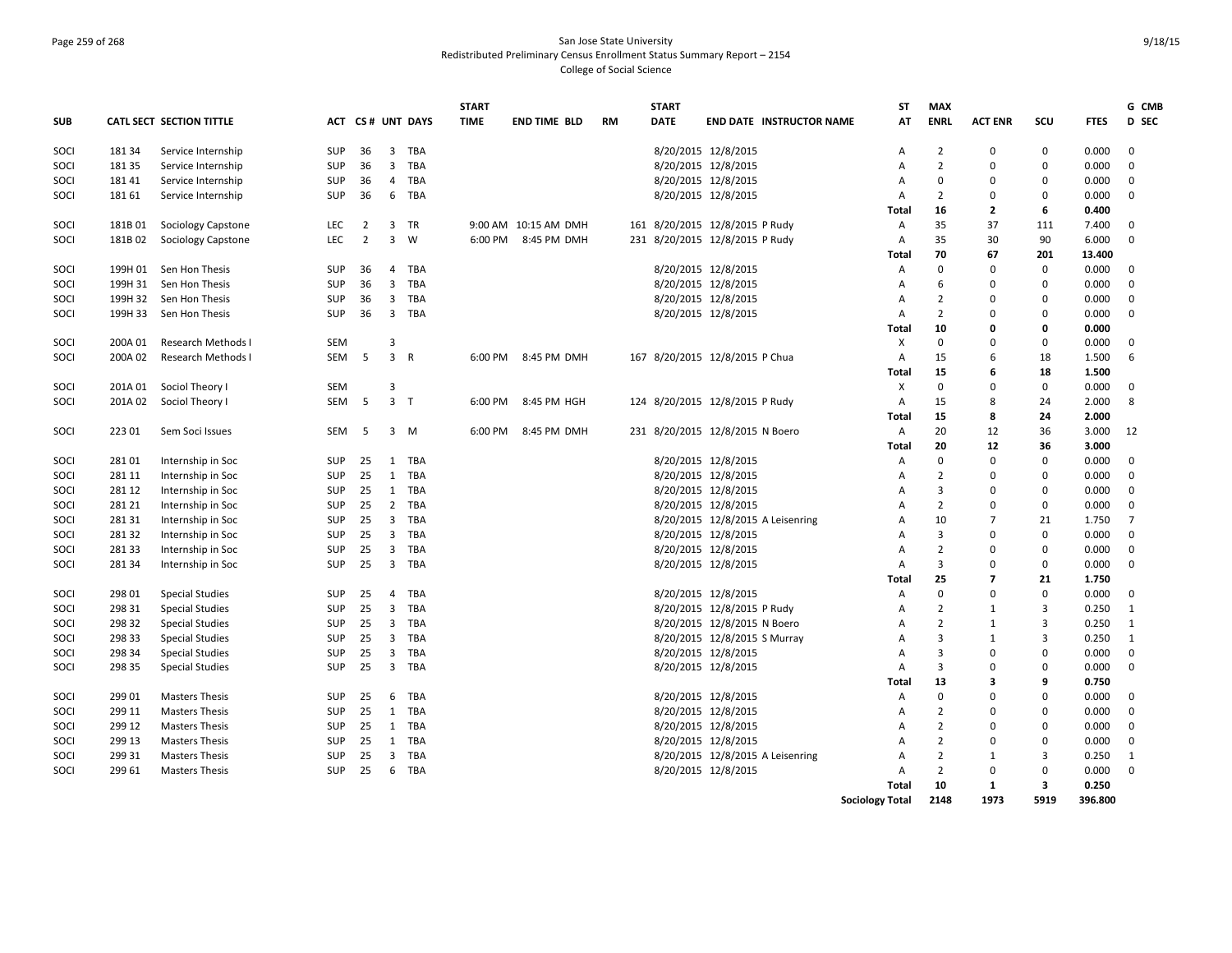# San Jose State University
## Redistributed Preliminary Census Enrollment Status Summary Report – 2154
### College of Social Science

| SUB | CATL SECT | SECTION TITTLE | ACT | CS # | UNT | DAYS | START TIME | END TIME | BLD | RM | START DATE | END DATE | INSTRUCTOR NAME | ST AT | MAX ENRL | ACT ENR | SCU | FTES | G CMB D SEC |
|---|---|---|---|---|---|---|---|---|---|---|---|---|---|---|---|---|---|---|---|
| SOCI | 181 34 | Service Internship | SUP | 36 | 3 | TBA | | | | | 8/20/2015 | 12/8/2015 | | A | 2 | 0 | 0 | 0.000 | 0 |
| SOCI | 181 35 | Service Internship | SUP | 36 | 3 | TBA | | | | | 8/20/2015 | 12/8/2015 | | A | 2 | 0 | 0 | 0.000 | 0 |
| SOCI | 181 41 | Service Internship | SUP | 36 | 4 | TBA | | | | | 8/20/2015 | 12/8/2015 | | A | 0 | 0 | 0 | 0.000 | 0 |
| SOCI | 181 61 | Service Internship | SUP | 36 | 6 | TBA | | | | | 8/20/2015 | 12/8/2015 | | A | 2 | 0 | 0 | 0.000 | 0 |
| | | | | | | | | | | | | | | **Total** | **16** | **2** | **6** | **0.400** | |
| SOCI | 181B 01 | Sociology Capstone | LEC | 2 | 3 | TR | 9:00 AM | 10:15 AM | DMH | 161 | 8/20/2015 | 12/8/2015 | P Rudy | A | 35 | 37 | 111 | 7.400 | 0 |
| SOCI | 181B 02 | Sociology Capstone | LEC | 2 | 3 | W | 6:00 PM | 8:45 PM | DMH | 231 | 8/20/2015 | 12/8/2015 | P Rudy | A | 35 | 30 | 90 | 6.000 | 0 |
| | | | | | | | | | | | | | | **Total** | **70** | **67** | **201** | **13.400** | |
| SOCI | 199H 01 | Sen Hon Thesis | SUP | 36 | 4 | TBA | | | | | 8/20/2015 | 12/8/2015 | | A | 0 | 0 | 0 | 0.000 | 0 |
| SOCI | 199H 31 | Sen Hon Thesis | SUP | 36 | 3 | TBA | | | | | 8/20/2015 | 12/8/2015 | | A | 6 | 0 | 0 | 0.000 | 0 |
| SOCI | 199H 32 | Sen Hon Thesis | SUP | 36 | 3 | TBA | | | | | 8/20/2015 | 12/8/2015 | | A | 2 | 0 | 0 | 0.000 | 0 |
| SOCI | 199H 33 | Sen Hon Thesis | SUP | 36 | 3 | TBA | | | | | 8/20/2015 | 12/8/2015 | | A | 2 | 0 | 0 | 0.000 | 0 |
| | | | | | | | | | | | | | | **Total** | **10** | **0** | **0** | **0.000** | |
| SOCI | 200A 01 | Research Methods I | SEM | | 3 | | | | | | | | | X | 0 | 0 | 0 | 0.000 | 0 |
| SOCI | 200A 02 | Research Methods I | SEM | 5 | 3 | R | 6:00 PM | 8:45 PM | DMH | 167 | 8/20/2015 | 12/8/2015 | P Chua | A | 15 | 6 | 18 | 1.500 | 6 |
| | | | | | | | | | | | | | | **Total** | **15** | **6** | **18** | **1.500** | |
| SOCI | 201A 01 | Sociol Theory I | SEM | | 3 | | | | | | | | | X | 0 | 0 | 0 | 0.000 | 0 |
| SOCI | 201A 02 | Sociol Theory I | SEM | 5 | 3 | T | 6:00 PM | 8:45 PM | HGH | 124 | 8/20/2015 | 12/8/2015 | P Rudy | A | 15 | 8 | 24 | 2.000 | 8 |
| | | | | | | | | | | | | | | **Total** | **15** | **8** | **24** | **2.000** | |
| SOCI | 223 01 | Sem Soci Issues | SEM | 5 | 3 | M | 6:00 PM | 8:45 PM | DMH | 231 | 8/20/2015 | 12/8/2015 | N Boero | A | 20 | 12 | 36 | 3.000 | 12 |
| | | | | | | | | | | | | | | **Total** | **20** | **12** | **36** | **3.000** | |
| SOCI | 281 01 | Internship in Soc | SUP | 25 | 1 | TBA | | | | | 8/20/2015 | 12/8/2015 | | A | 0 | 0 | 0 | 0.000 | 0 |
| SOCI | 281 11 | Internship in Soc | SUP | 25 | 1 | TBA | | | | | 8/20/2015 | 12/8/2015 | | A | 2 | 0 | 0 | 0.000 | 0 |
| SOCI | 281 12 | Internship in Soc | SUP | 25 | 1 | TBA | | | | | 8/20/2015 | 12/8/2015 | | A | 3 | 0 | 0 | 0.000 | 0 |
| SOCI | 281 21 | Internship in Soc | SUP | 25 | 2 | TBA | | | | | 8/20/2015 | 12/8/2015 | | A | 2 | 0 | 0 | 0.000 | 0 |
| SOCI | 281 31 | Internship in Soc | SUP | 25 | 3 | TBA | | | | | 8/20/2015 | 12/8/2015 | A Leisenring | A | 10 | 7 | 21 | 1.750 | 7 |
| SOCI | 281 32 | Internship in Soc | SUP | 25 | 3 | TBA | | | | | 8/20/2015 | 12/8/2015 | | A | 3 | 0 | 0 | 0.000 | 0 |
| SOCI | 281 33 | Internship in Soc | SUP | 25 | 3 | TBA | | | | | 8/20/2015 | 12/8/2015 | | A | 2 | 0 | 0 | 0.000 | 0 |
| SOCI | 281 34 | Internship in Soc | SUP | 25 | 3 | TBA | | | | | 8/20/2015 | 12/8/2015 | | A | 3 | 0 | 0 | 0.000 | 0 |
| | | | | | | | | | | | | | | **Total** | **25** | **7** | **21** | **1.750** | |
| SOCI | 298 01 | Special Studies | SUP | 25 | 4 | TBA | | | | | 8/20/2015 | 12/8/2015 | | A | 0 | 0 | 0 | 0.000 | 0 |
| SOCI | 298 31 | Special Studies | SUP | 25 | 3 | TBA | | | | | 8/20/2015 | 12/8/2015 | P Rudy | A | 2 | 1 | 3 | 0.250 | 1 |
| SOCI | 298 32 | Special Studies | SUP | 25 | 3 | TBA | | | | | 8/20/2015 | 12/8/2015 | N Boero | A | 2 | 1 | 3 | 0.250 | 1 |
| SOCI | 298 33 | Special Studies | SUP | 25 | 3 | TBA | | | | | 8/20/2015 | 12/8/2015 | S Murray | A | 3 | 1 | 3 | 0.250 | 1 |
| SOCI | 298 34 | Special Studies | SUP | 25 | 3 | TBA | | | | | 8/20/2015 | 12/8/2015 | | A | 3 | 0 | 0 | 0.000 | 0 |
| SOCI | 298 35 | Special Studies | SUP | 25 | 3 | TBA | | | | | 8/20/2015 | 12/8/2015 | | A | 3 | 0 | 0 | 0.000 | 0 |
| | | | | | | | | | | | | | | **Total** | **13** | **3** | **9** | **0.750** | |
| SOCI | 299 01 | Masters Thesis | SUP | 25 | 6 | TBA | | | | | 8/20/2015 | 12/8/2015 | | A | 0 | 0 | 0 | 0.000 | 0 |
| SOCI | 299 11 | Masters Thesis | SUP | 25 | 1 | TBA | | | | | 8/20/2015 | 12/8/2015 | | A | 2 | 0 | 0 | 0.000 | 0 |
| SOCI | 299 12 | Masters Thesis | SUP | 25 | 1 | TBA | | | | | 8/20/2015 | 12/8/2015 | | A | 2 | 0 | 0 | 0.000 | 0 |
| SOCI | 299 13 | Masters Thesis | SUP | 25 | 1 | TBA | | | | | 8/20/2015 | 12/8/2015 | | A | 2 | 0 | 0 | 0.000 | 0 |
| SOCI | 299 31 | Masters Thesis | SUP | 25 | 3 | TBA | | | | | 8/20/2015 | 12/8/2015 | A Leisenring | A | 2 | 1 | 3 | 0.250 | 1 |
| SOCI | 299 61 | Masters Thesis | SUP | 25 | 6 | TBA | | | | | 8/20/2015 | 12/8/2015 | | A | 2 | 0 | 0 | 0.000 | 0 |
| | | | | | | | | | | | | | | **Total** | **10** | **1** | **3** | **0.250** | |
| | | | | | | | | | | | | | | **Sociology Total** | **2148** | **1973** | **5919** | **396.800** | |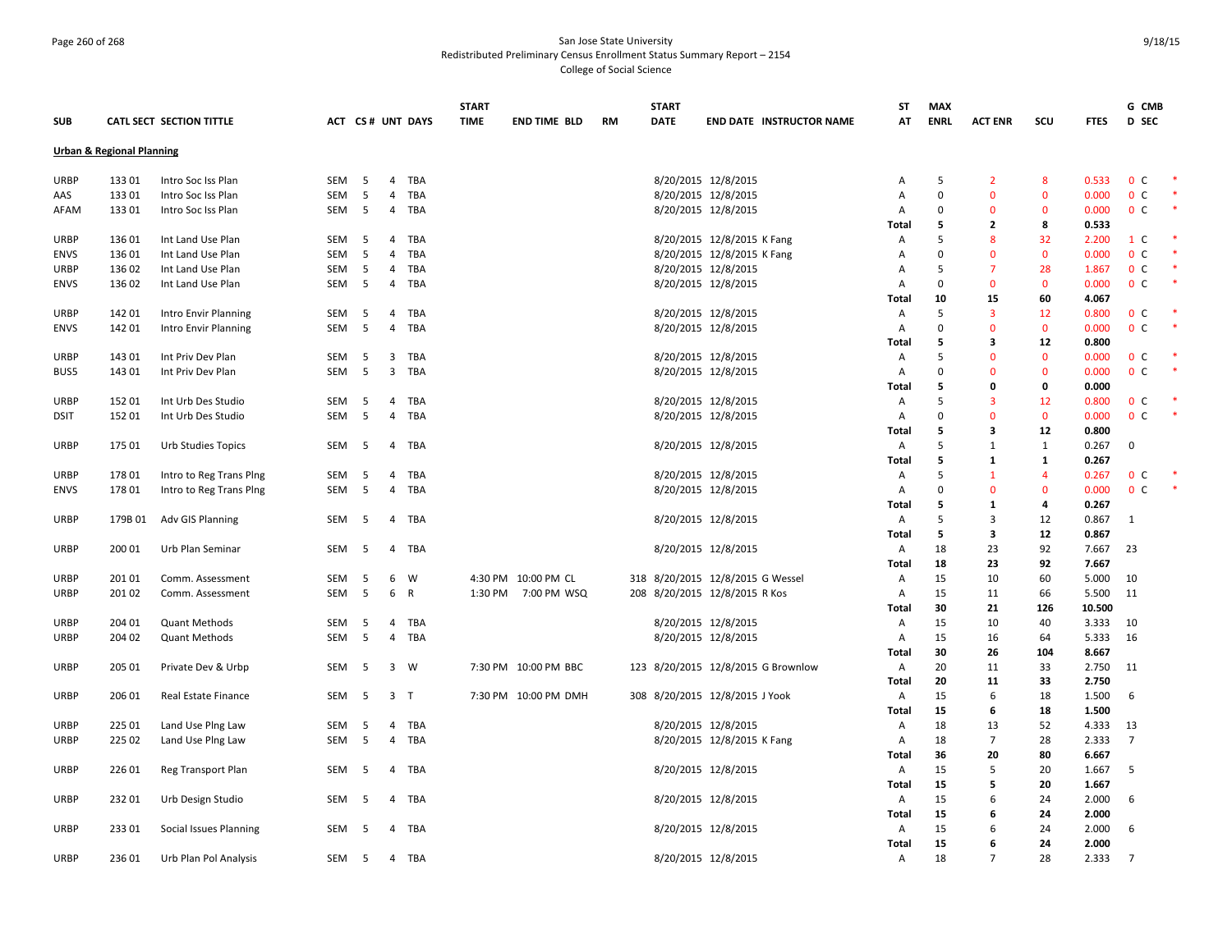San Jose State University
Redistributed Preliminary Census Enrollment Status Summary Report – 2154
College of Social Science

| SUB | CATL SECT | SECTION TITTLE | ACT | CS# | UNT | DAYS | START TIME | END TIME | BLD | RM | START DATE | END DATE | INSTRUCTOR NAME | ST AT | MAX ENRL | ACT ENR | SCU | FTES | G D | CMB SEC | |
|---|---|---|---|---|---|---|---|---|---|---|---|---|---|---|---|---|---|---|---|---|---|
| **Urban & Regional Planning** | | | | | | | | | | | | | | | | | | | | | |
| URBP | 133 01 | Intro Soc Iss Plan | SEM | 5 | 4 | TBA | | | | | 8/20/2015 | 12/8/2015 | | A | 5 | 2 | 8 | 0.533 | 0 | C | * |
| AAS | 133 01 | Intro Soc Iss Plan | SEM | 5 | 4 | TBA | | | | | 8/20/2015 | 12/8/2015 | | A | 0 | 0 | 0 | 0.000 | 0 | C | * |
| AFAM | 133 01 | Intro Soc Iss Plan | SEM | 5 | 4 | TBA | | | | | 8/20/2015 | 12/8/2015 | | A | 0 | 0 | 0 | 0.000 | 0 | C | * |
| | | | | | | | | | | | | | | **Total** | **5** | **2** | **8** | **0.533** | | | |
| URBP | 136 01 | Int Land Use Plan | SEM | 5 | 4 | TBA | | | | | 8/20/2015 | 12/8/2015 | K Fang | A | 5 | 8 | 32 | 2.200 | 1 | C | * |
| ENVS | 136 01 | Int Land Use Plan | SEM | 5 | 4 | TBA | | | | | 8/20/2015 | 12/8/2015 | K Fang | A | 0 | 0 | 0 | 0.000 | 0 | C | * |
| URBP | 136 02 | Int Land Use Plan | SEM | 5 | 4 | TBA | | | | | 8/20/2015 | 12/8/2015 | | A | 5 | 7 | 28 | 1.867 | 0 | C | * |
| ENVS | 136 02 | Int Land Use Plan | SEM | 5 | 4 | TBA | | | | | 8/20/2015 | 12/8/2015 | | A | 0 | 0 | 0 | 0.000 | 0 | C | * |
| | | | | | | | | | | | | | | **Total** | **10** | **15** | **60** | **4.067** | | | |
| URBP | 142 01 | Intro Envir Planning | SEM | 5 | 4 | TBA | | | | | 8/20/2015 | 12/8/2015 | | A | 5 | 3 | 12 | 0.800 | 0 | C | * |
| ENVS | 142 01 | Intro Envir Planning | SEM | 5 | 4 | TBA | | | | | 8/20/2015 | 12/8/2015 | | A | 0 | 0 | 0 | 0.000 | 0 | C | * |
| | | | | | | | | | | | | | | **Total** | **5** | **3** | **12** | **0.800** | | | |
| URBP | 143 01 | Int Priv Dev Plan | SEM | 5 | 3 | TBA | | | | | 8/20/2015 | 12/8/2015 | | A | 5 | 0 | 0 | 0.000 | 0 | C | * |
| BUS5 | 143 01 | Int Priv Dev Plan | SEM | 5 | 3 | TBA | | | | | 8/20/2015 | 12/8/2015 | | A | 0 | 0 | 0 | 0.000 | 0 | C | * |
| | | | | | | | | | | | | | | **Total** | **5** | **0** | **0** | **0.000** | | | |
| URBP | 152 01 | Int Urb Des Studio | SEM | 5 | 4 | TBA | | | | | 8/20/2015 | 12/8/2015 | | A | 5 | 3 | 12 | 0.800 | 0 | C | * |
| DSIT | 152 01 | Int Urb Des Studio | SEM | 5 | 4 | TBA | | | | | 8/20/2015 | 12/8/2015 | | A | 0 | 0 | 0 | 0.000 | 0 | C | * |
| | | | | | | | | | | | | | | **Total** | **5** | **3** | **12** | **0.800** | | | |
| URBP | 175 01 | Urb Studies Topics | SEM | 5 | 4 | TBA | | | | | 8/20/2015 | 12/8/2015 | | A | 5 | 1 | 1 | 0.267 | 0 | | |
| | | | | | | | | | | | | | | **Total** | **5** | **1** | **1** | **0.267** | | | |
| URBP | 178 01 | Intro to Reg Trans Plng | SEM | 5 | 4 | TBA | | | | | 8/20/2015 | 12/8/2015 | | A | 5 | 1 | 4 | 0.267 | 0 | C | * |
| ENVS | 178 01 | Intro to Reg Trans Plng | SEM | 5 | 4 | TBA | | | | | 8/20/2015 | 12/8/2015 | | A | 0 | 0 | 0 | 0.000 | 0 | C | * |
| | | | | | | | | | | | | | | **Total** | **5** | **1** | **4** | **0.267** | | | |
| URBP | 179B 01 | Adv GIS Planning | SEM | 5 | 4 | TBA | | | | | 8/20/2015 | 12/8/2015 | | A | 5 | 3 | 12 | 0.867 | 1 | | |
| | | | | | | | | | | | | | | **Total** | **5** | **3** | **12** | **0.867** | | | |
| URBP | 200 01 | Urb Plan Seminar | SEM | 5 | 4 | TBA | | | | | 8/20/2015 | 12/8/2015 | | A | 18 | 23 | 92 | 7.667 | 23 | | |
| | | | | | | | | | | | | | | **Total** | **18** | **23** | **92** | **7.667** | | | |
| URBP | 201 01 | Comm. Assessment | SEM | 5 | 6 | W | 4:30 PM | 10:00 PM | CL | 318 | 8/20/2015 | 12/8/2015 | G Wessel | A | 15 | 10 | 60 | 5.000 | 10 | | |
| URBP | 201 02 | Comm. Assessment | SEM | 5 | 6 | R | 1:30 PM | 7:00 PM | WSQ | 208 | 8/20/2015 | 12/8/2015 | R Kos | A | 15 | 11 | 66 | 5.500 | 11 | | |
| | | | | | | | | | | | | | | **Total** | **30** | **21** | **126** | **10.500** | | | |
| URBP | 204 01 | Quant Methods | SEM | 5 | 4 | TBA | | | | | 8/20/2015 | 12/8/2015 | | A | 15 | 10 | 40 | 3.333 | 10 | | |
| URBP | 204 02 | Quant Methods | SEM | 5 | 4 | TBA | | | | | 8/20/2015 | 12/8/2015 | | A | 15 | 16 | 64 | 5.333 | 16 | | |
| | | | | | | | | | | | | | | **Total** | **30** | **26** | **104** | **8.667** | | | |
| URBP | 205 01 | Private Dev & Urbp | SEM | 5 | 3 | W | 7:30 PM | 10:00 PM | BBC | 123 | 8/20/2015 | 12/8/2015 | G Brownlow | A | 20 | 11 | 33 | 2.750 | 11 | | |
| | | | | | | | | | | | | | | **Total** | **20** | **11** | **33** | **2.750** | | | |
| URBP | 206 01 | Real Estate Finance | SEM | 5 | 3 | T | 7:30 PM | 10:00 PM | DMH | 308 | 8/20/2015 | 12/8/2015 | J Yook | A | 15 | 6 | 18 | 1.500 | 6 | | |
| | | | | | | | | | | | | | | **Total** | **15** | **6** | **18** | **1.500** | | | |
| URBP | 225 01 | Land Use Plng Law | SEM | 5 | 4 | TBA | | | | | 8/20/2015 | 12/8/2015 | | A | 18 | 13 | 52 | 4.333 | 13 | | |
| URBP | 225 02 | Land Use Plng Law | SEM | 5 | 4 | TBA | | | | | 8/20/2015 | 12/8/2015 | K Fang | A | 18 | 7 | 28 | 2.333 | 7 | | |
| | | | | | | | | | | | | | | **Total** | **36** | **20** | **80** | **6.667** | | | |
| URBP | 226 01 | Reg Transport Plan | SEM | 5 | 4 | TBA | | | | | 8/20/2015 | 12/8/2015 | | A | 15 | 5 | 20 | 1.667 | 5 | | |
| | | | | | | | | | | | | | | **Total** | **15** | **5** | **20** | **1.667** | | | |
| URBP | 232 01 | Urb Design Studio | SEM | 5 | 4 | TBA | | | | | 8/20/2015 | 12/8/2015 | | A | 15 | 6 | 24 | 2.000 | 6 | | |
| | | | | | | | | | | | | | | **Total** | **15** | **6** | **24** | **2.000** | | | |
| URBP | 233 01 | Social Issues Planning | SEM | 5 | 4 | TBA | | | | | 8/20/2015 | 12/8/2015 | | A | 15 | 6 | 24 | 2.000 | 6 | | |
| | | | | | | | | | | | | | | **Total** | **15** | **6** | **24** | **2.000** | | | |
| URBP | 236 01 | Urb Plan Pol Analysis | SEM | 5 | 4 | TBA | | | | | 8/20/2015 | 12/8/2015 | | A | 18 | 7 | 28 | 2.333 | 7 | | |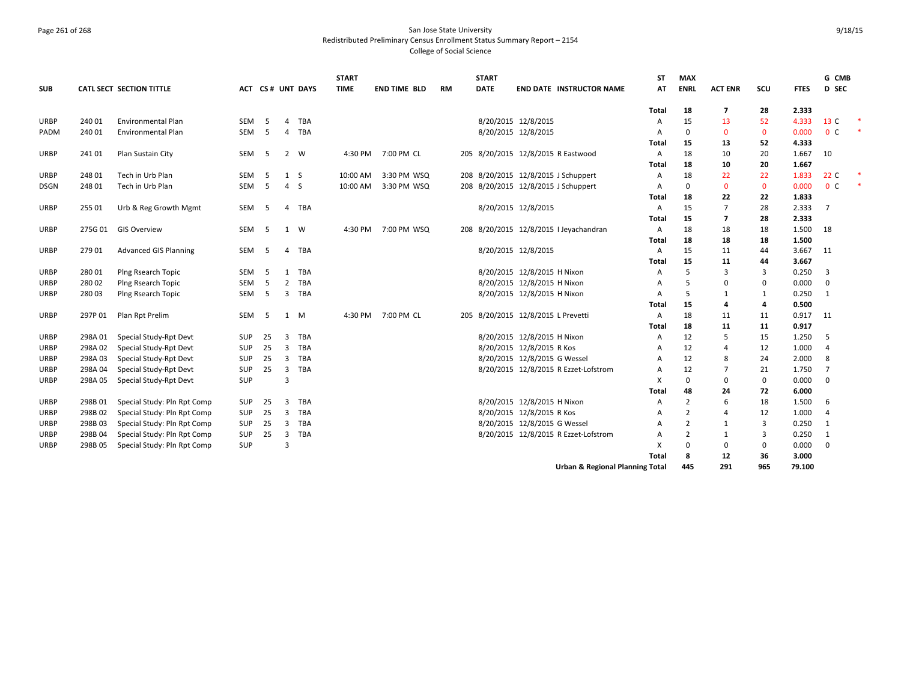San Jose State University
Redistributed Preliminary Census Enrollment Status Summary Report – 2154
College of Social Science

| SUB | CATL SECT | SECTION TITTLE | ACT | CS # | UNT | DAYS | START TIME | END TIME | BLD | RM | START DATE | END DATE | INSTRUCTOR NAME | ST AT | MAX ENRL | ACT ENR | SCU | FTES | G CMB D SEC | |
|---|---|---|---|---|---|---|---|---|---|---|---|---|---|---|---|---|---|---|---|---|
| | | | | | | | | | | | | | | **Total** | **18** | **7** | **28** | **2.333** | | |
| URBP | 240 01 | Environmental Plan | SEM | 5 | 4 | TBA | | | | | 8/20/2015 | 12/8/2015 | | A | 15 | 13 | 52 | 4.333 | 13 C | * |
| PADM | 240 01 | Environmental Plan | SEM | 5 | 4 | TBA | | | | | 8/20/2015 | 12/8/2015 | | A | 0 | 0 | 0 | 0.000 | 0 C | * |
| | | | | | | | | | | | | | | **Total** | **15** | **13** | **52** | **4.333** | | |
| URBP | 241 01 | Plan Sustain City | SEM | 5 | 2 | W | 4:30 PM | 7:00 PM | CL | 205 | 8/20/2015 | 12/8/2015 | R Eastwood | A | 18 | 10 | 20 | 1.667 | 10 | |
| | | | | | | | | | | | | | | **Total** | **18** | **10** | **20** | **1.667** | | |
| URBP | 248 01 | Tech in Urb Plan | SEM | 5 | 1 | S | 10:00 AM | 3:30 PM | WSQ | 208 | 8/20/2015 | 12/8/2015 | J Schuppert | A | 18 | 22 | 22 | 1.833 | 22 C | * |
| DSGN | 248 01 | Tech in Urb Plan | SEM | 5 | 4 | S | 10:00 AM | 3:30 PM | WSQ | 208 | 8/20/2015 | 12/8/2015 | J Schuppert | A | 0 | 0 | 0 | 0.000 | 0 C | * |
| | | | | | | | | | | | | | | **Total** | **18** | **22** | **22** | **1.833** | | |
| URBP | 255 01 | Urb & Reg Growth Mgmt | SEM | 5 | 4 | TBA | | | | | 8/20/2015 | 12/8/2015 | | A | 15 | 7 | 28 | 2.333 | 7 | |
| | | | | | | | | | | | | | | **Total** | **15** | **7** | **28** | **2.333** | | |
| URBP | 275G 01 | GIS Overview | SEM | 5 | 1 | W | 4:30 PM | 7:00 PM | WSQ | 208 | 8/20/2015 | 12/8/2015 | I Jeyachandran | A | 18 | 18 | 18 | 1.500 | 18 | |
| | | | | | | | | | | | | | | **Total** | **18** | **18** | **18** | **1.500** | | |
| URBP | 279 01 | Advanced GIS Planning | SEM | 5 | 4 | TBA | | | | | 8/20/2015 | 12/8/2015 | | A | 15 | 11 | 44 | 3.667 | 11 | |
| | | | | | | | | | | | | | | **Total** | **15** | **11** | **44** | **3.667** | | |
| URBP | 280 01 | Plng Rsearch Topic | SEM | 5 | 1 | TBA | | | | | 8/20/2015 | 12/8/2015 | H Nixon | A | 5 | 3 | 3 | 0.250 | 3 | |
| URBP | 280 02 | Plng Rsearch Topic | SEM | 5 | 2 | TBA | | | | | 8/20/2015 | 12/8/2015 | H Nixon | A | 5 | 0 | 0 | 0.000 | 0 | |
| URBP | 280 03 | Plng Rsearch Topic | SEM | 5 | 3 | TBA | | | | | 8/20/2015 | 12/8/2015 | H Nixon | A | 5 | 1 | 1 | 0.250 | 1 | |
| | | | | | | | | | | | | | | **Total** | **15** | **4** | **4** | **0.500** | | |
| URBP | 297P 01 | Plan Rpt Prelim | SEM | 5 | 1 | M | 4:30 PM | 7:00 PM | CL | 205 | 8/20/2015 | 12/8/2015 | L Prevetti | A | 18 | 11 | 11 | 0.917 | 11 | |
| | | | | | | | | | | | | | | **Total** | **18** | **11** | **11** | **0.917** | | |
| URBP | 298A 01 | Special Study-Rpt Devt | SUP | 25 | 3 | TBA | | | | | 8/20/2015 | 12/8/2015 | H Nixon | A | 12 | 5 | 15 | 1.250 | 5 | |
| URBP | 298A 02 | Special Study-Rpt Devt | SUP | 25 | 3 | TBA | | | | | 8/20/2015 | 12/8/2015 | R Kos | A | 12 | 4 | 12 | 1.000 | 4 | |
| URBP | 298A 03 | Special Study-Rpt Devt | SUP | 25 | 3 | TBA | | | | | 8/20/2015 | 12/8/2015 | G Wessel | A | 12 | 8 | 24 | 2.000 | 8 | |
| URBP | 298A 04 | Special Study-Rpt Devt | SUP | 25 | 3 | TBA | | | | | 8/20/2015 | 12/8/2015 | R Ezzet-Lofstrom | A | 12 | 7 | 21 | 1.750 | 7 | |
| URBP | 298A 05 | Special Study-Rpt Devt | SUP | | 3 | | | | | | | | | X | 0 | 0 | 0 | 0.000 | 0 | |
| | | | | | | | | | | | | | | **Total** | **48** | **24** | **72** | **6.000** | | |
| URBP | 298B 01 | Special Study: Pln Rpt Comp | SUP | 25 | 3 | TBA | | | | | 8/20/2015 | 12/8/2015 | H Nixon | A | 2 | 6 | 18 | 1.500 | 6 | |
| URBP | 298B 02 | Special Study: Pln Rpt Comp | SUP | 25 | 3 | TBA | | | | | 8/20/2015 | 12/8/2015 | R Kos | A | 2 | 4 | 12 | 1.000 | 4 | |
| URBP | 298B 03 | Special Study: Pln Rpt Comp | SUP | 25 | 3 | TBA | | | | | 8/20/2015 | 12/8/2015 | G Wessel | A | 2 | 1 | 3 | 0.250 | 1 | |
| URBP | 298B 04 | Special Study: Pln Rpt Comp | SUP | 25 | 3 | TBA | | | | | 8/20/2015 | 12/8/2015 | R Ezzet-Lofstrom | A | 2 | 1 | 3 | 0.250 | 1 | |
| URBP | 298B 05 | Special Study: Pln Rpt Comp | SUP | | 3 | | | | | | | | | X | 0 | 0 | 0 | 0.000 | 0 | |
| | | | | | | | | | | | | | | **Total** | **8** | **12** | **36** | **3.000** | | |
| | | | | | | | | | | | | | | **Urban & Regional Planning Total** | **445** | **291** | **965** | **79.100** | | |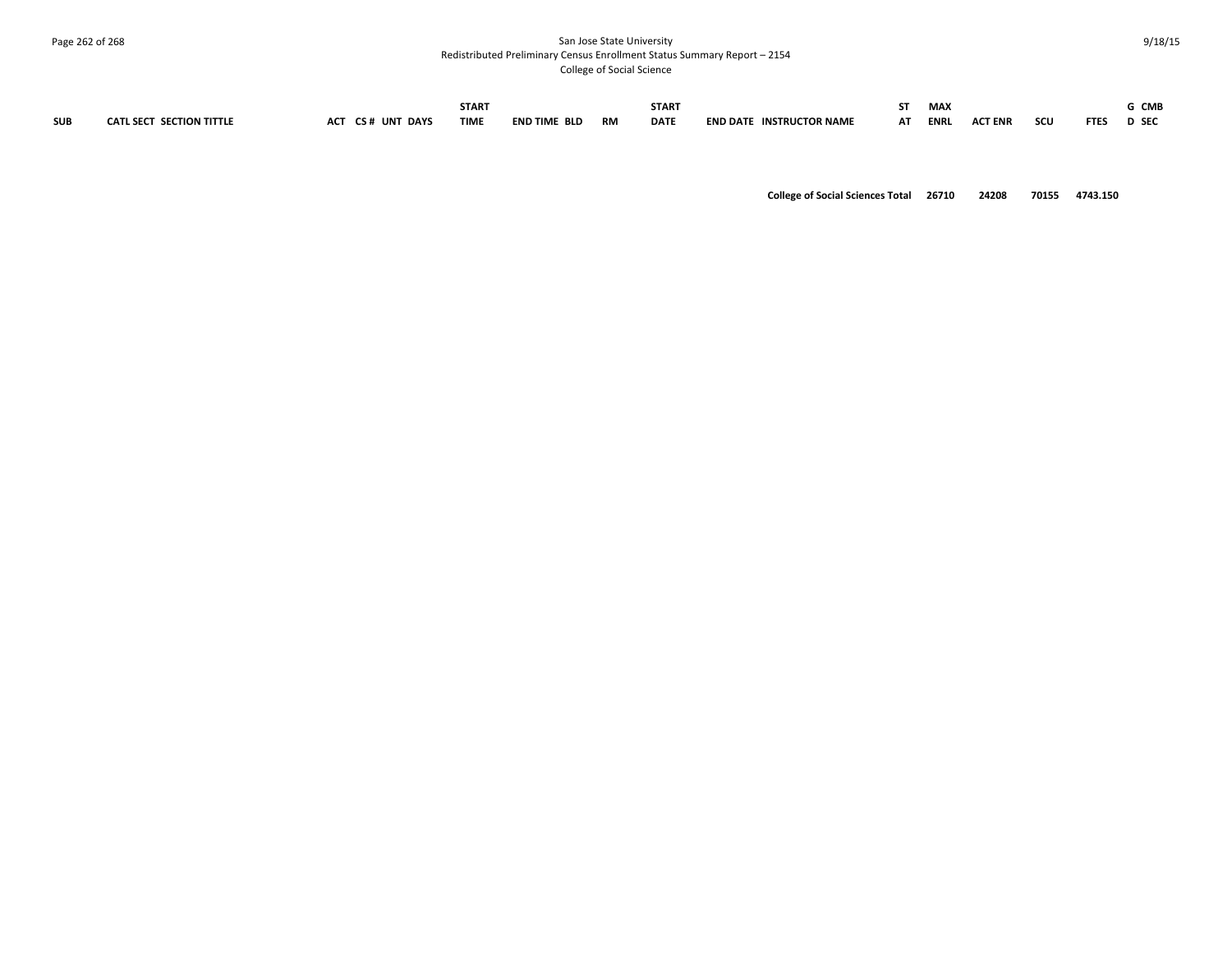| SUB | CATL SECT SECTION TITTLE | ACT | CS # | UNT | DAYS | START TIME | END TIME | BLD | RM | START DATE | END DATE | INSTRUCTOR NAME | ST AT | MAX ENRL | ACT ENR | SCU | FTES | G D | CMB SEC |
|---|---|---|---|---|---|---|---|---|---|---|---|---|---|---|---|---|---|---|---|
| | | | | | | | | | | | | **College of Social Sciences Total** | | **26710** | **24208** | **70155** | **4743.150** | | |